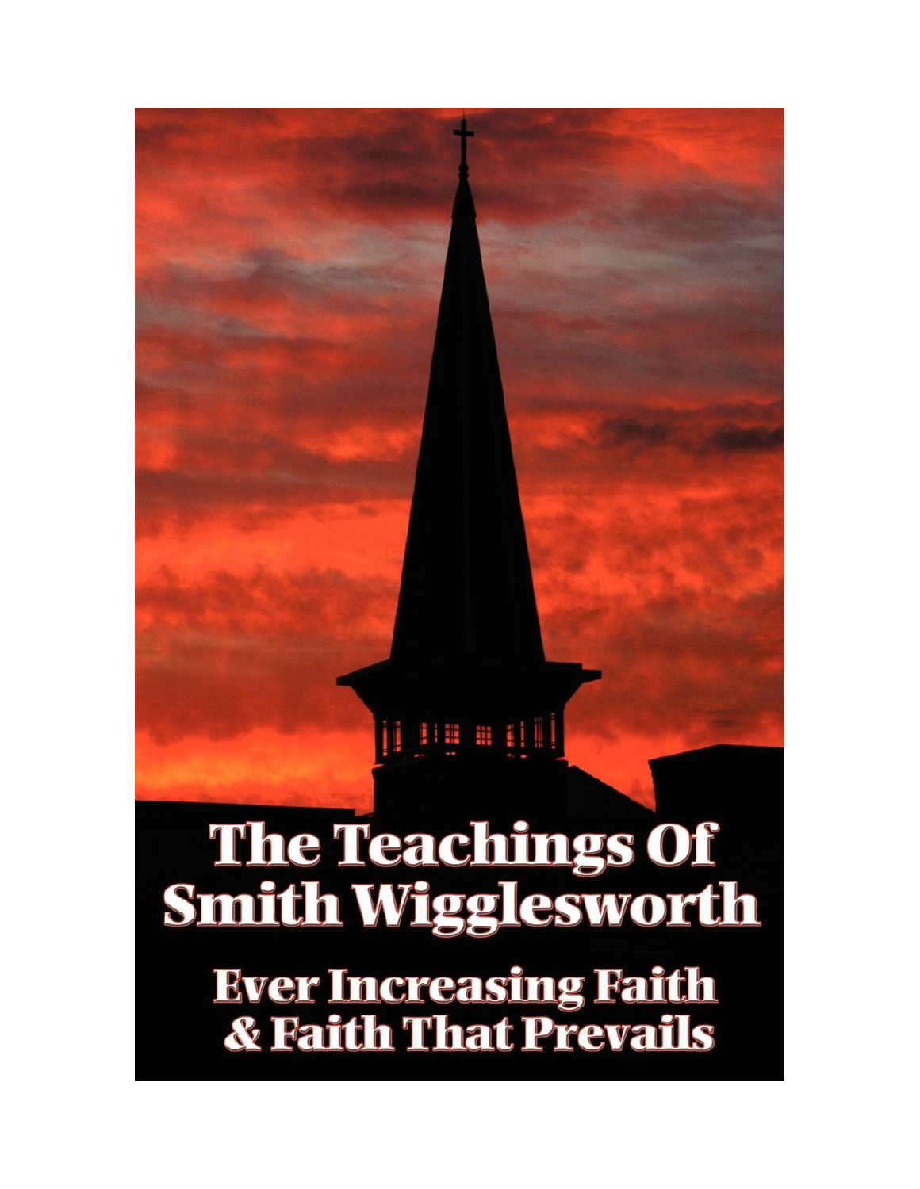# The Teachings Of Smith Wigglesworth

## Ever Increasing Faith & Faith That Prevails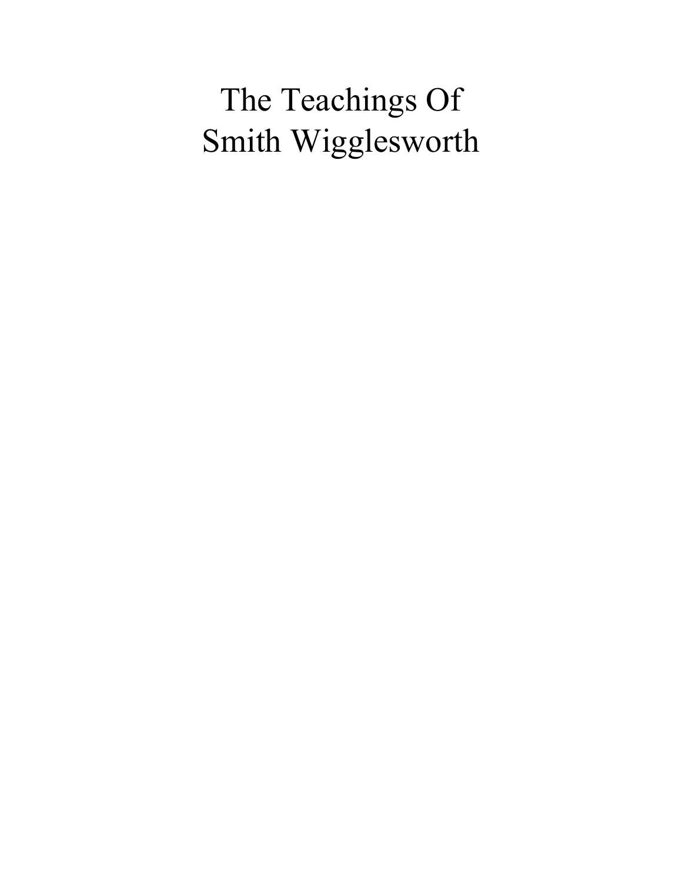# The Teachings Of Smith Wigglesworth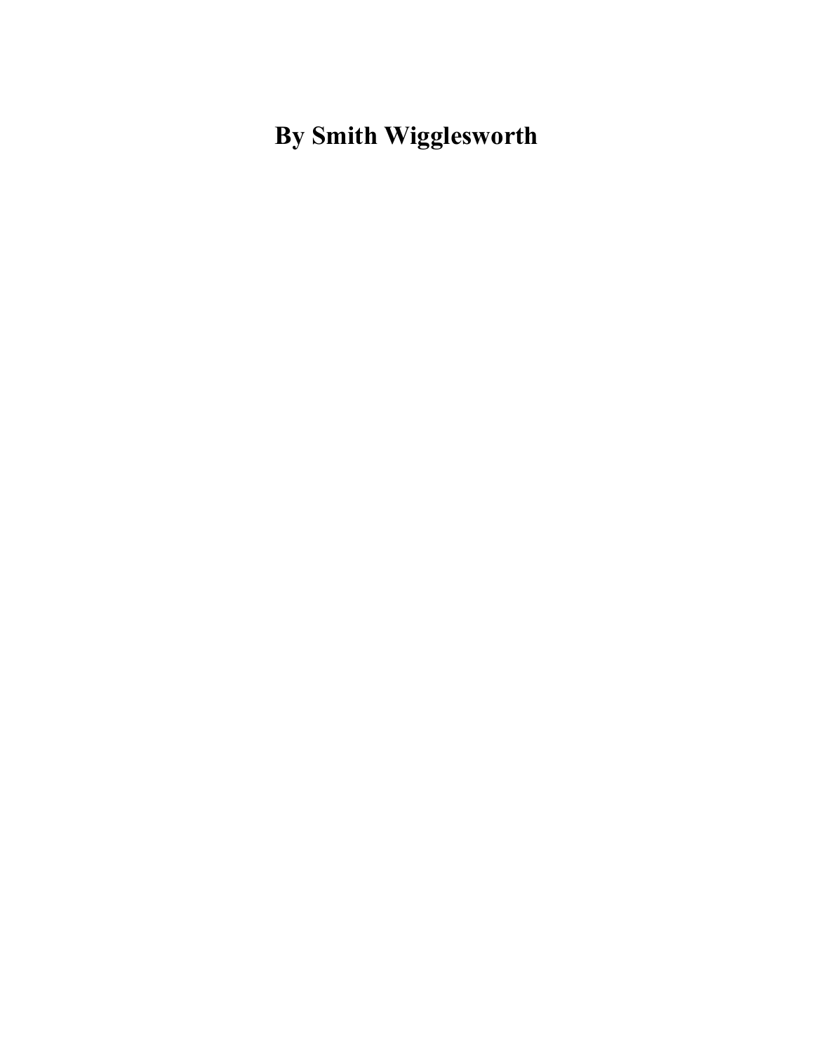**By Smith Wigglesworth**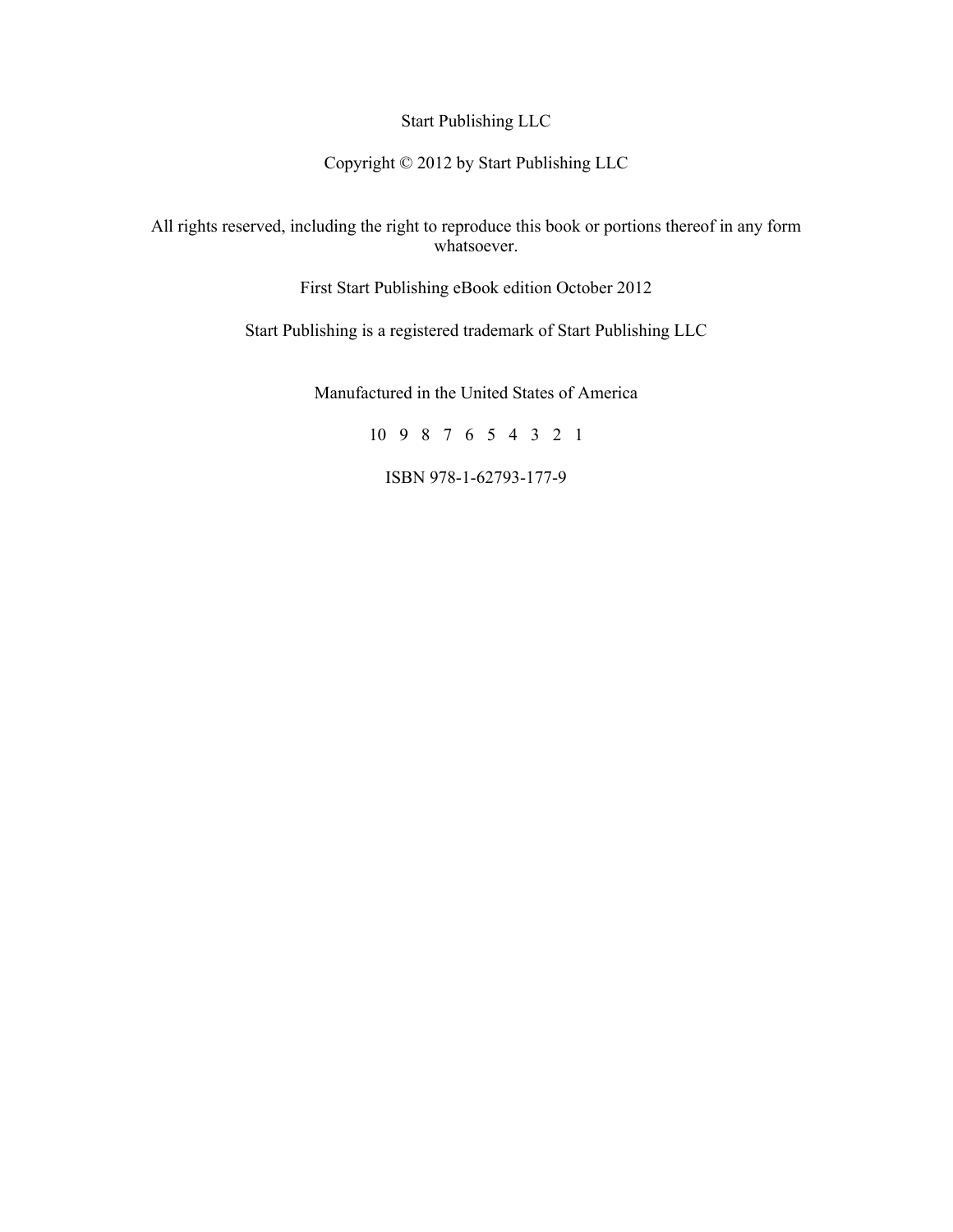Start Publishing LLC

Copyright © 2012 by Start Publishing LLC

All rights reserved, including the right to reproduce this book or portions thereof in any form whatsoever.

First Start Publishing eBook edition October 2012

Start Publishing is a registered trademark of Start Publishing LLC

Manufactured in the United States of America

10 9 8 7 6 5 4 3 2 1

ISBN 978-1-62793-177-9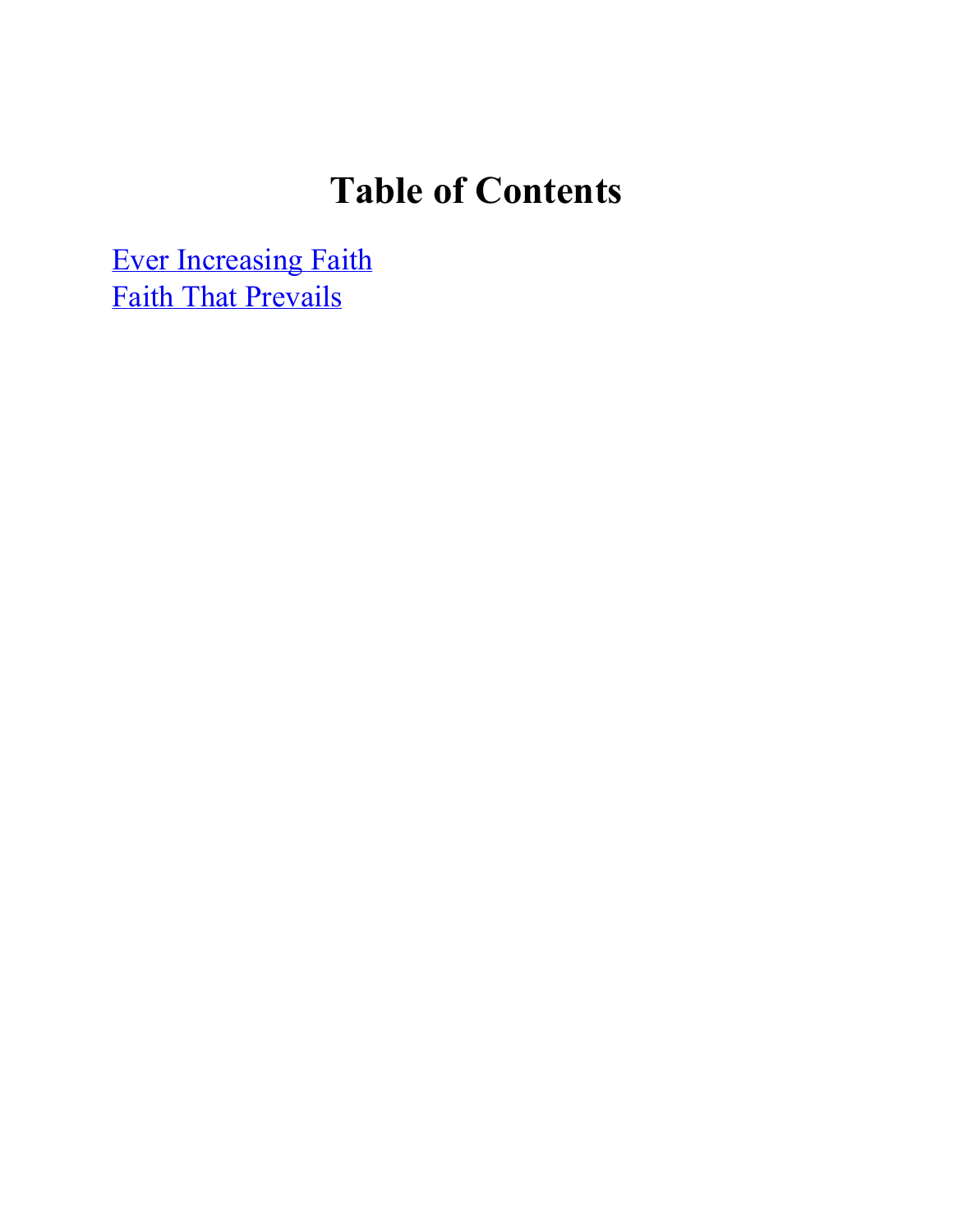# Table of Contents

Ever Increasing Faith
Faith That Prevails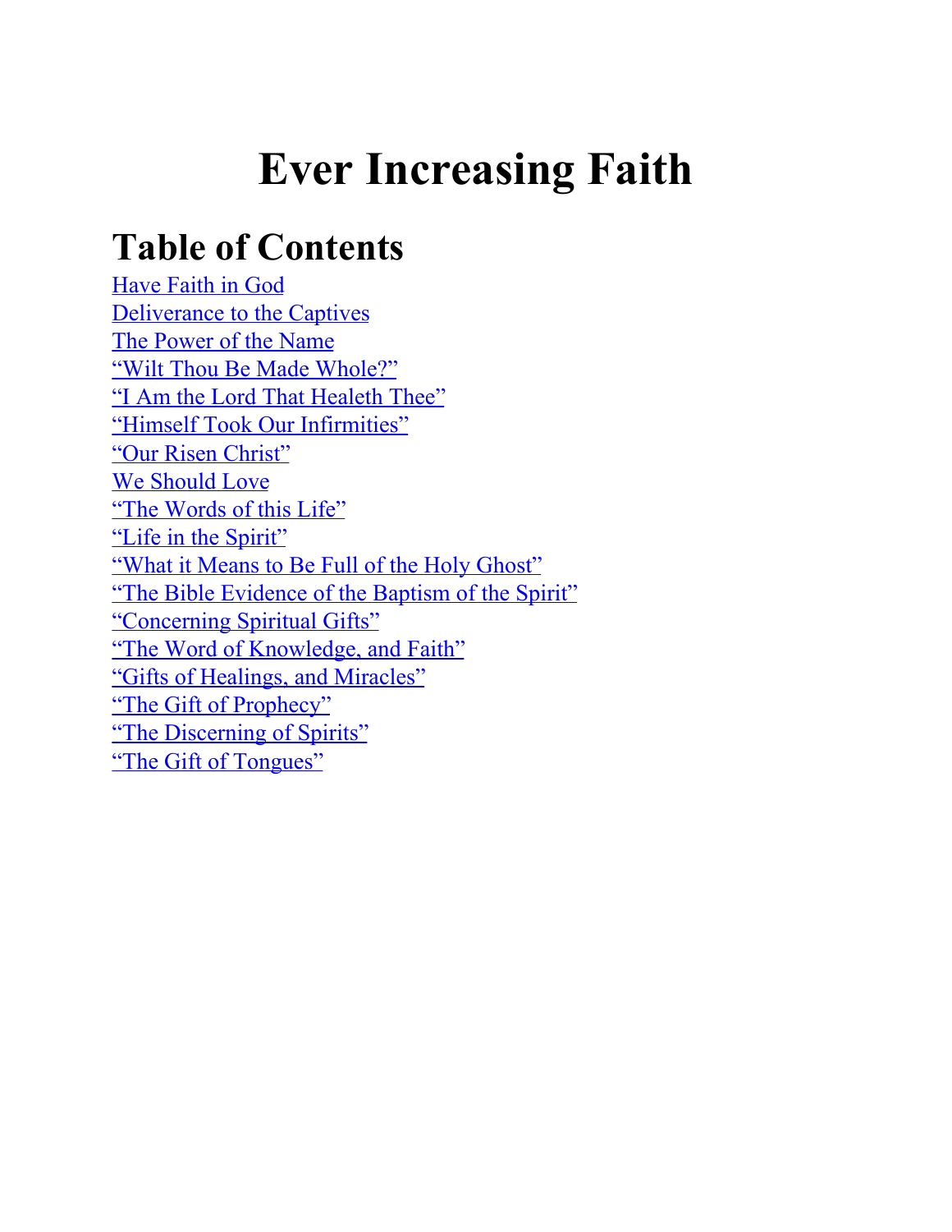# Ever Increasing Faith

## Table of Contents

Have Faith in God
Deliverance to the Captives
The Power of the Name
“Wilt Thou Be Made Whole?”
“I Am the Lord That Healeth Thee”
“Himself Took Our Infirmities”
“Our Risen Christ”
We Should Love
“The Words of this Life”
“Life in the Spirit”
“What it Means to Be Full of the Holy Ghost”
“The Bible Evidence of the Baptism of the Spirit”
“Concerning Spiritual Gifts”
“The Word of Knowledge, and Faith”
“Gifts of Healings, and Miracles”
“The Gift of Prophecy”
“The Discerning of Spirits”
“The Gift of Tongues”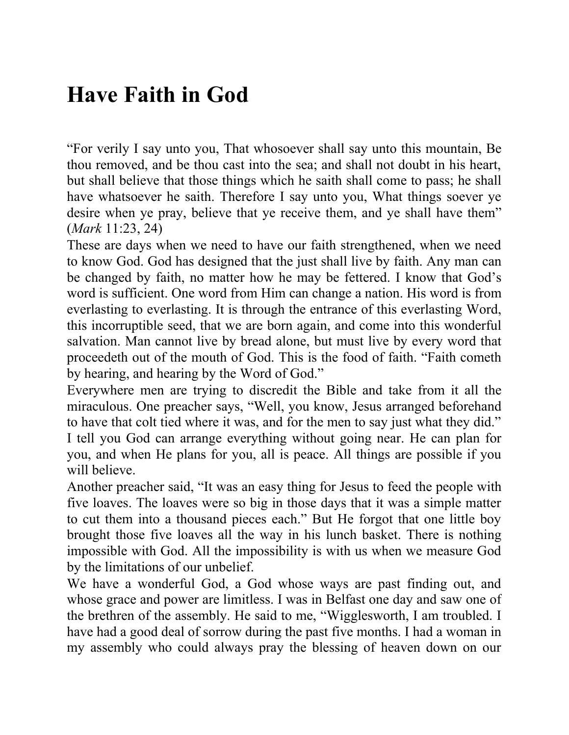# Have Faith in God

"For verily I say unto you, That whosoever shall say unto this mountain, Be thou removed, and be thou cast into the sea; and shall not doubt in his heart, but shall believe that those things which he saith shall come to pass; he shall have whatsoever he saith. Therefore I say unto you, What things soever ye desire when ye pray, believe that ye receive them, and ye shall have them" (*Mark* 11:23, 24)

These are days when we need to have our faith strengthened, when we need to know God. God has designed that the just shall live by faith. Any man can be changed by faith, no matter how he may be fettered. I know that God's word is sufficient. One word from Him can change a nation. His word is from everlasting to everlasting. It is through the entrance of this everlasting Word, this incorruptible seed, that we are born again, and come into this wonderful salvation. Man cannot live by bread alone, but must live by every word that proceedeth out of the mouth of God. This is the food of faith. "Faith cometh by hearing, and hearing by the Word of God."

Everywhere men are trying to discredit the Bible and take from it all the miraculous. One preacher says, "Well, you know, Jesus arranged beforehand to have that colt tied where it was, and for the men to say just what they did." I tell you God can arrange everything without going near. He can plan for you, and when He plans for you, all is peace. All things are possible if you will believe.

Another preacher said, "It was an easy thing for Jesus to feed the people with five loaves. The loaves were so big in those days that it was a simple matter to cut them into a thousand pieces each." But He forgot that one little boy brought those five loaves all the way in his lunch basket. There is nothing impossible with God. All the impossibility is with us when we measure God by the limitations of our unbelief.

We have a wonderful God, a God whose ways are past finding out, and whose grace and power are limitless. I was in Belfast one day and saw one of the brethren of the assembly. He said to me, "Wigglesworth, I am troubled. I have had a good deal of sorrow during the past five months. I had a woman in my assembly who could always pray the blessing of heaven down on our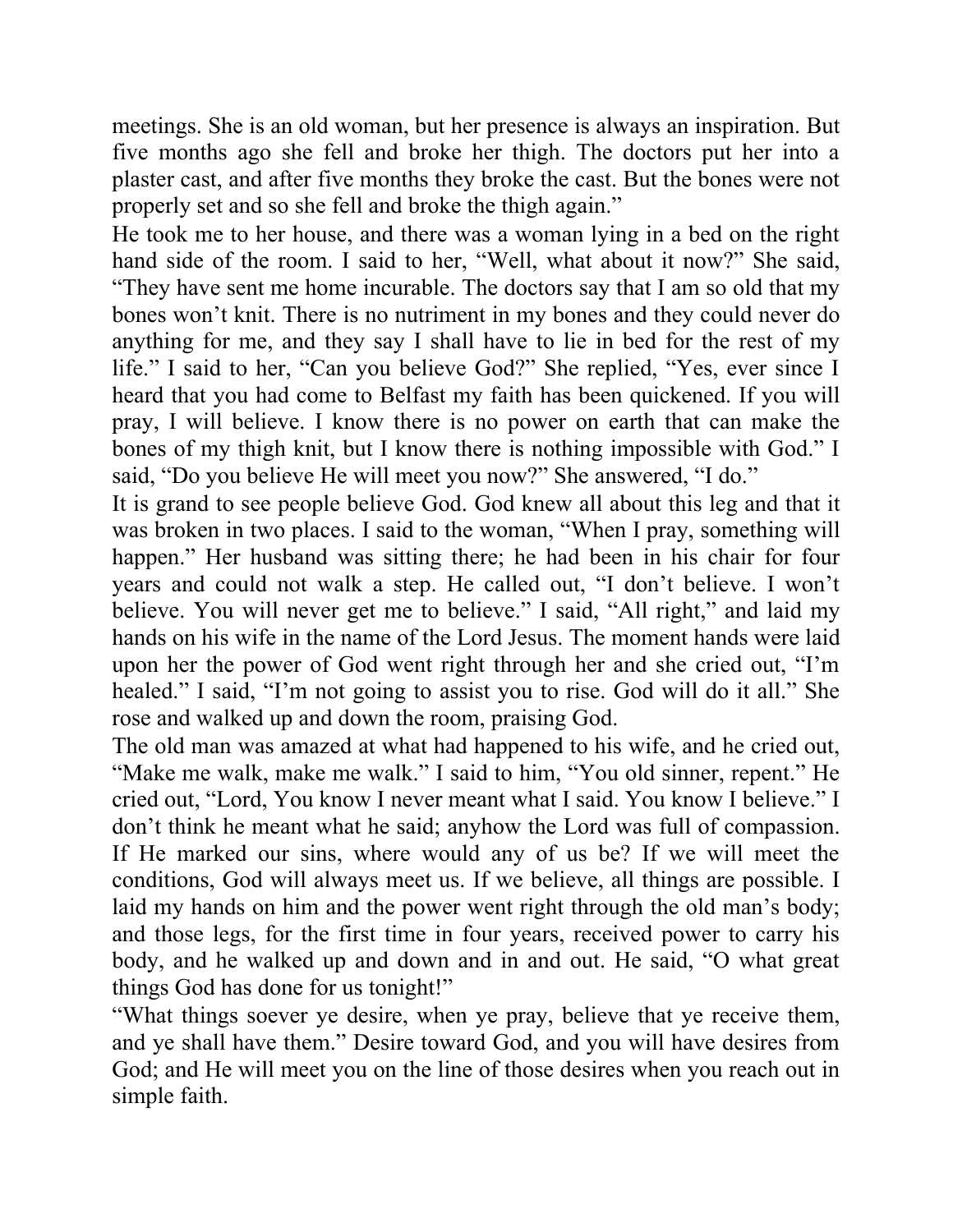meetings. She is an old woman, but her presence is always an inspiration. But five months ago she fell and broke her thigh. The doctors put her into a plaster cast, and after five months they broke the cast. But the bones were not properly set and so she fell and broke the thigh again."

He took me to her house, and there was a woman lying in a bed on the right hand side of the room. I said to her, "Well, what about it now?" She said, "They have sent me home incurable. The doctors say that I am so old that my bones won't knit. There is no nutriment in my bones and they could never do anything for me, and they say I shall have to lie in bed for the rest of my life." I said to her, "Can you believe God?" She replied, "Yes, ever since I heard that you had come to Belfast my faith has been quickened. If you will pray, I will believe. I know there is no power on earth that can make the bones of my thigh knit, but I know there is nothing impossible with God." I said, "Do you believe He will meet you now?" She answered, "I do."

It is grand to see people believe God. God knew all about this leg and that it was broken in two places. I said to the woman, "When I pray, something will happen." Her husband was sitting there; he had been in his chair for four years and could not walk a step. He called out, "I don't believe. I won't believe. You will never get me to believe." I said, "All right," and laid my hands on his wife in the name of the Lord Jesus. The moment hands were laid upon her the power of God went right through her and she cried out, "I'm healed." I said, "I'm not going to assist you to rise. God will do it all." She rose and walked up and down the room, praising God.

The old man was amazed at what had happened to his wife, and he cried out, "Make me walk, make me walk." I said to him, "You old sinner, repent." He cried out, "Lord, You know I never meant what I said. You know I believe." I don't think he meant what he said; anyhow the Lord was full of compassion. If He marked our sins, where would any of us be? If we will meet the conditions, God will always meet us. If we believe, all things are possible. I laid my hands on him and the power went right through the old man's body; and those legs, for the first time in four years, received power to carry his body, and he walked up and down and in and out. He said, "O what great things God has done for us tonight!"

"What things soever ye desire, when ye pray, believe that ye receive them, and ye shall have them." Desire toward God, and you will have desires from God; and He will meet you on the line of those desires when you reach out in simple faith.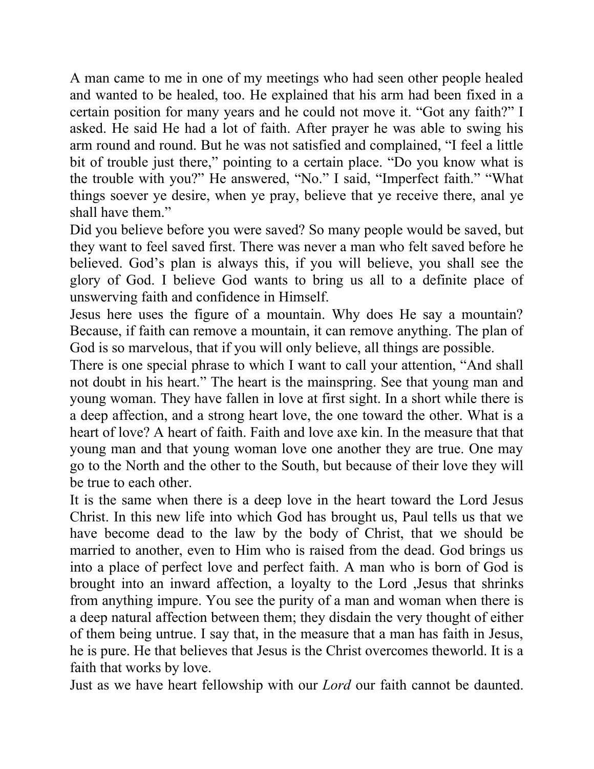A man came to me in one of my meetings who had seen other people healed and wanted to be healed, too. He explained that his arm had been fixed in a certain position for many years and he could not move it. "Got any faith?" I asked. He said He had a lot of faith. After prayer he was able to swing his arm round and round. But he was not satisfied and complained, "I feel a little bit of trouble just there," pointing to a certain place. "Do you know what is the trouble with you?" He answered, "No." I said, "Imperfect faith." "What things soever ye desire, when ye pray, believe that ye receive there, anal ye shall have them."

Did you believe before you were saved? So many people would be saved, but they want to feel saved first. There was never a man who felt saved before he believed. God's plan is always this, if you will believe, you shall see the glory of God. I believe God wants to bring us all to a definite place of unswerving faith and confidence in Himself.

Jesus here uses the figure of a mountain. Why does He say a mountain? Because, if faith can remove a mountain, it can remove anything. The plan of God is so marvelous, that if you will only believe, all things are possible.

There is one special phrase to which I want to call your attention, "And shall not doubt in his heart." The heart is the mainspring. See that young man and young woman. They have fallen in love at first sight. In a short while there is a deep affection, and a strong heart love, the one toward the other. What is a heart of love? A heart of faith. Faith and love axe kin. In the measure that that young man and that young woman love one another they are true. One may go to the North and the other to the South, but because of their love they will be true to each other.

It is the same when there is a deep love in the heart toward the Lord Jesus Christ. In this new life into which God has brought us, Paul tells us that we have become dead to the law by the body of Christ, that we should be married to another, even to Him who is raised from the dead. God brings us into a place of perfect love and perfect faith. A man who is born of God is brought into an inward affection, a loyalty to the Lord ,Jesus that shrinks from anything impure. You see the purity of a man and woman when there is a deep natural affection between them; they disdain the very thought of either of them being untrue. I say that, in the measure that a man has faith in Jesus, he is pure. He that believes that Jesus is the Christ overcomes theworld. It is a faith that works by love.

Just as we have heart fellowship with our *Lord* our faith cannot be daunted.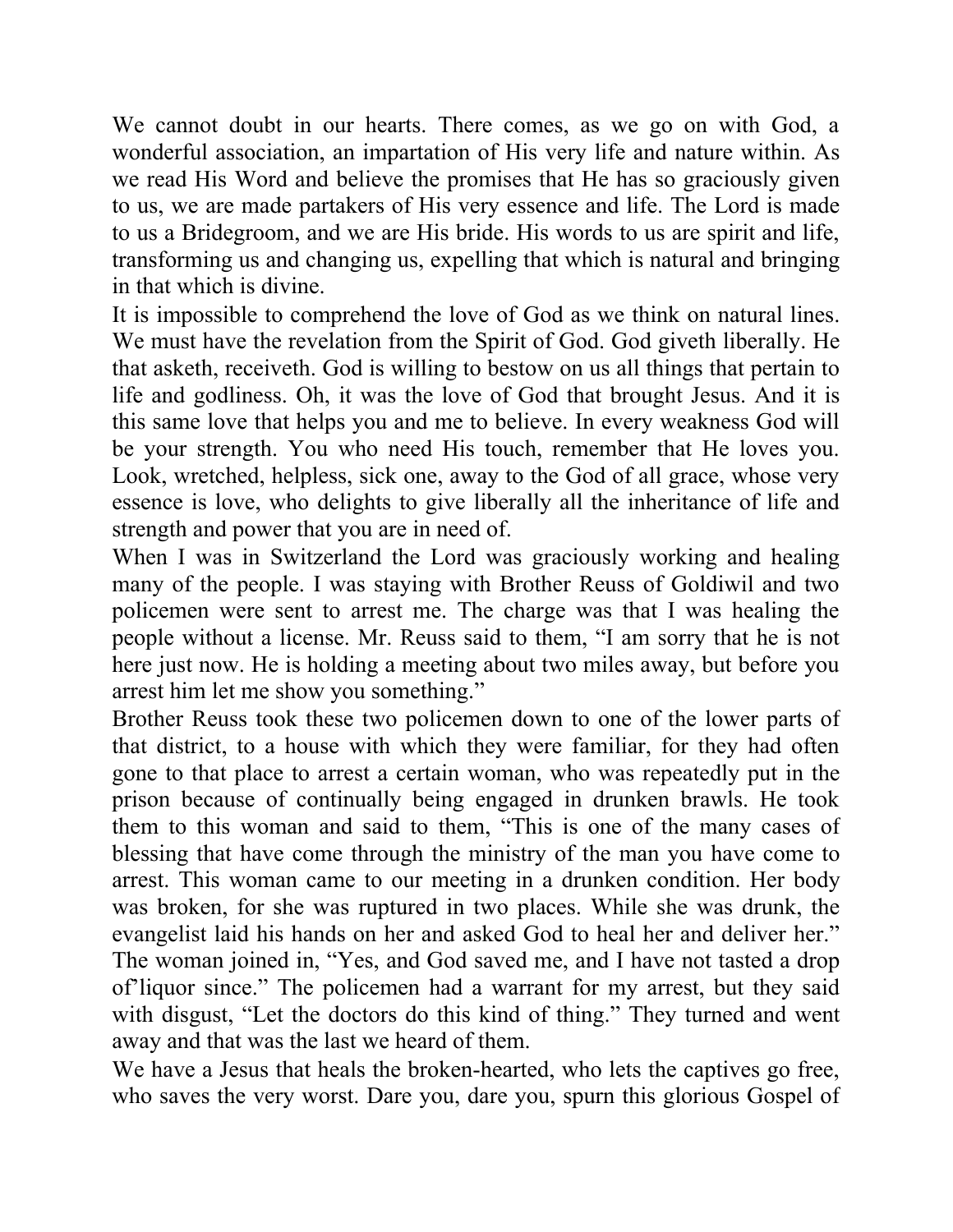We cannot doubt in our hearts. There comes, as we go on with God, a wonderful association, an impartation of His very life and nature within. As we read His Word and believe the promises that He has so graciously given to us, we are made partakers of His very essence and life. The Lord is made to us a Bridegroom, and we are His bride. His words to us are spirit and life, transforming us and changing us, expelling that which is natural and bringing in that which is divine.

It is impossible to comprehend the love of God as we think on natural lines. We must have the revelation from the Spirit of God. God giveth liberally. He that asketh, receiveth. God is willing to bestow on us all things that pertain to life and godliness. Oh, it was the love of God that brought Jesus. And it is this same love that helps you and me to believe. In every weakness God will be your strength. You who need His touch, remember that He loves you. Look, wretched, helpless, sick one, away to the God of all grace, whose very essence is love, who delights to give liberally all the inheritance of life and strength and power that you are in need of.

When I was in Switzerland the Lord was graciously working and healing many of the people. I was staying with Brother Reuss of Goldiwil and two policemen were sent to arrest me. The charge was that I was healing the people without a license. Mr. Reuss said to them, "I am sorry that he is not here just now. He is holding a meeting about two miles away, but before you arrest him let me show you something."

Brother Reuss took these two policemen down to one of the lower parts of that district, to a house with which they were familiar, for they had often gone to that place to arrest a certain woman, who was repeatedly put in the prison because of continually being engaged in drunken brawls. He took them to this woman and said to them, "This is one of the many cases of blessing that have come through the ministry of the man you have come to arrest. This woman came to our meeting in a drunken condition. Her body was broken, for she was ruptured in two places. While she was drunk, the evangelist laid his hands on her and asked God to heal her and deliver her." The woman joined in, "Yes, and God saved me, and I have not tasted a drop of'liquor since." The policemen had a warrant for my arrest, but they said with disgust, "Let the doctors do this kind of thing." They turned and went away and that was the last we heard of them.

We have a Jesus that heals the broken-hearted, who lets the captives go free, who saves the very worst. Dare you, dare you, spurn this glorious Gospel of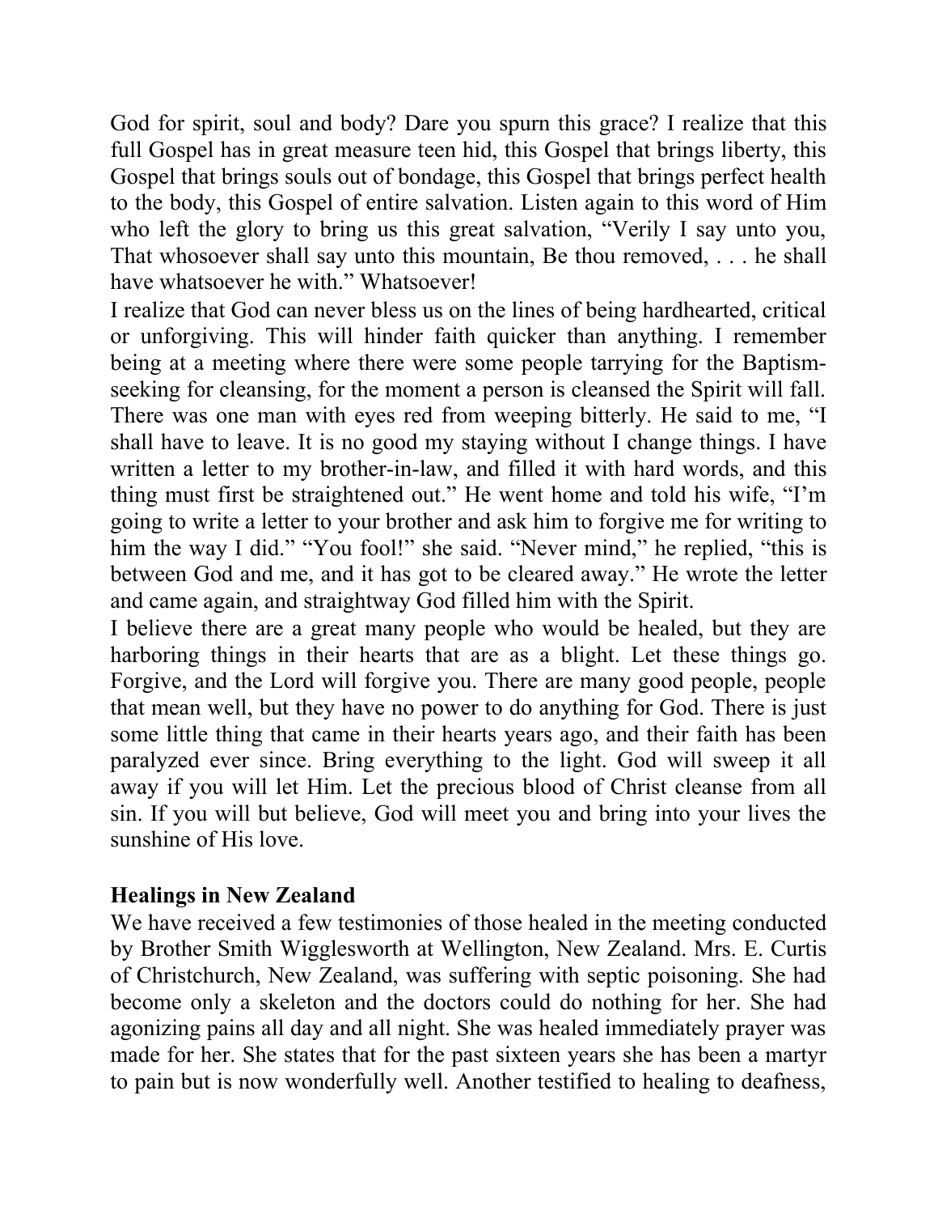God for spirit, soul and body? Dare you spurn this grace? I realize that this full Gospel has in great measure teen hid, this Gospel that brings liberty, this Gospel that brings souls out of bondage, this Gospel that brings perfect health to the body, this Gospel of entire salvation. Listen again to this word of Him who left the glory to bring us this great salvation, “Verily I say unto you, That whosoever shall say unto this mountain, Be thou removed, . . . he shall have whatsoever he with.” Whatsoever!

I realize that God can never bless us on the lines of being hardhearted, critical or unforgiving. This will hinder faith quicker than anything. I remember being at a meeting where there were some people tarrying for the Baptism-seeking for cleansing, for the moment a person is cleansed the Spirit will fall. There was one man with eyes red from weeping bitterly. He said to me, “I shall have to leave. It is no good my staying without I change things. I have written a letter to my brother-in-law, and filled it with hard words, and this thing must first be straightened out.” He went home and told his wife, “I’m going to write a letter to your brother and ask him to forgive me for writing to him the way I did.” “You fool!” she said. “Never mind,” he replied, “this is between God and me, and it has got to be cleared away.” He wrote the letter and came again, and straightway God filled him with the Spirit.

I believe there are a great many people who would be healed, but they are harboring things in their hearts that are as a blight. Let these things go. Forgive, and the Lord will forgive you. There are many good people, people that mean well, but they have no power to do anything for God. There is just some little thing that came in their hearts years ago, and their faith has been paralyzed ever since. Bring everything to the light. God will sweep it all away if you will let Him. Let the precious blood of Christ cleanse from all sin. If you will but believe, God will meet you and bring into your lives the sunshine of His love.

## Healings in New Zealand

We have received a few testimonies of those healed in the meeting conducted by Brother Smith Wigglesworth at Wellington, New Zealand. Mrs. E. Curtis of Christchurch, New Zealand, was suffering with septic poisoning. She had become only a skeleton and the doctors could do nothing for her. She had agonizing pains all day and all night. She was healed immediately prayer was made for her. She states that for the past sixteen years she has been a martyr to pain but is now wonderfully well. Another testified to healing to deafness,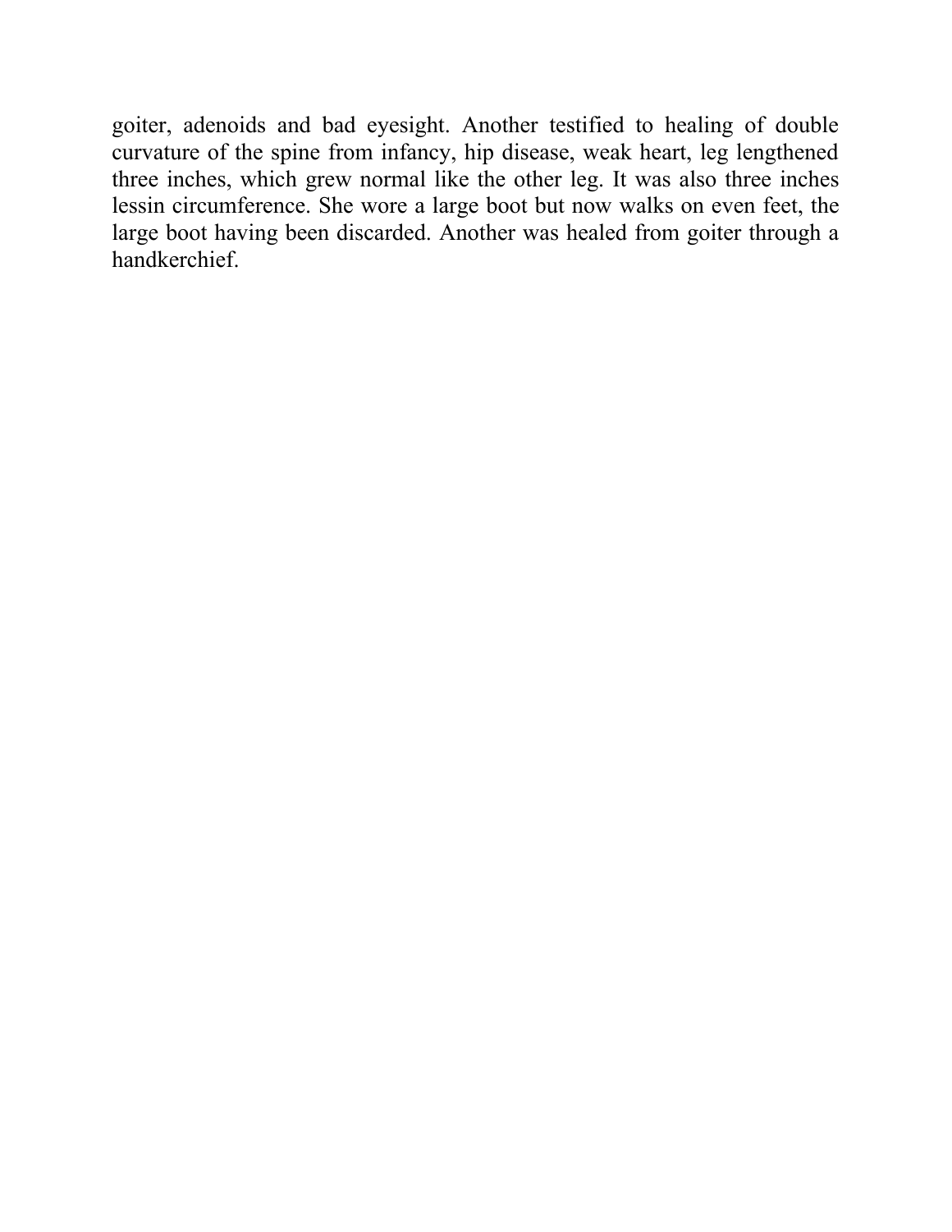goiter, adenoids and bad eyesight. Another testified to healing of double curvature of the spine from infancy, hip disease, weak heart, leg lengthened three inches, which grew normal like the other leg. It was also three inches lessin circumference. She wore a large boot but now walks on even feet, the large boot having been discarded. Another was healed from goiter through a handkerchief.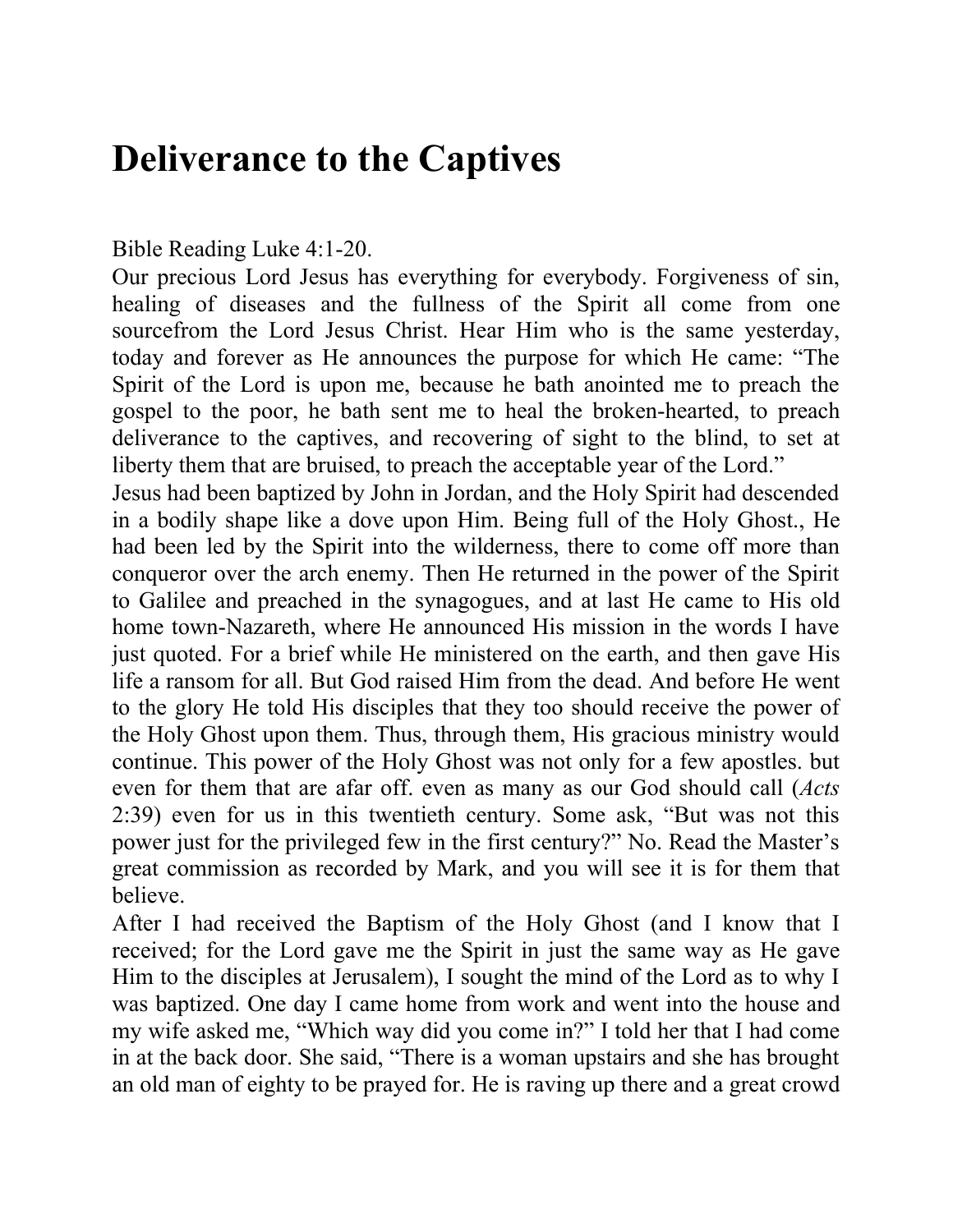# Deliverance to the Captives

Bible Reading Luke 4:1-20.

Our precious Lord Jesus has everything for everybody. Forgiveness of sin, healing of diseases and the fullness of the Spirit all come from one sourcefrom the Lord Jesus Christ. Hear Him who is the same yesterday, today and forever as He announces the purpose for which He came: "The Spirit of the Lord is upon me, because he bath anointed me to preach the gospel to the poor, he bath sent me to heal the broken-hearted, to preach deliverance to the captives, and recovering of sight to the blind, to set at liberty them that are bruised, to preach the acceptable year of the Lord."

Jesus had been baptized by John in Jordan, and the Holy Spirit had descended in a bodily shape like a dove upon Him. Being full of the Holy Ghost., He had been led by the Spirit into the wilderness, there to come off more than conqueror over the arch enemy. Then He returned in the power of the Spirit to Galilee and preached in the synagogues, and at last He came to His old home town-Nazareth, where He announced His mission in the words I have just quoted. For a brief while He ministered on the earth, and then gave His life a ransom for all. But God raised Him from the dead. And before He went to the glory He told His disciples that they too should receive the power of the Holy Ghost upon them. Thus, through them, His gracious ministry would continue. This power of the Holy Ghost was not only for a few apostles. but even for them that are afar off. even as many as our God should call (*Acts* 2:39) even for us in this twentieth century. Some ask, "But was not this power just for the privileged few in the first century?" No. Read the Master's great commission as recorded by Mark, and you will see it is for them that believe.

After I had received the Baptism of the Holy Ghost (and I know that I received; for the Lord gave me the Spirit in just the same way as He gave Him to the disciples at Jerusalem), I sought the mind of the Lord as to why I was baptized. One day I came home from work and went into the house and my wife asked me, "Which way did you come in?" I told her that I had come in at the back door. She said, "There is a woman upstairs and she has brought an old man of eighty to be prayed for. He is raving up there and a great crowd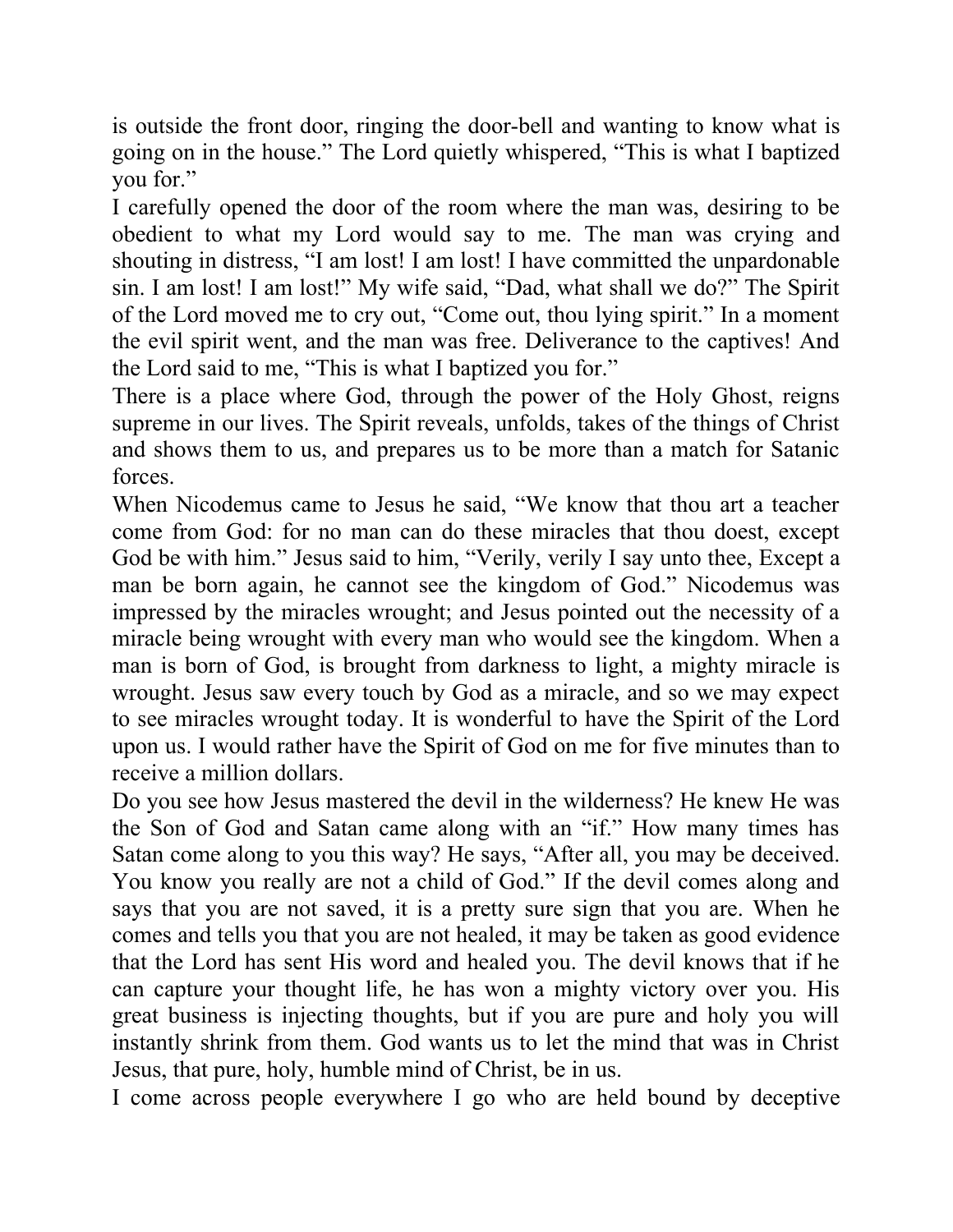is outside the front door, ringing the door-bell and wanting to know what is going on in the house." The Lord quietly whispered, "This is what I baptized you for."

I carefully opened the door of the room where the man was, desiring to be obedient to what my Lord would say to me. The man was crying and shouting in distress, "I am lost! I am lost! I have committed the unpardonable sin. I am lost! I am lost!" My wife said, "Dad, what shall we do?" The Spirit of the Lord moved me to cry out, "Come out, thou lying spirit." In a moment the evil spirit went, and the man was free. Deliverance to the captives! And the Lord said to me, "This is what I baptized you for."

There is a place where God, through the power of the Holy Ghost, reigns supreme in our lives. The Spirit reveals, unfolds, takes of the things of Christ and shows them to us, and prepares us to be more than a match for Satanic forces.

When Nicodemus came to Jesus he said, "We know that thou art a teacher come from God: for no man can do these miracles that thou doest, except God be with him." Jesus said to him, "Verily, verily I say unto thee, Except a man be born again, he cannot see the kingdom of God." Nicodemus was impressed by the miracles wrought; and Jesus pointed out the necessity of a miracle being wrought with every man who would see the kingdom. When a man is born of God, is brought from darkness to light, a mighty miracle is wrought. Jesus saw every touch by God as a miracle, and so we may expect to see miracles wrought today. It is wonderful to have the Spirit of the Lord upon us. I would rather have the Spirit of God on me for five minutes than to receive a million dollars.

Do you see how Jesus mastered the devil in the wilderness? He knew He was the Son of God and Satan came along with an "if." How many times has Satan come along to you this way? He says, "After all, you may be deceived. You know you really are not a child of God." If the devil comes along and says that you are not saved, it is a pretty sure sign that you are. When he comes and tells you that you are not healed, it may be taken as good evidence that the Lord has sent His word and healed you. The devil knows that if he can capture your thought life, he has won a mighty victory over you. His great business is injecting thoughts, but if you are pure and holy you will instantly shrink from them. God wants us to let the mind that was in Christ Jesus, that pure, holy, humble mind of Christ, be in us.

I come across people everywhere I go who are held bound by deceptive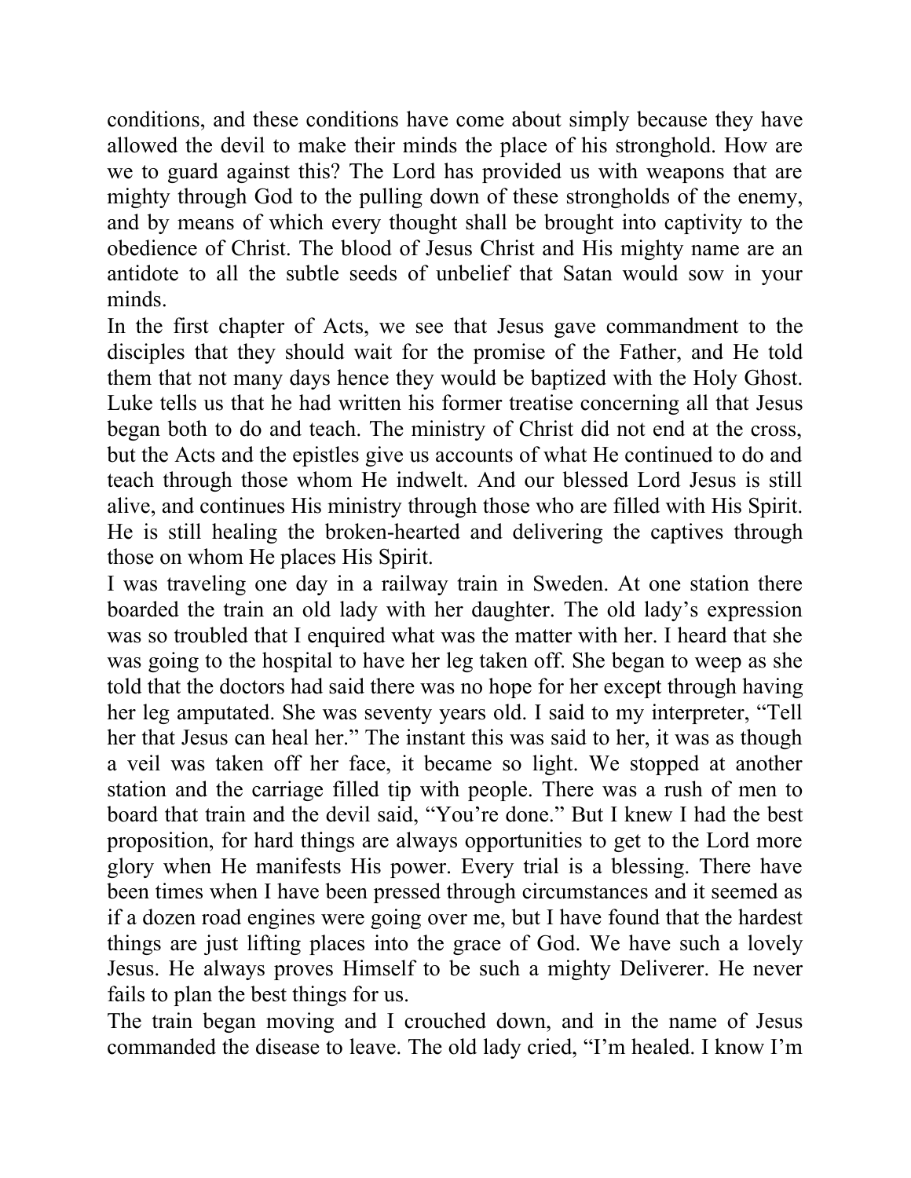conditions, and these conditions have come about simply because they have allowed the devil to make their minds the place of his stronghold. How are we to guard against this? The Lord has provided us with weapons that are mighty through God to the pulling down of these strongholds of the enemy, and by means of which every thought shall be brought into captivity to the obedience of Christ. The blood of Jesus Christ and His mighty name are an antidote to all the subtle seeds of unbelief that Satan would sow in your minds.

In the first chapter of Acts, we see that Jesus gave commandment to the disciples that they should wait for the promise of the Father, and He told them that not many days hence they would be baptized with the Holy Ghost. Luke tells us that he had written his former treatise concerning all that Jesus began both to do and teach. The ministry of Christ did not end at the cross, but the Acts and the epistles give us accounts of what He continued to do and teach through those whom He indwelt. And our blessed Lord Jesus is still alive, and continues His ministry through those who are filled with His Spirit. He is still healing the broken-hearted and delivering the captives through those on whom He places His Spirit.

I was traveling one day in a railway train in Sweden. At one station there boarded the train an old lady with her daughter. The old lady's expression was so troubled that I enquired what was the matter with her. I heard that she was going to the hospital to have her leg taken off. She began to weep as she told that the doctors had said there was no hope for her except through having her leg amputated. She was seventy years old. I said to my interpreter, "Tell her that Jesus can heal her." The instant this was said to her, it was as though a veil was taken off her face, it became so light. We stopped at another station and the carriage filled tip with people. There was a rush of men to board that train and the devil said, "You're done." But I knew I had the best proposition, for hard things are always opportunities to get to the Lord more glory when He manifests His power. Every trial is a blessing. There have been times when I have been pressed through circumstances and it seemed as if a dozen road engines were going over me, but I have found that the hardest things are just lifting places into the grace of God. We have such a lovely Jesus. He always proves Himself to be such a mighty Deliverer. He never fails to plan the best things for us.

The train began moving and I crouched down, and in the name of Jesus commanded the disease to leave. The old lady cried, "I'm healed. I know I'm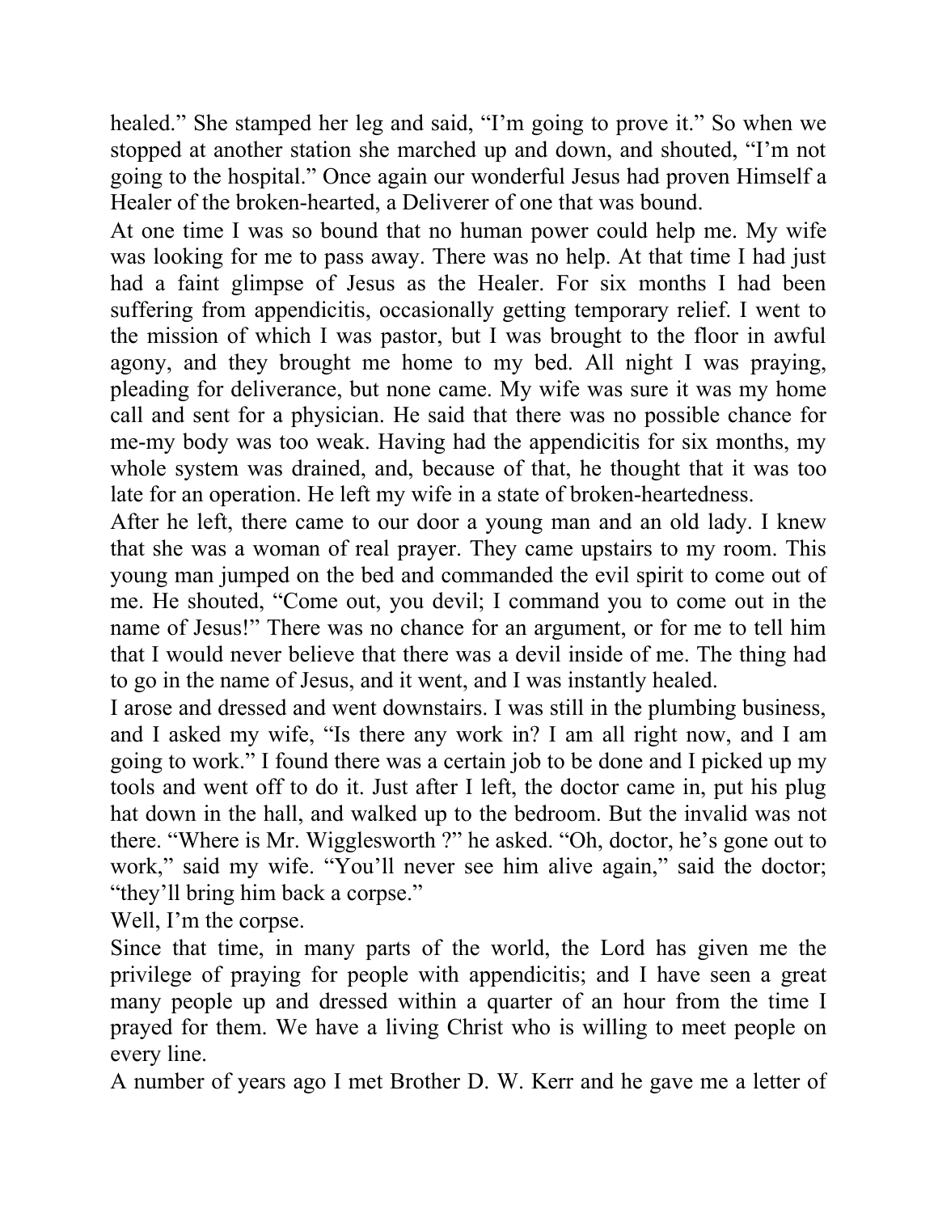healed." She stamped her leg and said, "I'm going to prove it." So when we stopped at another station she marched up and down, and shouted, "I'm not going to the hospital." Once again our wonderful Jesus had proven Himself a Healer of the broken-hearted, a Deliverer of one that was bound.

At one time I was so bound that no human power could help me. My wife was looking for me to pass away. There was no help. At that time I had just had a faint glimpse of Jesus as the Healer. For six months I had been suffering from appendicitis, occasionally getting temporary relief. I went to the mission of which I was pastor, but I was brought to the floor in awful agony, and they brought me home to my bed. All night I was praying, pleading for deliverance, but none came. My wife was sure it was my home call and sent for a physician. He said that there was no possible chance for me-my body was too weak. Having had the appendicitis for six months, my whole system was drained, and, because of that, he thought that it was too late for an operation. He left my wife in a state of broken-heartedness.

After he left, there came to our door a young man and an old lady. I knew that she was a woman of real prayer. They came upstairs to my room. This young man jumped on the bed and commanded the evil spirit to come out of me. He shouted, "Come out, you devil; I command you to come out in the name of Jesus!" There was no chance for an argument, or for me to tell him that I would never believe that there was a devil inside of me. The thing had to go in the name of Jesus, and it went, and I was instantly healed.

I arose and dressed and went downstairs. I was still in the plumbing business, and I asked my wife, "Is there any work in? I am all right now, and I am going to work." I found there was a certain job to be done and I picked up my tools and went off to do it. Just after I left, the doctor came in, put his plug hat down in the hall, and walked up to the bedroom. But the invalid was not there. "Where is Mr. Wigglesworth ?" he asked. "Oh, doctor, he's gone out to work," said my wife. "You'll never see him alive again," said the doctor; "they'll bring him back a corpse."

Well, I'm the corpse.

Since that time, in many parts of the world, the Lord has given me the privilege of praying for people with appendicitis; and I have seen a great many people up and dressed within a quarter of an hour from the time I prayed for them. We have a living Christ who is willing to meet people on every line.

A number of years ago I met Brother D. W. Kerr and he gave me a letter of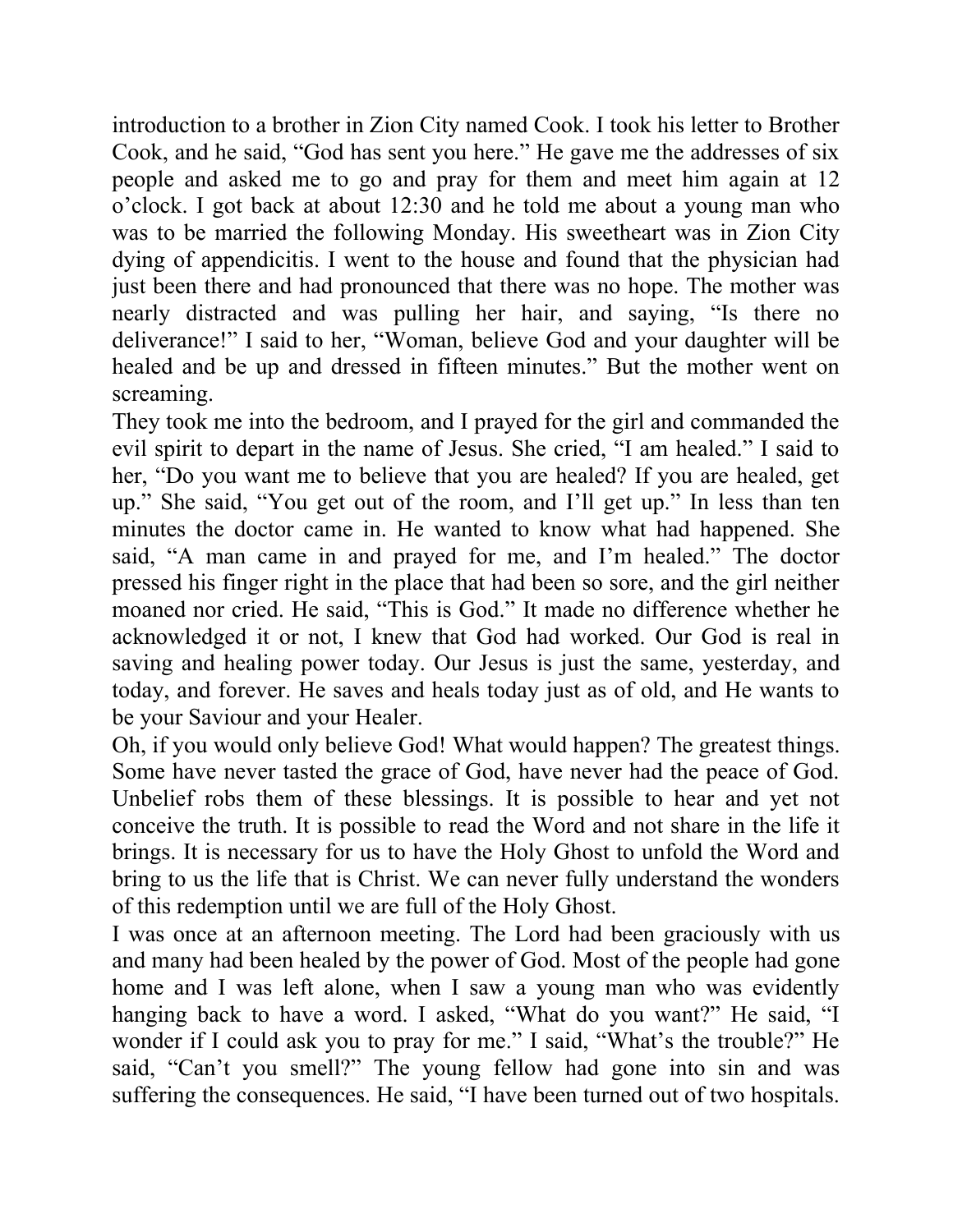introduction to a brother in Zion City named Cook. I took his letter to Brother Cook, and he said, "God has sent you here." He gave me the addresses of six people and asked me to go and pray for them and meet him again at 12 o'clock. I got back at about 12:30 and he told me about a young man who was to be married the following Monday. His sweetheart was in Zion City dying of appendicitis. I went to the house and found that the physician had just been there and had pronounced that there was no hope. The mother was nearly distracted and was pulling her hair, and saying, "Is there no deliverance!" I said to her, "Woman, believe God and your daughter will be healed and be up and dressed in fifteen minutes." But the mother went on screaming.

They took me into the bedroom, and I prayed for the girl and commanded the evil spirit to depart in the name of Jesus. She cried, "I am healed." I said to her, "Do you want me to believe that you are healed? If you are healed, get up." She said, "You get out of the room, and I'll get up." In less than ten minutes the doctor came in. He wanted to know what had happened. She said, "A man came in and prayed for me, and I'm healed." The doctor pressed his finger right in the place that had been so sore, and the girl neither moaned nor cried. He said, "This is God." It made no difference whether he acknowledged it or not, I knew that God had worked. Our God is real in saving and healing power today. Our Jesus is just the same, yesterday, and today, and forever. He saves and heals today just as of old, and He wants to be your Saviour and your Healer.

Oh, if you would only believe God! What would happen? The greatest things. Some have never tasted the grace of God, have never had the peace of God. Unbelief robs them of these blessings. It is possible to hear and yet not conceive the truth. It is possible to read the Word and not share in the life it brings. It is necessary for us to have the Holy Ghost to unfold the Word and bring to us the life that is Christ. We can never fully understand the wonders of this redemption until we are full of the Holy Ghost.

I was once at an afternoon meeting. The Lord had been graciously with us and many had been healed by the power of God. Most of the people had gone home and I was left alone, when I saw a young man who was evidently hanging back to have a word. I asked, "What do you want?" He said, "I wonder if I could ask you to pray for me." I said, "What's the trouble?" He said, "Can't you smell?" The young fellow had gone into sin and was suffering the consequences. He said, "I have been turned out of two hospitals.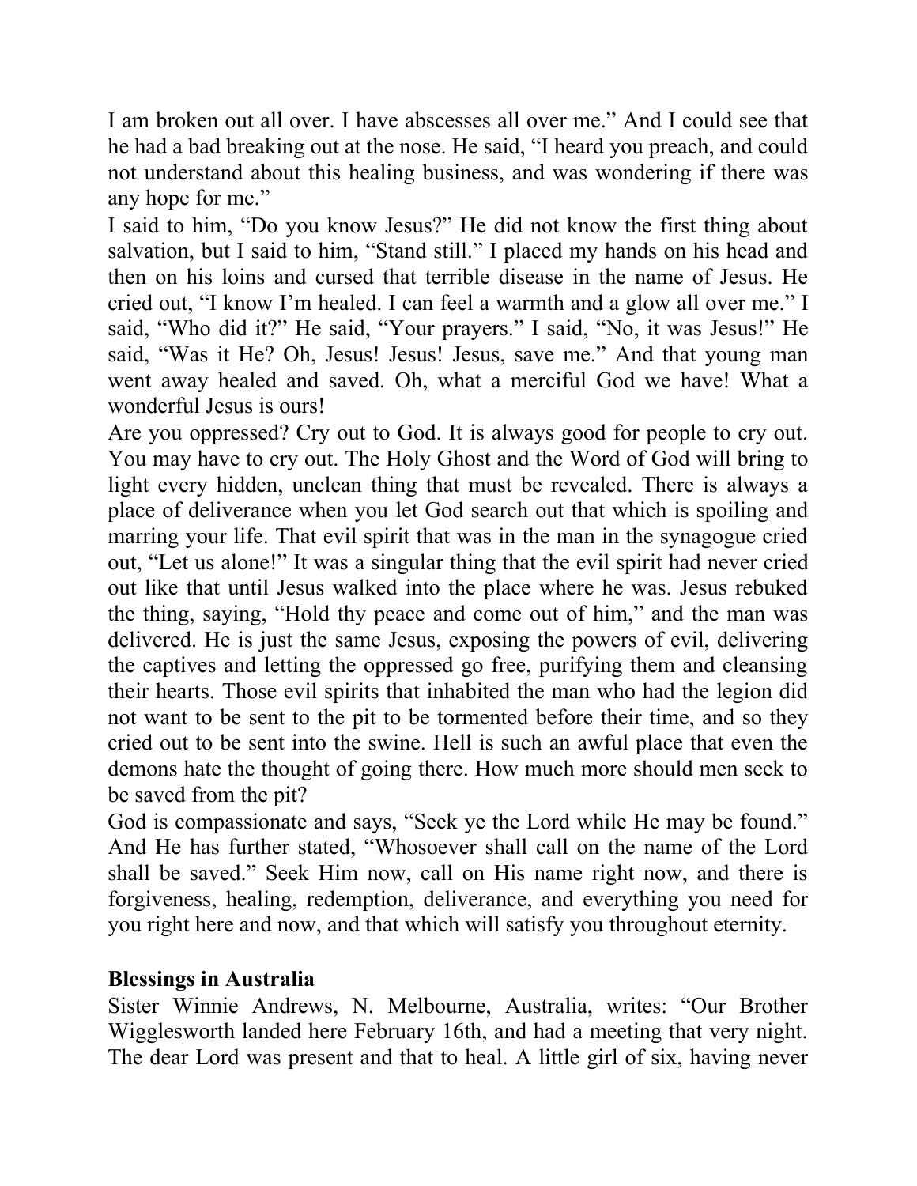I am broken out all over. I have abscesses all over me." And I could see that he had a bad breaking out at the nose. He said, "I heard you preach, and could not understand about this healing business, and was wondering if there was any hope for me."

I said to him, "Do you know Jesus?" He did not know the first thing about salvation, but I said to him, "Stand still." I placed my hands on his head and then on his loins and cursed that terrible disease in the name of Jesus. He cried out, "I know I'm healed. I can feel a warmth and a glow all over me." I said, "Who did it?" He said, "Your prayers." I said, "No, it was Jesus!" He said, "Was it He? Oh, Jesus! Jesus! Jesus, save me." And that young man went away healed and saved. Oh, what a merciful God we have! What a wonderful Jesus is ours!

Are you oppressed? Cry out to God. It is always good for people to cry out. You may have to cry out. The Holy Ghost and the Word of God will bring to light every hidden, unclean thing that must be revealed. There is always a place of deliverance when you let God search out that which is spoiling and marring your life. That evil spirit that was in the man in the synagogue cried out, "Let us alone!" It was a singular thing that the evil spirit had never cried out like that until Jesus walked into the place where he was. Jesus rebuked the thing, saying, "Hold thy peace and come out of him," and the man was delivered. He is just the same Jesus, exposing the powers of evil, delivering the captives and letting the oppressed go free, purifying them and cleansing their hearts. Those evil spirits that inhabited the man who had the legion did not want to be sent to the pit to be tormented before their time, and so they cried out to be sent into the swine. Hell is such an awful place that even the demons hate the thought of going there. How much more should men seek to be saved from the pit?

God is compassionate and says, "Seek ye the Lord while He may be found." And He has further stated, "Whosoever shall call on the name of the Lord shall be saved." Seek Him now, call on His name right now, and there is forgiveness, healing, redemption, deliverance, and everything you need for you right here and now, and that which will satisfy you throughout eternity.

## Blessings in Australia

Sister Winnie Andrews, N. Melbourne, Australia, writes: "Our Brother Wigglesworth landed here February 16th, and had a meeting that very night. The dear Lord was present and that to heal. A little girl of six, having never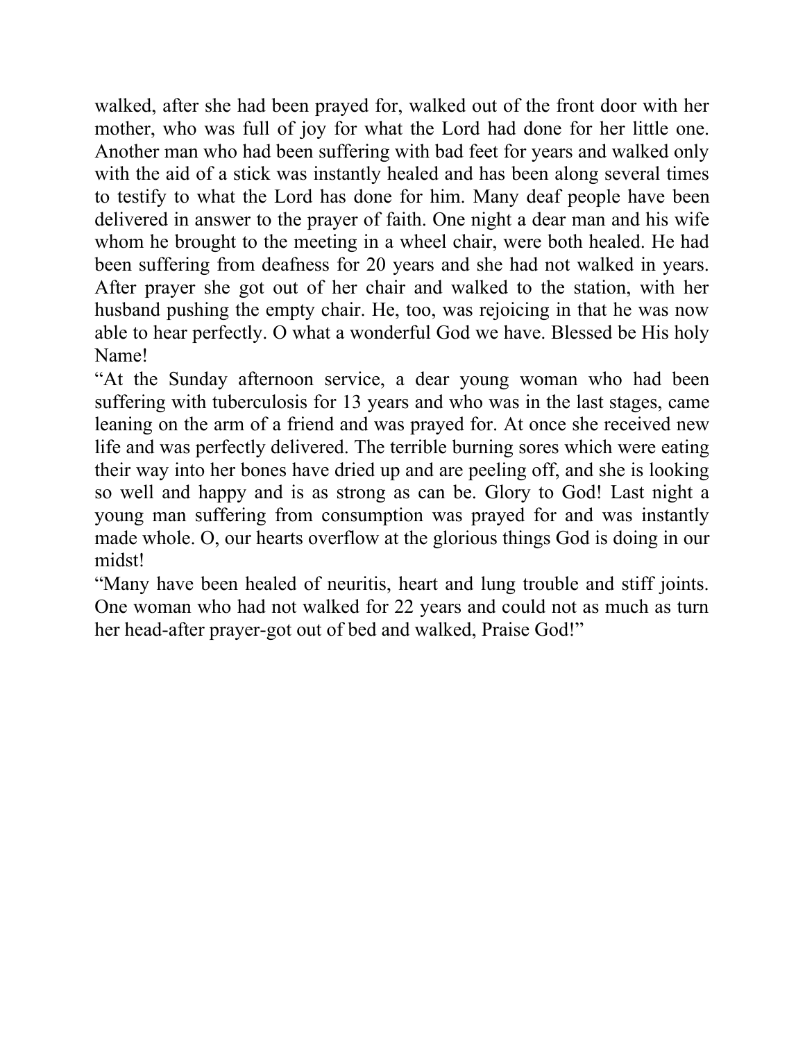walked, after she had been prayed for, walked out of the front door with her mother, who was full of joy for what the Lord had done for her little one. Another man who had been suffering with bad feet for years and walked only with the aid of a stick was instantly healed and has been along several times to testify to what the Lord has done for him. Many deaf people have been delivered in answer to the prayer of faith. One night a dear man and his wife whom he brought to the meeting in a wheel chair, were both healed. He had been suffering from deafness for 20 years and she had not walked in years. After prayer she got out of her chair and walked to the station, with her husband pushing the empty chair. He, too, was rejoicing in that he was now able to hear perfectly. O what a wonderful God we have. Blessed be His holy Name!

"At the Sunday afternoon service, a dear young woman who had been suffering with tuberculosis for 13 years and who was in the last stages, came leaning on the arm of a friend and was prayed for. At once she received new life and was perfectly delivered. The terrible burning sores which were eating their way into her bones have dried up and are peeling off, and she is looking so well and happy and is as strong as can be. Glory to God! Last night a young man suffering from consumption was prayed for and was instantly made whole. O, our hearts overflow at the glorious things God is doing in our midst!

"Many have been healed of neuritis, heart and lung trouble and stiff joints. One woman who had not walked for 22 years and could not as much as turn her head-after prayer-got out of bed and walked, Praise God!"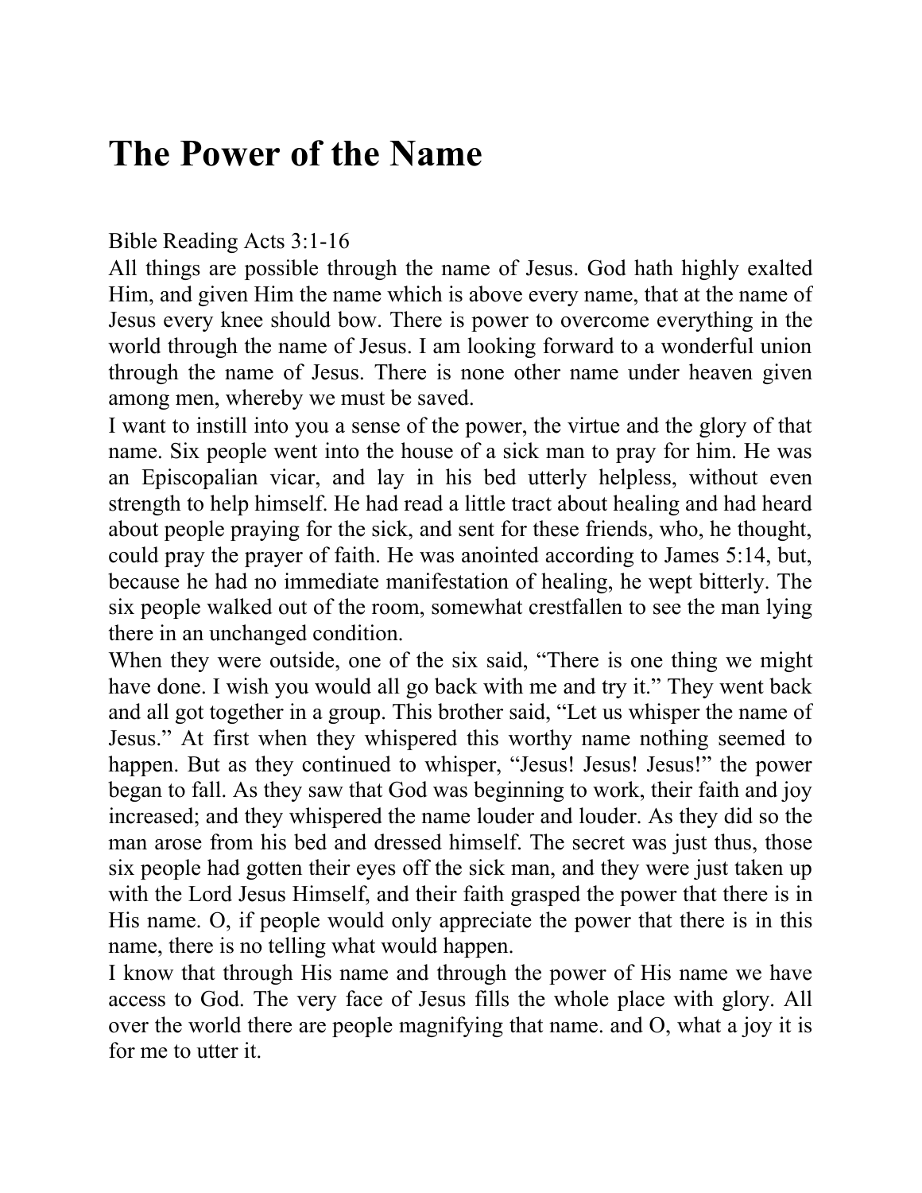# The Power of the Name

Bible Reading Acts 3:1-16

All things are possible through the name of Jesus. God hath highly exalted Him, and given Him the name which is above every name, that at the name of Jesus every knee should bow. There is power to overcome everything in the world through the name of Jesus. I am looking forward to a wonderful union through the name of Jesus. There is none other name under heaven given among men, whereby we must be saved.

I want to instill into you a sense of the power, the virtue and the glory of that name. Six people went into the house of a sick man to pray for him. He was an Episcopalian vicar, and lay in his bed utterly helpless, without even strength to help himself. He had read a little tract about healing and had heard about people praying for the sick, and sent for these friends, who, he thought, could pray the prayer of faith. He was anointed according to James 5:14, but, because he had no immediate manifestation of healing, he wept bitterly. The six people walked out of the room, somewhat crestfallen to see the man lying there in an unchanged condition.

When they were outside, one of the six said, "There is one thing we might have done. I wish you would all go back with me and try it." They went back and all got together in a group. This brother said, "Let us whisper the name of Jesus." At first when they whispered this worthy name nothing seemed to happen. But as they continued to whisper, "Jesus! Jesus! Jesus!" the power began to fall. As they saw that God was beginning to work, their faith and joy increased; and they whispered the name louder and louder. As they did so the man arose from his bed and dressed himself. The secret was just thus, those six people had gotten their eyes off the sick man, and they were just taken up with the Lord Jesus Himself, and their faith grasped the power that there is in His name. O, if people would only appreciate the power that there is in this name, there is no telling what would happen.

I know that through His name and through the power of His name we have access to God. The very face of Jesus fills the whole place with glory. All over the world there are people magnifying that name. and O, what a joy it is for me to utter it.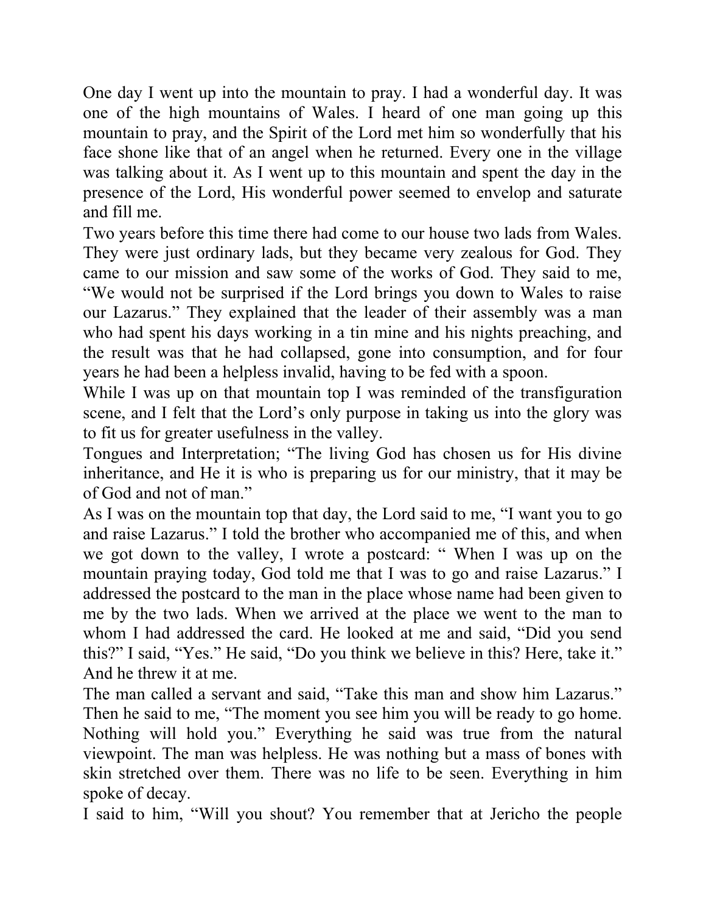One day I went up into the mountain to pray. I had a wonderful day. It was one of the high mountains of Wales. I heard of one man going up this mountain to pray, and the Spirit of the Lord met him so wonderfully that his face shone like that of an angel when he returned. Every one in the village was talking about it. As I went up to this mountain and spent the day in the presence of the Lord, His wonderful power seemed to envelop and saturate and fill me.

Two years before this time there had come to our house two lads from Wales. They were just ordinary lads, but they became very zealous for God. They came to our mission and saw some of the works of God. They said to me, "We would not be surprised if the Lord brings you down to Wales to raise our Lazarus." They explained that the leader of their assembly was a man who had spent his days working in a tin mine and his nights preaching, and the result was that he had collapsed, gone into consumption, and for four years he had been a helpless invalid, having to be fed with a spoon.

While I was up on that mountain top I was reminded of the transfiguration scene, and I felt that the Lord's only purpose in taking us into the glory was to fit us for greater usefulness in the valley.

Tongues and Interpretation; "The living God has chosen us for His divine inheritance, and He it is who is preparing us for our ministry, that it may be of God and not of man."

As I was on the mountain top that day, the Lord said to me, "I want you to go and raise Lazarus." I told the brother who accompanied me of this, and when we got down to the valley, I wrote a postcard: " When I was up on the mountain praying today, God told me that I was to go and raise Lazarus." I addressed the postcard to the man in the place whose name had been given to me by the two lads. When we arrived at the place we went to the man to whom I had addressed the card. He looked at me and said, "Did you send this?" I said, "Yes." He said, "Do you think we believe in this? Here, take it." And he threw it at me.

The man called a servant and said, "Take this man and show him Lazarus." Then he said to me, "The moment you see him you will be ready to go home. Nothing will hold you." Everything he said was true from the natural viewpoint. The man was helpless. He was nothing but a mass of bones with skin stretched over them. There was no life to be seen. Everything in him spoke of decay.

I said to him, "Will you shout? You remember that at Jericho the people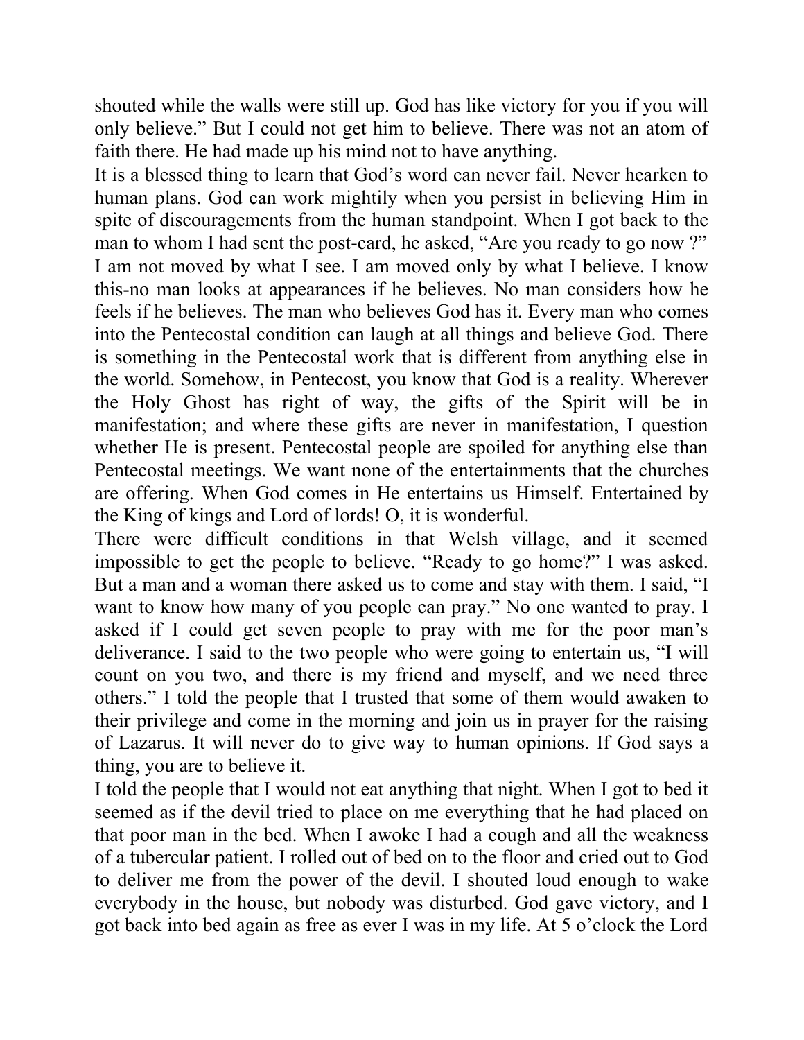shouted while the walls were still up. God has like victory for you if you will only believe." But I could not get him to believe. There was not an atom of faith there. He had made up his mind not to have anything.

It is a blessed thing to learn that God's word can never fail. Never hearken to human plans. God can work mightily when you persist in believing Him in spite of discouragements from the human standpoint. When I got back to the man to whom I had sent the post-card, he asked, "Are you ready to go now ?" I am not moved by what I see. I am moved only by what I believe. I know this-no man looks at appearances if he believes. No man considers how he feels if he believes. The man who believes God has it. Every man who comes into the Pentecostal condition can laugh at all things and believe God. There is something in the Pentecostal work that is different from anything else in the world. Somehow, in Pentecost, you know that God is a reality. Wherever the Holy Ghost has right of way, the gifts of the Spirit will be in manifestation; and where these gifts are never in manifestation, I question whether He is present. Pentecostal people are spoiled for anything else than Pentecostal meetings. We want none of the entertainments that the churches are offering. When God comes in He entertains us Himself. Entertained by the King of kings and Lord of lords! O, it is wonderful.

There were difficult conditions in that Welsh village, and it seemed impossible to get the people to believe. "Ready to go home?" I was asked. But a man and a woman there asked us to come and stay with them. I said, "I want to know how many of you people can pray." No one wanted to pray. I asked if I could get seven people to pray with me for the poor man's deliverance. I said to the two people who were going to entertain us, "I will count on you two, and there is my friend and myself, and we need three others." I told the people that I trusted that some of them would awaken to their privilege and come in the morning and join us in prayer for the raising of Lazarus. It will never do to give way to human opinions. If God says a thing, you are to believe it.

I told the people that I would not eat anything that night. When I got to bed it seemed as if the devil tried to place on me everything that he had placed on that poor man in the bed. When I awoke I had a cough and all the weakness of a tubercular patient. I rolled out of bed on to the floor and cried out to God to deliver me from the power of the devil. I shouted loud enough to wake everybody in the house, but nobody was disturbed. God gave victory, and I got back into bed again as free as ever I was in my life. At 5 o'clock the Lord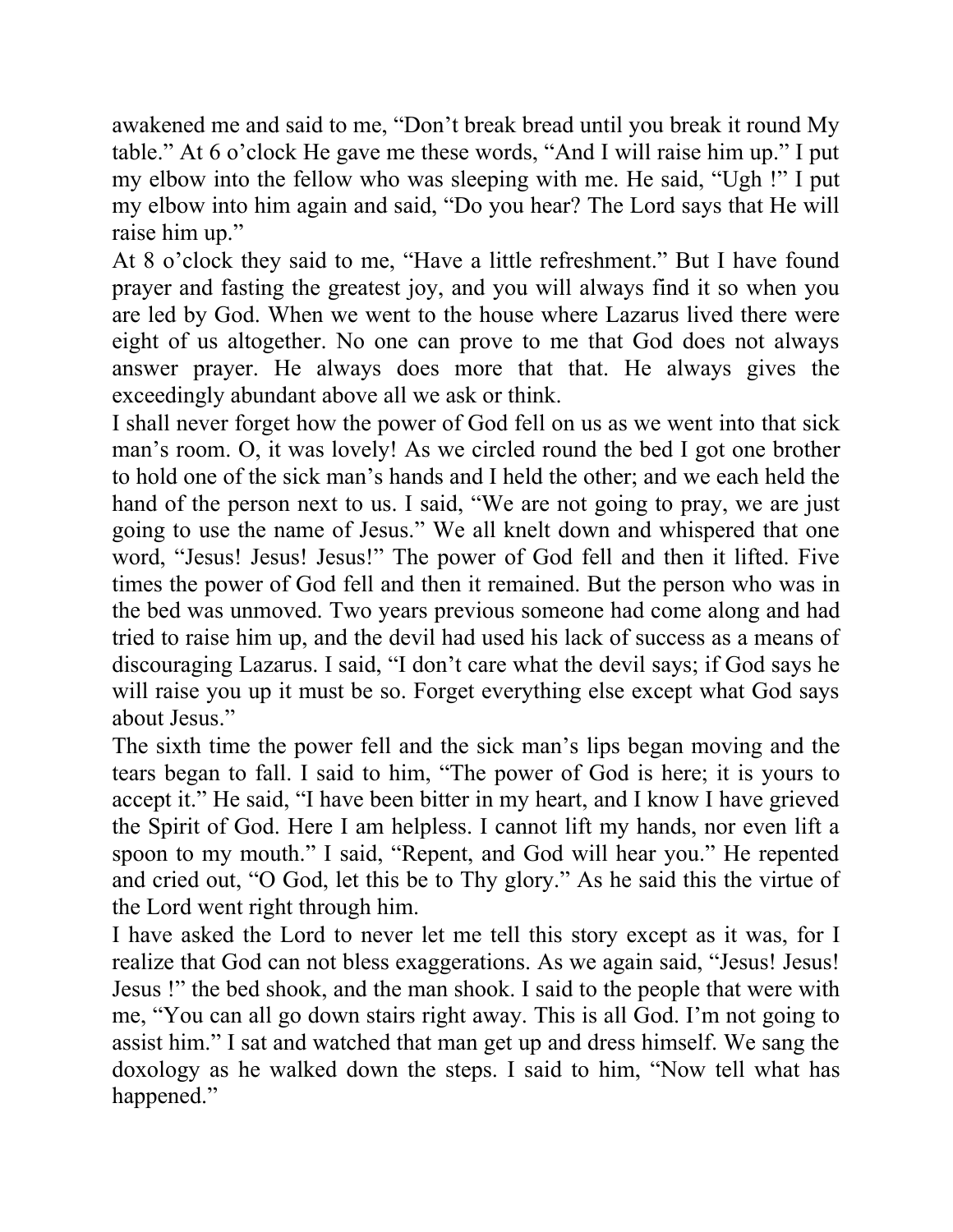awakened me and said to me, “Don’t break bread until you break it round My table.” At 6 o’clock He gave me these words, “And I will raise him up.” I put my elbow into the fellow who was sleeping with me. He said, “Ugh !” I put my elbow into him again and said, “Do you hear? The Lord says that He will raise him up.”

At 8 o’clock they said to me, “Have a little refreshment.” But I have found prayer and fasting the greatest joy, and you will always find it so when you are led by God. When we went to the house where Lazarus lived there were eight of us altogether. No one can prove to me that God does not always answer prayer. He always does more that that. He always gives the exceedingly abundant above all we ask or think.

I shall never forget how the power of God fell on us as we went into that sick man’s room. O, it was lovely! As we circled round the bed I got one brother to hold one of the sick man’s hands and I held the other; and we each held the hand of the person next to us. I said, “We are not going to pray, we are just going to use the name of Jesus.” We all knelt down and whispered that one word, “Jesus! Jesus! Jesus!” The power of God fell and then it lifted. Five times the power of God fell and then it remained. But the person who was in the bed was unmoved. Two years previous someone had come along and had tried to raise him up, and the devil had used his lack of success as a means of discouraging Lazarus. I said, “I don’t care what the devil says; if God says he will raise you up it must be so. Forget everything else except what God says about Jesus.”

The sixth time the power fell and the sick man’s lips began moving and the tears began to fall. I said to him, “The power of God is here; it is yours to accept it.” He said, “I have been bitter in my heart, and I know I have grieved the Spirit of God. Here I am helpless. I cannot lift my hands, nor even lift a spoon to my mouth.” I said, “Repent, and God will hear you.” He repented and cried out, “O God, let this be to Thy glory.” As he said this the virtue of the Lord went right through him.

I have asked the Lord to never let me tell this story except as it was, for I realize that God can not bless exaggerations. As we again said, “Jesus! Jesus! Jesus !” the bed shook, and the man shook. I said to the people that were with me, “You can all go down stairs right away. This is all God. I’m not going to assist him.” I sat and watched that man get up and dress himself. We sang the doxology as he walked down the steps. I said to him, “Now tell what has happened.”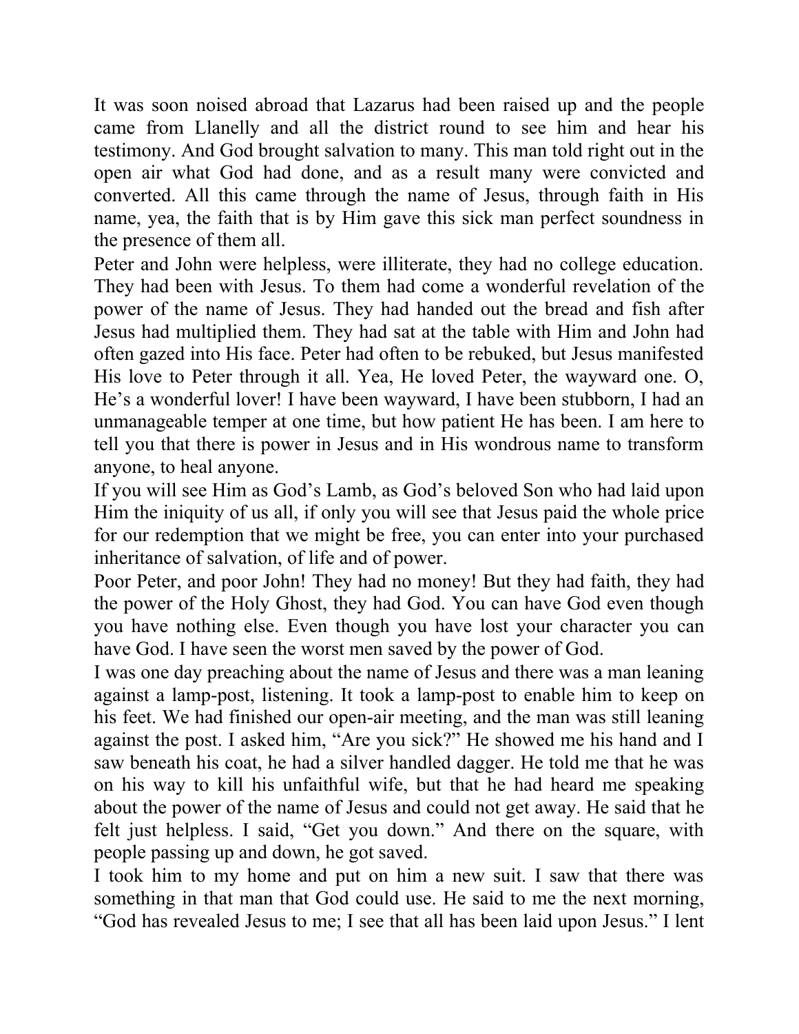It was soon noised abroad that Lazarus had been raised up and the people came from Llanelly and all the district round to see him and hear his testimony. And God brought salvation to many. This man told right out in the open air what God had done, and as a result many were convicted and converted. All this came through the name of Jesus, through faith in His name, yea, the faith that is by Him gave this sick man perfect soundness in the presence of them all.

Peter and John were helpless, were illiterate, they had no college education. They had been with Jesus. To them had come a wonderful revelation of the power of the name of Jesus. They had handed out the bread and fish after Jesus had multiplied them. They had sat at the table with Him and John had often gazed into His face. Peter had often to be rebuked, but Jesus manifested His love to Peter through it all. Yea, He loved Peter, the wayward one. O, He's a wonderful lover! I have been wayward, I have been stubborn, I had an unmanageable temper at one time, but how patient He has been. I am here to tell you that there is power in Jesus and in His wondrous name to transform anyone, to heal anyone.

If you will see Him as God's Lamb, as God's beloved Son who had laid upon Him the iniquity of us all, if only you will see that Jesus paid the whole price for our redemption that we might be free, you can enter into your purchased inheritance of salvation, of life and of power.

Poor Peter, and poor John! They had no money! But they had faith, they had the power of the Holy Ghost, they had God. You can have God even though you have nothing else. Even though you have lost your character you can have God. I have seen the worst men saved by the power of God.

I was one day preaching about the name of Jesus and there was a man leaning against a lamp-post, listening. It took a lamp-post to enable him to keep on his feet. We had finished our open-air meeting, and the man was still leaning against the post. I asked him, "Are you sick?" He showed me his hand and I saw beneath his coat, he had a silver handled dagger. He told me that he was on his way to kill his unfaithful wife, but that he had heard me speaking about the power of the name of Jesus and could not get away. He said that he felt just helpless. I said, "Get you down." And there on the square, with people passing up and down, he got saved.

I took him to my home and put on him a new suit. I saw that there was something in that man that God could use. He said to me the next morning, "God has revealed Jesus to me; I see that all has been laid upon Jesus." I lent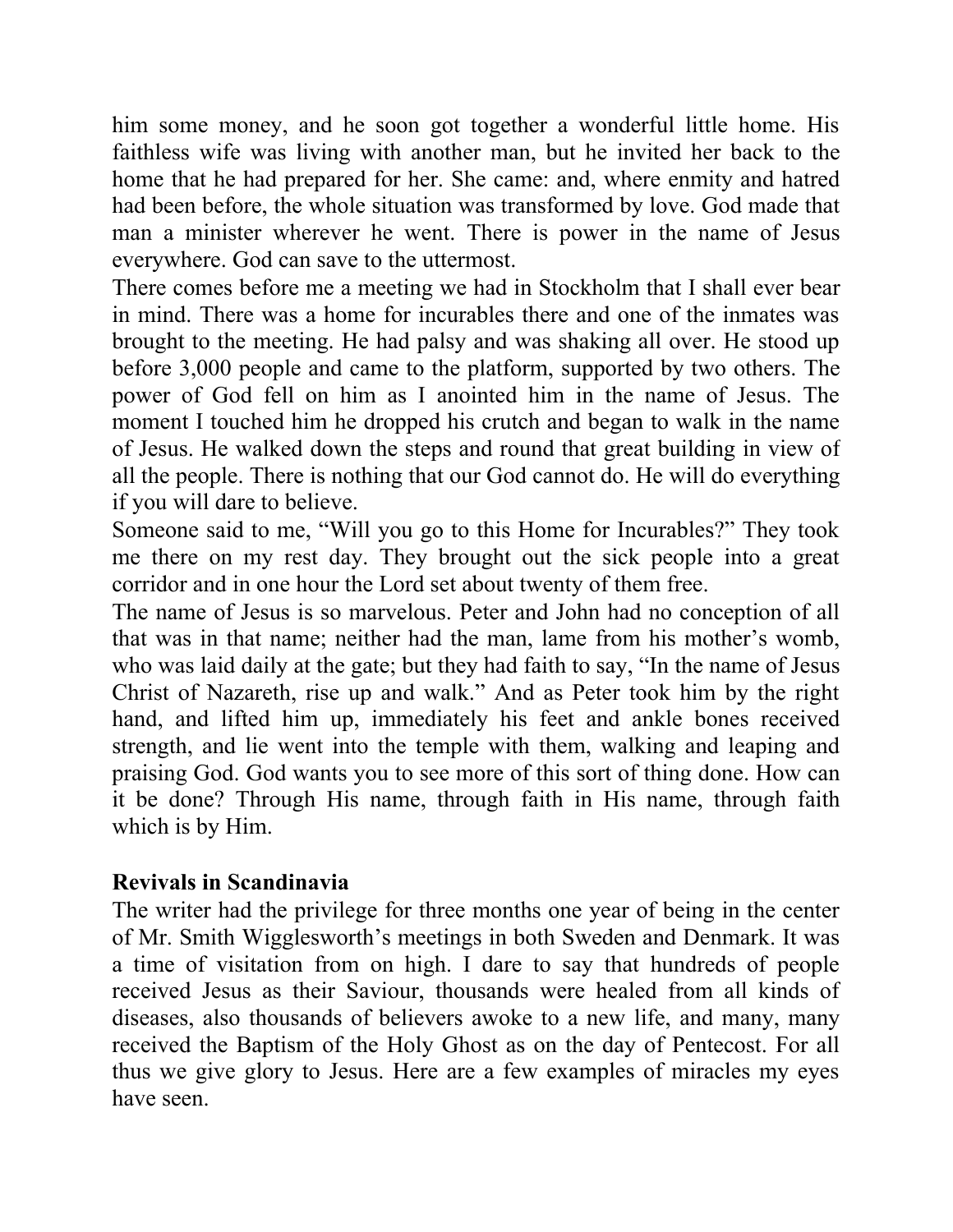him some money, and he soon got together a wonderful little home. His faithless wife was living with another man, but he invited her back to the home that he had prepared for her. She came: and, where enmity and hatred had been before, the whole situation was transformed by love. God made that man a minister wherever he went. There is power in the name of Jesus everywhere. God can save to the uttermost.

There comes before me a meeting we had in Stockholm that I shall ever bear in mind. There was a home for incurables there and one of the inmates was brought to the meeting. He had palsy and was shaking all over. He stood up before 3,000 people and came to the platform, supported by two others. The power of God fell on him as I anointed him in the name of Jesus. The moment I touched him he dropped his crutch and began to walk in the name of Jesus. He walked down the steps and round that great building in view of all the people. There is nothing that our God cannot do. He will do everything if you will dare to believe.

Someone said to me, “Will you go to this Home for Incurables?” They took me there on my rest day. They brought out the sick people into a great corridor and in one hour the Lord set about twenty of them free.

The name of Jesus is so marvelous. Peter and John had no conception of all that was in that name; neither had the man, lame from his mother’s womb, who was laid daily at the gate; but they had faith to say, “In the name of Jesus Christ of Nazareth, rise up and walk.” And as Peter took him by the right hand, and lifted him up, immediately his feet and ankle bones received strength, and lie went into the temple with them, walking and leaping and praising God. God wants you to see more of this sort of thing done. How can it be done? Through His name, through faith in His name, through faith which is by Him.

**Revivals in Scandinavia**

The writer had the privilege for three months one year of being in the center of Mr. Smith Wigglesworth’s meetings in both Sweden and Denmark. It was a time of visitation from on high. I dare to say that hundreds of people received Jesus as their Saviour, thousands were healed from all kinds of diseases, also thousands of believers awoke to a new life, and many, many received the Baptism of the Holy Ghost as on the day of Pentecost. For all thus we give glory to Jesus. Here are a few examples of miracles my eyes have seen.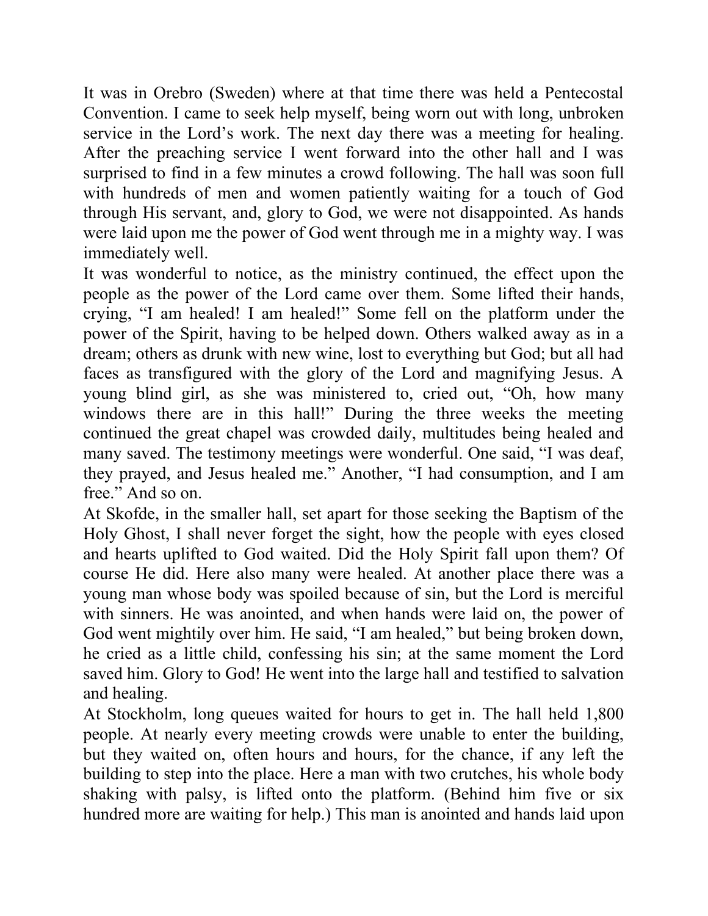It was in Orebro (Sweden) where at that time there was held a Pentecostal Convention. I came to seek help myself, being worn out with long, unbroken service in the Lord's work. The next day there was a meeting for healing. After the preaching service I went forward into the other hall and I was surprised to find in a few minutes a crowd following. The hall was soon full with hundreds of men and women patiently waiting for a touch of God through His servant, and, glory to God, we were not disappointed. As hands were laid upon me the power of God went through me in a mighty way. I was immediately well.

It was wonderful to notice, as the ministry continued, the effect upon the people as the power of the Lord came over them. Some lifted their hands, crying, "I am healed! I am healed!" Some fell on the platform under the power of the Spirit, having to be helped down. Others walked away as in a dream; others as drunk with new wine, lost to everything but God; but all had faces as transfigured with the glory of the Lord and magnifying Jesus. A young blind girl, as she was ministered to, cried out, "Oh, how many windows there are in this hall!" During the three weeks the meeting continued the great chapel was crowded daily, multitudes being healed and many saved. The testimony meetings were wonderful. One said, "I was deaf, they prayed, and Jesus healed me." Another, "I had consumption, and I am free." And so on.

At Skofde, in the smaller hall, set apart for those seeking the Baptism of the Holy Ghost, I shall never forget the sight, how the people with eyes closed and hearts uplifted to God waited. Did the Holy Spirit fall upon them? Of course He did. Here also many were healed. At another place there was a young man whose body was spoiled because of sin, but the Lord is merciful with sinners. He was anointed, and when hands were laid on, the power of God went mightily over him. He said, "I am healed," but being broken down, he cried as a little child, confessing his sin; at the same moment the Lord saved him. Glory to God! He went into the large hall and testified to salvation and healing.

At Stockholm, long queues waited for hours to get in. The hall held 1,800 people. At nearly every meeting crowds were unable to enter the building, but they waited on, often hours and hours, for the chance, if any left the building to step into the place. Here a man with two crutches, his whole body shaking with palsy, is lifted onto the platform. (Behind him five or six hundred more are waiting for help.) This man is anointed and hands laid upon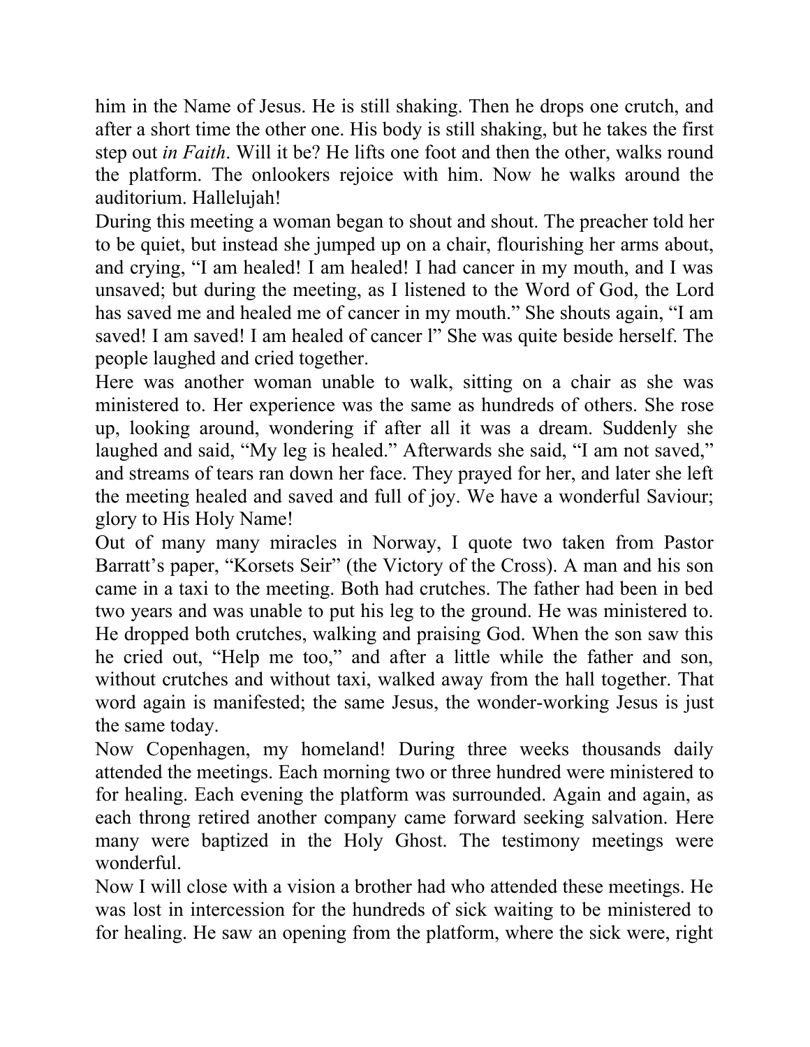him in the Name of Jesus. He is still shaking. Then he drops one crutch, and after a short time the other one. His body is still shaking, but he takes the first step out *in Faith*. Will it be? He lifts one foot and then the other, walks round the platform. The onlookers rejoice with him. Now he walks around the auditorium. Hallelujah!

During this meeting a woman began to shout and shout. The preacher told her to be quiet, but instead she jumped up on a chair, flourishing her arms about, and crying, “I am healed! I am healed! I had cancer in my mouth, and I was unsaved; but during the meeting, as I listened to the Word of God, the Lord has saved me and healed me of cancer in my mouth.” She shouts again, “I am saved! I am saved! I am healed of cancer l” She was quite beside herself. The people laughed and cried together.

Here was another woman unable to walk, sitting on a chair as she was ministered to. Her experience was the same as hundreds of others. She rose up, looking around, wondering if after all it was a dream. Suddenly she laughed and said, “My leg is healed.” Afterwards she said, “I am not saved,” and streams of tears ran down her face. They prayed for her, and later she left the meeting healed and saved and full of joy. We have a wonderful Saviour; glory to His Holy Name!

Out of many many miracles in Norway, I quote two taken from Pastor Barratt’s paper, “Korsets Seir” (the Victory of the Cross). A man and his son came in a taxi to the meeting. Both had crutches. The father had been in bed two years and was unable to put his leg to the ground. He was ministered to. He dropped both crutches, walking and praising God. When the son saw this he cried out, “Help me too,” and after a little while the father and son, without crutches and without taxi, walked away from the hall together. That word again is manifested; the same Jesus, the wonder-working Jesus is just the same today.

Now Copenhagen, my homeland! During three weeks thousands daily attended the meetings. Each morning two or three hundred were ministered to for healing. Each evening the platform was surrounded. Again and again, as each throng retired another company came forward seeking salvation. Here many were baptized in the Holy Ghost. The testimony meetings were wonderful.

Now I will close with a vision a brother had who attended these meetings. He was lost in intercession for the hundreds of sick waiting to be ministered to for healing. He saw an opening from the platform, where the sick were, right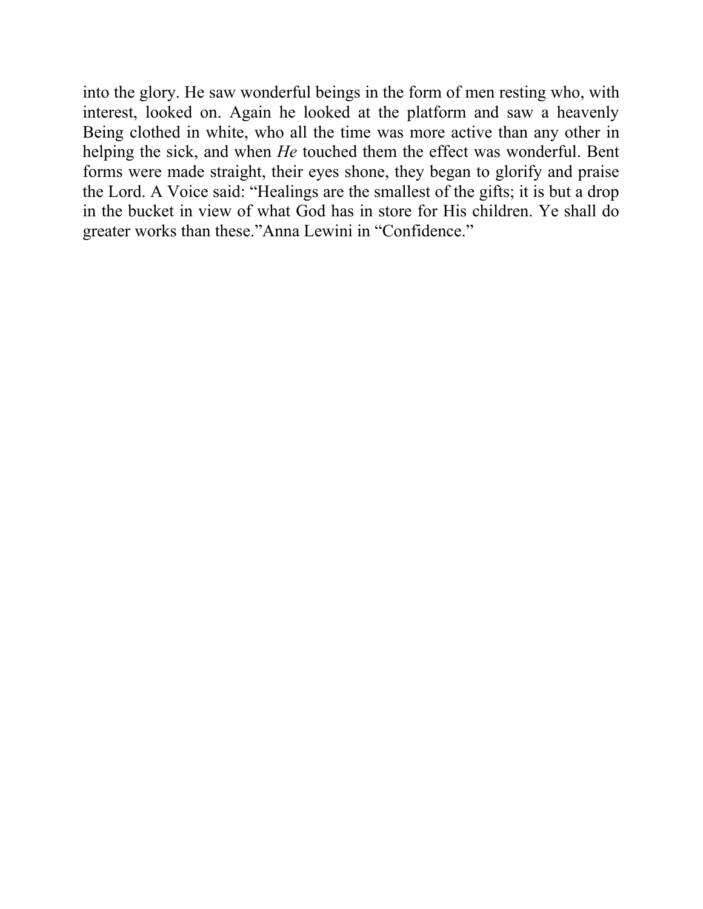into the glory. He saw wonderful beings in the form of men resting who, with interest, looked on. Again he looked at the platform and saw a heavenly Being clothed in white, who all the time was more active than any other in helping the sick, and when *He* touched them the effect was wonderful. Bent forms were made straight, their eyes shone, they began to glorify and praise the Lord. A Voice said: "Healings are the smallest of the gifts; it is but a drop in the bucket in view of what God has in store for His children. Ye shall do greater works than these."Anna Lewini in "Confidence."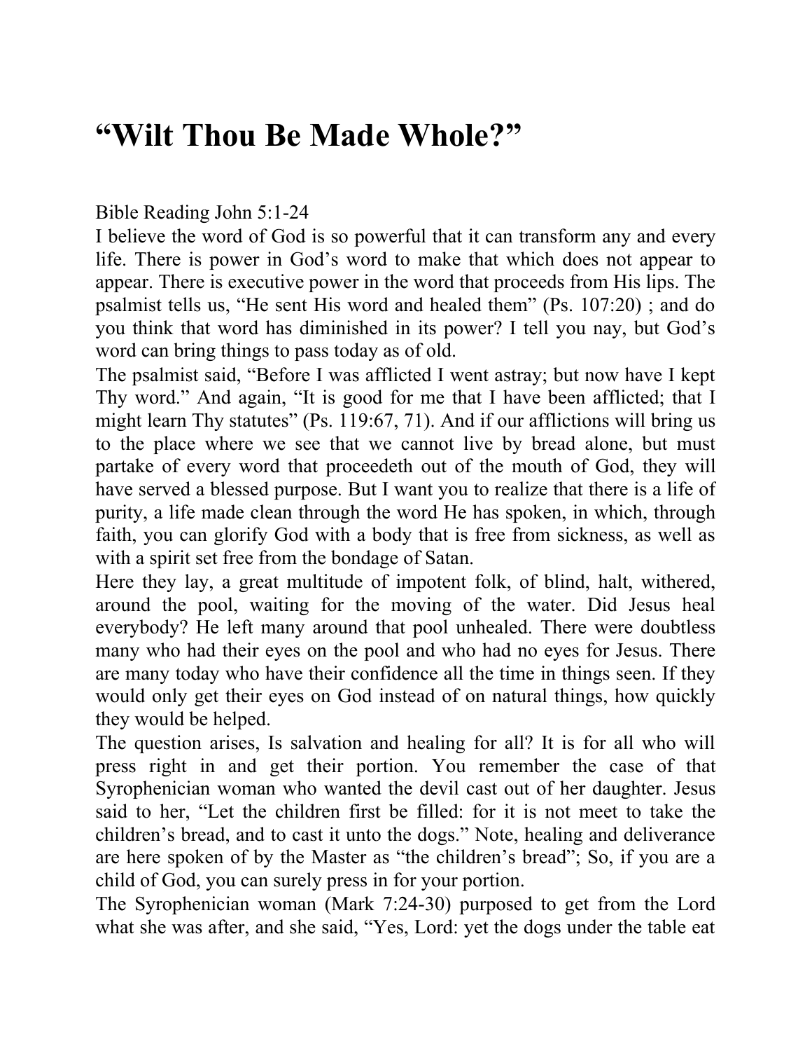# “Wilt Thou Be Made Whole?”

Bible Reading John 5:1-24

I believe the word of God is so powerful that it can transform any and every life. There is power in God’s word to make that which does not appear to appear. There is executive power in the word that proceeds from His lips. The psalmist tells us, “He sent His word and healed them” (Ps. 107:20) ; and do you think that word has diminished in its power? I tell you nay, but God’s word can bring things to pass today as of old.

The psalmist said, “Before I was afflicted I went astray; but now have I kept Thy word.” And again, “It is good for me that I have been afflicted; that I might learn Thy statutes” (Ps. 119:67, 71). And if our afflictions will bring us to the place where we see that we cannot live by bread alone, but must partake of every word that proceedeth out of the mouth of God, they will have served a blessed purpose. But I want you to realize that there is a life of purity, a life made clean through the word He has spoken, in which, through faith, you can glorify God with a body that is free from sickness, as well as with a spirit set free from the bondage of Satan.

Here they lay, a great multitude of impotent folk, of blind, halt, withered, around the pool, waiting for the moving of the water. Did Jesus heal everybody? He left many around that pool unhealed. There were doubtless many who had their eyes on the pool and who had no eyes for Jesus. There are many today who have their confidence all the time in things seen. If they would only get their eyes on God instead of on natural things, how quickly they would be helped.

The question arises, Is salvation and healing for all? It is for all who will press right in and get their portion. You remember the case of that Syrophenician woman who wanted the devil cast out of her daughter. Jesus said to her, “Let the children first be filled: for it is not meet to take the children’s bread, and to cast it unto the dogs.” Note, healing and deliverance are here spoken of by the Master as “the children’s bread”; So, if you are a child of God, you can surely press in for your portion.

The Syrophenician woman (Mark 7:24-30) purposed to get from the Lord what she was after, and she said, “Yes, Lord: yet the dogs under the table eat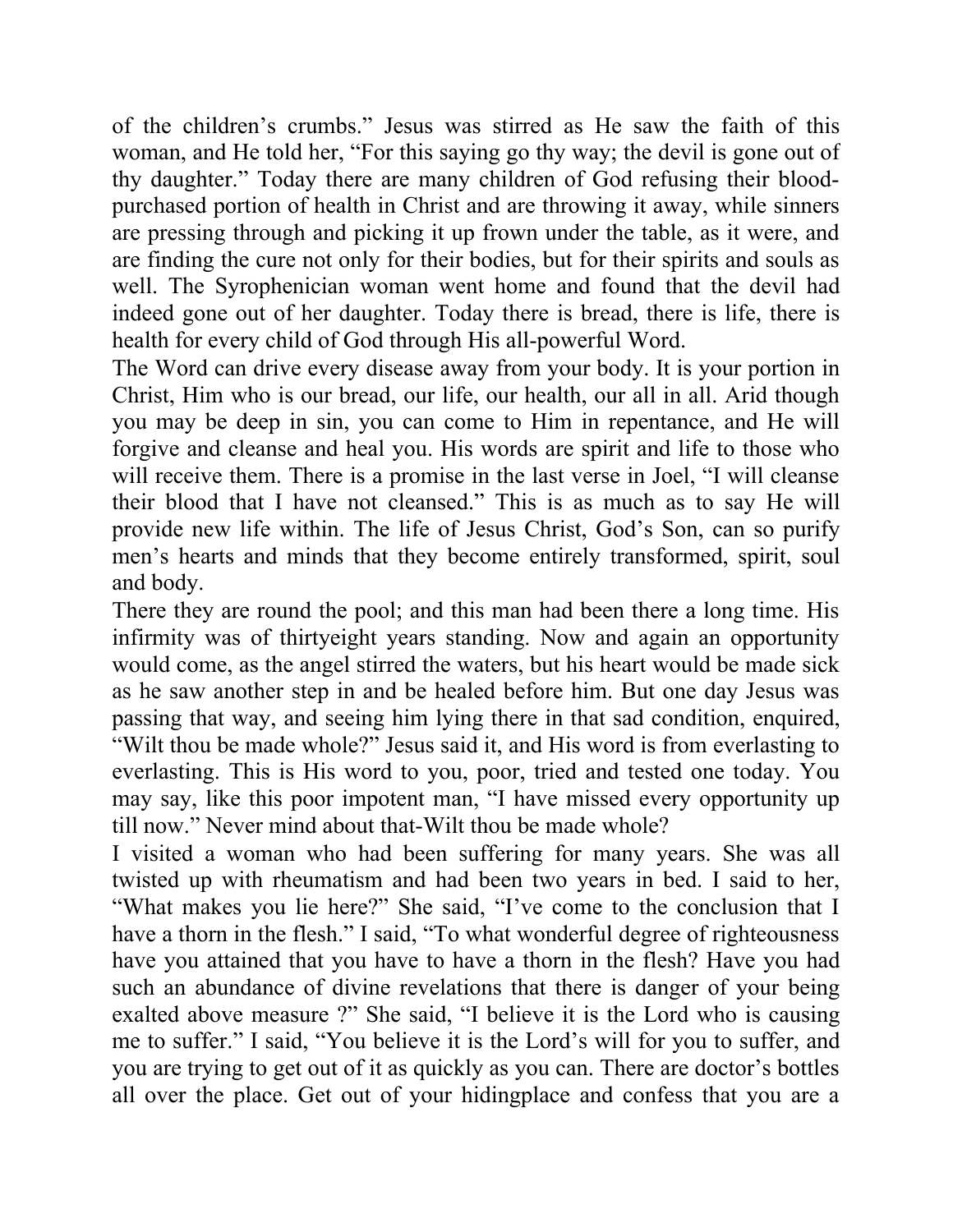of the children's crumbs." Jesus was stirred as He saw the faith of this woman, and He told her, "For this saying go thy way; the devil is gone out of thy daughter." Today there are many children of God refusing their blood-purchased portion of health in Christ and are throwing it away, while sinners are pressing through and picking it up frown under the table, as it were, and are finding the cure not only for their bodies, but for their spirits and souls as well. The Syrophenician woman went home and found that the devil had indeed gone out of her daughter. Today there is bread, there is life, there is health for every child of God through His all-powerful Word.

The Word can drive every disease away from your body. It is your portion in Christ, Him who is our bread, our life, our health, our all in all. Arid though you may be deep in sin, you can come to Him in repentance, and He will forgive and cleanse and heal you. His words are spirit and life to those who will receive them. There is a promise in the last verse in Joel, "I will cleanse their blood that I have not cleansed." This is as much as to say He will provide new life within. The life of Jesus Christ, God's Son, can so purify men's hearts and minds that they become entirely transformed, spirit, soul and body.

There they are round the pool; and this man had been there a long time. His infirmity was of thirtyeight years standing. Now and again an opportunity would come, as the angel stirred the waters, but his heart would be made sick as he saw another step in and be healed before him. But one day Jesus was passing that way, and seeing him lying there in that sad condition, enquired, "Wilt thou be made whole?" Jesus said it, and His word is from everlasting to everlasting. This is His word to you, poor, tried and tested one today. You may say, like this poor impotent man, "I have missed every opportunity up till now." Never mind about that-Wilt thou be made whole?

I visited a woman who had been suffering for many years. She was all twisted up with rheumatism and had been two years in bed. I said to her, "What makes you lie here?" She said, "I've come to the conclusion that I have a thorn in the flesh." I said, "To what wonderful degree of righteousness have you attained that you have to have a thorn in the flesh? Have you had such an abundance of divine revelations that there is danger of your being exalted above measure ?" She said, "I believe it is the Lord who is causing me to suffer." I said, "You believe it is the Lord's will for you to suffer, and you are trying to get out of it as quickly as you can. There are doctor's bottles all over the place. Get out of your hidingplace and confess that you are a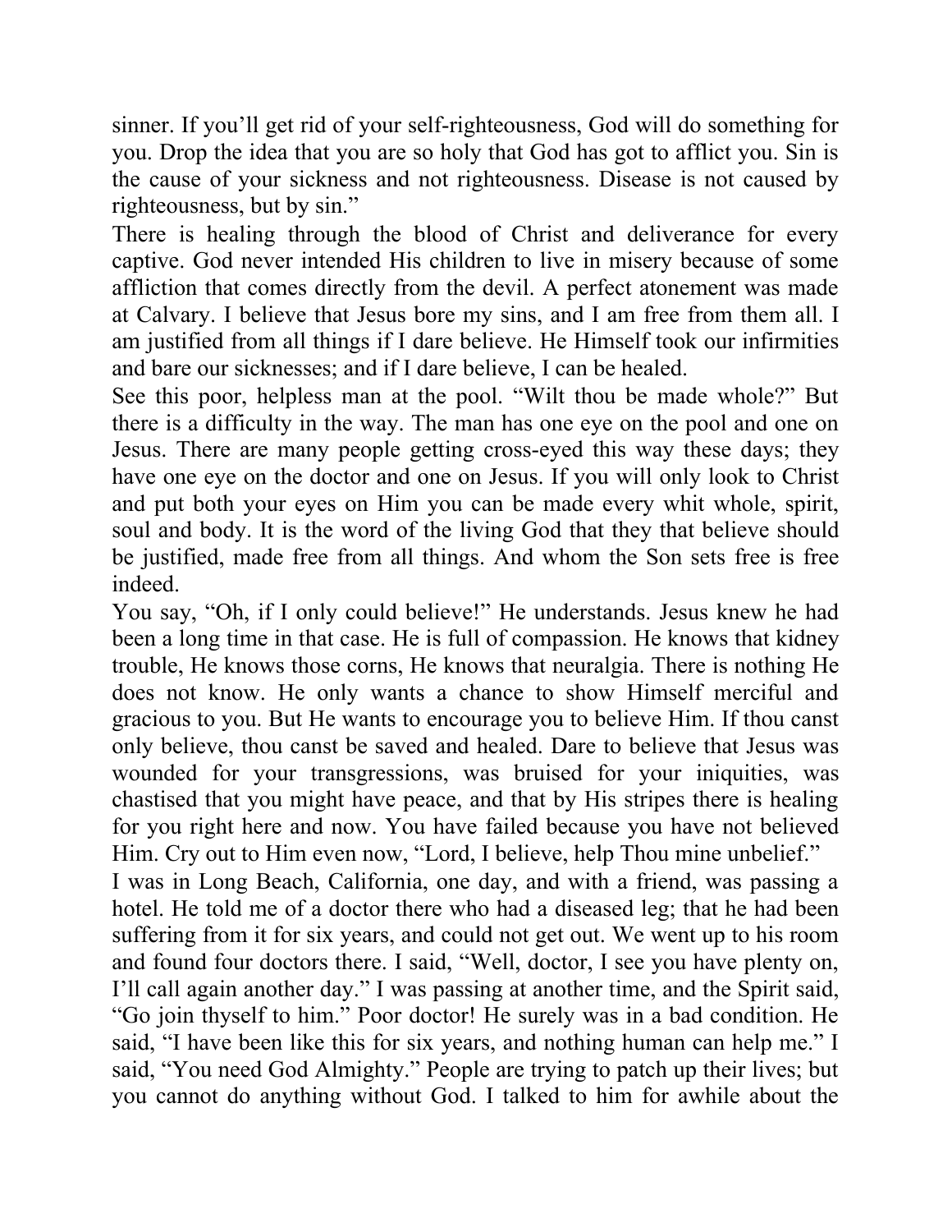sinner. If you'll get rid of your self-righteousness, God will do something for you. Drop the idea that you are so holy that God has got to afflict you. Sin is the cause of your sickness and not righteousness. Disease is not caused by righteousness, but by sin."

There is healing through the blood of Christ and deliverance for every captive. God never intended His children to live in misery because of some affliction that comes directly from the devil. A perfect atonement was made at Calvary. I believe that Jesus bore my sins, and I am free from them all. I am justified from all things if I dare believe. He Himself took our infirmities and bare our sicknesses; and if I dare believe, I can be healed.

See this poor, helpless man at the pool. "Wilt thou be made whole?" But there is a difficulty in the way. The man has one eye on the pool and one on Jesus. There are many people getting cross-eyed this way these days; they have one eye on the doctor and one on Jesus. If you will only look to Christ and put both your eyes on Him you can be made every whit whole, spirit, soul and body. It is the word of the living God that they that believe should be justified, made free from all things. And whom the Son sets free is free indeed.

You say, "Oh, if I only could believe!" He understands. Jesus knew he had been a long time in that case. He is full of compassion. He knows that kidney trouble, He knows those corns, He knows that neuralgia. There is nothing He does not know. He only wants a chance to show Himself merciful and gracious to you. But He wants to encourage you to believe Him. If thou canst only believe, thou canst be saved and healed. Dare to believe that Jesus was wounded for your transgressions, was bruised for your iniquities, was chastised that you might have peace, and that by His stripes there is healing for you right here and now. You have failed because you have not believed Him. Cry out to Him even now, "Lord, I believe, help Thou mine unbelief."

I was in Long Beach, California, one day, and with a friend, was passing a hotel. He told me of a doctor there who had a diseased leg; that he had been suffering from it for six years, and could not get out. We went up to his room and found four doctors there. I said, "Well, doctor, I see you have plenty on, I'll call again another day." I was passing at another time, and the Spirit said, "Go join thyself to him." Poor doctor! He surely was in a bad condition. He said, "I have been like this for six years, and nothing human can help me." I said, "You need God Almighty." People are trying to patch up their lives; but you cannot do anything without God. I talked to him for awhile about the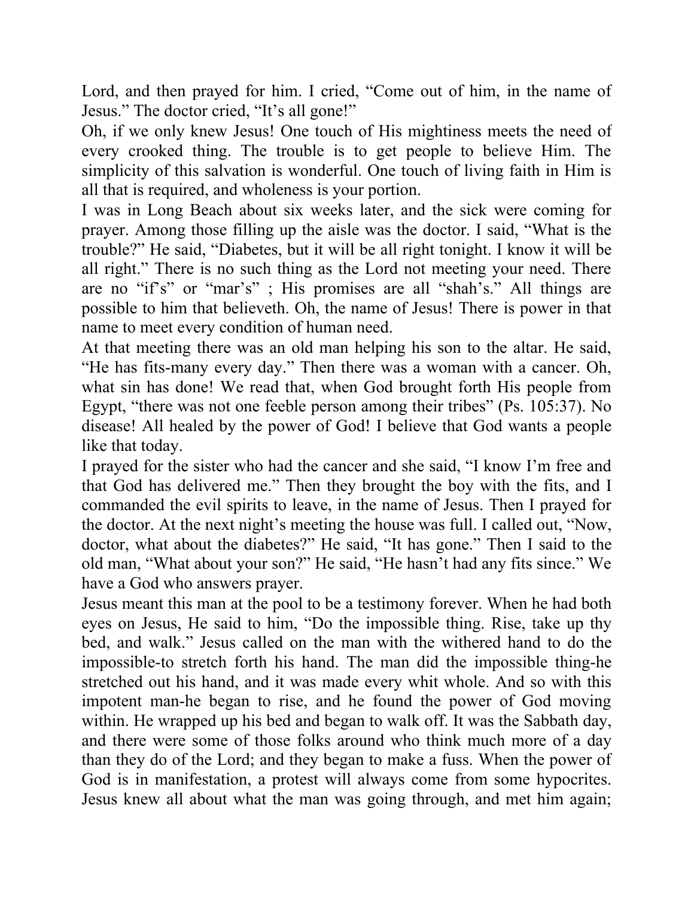Lord, and then prayed for him. I cried, “Come out of him, in the name of Jesus.” The doctor cried, “It’s all gone!”

Oh, if we only knew Jesus! One touch of His mightiness meets the need of every crooked thing. The trouble is to get people to believe Him. The simplicity of this salvation is wonderful. One touch of living faith in Him is all that is required, and wholeness is your portion.

I was in Long Beach about six weeks later, and the sick were coming for prayer. Among those filling up the aisle was the doctor. I said, “What is the trouble?” He said, “Diabetes, but it will be all right tonight. I know it will be all right.” There is no such thing as the Lord not meeting your need. There are no “if’s” or “mar’s” ; His promises are all “shah’s.” All things are possible to him that believeth. Oh, the name of Jesus! There is power in that name to meet every condition of human need.

At that meeting there was an old man helping his son to the altar. He said, “He has fits-many every day.” Then there was a woman with a cancer. Oh, what sin has done! We read that, when God brought forth His people from Egypt, “there was not one feeble person among their tribes” (Ps. 105:37). No disease! All healed by the power of God! I believe that God wants a people like that today.

I prayed for the sister who had the cancer and she said, “I know I’m free and that God has delivered me.” Then they brought the boy with the fits, and I commanded the evil spirits to leave, in the name of Jesus. Then I prayed for the doctor. At the next night’s meeting the house was full. I called out, “Now, doctor, what about the diabetes?” He said, “It has gone.” Then I said to the old man, “What about your son?” He said, “He hasn’t had any fits since.” We have a God who answers prayer.

Jesus meant this man at the pool to be a testimony forever. When he had both eyes on Jesus, He said to him, “Do the impossible thing. Rise, take up thy bed, and walk.” Jesus called on the man with the withered hand to do the impossible-to stretch forth his hand. The man did the impossible thing-he stretched out his hand, and it was made every whit whole. And so with this impotent man-he began to rise, and he found the power of God moving within. He wrapped up his bed and began to walk off. It was the Sabbath day, and there were some of those folks around who think much more of a day than they do of the Lord; and they began to make a fuss. When the power of God is in manifestation, a protest will always come from some hypocrites. Jesus knew all about what the man was going through, and met him again;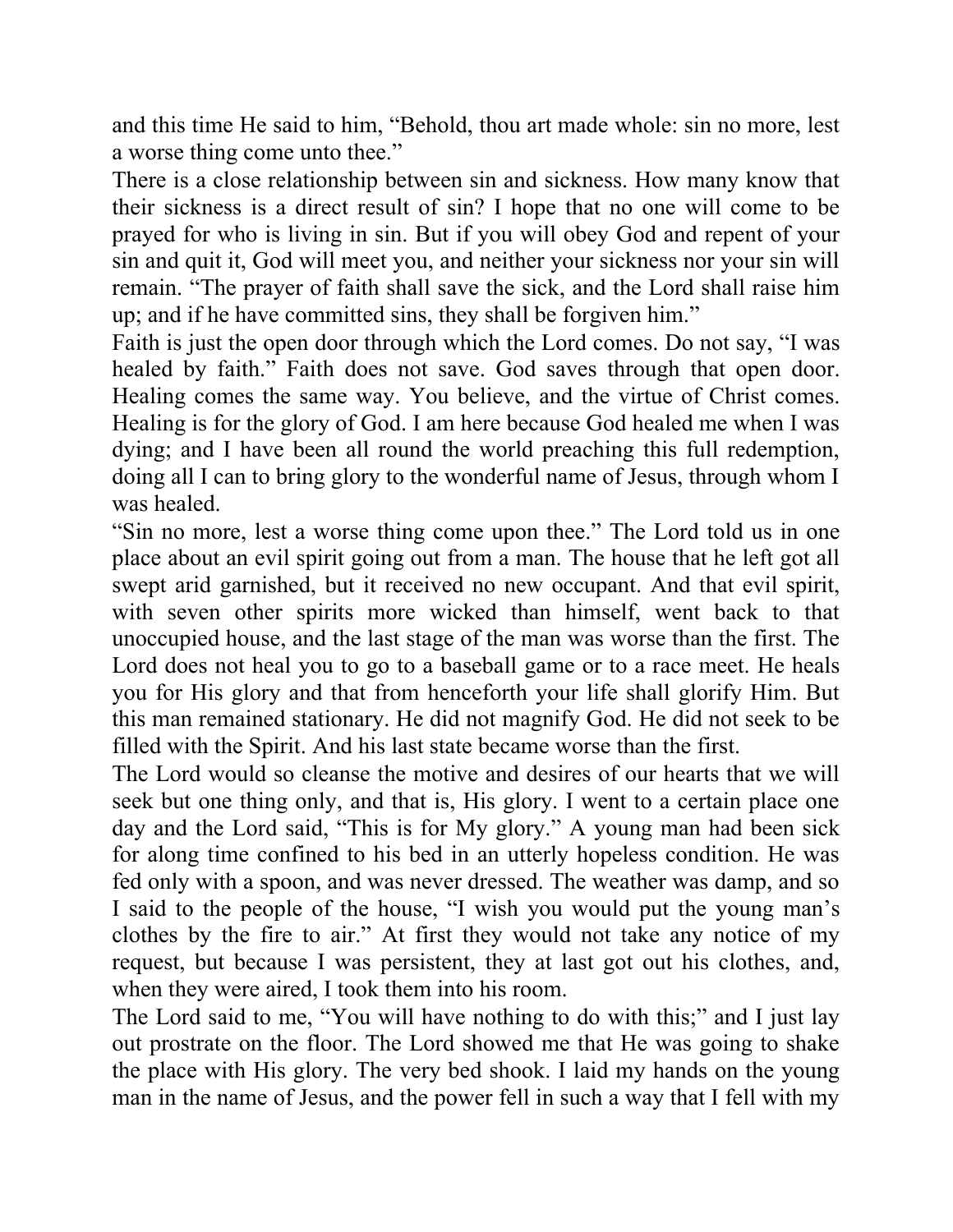and this time He said to him, “Behold, thou art made whole: sin no more, lest a worse thing come unto thee.”

There is a close relationship between sin and sickness. How many know that their sickness is a direct result of sin? I hope that no one will come to be prayed for who is living in sin. But if you will obey God and repent of your sin and quit it, God will meet you, and neither your sickness nor your sin will remain. “The prayer of faith shall save the sick, and the Lord shall raise him up; and if he have committed sins, they shall be forgiven him.”

Faith is just the open door through which the Lord comes. Do not say, “I was healed by faith.” Faith does not save. God saves through that open door. Healing comes the same way. You believe, and the virtue of Christ comes. Healing is for the glory of God. I am here because God healed me when I was dying; and I have been all round the world preaching this full redemption, doing all I can to bring glory to the wonderful name of Jesus, through whom I was healed.

“Sin no more, lest a worse thing come upon thee.” The Lord told us in one place about an evil spirit going out from a man. The house that he left got all swept arid garnished, but it received no new occupant. And that evil spirit, with seven other spirits more wicked than himself, went back to that unoccupied house, and the last stage of the man was worse than the first. The Lord does not heal you to go to a baseball game or to a race meet. He heals you for His glory and that from henceforth your life shall glorify Him. But this man remained stationary. He did not magnify God. He did not seek to be filled with the Spirit. And his last state became worse than the first.

The Lord would so cleanse the motive and desires of our hearts that we will seek but one thing only, and that is, His glory. I went to a certain place one day and the Lord said, “This is for My glory.” A young man had been sick for along time confined to his bed in an utterly hopeless condition. He was fed only with a spoon, and was never dressed. The weather was damp, and so I said to the people of the house, “I wish you would put the young man’s clothes by the fire to air.” At first they would not take any notice of my request, but because I was persistent, they at last got out his clothes, and, when they were aired, I took them into his room.

The Lord said to me, “You will have nothing to do with this;” and I just lay out prostrate on the floor. The Lord showed me that He was going to shake the place with His glory. The very bed shook. I laid my hands on the young man in the name of Jesus, and the power fell in such a way that I fell with my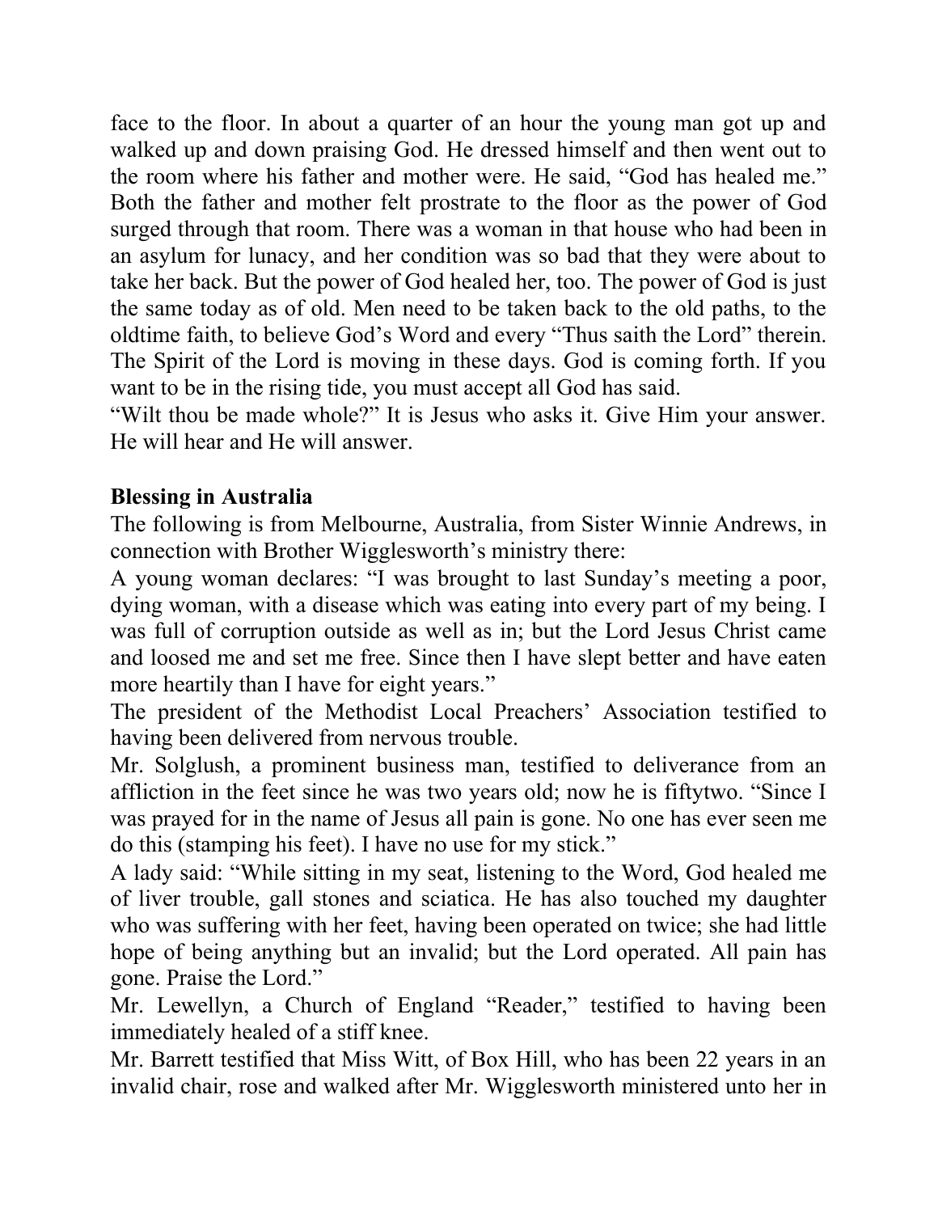face to the floor. In about a quarter of an hour the young man got up and walked up and down praising God. He dressed himself and then went out to the room where his father and mother were. He said, "God has healed me." Both the father and mother felt prostrate to the floor as the power of God surged through that room. There was a woman in that house who had been in an asylum for lunacy, and her condition was so bad that they were about to take her back. But the power of God healed her, too. The power of God is just the same today as of old. Men need to be taken back to the old paths, to the oldtime faith, to believe God's Word and every "Thus saith the Lord" therein. The Spirit of the Lord is moving in these days. God is coming forth. If you want to be in the rising tide, you must accept all God has said.

"Wilt thou be made whole?" It is Jesus who asks it. Give Him your answer. He will hear and He will answer.

**Blessing in Australia**

The following is from Melbourne, Australia, from Sister Winnie Andrews, in connection with Brother Wigglesworth's ministry there:

A young woman declares: "I was brought to last Sunday's meeting a poor, dying woman, with a disease which was eating into every part of my being. I was full of corruption outside as well as in; but the Lord Jesus Christ came and loosed me and set me free. Since then I have slept better and have eaten more heartily than I have for eight years."

The president of the Methodist Local Preachers' Association testified to having been delivered from nervous trouble.

Mr. Solglush, a prominent business man, testified to deliverance from an affliction in the feet since he was two years old; now he is fiftytwo. "Since I was prayed for in the name of Jesus all pain is gone. No one has ever seen me do this (stamping his feet). I have no use for my stick."

A lady said: "While sitting in my seat, listening to the Word, God healed me of liver trouble, gall stones and sciatica. He has also touched my daughter who was suffering with her feet, having been operated on twice; she had little hope of being anything but an invalid; but the Lord operated. All pain has gone. Praise the Lord."

Mr. Lewellyn, a Church of England "Reader," testified to having been immediately healed of a stiff knee.

Mr. Barrett testified that Miss Witt, of Box Hill, who has been 22 years in an invalid chair, rose and walked after Mr. Wigglesworth ministered unto her in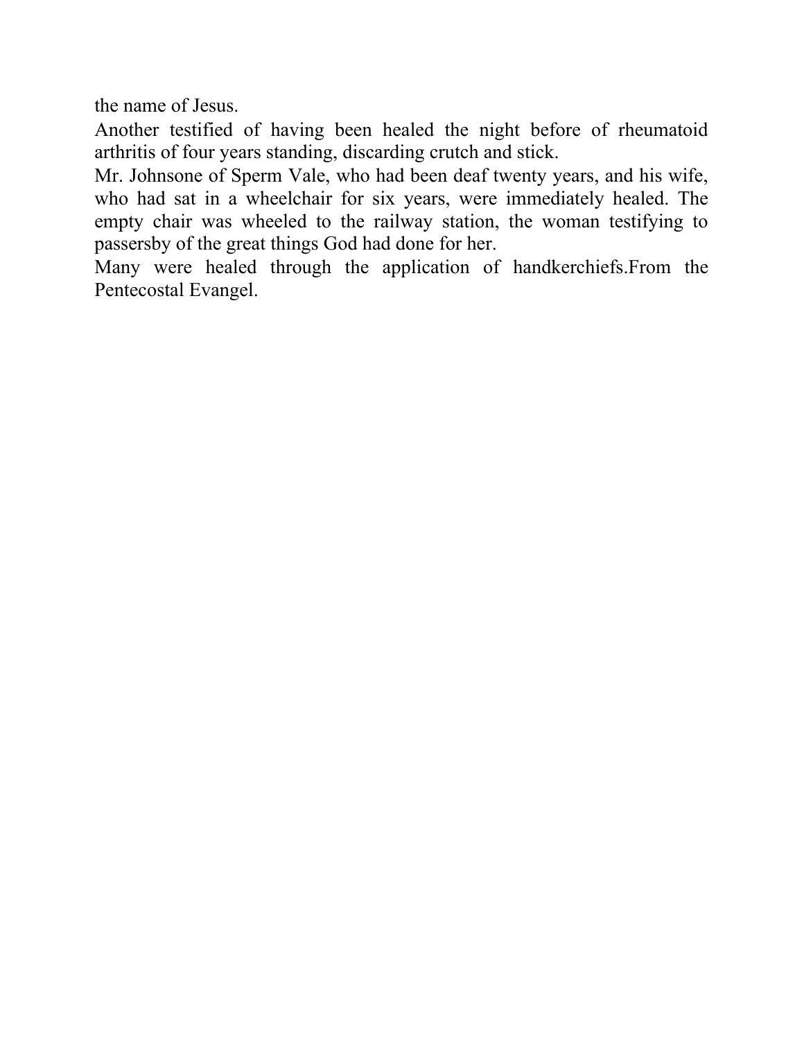the name of Jesus.

Another testified of having been healed the night before of rheumatoid arthritis of four years standing, discarding crutch and stick.

Mr. Johnsone of Sperm Vale, who had been deaf twenty years, and his wife, who had sat in a wheelchair for six years, were immediately healed. The empty chair was wheeled to the railway station, the woman testifying to passersby of the great things God had done for her.

Many were healed through the application of handkerchiefs.From the Pentecostal Evangel.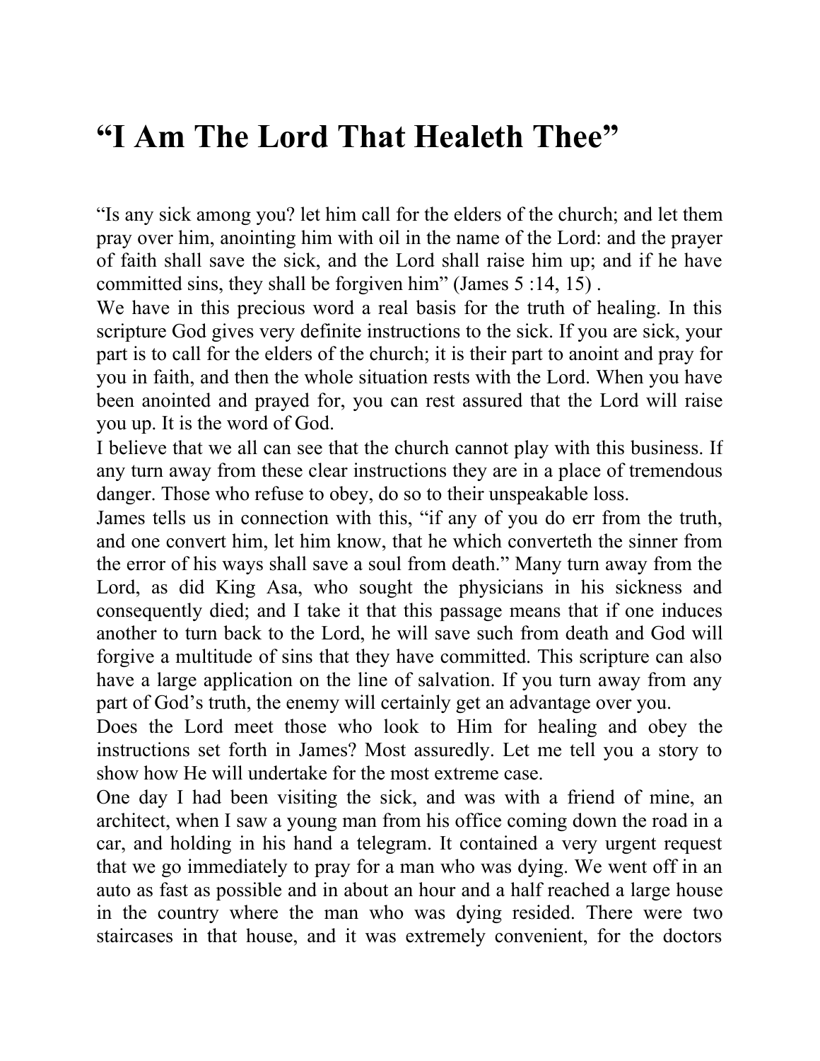# “I Am The Lord That Healeth Thee”

“Is any sick among you? let him call for the elders of the church; and let them pray over him, anointing him with oil in the name of the Lord: and the prayer of faith shall save the sick, and the Lord shall raise him up; and if he have committed sins, they shall be forgiven him” (James 5 :14, 15) .

We have in this precious word a real basis for the truth of healing. In this scripture God gives very definite instructions to the sick. If you are sick, your part is to call for the elders of the church; it is their part to anoint and pray for you in faith, and then the whole situation rests with the Lord. When you have been anointed and prayed for, you can rest assured that the Lord will raise you up. It is the word of God.

I believe that we all can see that the church cannot play with this business. If any turn away from these clear instructions they are in a place of tremendous danger. Those who refuse to obey, do so to their unspeakable loss.

James tells us in connection with this, “if any of you do err from the truth, and one convert him, let him know, that he which converteth the sinner from the error of his ways shall save a soul from death.” Many turn away from the Lord, as did King Asa, who sought the physicians in his sickness and consequently died; and I take it that this passage means that if one induces another to turn back to the Lord, he will save such from death and God will forgive a multitude of sins that they have committed. This scripture can also have a large application on the line of salvation. If you turn away from any part of God’s truth, the enemy will certainly get an advantage over you.

Does the Lord meet those who look to Him for healing and obey the instructions set forth in James? Most assuredly. Let me tell you a story to show how He will undertake for the most extreme case.

One day I had been visiting the sick, and was with a friend of mine, an architect, when I saw a young man from his office coming down the road in a car, and holding in his hand a telegram. It contained a very urgent request that we go immediately to pray for a man who was dying. We went off in an auto as fast as possible and in about an hour and a half reached a large house in the country where the man who was dying resided. There were two staircases in that house, and it was extremely convenient, for the doctors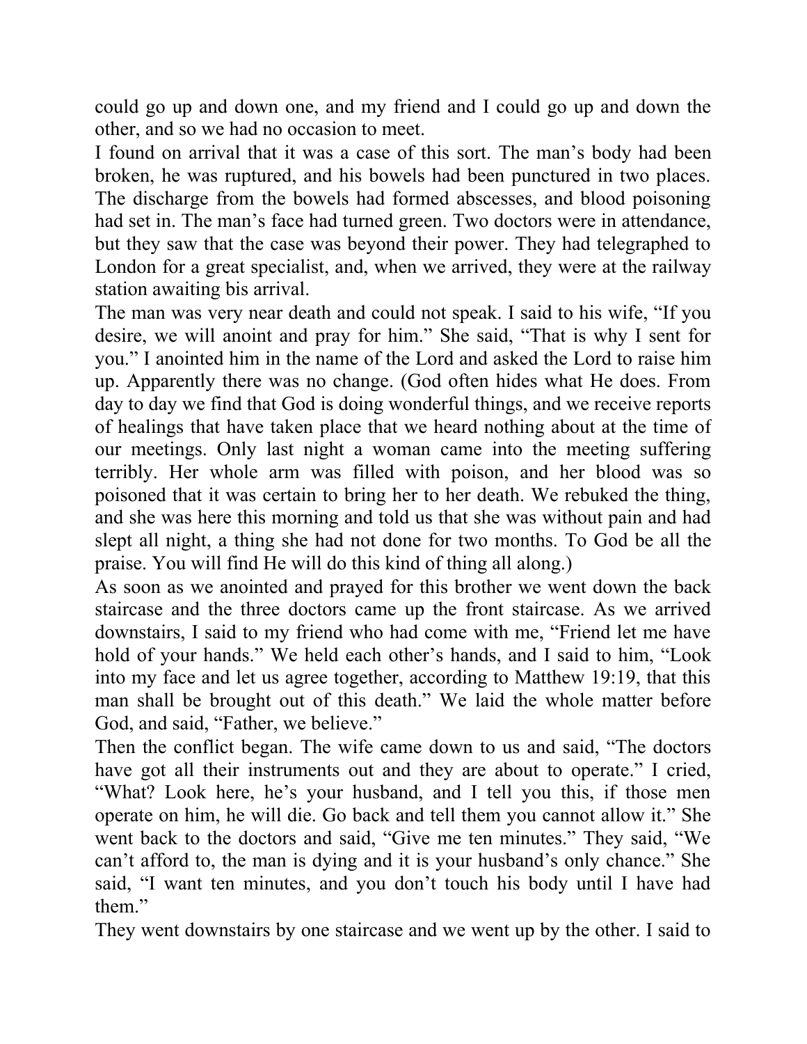could go up and down one, and my friend and I could go up and down the other, and so we had no occasion to meet.

I found on arrival that it was a case of this sort. The man's body had been broken, he was ruptured, and his bowels had been punctured in two places. The discharge from the bowels had formed abscesses, and blood poisoning had set in. The man's face had turned green. Two doctors were in attendance, but they saw that the case was beyond their power. They had telegraphed to London for a great specialist, and, when we arrived, they were at the railway station awaiting bis arrival.

The man was very near death and could not speak. I said to his wife, "If you desire, we will anoint and pray for him." She said, "That is why I sent for you." I anointed him in the name of the Lord and asked the Lord to raise him up. Apparently there was no change. (God often hides what He does. From day to day we find that God is doing wonderful things, and we receive reports of healings that have taken place that we heard nothing about at the time of our meetings. Only last night a woman came into the meeting suffering terribly. Her whole arm was filled with poison, and her blood was so poisoned that it was certain to bring her to her death. We rebuked the thing, and she was here this morning and told us that she was without pain and had slept all night, a thing she had not done for two months. To God be all the praise. You will find He will do this kind of thing all along.)

As soon as we anointed and prayed for this brother we went down the back staircase and the three doctors came up the front staircase. As we arrived downstairs, I said to my friend who had come with me, "Friend let me have hold of your hands." We held each other's hands, and I said to him, "Look into my face and let us agree together, according to Matthew 19:19, that this man shall be brought out of this death." We laid the whole matter before God, and said, "Father, we believe."

Then the conflict began. The wife came down to us and said, "The doctors have got all their instruments out and they are about to operate." I cried, "What? Look here, he's your husband, and I tell you this, if those men operate on him, he will die. Go back and tell them you cannot allow it." She went back to the doctors and said, "Give me ten minutes." They said, "We can't afford to, the man is dying and it is your husband's only chance." She said, "I want ten minutes, and you don't touch his body until I have had them."

They went downstairs by one staircase and we went up by the other. I said to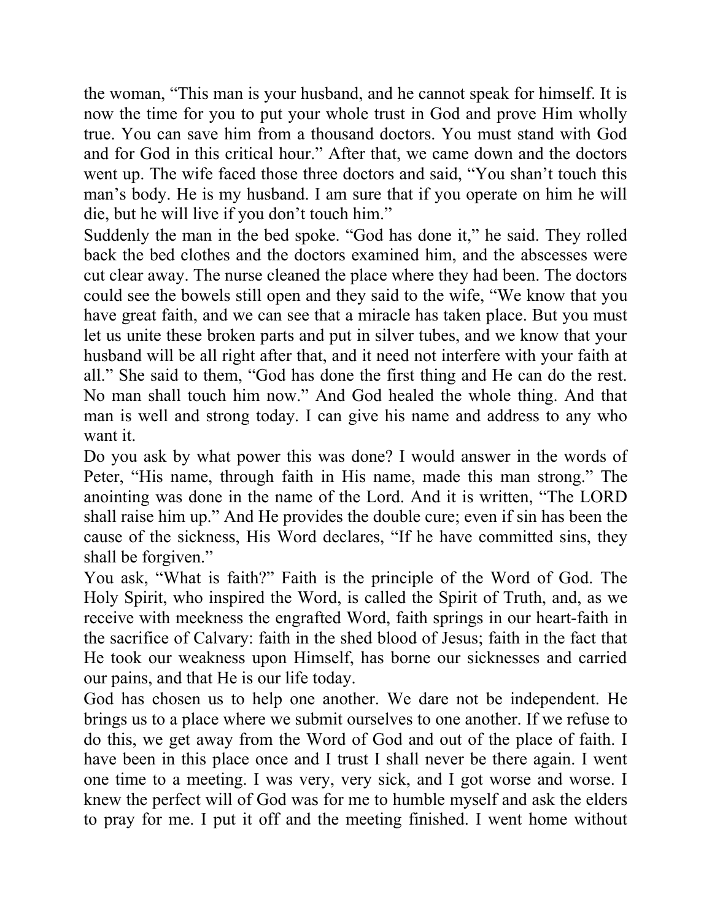the woman, “This man is your husband, and he cannot speak for himself. It is now the time for you to put your whole trust in God and prove Him wholly true. You can save him from a thousand doctors. You must stand with God and for God in this critical hour.” After that, we came down and the doctors went up. The wife faced those three doctors and said, “You shan’t touch this man’s body. He is my husband. I am sure that if you operate on him he will die, but he will live if you don’t touch him.”

Suddenly the man in the bed spoke. “God has done it,” he said. They rolled back the bed clothes and the doctors examined him, and the abscesses were cut clear away. The nurse cleaned the place where they had been. The doctors could see the bowels still open and they said to the wife, “We know that you have great faith, and we can see that a miracle has taken place. But you must let us unite these broken parts and put in silver tubes, and we know that your husband will be all right after that, and it need not interfere with your faith at all.” She said to them, “God has done the first thing and He can do the rest. No man shall touch him now.” And God healed the whole thing. And that man is well and strong today. I can give his name and address to any who want it.

Do you ask by what power this was done? I would answer in the words of Peter, “His name, through faith in His name, made this man strong.” The anointing was done in the name of the Lord. And it is written, “The LORD shall raise him up.” And He provides the double cure; even if sin has been the cause of the sickness, His Word declares, “If he have committed sins, they shall be forgiven.”

You ask, “What is faith?” Faith is the principle of the Word of God. The Holy Spirit, who inspired the Word, is called the Spirit of Truth, and, as we receive with meekness the engrafted Word, faith springs in our heart-faith in the sacrifice of Calvary: faith in the shed blood of Jesus; faith in the fact that He took our weakness upon Himself, has borne our sicknesses and carried our pains, and that He is our life today.

God has chosen us to help one another. We dare not be independent. He brings us to a place where we submit ourselves to one another. If we refuse to do this, we get away from the Word of God and out of the place of faith. I have been in this place once and I trust I shall never be there again. I went one time to a meeting. I was very, very sick, and I got worse and worse. I knew the perfect will of God was for me to humble myself and ask the elders to pray for me. I put it off and the meeting finished. I went home without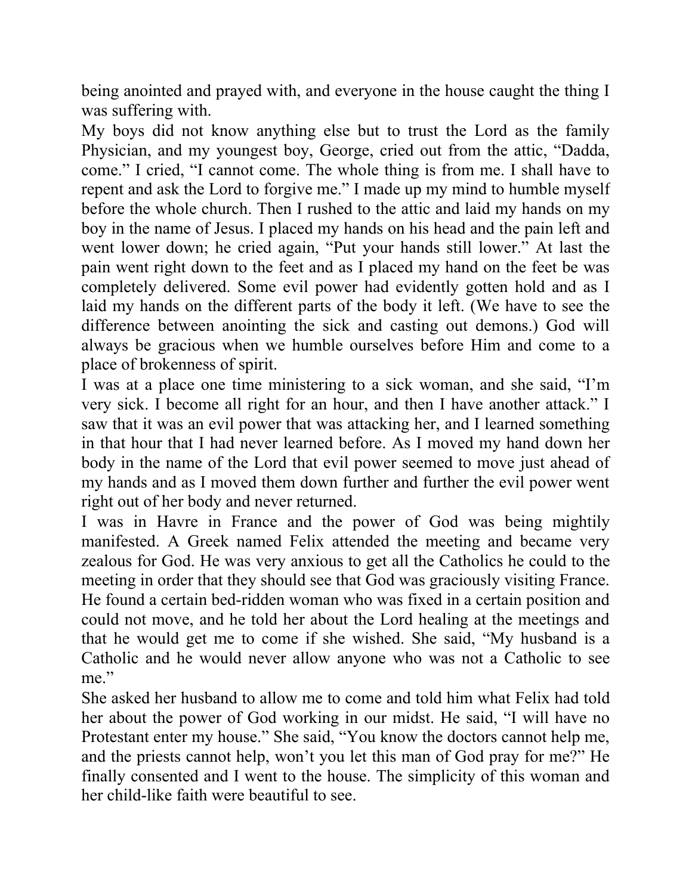being anointed and prayed with, and everyone in the house caught the thing I was suffering with.

My boys did not know anything else but to trust the Lord as the family Physician, and my youngest boy, George, cried out from the attic, "Dadda, come." I cried, "I cannot come. The whole thing is from me. I shall have to repent and ask the Lord to forgive me." I made up my mind to humble myself before the whole church. Then I rushed to the attic and laid my hands on my boy in the name of Jesus. I placed my hands on his head and the pain left and went lower down; he cried again, "Put your hands still lower." At last the pain went right down to the feet and as I placed my hand on the feet be was completely delivered. Some evil power had evidently gotten hold and as I laid my hands on the different parts of the body it left. (We have to see the difference between anointing the sick and casting out demons.) God will always be gracious when we humble ourselves before Him and come to a place of brokenness of spirit.

I was at a place one time ministering to a sick woman, and she said, "I'm very sick. I become all right for an hour, and then I have another attack." I saw that it was an evil power that was attacking her, and I learned something in that hour that I had never learned before. As I moved my hand down her body in the name of the Lord that evil power seemed to move just ahead of my hands and as I moved them down further and further the evil power went right out of her body and never returned.

I was in Havre in France and the power of God was being mightily manifested. A Greek named Felix attended the meeting and became very zealous for God. He was very anxious to get all the Catholics he could to the meeting in order that they should see that God was graciously visiting France. He found a certain bed-ridden woman who was fixed in a certain position and could not move, and he told her about the Lord healing at the meetings and that he would get me to come if she wished. She said, "My husband is a Catholic and he would never allow anyone who was not a Catholic to see me."

She asked her husband to allow me to come and told him what Felix had told her about the power of God working in our midst. He said, "I will have no Protestant enter my house." She said, "You know the doctors cannot help me, and the priests cannot help, won't you let this man of God pray for me?" He finally consented and I went to the house. The simplicity of this woman and her child-like faith were beautiful to see.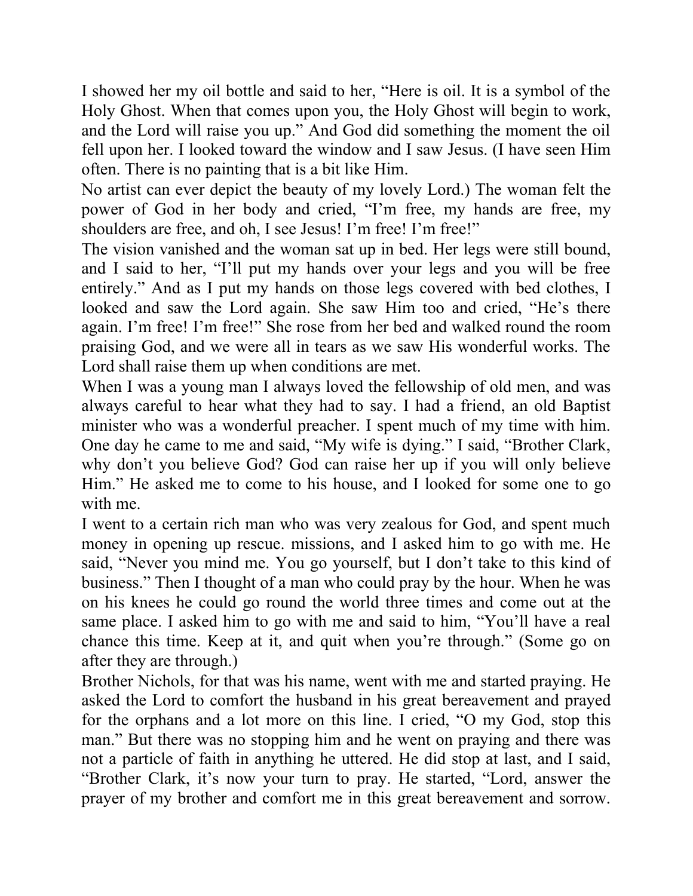I showed her my oil bottle and said to her, "Here is oil. It is a symbol of the Holy Ghost. When that comes upon you, the Holy Ghost will begin to work, and the Lord will raise you up." And God did something the moment the oil fell upon her. I looked toward the window and I saw Jesus. (I have seen Him often. There is no painting that is a bit like Him.

No artist can ever depict the beauty of my lovely Lord.) The woman felt the power of God in her body and cried, "I'm free, my hands are free, my shoulders are free, and oh, I see Jesus! I'm free! I'm free!"

The vision vanished and the woman sat up in bed. Her legs were still bound, and I said to her, "I'll put my hands over your legs and you will be free entirely." And as I put my hands on those legs covered with bed clothes, I looked and saw the Lord again. She saw Him too and cried, "He's there again. I'm free! I'm free!" She rose from her bed and walked round the room praising God, and we were all in tears as we saw His wonderful works. The Lord shall raise them up when conditions are met.

When I was a young man I always loved the fellowship of old men, and was always careful to hear what they had to say. I had a friend, an old Baptist minister who was a wonderful preacher. I spent much of my time with him. One day he came to me and said, "My wife is dying." I said, "Brother Clark, why don't you believe God? God can raise her up if you will only believe Him." He asked me to come to his house, and I looked for some one to go with me.

I went to a certain rich man who was very zealous for God, and spent much money in opening up rescue. missions, and I asked him to go with me. He said, "Never you mind me. You go yourself, but I don't take to this kind of business." Then I thought of a man who could pray by the hour. When he was on his knees he could go round the world three times and come out at the same place. I asked him to go with me and said to him, "You'll have a real chance this time. Keep at it, and quit when you're through." (Some go on after they are through.)

Brother Nichols, for that was his name, went with me and started praying. He asked the Lord to comfort the husband in his great bereavement and prayed for the orphans and a lot more on this line. I cried, "O my God, stop this man." But there was no stopping him and he went on praying and there was not a particle of faith in anything he uttered. He did stop at last, and I said, "Brother Clark, it's now your turn to pray. He started, "Lord, answer the prayer of my brother and comfort me in this great bereavement and sorrow.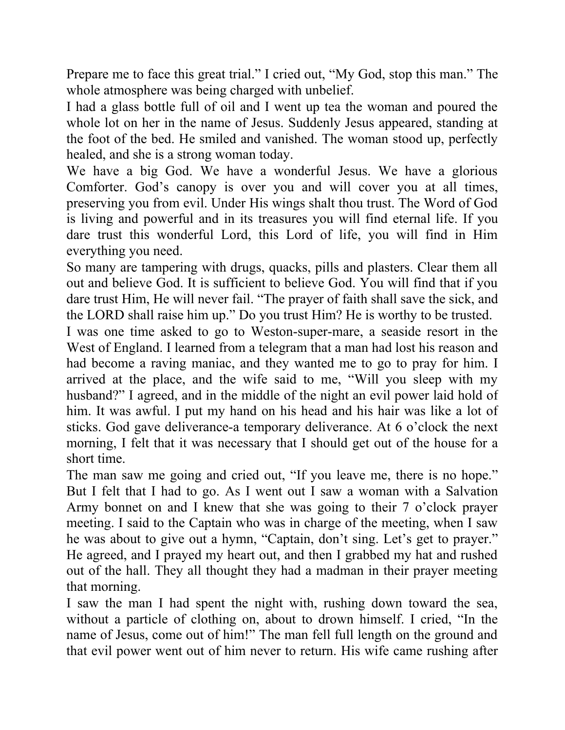Prepare me to face this great trial." I cried out, "My God, stop this man." The whole atmosphere was being charged with unbelief.

I had a glass bottle full of oil and I went up tea the woman and poured the whole lot on her in the name of Jesus. Suddenly Jesus appeared, standing at the foot of the bed. He smiled and vanished. The woman stood up, perfectly healed, and she is a strong woman today.

We have a big God. We have a wonderful Jesus. We have a glorious Comforter. God's canopy is over you and will cover you at all times, preserving you from evil. Under His wings shalt thou trust. The Word of God is living and powerful and in its treasures you will find eternal life. If you dare trust this wonderful Lord, this Lord of life, you will find in Him everything you need.

So many are tampering with drugs, quacks, pills and plasters. Clear them all out and believe God. It is sufficient to believe God. You will find that if you dare trust Him, He will never fail. "The prayer of faith shall save the sick, and the LORD shall raise him up." Do you trust Him? He is worthy to be trusted.

I was one time asked to go to Weston-super-mare, a seaside resort in the West of England. I learned from a telegram that a man had lost his reason and had become a raving maniac, and they wanted me to go to pray for him. I arrived at the place, and the wife said to me, "Will you sleep with my husband?" I agreed, and in the middle of the night an evil power laid hold of him. It was awful. I put my hand on his head and his hair was like a lot of sticks. God gave deliverance-a temporary deliverance. At 6 o'clock the next morning, I felt that it was necessary that I should get out of the house for a short time.

The man saw me going and cried out, "If you leave me, there is no hope." But I felt that I had to go. As I went out I saw a woman with a Salvation Army bonnet on and I knew that she was going to their 7 o'clock prayer meeting. I said to the Captain who was in charge of the meeting, when I saw he was about to give out a hymn, "Captain, don't sing. Let's get to prayer." He agreed, and I prayed my heart out, and then I grabbed my hat and rushed out of the hall. They all thought they had a madman in their prayer meeting that morning.

I saw the man I had spent the night with, rushing down toward the sea, without a particle of clothing on, about to drown himself. I cried, "In the name of Jesus, come out of him!" The man fell full length on the ground and that evil power went out of him never to return. His wife came rushing after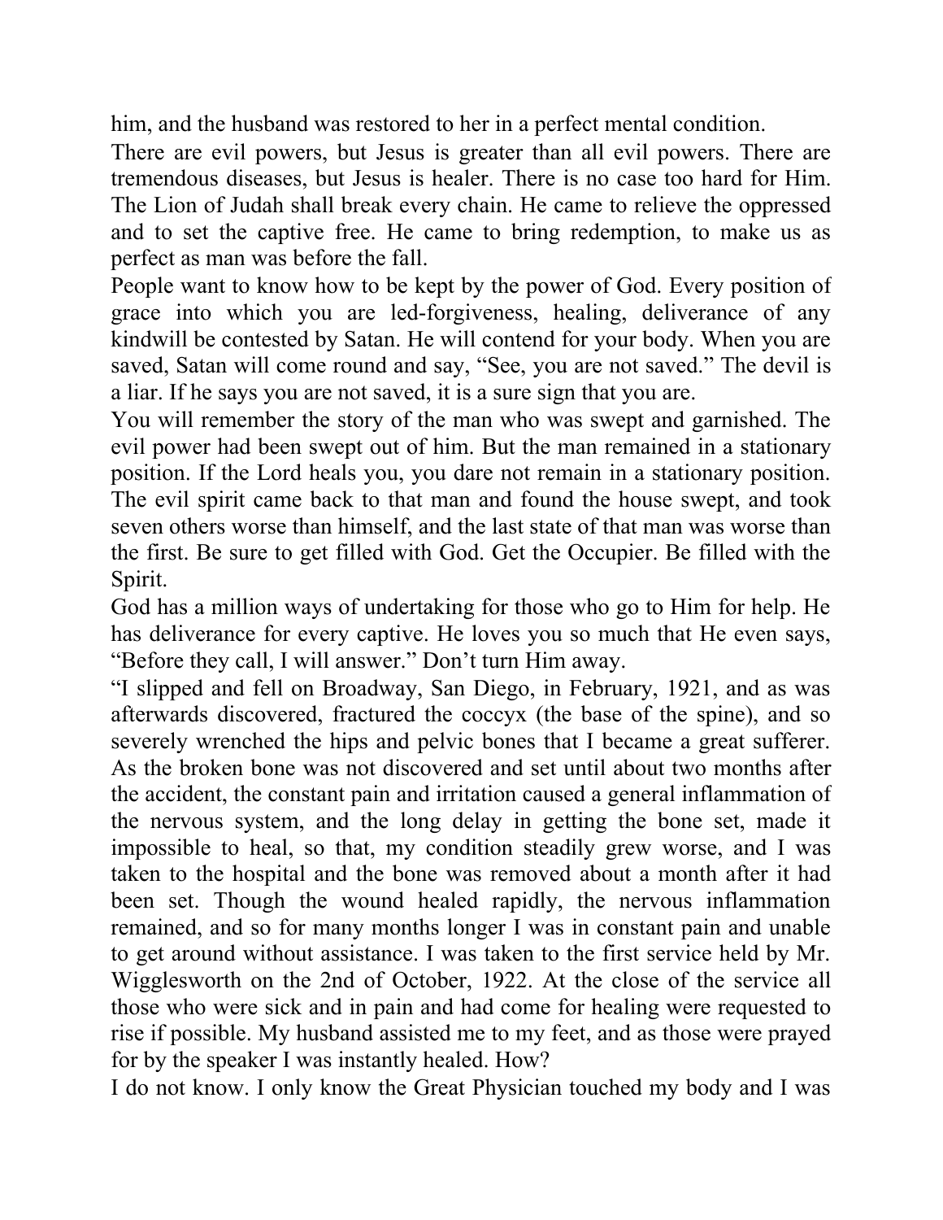him, and the husband was restored to her in a perfect mental condition.

There are evil powers, but Jesus is greater than all evil powers. There are tremendous diseases, but Jesus is healer. There is no case too hard for Him. The Lion of Judah shall break every chain. He came to relieve the oppressed and to set the captive free. He came to bring redemption, to make us as perfect as man was before the fall.

People want to know how to be kept by the power of God. Every position of grace into which you are led-forgiveness, healing, deliverance of any kindwill be contested by Satan. He will contend for your body. When you are saved, Satan will come round and say, "See, you are not saved." The devil is a liar. If he says you are not saved, it is a sure sign that you are.

You will remember the story of the man who was swept and garnished. The evil power had been swept out of him. But the man remained in a stationary position. If the Lord heals you, you dare not remain in a stationary position. The evil spirit came back to that man and found the house swept, and took seven others worse than himself, and the last state of that man was worse than the first. Be sure to get filled with God. Get the Occupier. Be filled with the Spirit.

God has a million ways of undertaking for those who go to Him for help. He has deliverance for every captive. He loves you so much that He even says, "Before they call, I will answer." Don't turn Him away.

"I slipped and fell on Broadway, San Diego, in February, 1921, and as was afterwards discovered, fractured the coccyx (the base of the spine), and so severely wrenched the hips and pelvic bones that I became a great sufferer. As the broken bone was not discovered and set until about two months after the accident, the constant pain and irritation caused a general inflammation of the nervous system, and the long delay in getting the bone set, made it impossible to heal, so that, my condition steadily grew worse, and I was taken to the hospital and the bone was removed about a month after it had been set. Though the wound healed rapidly, the nervous inflammation remained, and so for many months longer I was in constant pain and unable to get around without assistance. I was taken to the first service held by Mr. Wigglesworth on the 2nd of October, 1922. At the close of the service all those who were sick and in pain and had come for healing were requested to rise if possible. My husband assisted me to my feet, and as those were prayed for by the speaker I was instantly healed. How?

I do not know. I only know the Great Physician touched my body and I was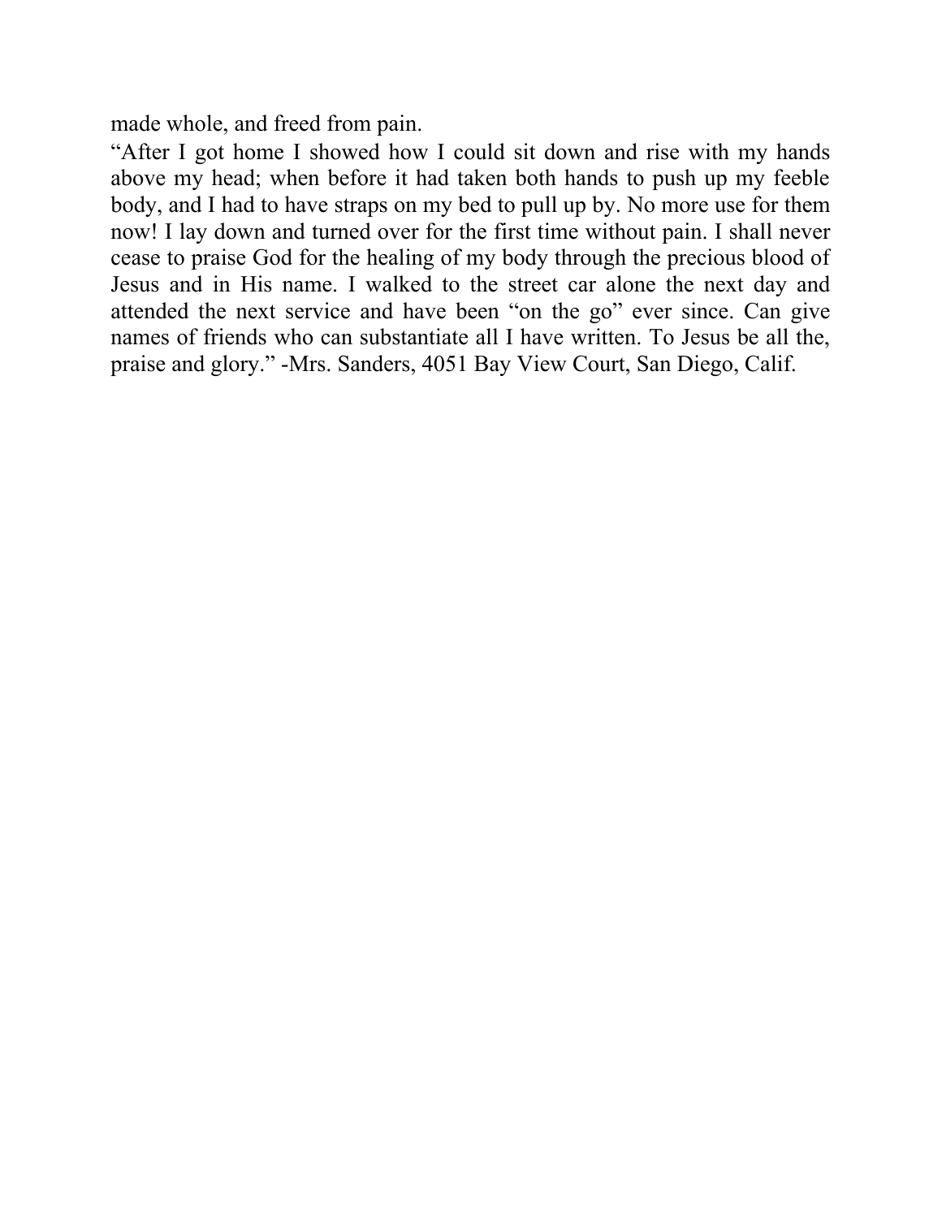made whole, and freed from pain.

“After I got home I showed how I could sit down and rise with my hands above my head; when before it had taken both hands to push up my feeble body, and I had to have straps on my bed to pull up by. No more use for them now! I lay down and turned over for the first time without pain. I shall never cease to praise God for the healing of my body through the precious blood of Jesus and in His name. I walked to the street car alone the next day and attended the next service and have been “on the go” ever since. Can give names of friends who can substantiate all I have written. To Jesus be all the, praise and glory.” -Mrs. Sanders, 4051 Bay View Court, San Diego, Calif.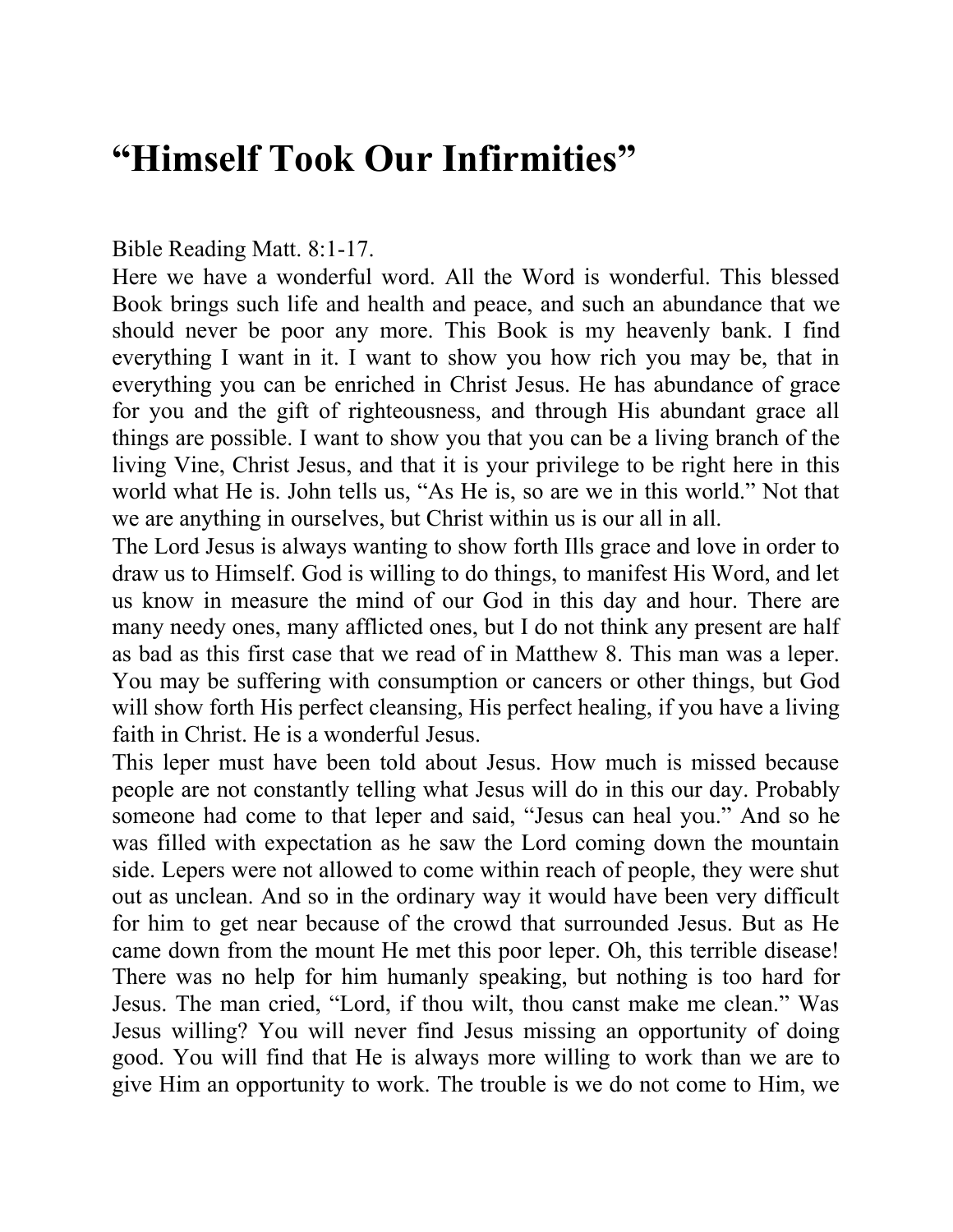# “Himself Took Our Infirmities”

Bible Reading Matt. 8:1-17.

Here we have a wonderful word. All the Word is wonderful. This blessed Book brings such life and health and peace, and such an abundance that we should never be poor any more. This Book is my heavenly bank. I find everything I want in it. I want to show you how rich you may be, that in everything you can be enriched in Christ Jesus. He has abundance of grace for you and the gift of righteousness, and through His abundant grace all things are possible. I want to show you that you can be a living branch of the living Vine, Christ Jesus, and that it is your privilege to be right here in this world what He is. John tells us, “As He is, so are we in this world.” Not that we are anything in ourselves, but Christ within us is our all in all.

The Lord Jesus is always wanting to show forth Ills grace and love in order to draw us to Himself. God is willing to do things, to manifest His Word, and let us know in measure the mind of our God in this day and hour. There are many needy ones, many afflicted ones, but I do not think any present are half as bad as this first case that we read of in Matthew 8. This man was a leper. You may be suffering with consumption or cancers or other things, but God will show forth His perfect cleansing, His perfect healing, if you have a living faith in Christ. He is a wonderful Jesus.

This leper must have been told about Jesus. How much is missed because people are not constantly telling what Jesus will do in this our day. Probably someone had come to that leper and said, “Jesus can heal you.” And so he was filled with expectation as he saw the Lord coming down the mountain side. Lepers were not allowed to come within reach of people, they were shut out as unclean. And so in the ordinary way it would have been very difficult for him to get near because of the crowd that surrounded Jesus. But as He came down from the mount He met this poor leper. Oh, this terrible disease! There was no help for him humanly speaking, but nothing is too hard for Jesus. The man cried, “Lord, if thou wilt, thou canst make me clean.” Was Jesus willing? You will never find Jesus missing an opportunity of doing good. You will find that He is always more willing to work than we are to give Him an opportunity to work. The trouble is we do not come to Him, we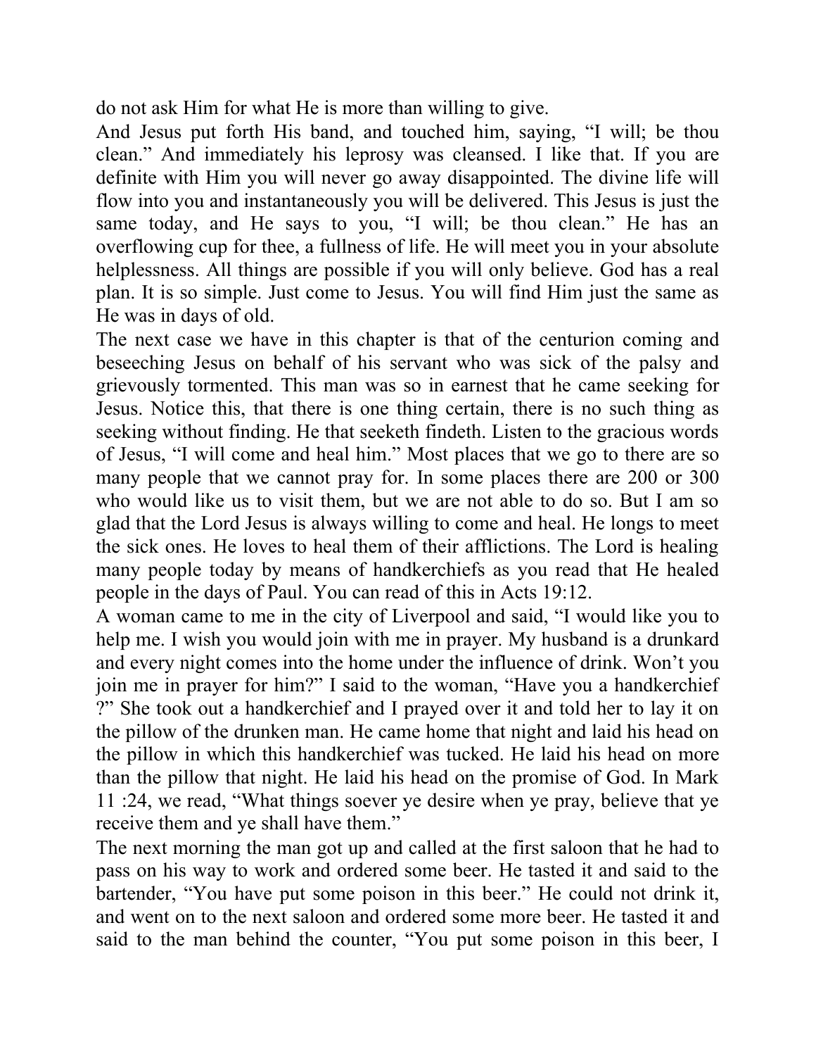do not ask Him for what He is more than willing to give.

And Jesus put forth His band, and touched him, saying, “I will; be thou clean.” And immediately his leprosy was cleansed. I like that. If you are definite with Him you will never go away disappointed. The divine life will flow into you and instantaneously you will be delivered. This Jesus is just the same today, and He says to you, “I will; be thou clean.” He has an overflowing cup for thee, a fullness of life. He will meet you in your absolute helplessness. All things are possible if you will only believe. God has a real plan. It is so simple. Just come to Jesus. You will find Him just the same as He was in days of old.

The next case we have in this chapter is that of the centurion coming and beseeching Jesus on behalf of his servant who was sick of the palsy and grievously tormented. This man was so in earnest that he came seeking for Jesus. Notice this, that there is one thing certain, there is no such thing as seeking without finding. He that seeketh findeth. Listen to the gracious words of Jesus, “I will come and heal him.” Most places that we go to there are so many people that we cannot pray for. In some places there are 200 or 300 who would like us to visit them, but we are not able to do so. But I am so glad that the Lord Jesus is always willing to come and heal. He longs to meet the sick ones. He loves to heal them of their afflictions. The Lord is healing many people today by means of handkerchiefs as you read that He healed people in the days of Paul. You can read of this in Acts 19:12.

A woman came to me in the city of Liverpool and said, “I would like you to help me. I wish you would join with me in prayer. My husband is a drunkard and every night comes into the home under the influence of drink. Won’t you join me in prayer for him?” I said to the woman, “Have you a handkerchief ?” She took out a handkerchief and I prayed over it and told her to lay it on the pillow of the drunken man. He came home that night and laid his head on the pillow in which this handkerchief was tucked. He laid his head on more than the pillow that night. He laid his head on the promise of God. In Mark 11 :24, we read, “What things soever ye desire when ye pray, believe that ye receive them and ye shall have them.”

The next morning the man got up and called at the first saloon that he had to pass on his way to work and ordered some beer. He tasted it and said to the bartender, “You have put some poison in this beer.” He could not drink it, and went on to the next saloon and ordered some more beer. He tasted it and said to the man behind the counter, “You put some poison in this beer, I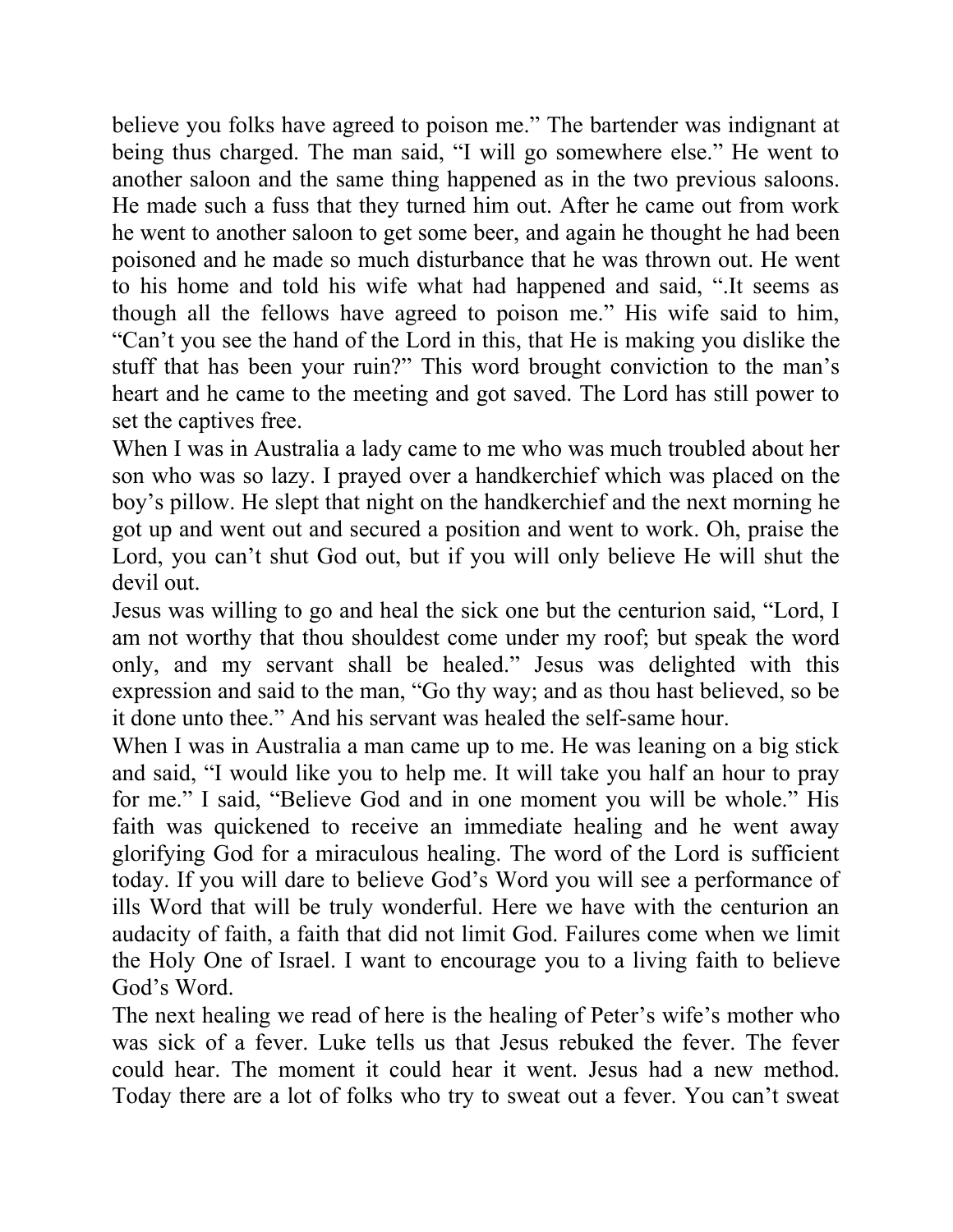believe you folks have agreed to poison me." The bartender was indignant at being thus charged. The man said, "I will go somewhere else." He went to another saloon and the same thing happened as in the two previous saloons. He made such a fuss that they turned him out. After he came out from work he went to another saloon to get some beer, and again he thought he had been poisoned and he made so much disturbance that he was thrown out. He went to his home and told his wife what had happened and said, ".It seems as though all the fellows have agreed to poison me." His wife said to him, "Can't you see the hand of the Lord in this, that He is making you dislike the stuff that has been your ruin?" This word brought conviction to the man's heart and he came to the meeting and got saved. The Lord has still power to set the captives free.

When I was in Australia a lady came to me who was much troubled about her son who was so lazy. I prayed over a handkerchief which was placed on the boy's pillow. He slept that night on the handkerchief and the next morning he got up and went out and secured a position and went to work. Oh, praise the Lord, you can't shut God out, but if you will only believe He will shut the devil out.

Jesus was willing to go and heal the sick one but the centurion said, "Lord, I am not worthy that thou shouldest come under my roof; but speak the word only, and my servant shall be healed." Jesus was delighted with this expression and said to the man, "Go thy way; and as thou hast believed, so be it done unto thee." And his servant was healed the self-same hour.

When I was in Australia a man came up to me. He was leaning on a big stick and said, "I would like you to help me. It will take you half an hour to pray for me." I said, "Believe God and in one moment you will be whole." His faith was quickened to receive an immediate healing and he went away glorifying God for a miraculous healing. The word of the Lord is sufficient today. If you will dare to believe God's Word you will see a performance of ills Word that will be truly wonderful. Here we have with the centurion an audacity of faith, a faith that did not limit God. Failures come when we limit the Holy One of Israel. I want to encourage you to a living faith to believe God's Word.

The next healing we read of here is the healing of Peter's wife's mother who was sick of a fever. Luke tells us that Jesus rebuked the fever. The fever could hear. The moment it could hear it went. Jesus had a new method. Today there are a lot of folks who try to sweat out a fever. You can't sweat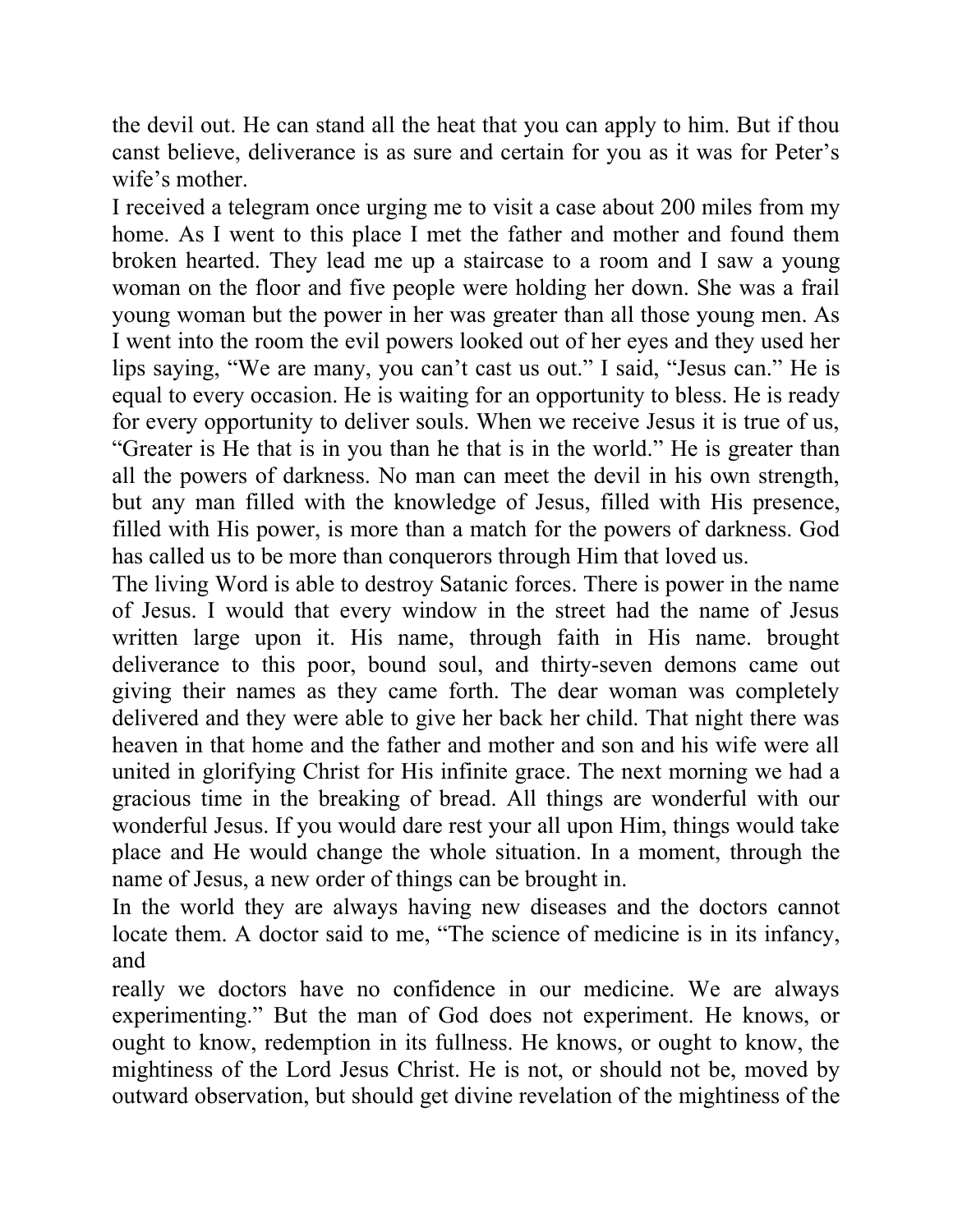the devil out. He can stand all the heat that you can apply to him. But if thou canst believe, deliverance is as sure and certain for you as it was for Peter's wife's mother.

I received a telegram once urging me to visit a case about 200 miles from my home. As I went to this place I met the father and mother and found them broken hearted. They lead me up a staircase to a room and I saw a young woman on the floor and five people were holding her down. She was a frail young woman but the power in her was greater than all those young men. As I went into the room the evil powers looked out of her eyes and they used her lips saying, "We are many, you can't cast us out." I said, "Jesus can." He is equal to every occasion. He is waiting for an opportunity to bless. He is ready for every opportunity to deliver souls. When we receive Jesus it is true of us, "Greater is He that is in you than he that is in the world." He is greater than all the powers of darkness. No man can meet the devil in his own strength, but any man filled with the knowledge of Jesus, filled with His presence, filled with His power, is more than a match for the powers of darkness. God has called us to be more than conquerors through Him that loved us.

The living Word is able to destroy Satanic forces. There is power in the name of Jesus. I would that every window in the street had the name of Jesus written large upon it. His name, through faith in His name. brought deliverance to this poor, bound soul, and thirty-seven demons came out giving their names as they came forth. The dear woman was completely delivered and they were able to give her back her child. That night there was heaven in that home and the father and mother and son and his wife were all united in glorifying Christ for His infinite grace. The next morning we had a gracious time in the breaking of bread. All things are wonderful with our wonderful Jesus. If you would dare rest your all upon Him, things would take place and He would change the whole situation. In a moment, through the name of Jesus, a new order of things can be brought in.

In the world they are always having new diseases and the doctors cannot locate them. A doctor said to me, "The science of medicine is in its infancy, and really we doctors have no confidence in our medicine. We are always experimenting." But the man of God does not experiment. He knows, or ought to know, redemption in its fullness. He knows, or ought to know, the mightiness of the Lord Jesus Christ. He is not, or should not be, moved by outward observation, but should get divine revelation of the mightiness of the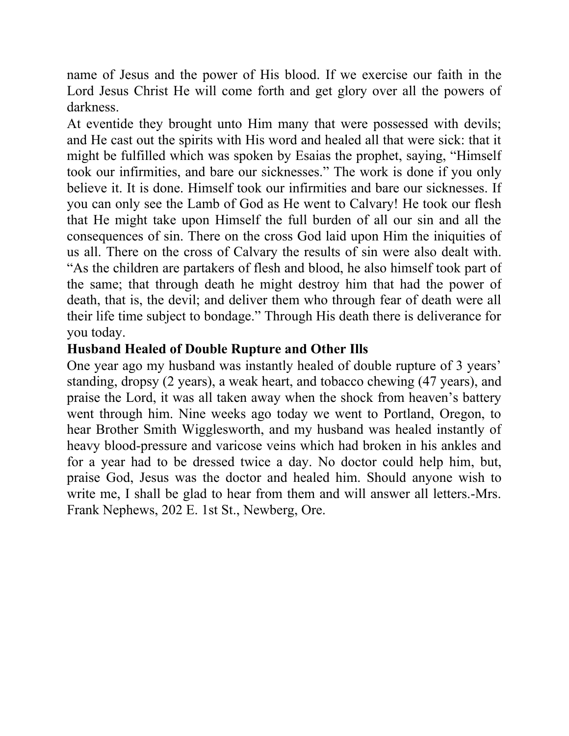name of Jesus and the power of His blood. If we exercise our faith in the Lord Jesus Christ He will come forth and get glory over all the powers of darkness.

At eventide they brought unto Him many that were possessed with devils; and He cast out the spirits with His word and healed all that were sick: that it might be fulfilled which was spoken by Esaias the prophet, saying, "Himself took our infirmities, and bare our sicknesses." The work is done if you only believe it. It is done. Himself took our infirmities and bare our sicknesses. If you can only see the Lamb of God as He went to Calvary! He took our flesh that He might take upon Himself the full burden of all our sin and all the consequences of sin. There on the cross God laid upon Him the iniquities of us all. There on the cross of Calvary the results of sin were also dealt with. "As the children are partakers of flesh and blood, he also himself took part of the same; that through death he might destroy him that had the power of death, that is, the devil; and deliver them who through fear of death were all their life time subject to bondage." Through His death there is deliverance for you today.

**Husband Healed of Double Rupture and Other Ills**

One year ago my husband was instantly healed of double rupture of 3 years' standing, dropsy (2 years), a weak heart, and tobacco chewing (47 years), and praise the Lord, it was all taken away when the shock from heaven's battery went through him. Nine weeks ago today we went to Portland, Oregon, to hear Brother Smith Wigglesworth, and my husband was healed instantly of heavy blood-pressure and varicose veins which had broken in his ankles and for a year had to be dressed twice a day. No doctor could help him, but, praise God, Jesus was the doctor and healed him. Should anyone wish to write me, I shall be glad to hear from them and will answer all letters.-Mrs. Frank Nephews, 202 E. 1st St., Newberg, Ore.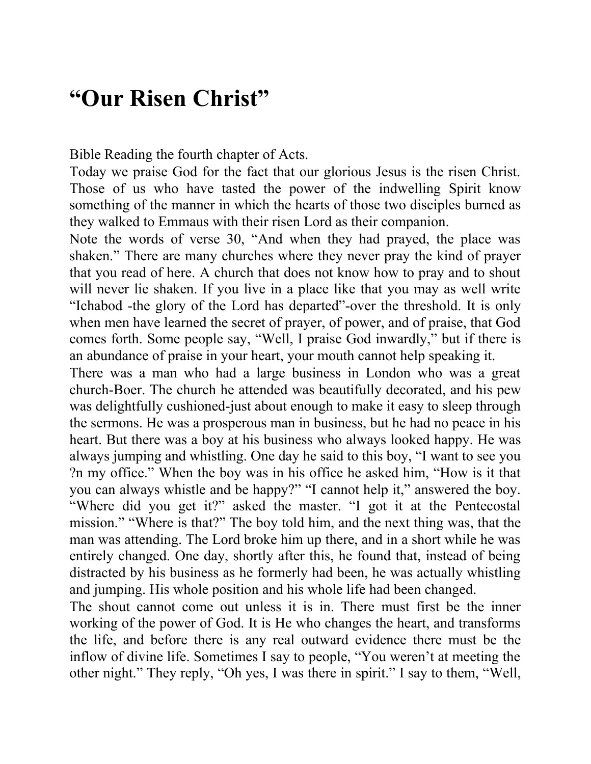# “Our Risen Christ”

Bible Reading the fourth chapter of Acts.

Today we praise God for the fact that our glorious Jesus is the risen Christ. Those of us who have tasted the power of the indwelling Spirit know something of the manner in which the hearts of those two disciples burned as they walked to Emmaus with their risen Lord as their companion.

Note the words of verse 30, “And when they had prayed, the place was shaken.” There are many churches where they never pray the kind of prayer that you read of here. A church that does not know how to pray and to shout will never lie shaken. If you live in a place like that you may as well write “Ichabod -the glory of the Lord has departed”-over the threshold. It is only when men have learned the secret of prayer, of power, and of praise, that God comes forth. Some people say, “Well, I praise God inwardly,” but if there is an abundance of praise in your heart, your mouth cannot help speaking it.

There was a man who had a large business in London who was a great church-Boer. The church he attended was beautifully decorated, and his pew was delightfully cushioned-just about enough to make it easy to sleep through the sermons. He was a prosperous man in business, but he had no peace in his heart. But there was a boy at his business who always looked happy. He was always jumping and whistling. One day he said to this boy, “I want to see you ?n my office.” When the boy was in his office he asked him, “How is it that you can always whistle and be happy?” “I cannot help it,” answered the boy. “Where did you get it?” asked the master. “I got it at the Pentecostal mission.” “Where is that?” The boy told him, and the next thing was, that the man was attending. The Lord broke him up there, and in a short while he was entirely changed. One day, shortly after this, he found that, instead of being distracted by his business as he formerly had been, he was actually whistling and jumping. His whole position and his whole life had been changed.

The shout cannot come out unless it is in. There must first be the inner working of the power of God. It is He who changes the heart, and transforms the life, and before there is any real outward evidence there must be the inflow of divine life. Sometimes I say to people, “You weren’t at meeting the other night.” They reply, “Oh yes, I was there in spirit.” I say to them, “Well,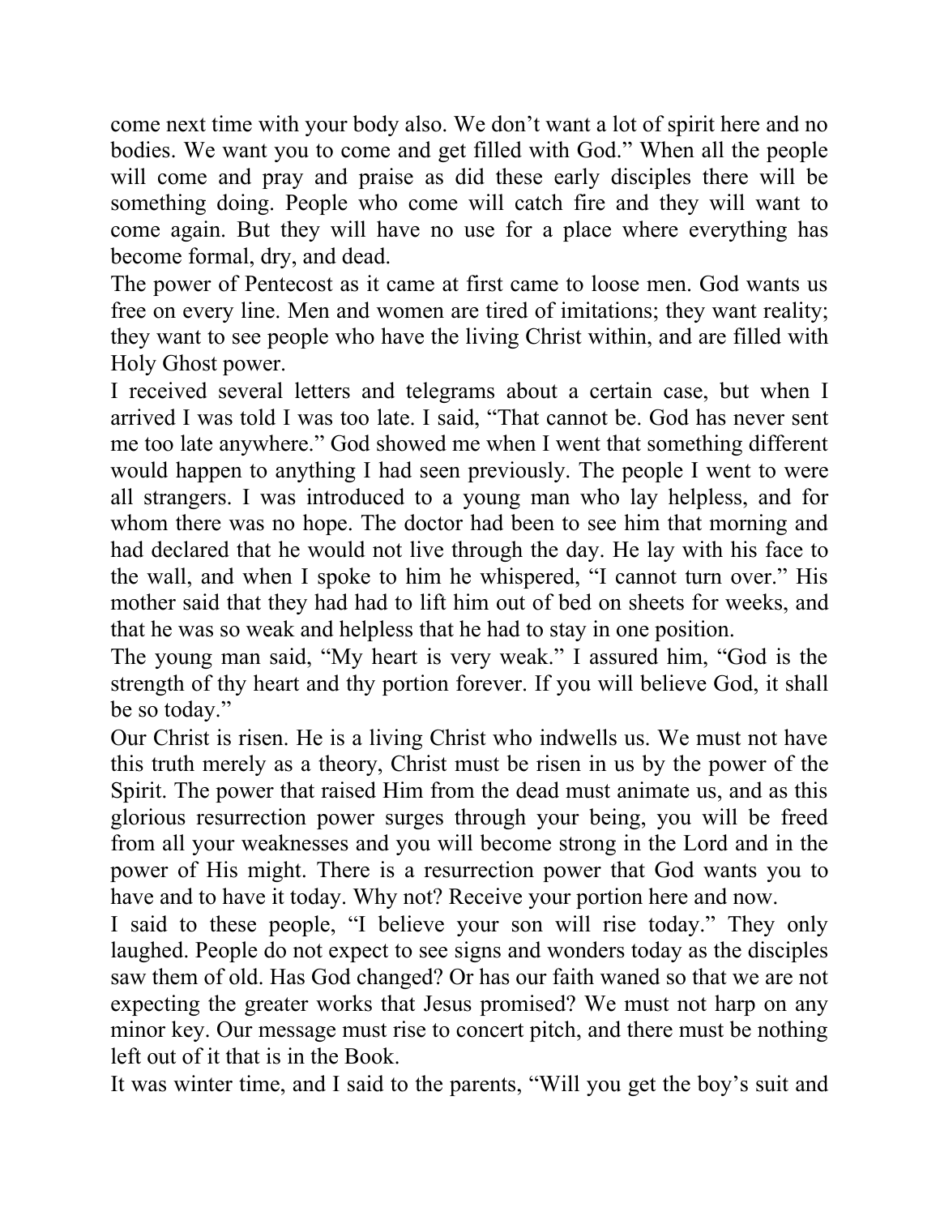come next time with your body also. We don't want a lot of spirit here and no bodies. We want you to come and get filled with God." When all the people will come and pray and praise as did these early disciples there will be something doing. People who come will catch fire and they will want to come again. But they will have no use for a place where everything has become formal, dry, and dead.

The power of Pentecost as it came at first came to loose men. God wants us free on every line. Men and women are tired of imitations; they want reality; they want to see people who have the living Christ within, and are filled with Holy Ghost power.

I received several letters and telegrams about a certain case, but when I arrived I was told I was too late. I said, "That cannot be. God has never sent me too late anywhere." God showed me when I went that something different would happen to anything I had seen previously. The people I went to were all strangers. I was introduced to a young man who lay helpless, and for whom there was no hope. The doctor had been to see him that morning and had declared that he would not live through the day. He lay with his face to the wall, and when I spoke to him he whispered, "I cannot turn over." His mother said that they had had to lift him out of bed on sheets for weeks, and that he was so weak and helpless that he had to stay in one position.

The young man said, "My heart is very weak." I assured him, "God is the strength of thy heart and thy portion forever. If you will believe God, it shall be so today."

Our Christ is risen. He is a living Christ who indwells us. We must not have this truth merely as a theory, Christ must be risen in us by the power of the Spirit. The power that raised Him from the dead must animate us, and as this glorious resurrection power surges through your being, you will be freed from all your weaknesses and you will become strong in the Lord and in the power of His might. There is a resurrection power that God wants you to have and to have it today. Why not? Receive your portion here and now.

I said to these people, "I believe your son will rise today." They only laughed. People do not expect to see signs and wonders today as the disciples saw them of old. Has God changed? Or has our faith waned so that we are not expecting the greater works that Jesus promised? We must not harp on any minor key. Our message must rise to concert pitch, and there must be nothing left out of it that is in the Book.

It was winter time, and I said to the parents, "Will you get the boy's suit and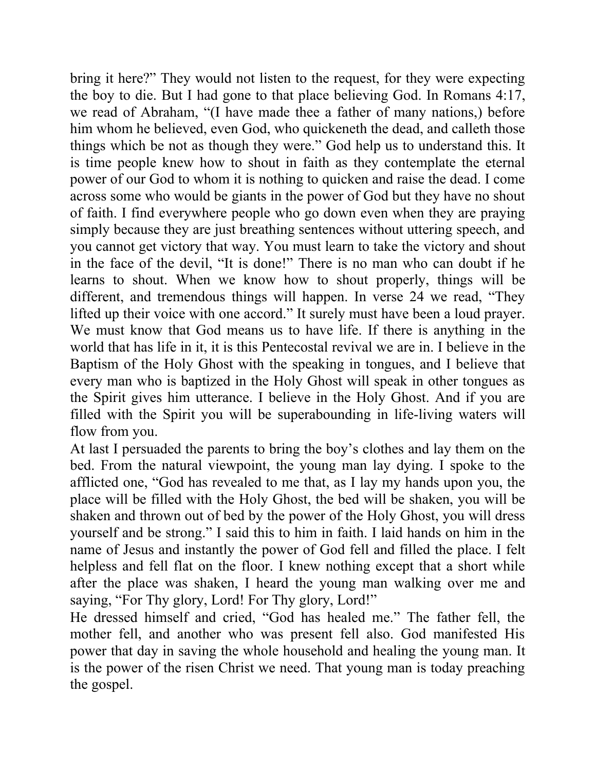bring it here?" They would not listen to the request, for they were expecting the boy to die. But I had gone to that place believing God. In Romans 4:17, we read of Abraham, "(I have made thee a father of many nations,) before him whom he believed, even God, who quickeneth the dead, and calleth those things which be not as though they were." God help us to understand this. It is time people knew how to shout in faith as they contemplate the eternal power of our God to whom it is nothing to quicken and raise the dead. I come across some who would be giants in the power of God but they have no shout of faith. I find everywhere people who go down even when they are praying simply because they are just breathing sentences without uttering speech, and you cannot get victory that way. You must learn to take the victory and shout in the face of the devil, "It is done!" There is no man who can doubt if he learns to shout. When we know how to shout properly, things will be different, and tremendous things will happen. In verse 24 we read, "They lifted up their voice with one accord." It surely must have been a loud prayer. We must know that God means us to have life. If there is anything in the world that has life in it, it is this Pentecostal revival we are in. I believe in the Baptism of the Holy Ghost with the speaking in tongues, and I believe that every man who is baptized in the Holy Ghost will speak in other tongues as the Spirit gives him utterance. I believe in the Holy Ghost. And if you are filled with the Spirit you will be superabounding in life-living waters will flow from you.

At last I persuaded the parents to bring the boy's clothes and lay them on the bed. From the natural viewpoint, the young man lay dying. I spoke to the afflicted one, "God has revealed to me that, as I lay my hands upon you, the place will be filled with the Holy Ghost, the bed will be shaken, you will be shaken and thrown out of bed by the power of the Holy Ghost, you will dress yourself and be strong." I said this to him in faith. I laid hands on him in the name of Jesus and instantly the power of God fell and filled the place. I felt helpless and fell flat on the floor. I knew nothing except that a short while after the place was shaken, I heard the young man walking over me and saying, "For Thy glory, Lord! For Thy glory, Lord!"

He dressed himself and cried, "God has healed me." The father fell, the mother fell, and another who was present fell also. God manifested His power that day in saving the whole household and healing the young man. It is the power of the risen Christ we need. That young man is today preaching the gospel.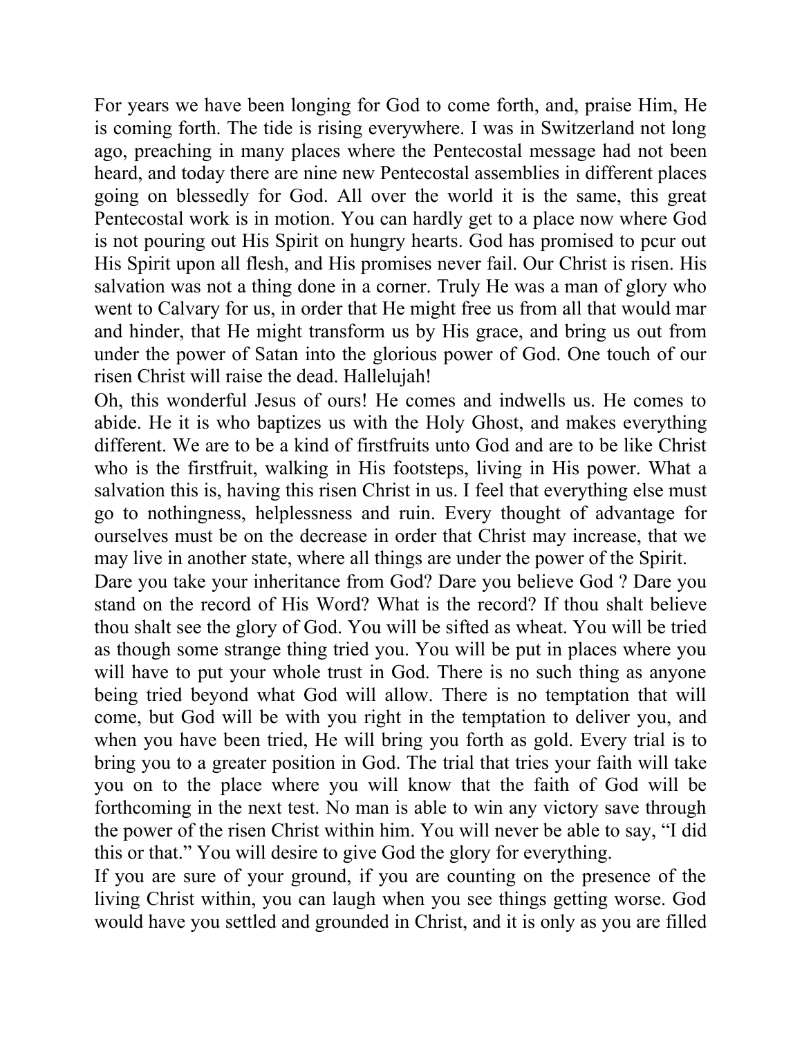For years we have been longing for God to come forth, and, praise Him, He is coming forth. The tide is rising everywhere. I was in Switzerland not long ago, preaching in many places where the Pentecostal message had not been heard, and today there are nine new Pentecostal assemblies in different places going on blessedly for God. All over the world it is the same, this great Pentecostal work is in motion. You can hardly get to a place now where God is not pouring out His Spirit on hungry hearts. God has promised to pcur out His Spirit upon all flesh, and His promises never fail. Our Christ is risen. His salvation was not a thing done in a corner. Truly He was a man of glory who went to Calvary for us, in order that He might free us from all that would mar and hinder, that He might transform us by His grace, and bring us out from under the power of Satan into the glorious power of God. One touch of our risen Christ will raise the dead. Hallelujah!

Oh, this wonderful Jesus of ours! He comes and indwells us. He comes to abide. He it is who baptizes us with the Holy Ghost, and makes everything different. We are to be a kind of firstfruits unto God and are to be like Christ who is the firstfruit, walking in His footsteps, living in His power. What a salvation this is, having this risen Christ in us. I feel that everything else must go to nothingness, helplessness and ruin. Every thought of advantage for ourselves must be on the decrease in order that Christ may increase, that we may live in another state, where all things are under the power of the Spirit.

Dare you take your inheritance from God? Dare you believe God ? Dare you stand on the record of His Word? What is the record? If thou shalt believe thou shalt see the glory of God. You will be sifted as wheat. You will be tried as though some strange thing tried you. You will be put in places where you will have to put your whole trust in God. There is no such thing as anyone being tried beyond what God will allow. There is no temptation that will come, but God will be with you right in the temptation to deliver you, and when you have been tried, He will bring you forth as gold. Every trial is to bring you to a greater position in God. The trial that tries your faith will take you on to the place where you will know that the faith of God will be forthcoming in the next test. No man is able to win any victory save through the power of the risen Christ within him. You will never be able to say, "I did this or that." You will desire to give God the glory for everything.

If you are sure of your ground, if you are counting on the presence of the living Christ within, you can laugh when you see things getting worse. God would have you settled and grounded in Christ, and it is only as you are filled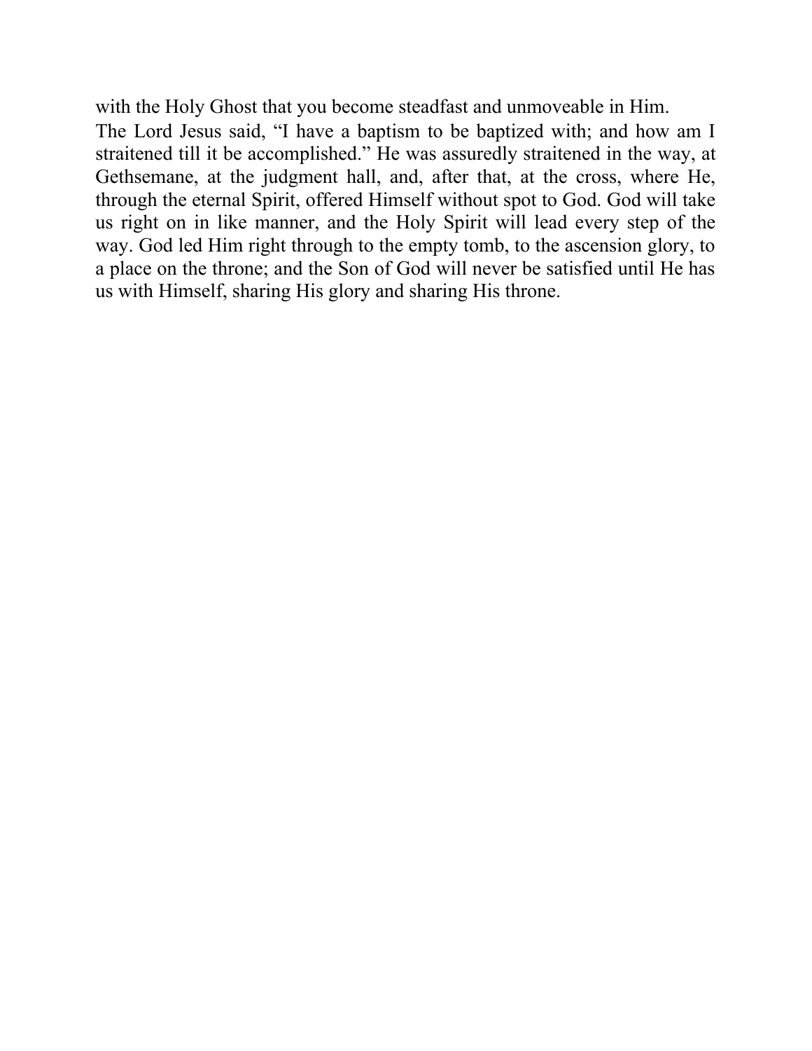with the Holy Ghost that you become steadfast and unmoveable in Him.

The Lord Jesus said, “I have a baptism to be baptized with; and how am I straitened till it be accomplished.” He was assuredly straitened in the way, at Gethsemane, at the judgment hall, and, after that, at the cross, where He, through the eternal Spirit, offered Himself without spot to God. God will take us right on in like manner, and the Holy Spirit will lead every step of the way. God led Him right through to the empty tomb, to the ascension glory, to a place on the throne; and the Son of God will never be satisfied until He has us with Himself, sharing His glory and sharing His throne.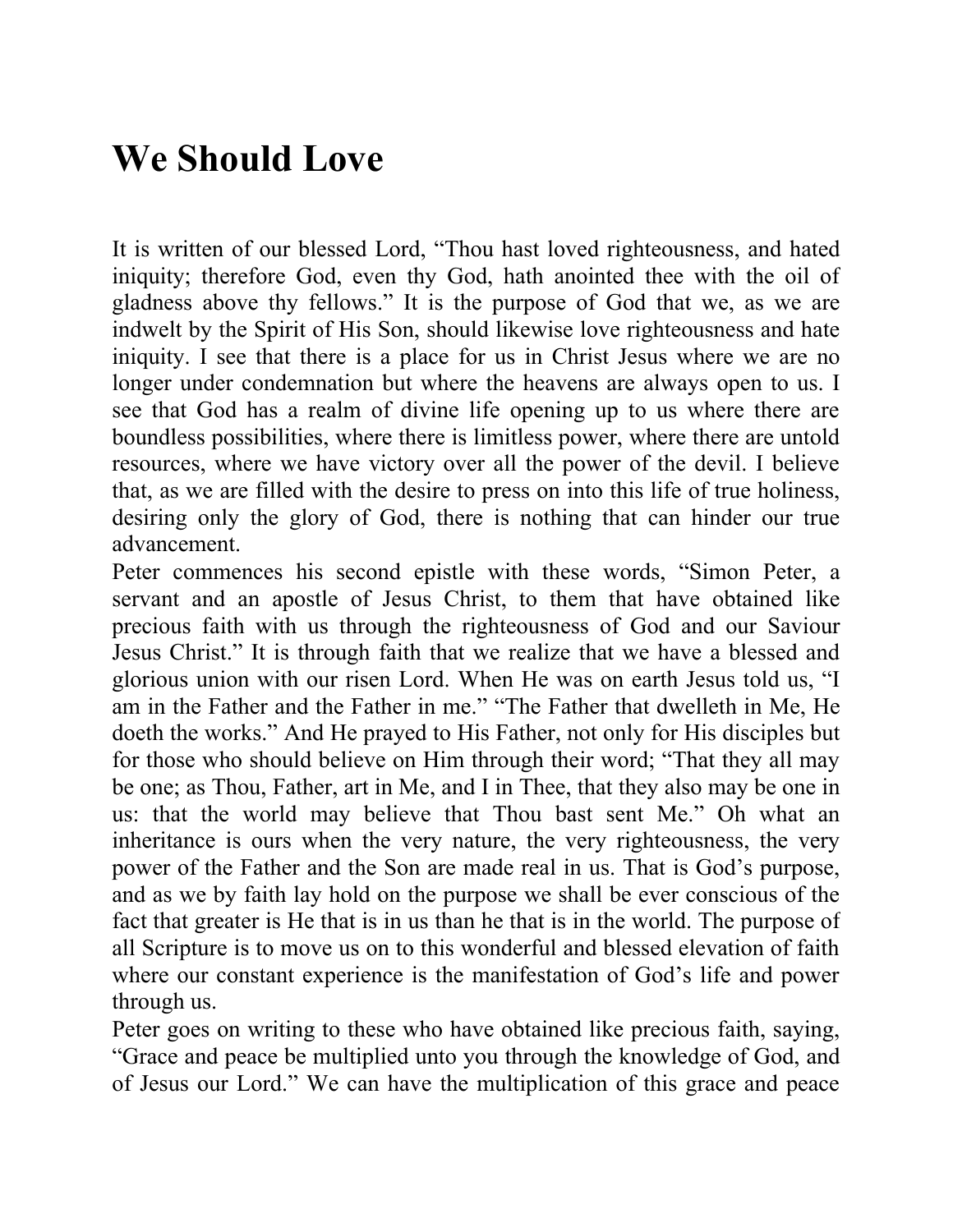# We Should Love

It is written of our blessed Lord, “Thou hast loved righteousness, and hated iniquity; therefore God, even thy God, hath anointed thee with the oil of gladness above thy fellows.” It is the purpose of God that we, as we are indwelt by the Spirit of His Son, should likewise love righteousness and hate iniquity. I see that there is a place for us in Christ Jesus where we are no longer under condemnation but where the heavens are always open to us. I see that God has a realm of divine life opening up to us where there are boundless possibilities, where there is limitless power, where there are untold resources, where we have victory over all the power of the devil. I believe that, as we are filled with the desire to press on into this life of true holiness, desiring only the glory of God, there is nothing that can hinder our true advancement.

Peter commences his second epistle with these words, “Simon Peter, a servant and an apostle of Jesus Christ, to them that have obtained like precious faith with us through the righteousness of God and our Saviour Jesus Christ.” It is through faith that we realize that we have a blessed and glorious union with our risen Lord. When He was on earth Jesus told us, “I am in the Father and the Father in me.” “The Father that dwelleth in Me, He doeth the works.” And He prayed to His Father, not only for His disciples but for those who should believe on Him through their word; “That they all may be one; as Thou, Father, art in Me, and I in Thee, that they also may be one in us: that the world may believe that Thou bast sent Me.” Oh what an inheritance is ours when the very nature, the very righteousness, the very power of the Father and the Son are made real in us. That is God’s purpose, and as we by faith lay hold on the purpose we shall be ever conscious of the fact that greater is He that is in us than he that is in the world. The purpose of all Scripture is to move us on to this wonderful and blessed elevation of faith where our constant experience is the manifestation of God’s life and power through us.

Peter goes on writing to these who have obtained like precious faith, saying, “Grace and peace be multiplied unto you through the knowledge of God, and of Jesus our Lord.” We can have the multiplication of this grace and peace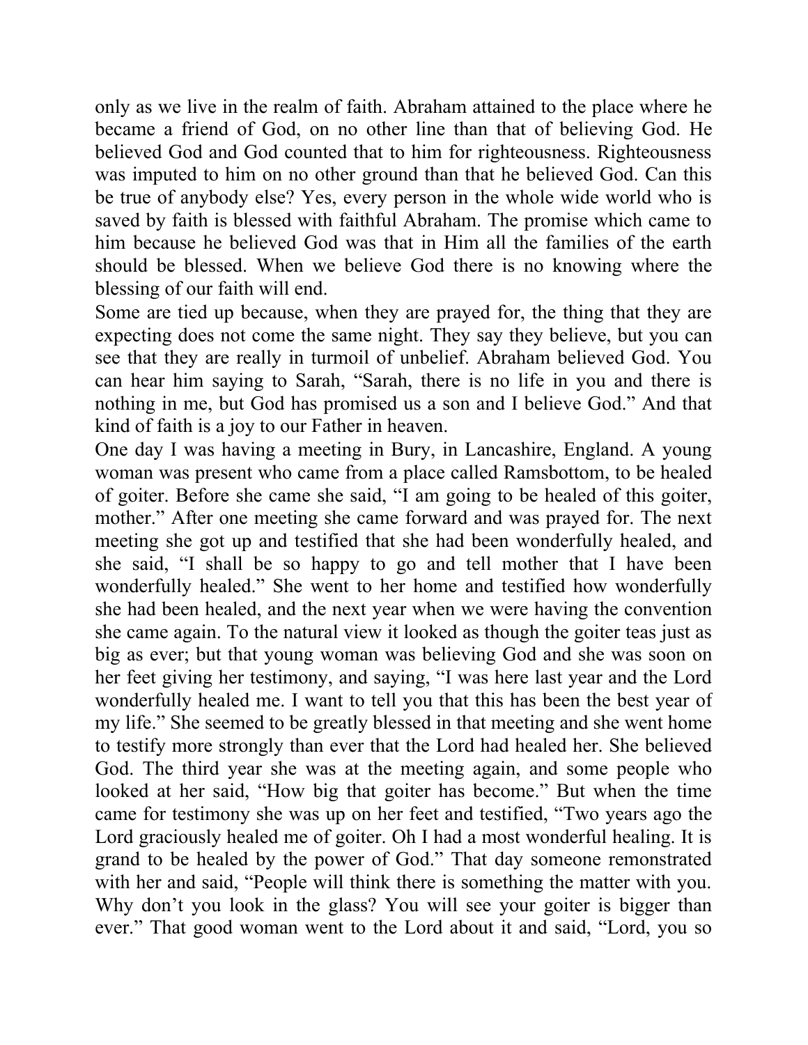only as we live in the realm of faith. Abraham attained to the place where he became a friend of God, on no other line than that of believing God. He believed God and God counted that to him for righteousness. Righteousness was imputed to him on no other ground than that he believed God. Can this be true of anybody else? Yes, every person in the whole wide world who is saved by faith is blessed with faithful Abraham. The promise which came to him because he believed God was that in Him all the families of the earth should be blessed. When we believe God there is no knowing where the blessing of our faith will end.

Some are tied up because, when they are prayed for, the thing that they are expecting does not come the same night. They say they believe, but you can see that they are really in turmoil of unbelief. Abraham believed God. You can hear him saying to Sarah, "Sarah, there is no life in you and there is nothing in me, but God has promised us a son and I believe God." And that kind of faith is a joy to our Father in heaven.

One day I was having a meeting in Bury, in Lancashire, England. A young woman was present who came from a place called Ramsbottom, to be healed of goiter. Before she came she said, "I am going to be healed of this goiter, mother." After one meeting she came forward and was prayed for. The next meeting she got up and testified that she had been wonderfully healed, and she said, "I shall be so happy to go and tell mother that I have been wonderfully healed." She went to her home and testified how wonderfully she had been healed, and the next year when we were having the convention she came again. To the natural view it looked as though the goiter teas just as big as ever; but that young woman was believing God and she was soon on her feet giving her testimony, and saying, "I was here last year and the Lord wonderfully healed me. I want to tell you that this has been the best year of my life." She seemed to be greatly blessed in that meeting and she went home to testify more strongly than ever that the Lord had healed her. She believed God. The third year she was at the meeting again, and some people who looked at her said, "How big that goiter has become." But when the time came for testimony she was up on her feet and testified, "Two years ago the Lord graciously healed me of goiter. Oh I had a most wonderful healing. It is grand to be healed by the power of God." That day someone remonstrated with her and said, "People will think there is something the matter with you. Why don't you look in the glass? You will see your goiter is bigger than ever." That good woman went to the Lord about it and said, "Lord, you so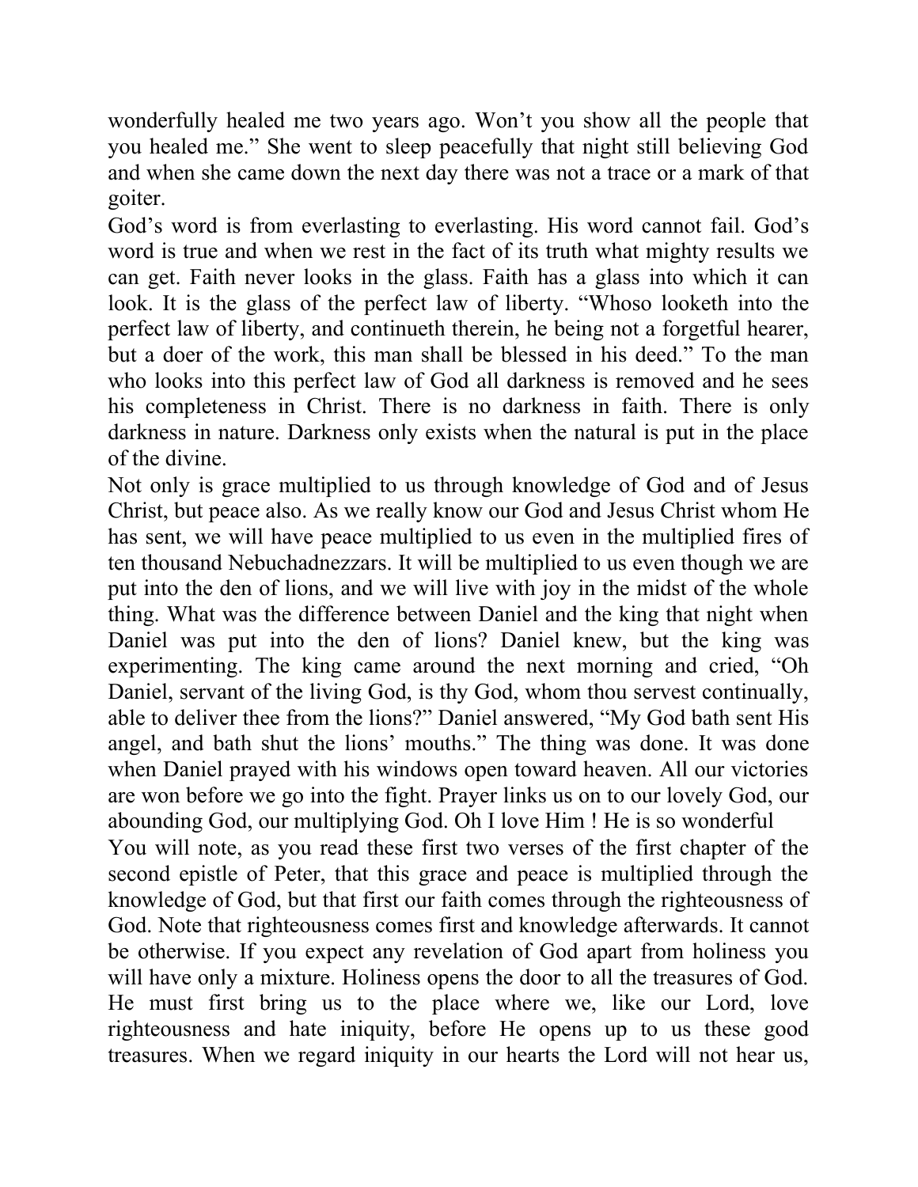wonderfully healed me two years ago. Won't you show all the people that you healed me." She went to sleep peacefully that night still believing God and when she came down the next day there was not a trace or a mark of that goiter.

God's word is from everlasting to everlasting. His word cannot fail. God's word is true and when we rest in the fact of its truth what mighty results we can get. Faith never looks in the glass. Faith has a glass into which it can look. It is the glass of the perfect law of liberty. "Whoso looketh into the perfect law of liberty, and continueth therein, he being not a forgetful hearer, but a doer of the work, this man shall be blessed in his deed." To the man who looks into this perfect law of God all darkness is removed and he sees his completeness in Christ. There is no darkness in faith. There is only darkness in nature. Darkness only exists when the natural is put in the place of the divine.

Not only is grace multiplied to us through knowledge of God and of Jesus Christ, but peace also. As we really know our God and Jesus Christ whom He has sent, we will have peace multiplied to us even in the multiplied fires of ten thousand Nebuchadnezzars. It will be multiplied to us even though we are put into the den of lions, and we will live with joy in the midst of the whole thing. What was the difference between Daniel and the king that night when Daniel was put into the den of lions? Daniel knew, but the king was experimenting. The king came around the next morning and cried, "Oh Daniel, servant of the living God, is thy God, whom thou servest continually, able to deliver thee from the lions?" Daniel answered, "My God bath sent His angel, and bath shut the lions' mouths." The thing was done. It was done when Daniel prayed with his windows open toward heaven. All our victories are won before we go into the fight. Prayer links us on to our lovely God, our abounding God, our multiplying God. Oh I love Him ! He is so wonderful

You will note, as you read these first two verses of the first chapter of the second epistle of Peter, that this grace and peace is multiplied through the knowledge of God, but that first our faith comes through the righteousness of God. Note that righteousness comes first and knowledge afterwards. It cannot be otherwise. If you expect any revelation of God apart from holiness you will have only a mixture. Holiness opens the door to all the treasures of God. He must first bring us to the place where we, like our Lord, love righteousness and hate iniquity, before He opens up to us these good treasures. When we regard iniquity in our hearts the Lord will not hear us,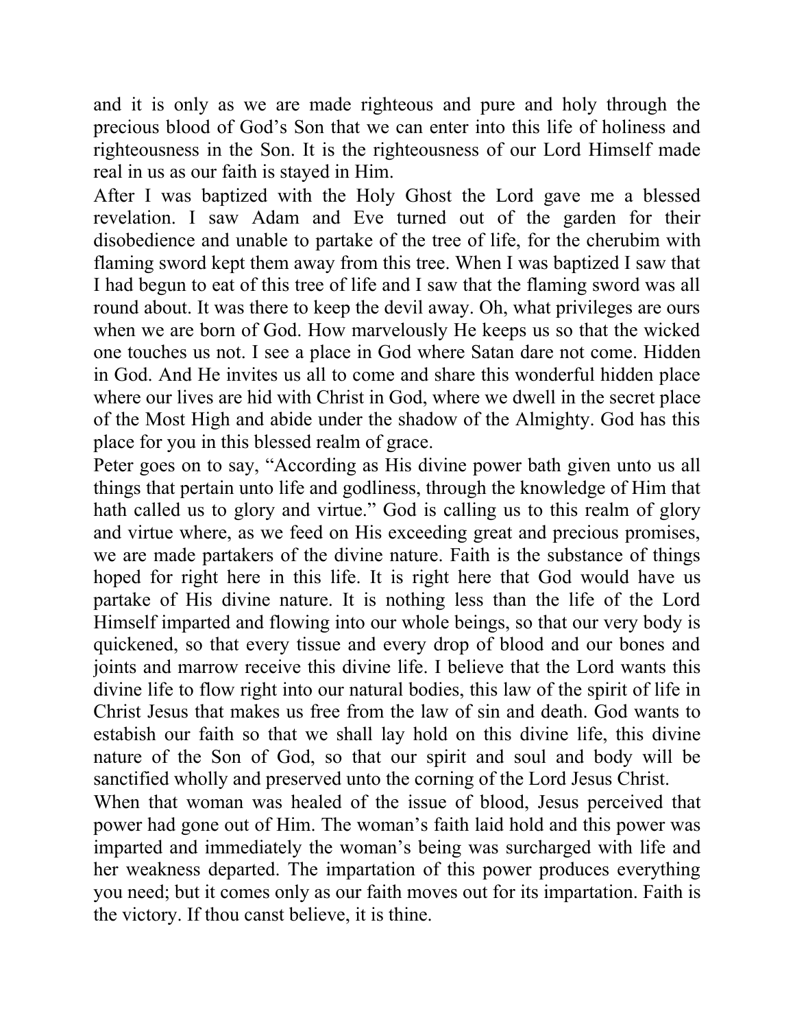and it is only as we are made righteous and pure and holy through the precious blood of God's Son that we can enter into this life of holiness and righteousness in the Son. It is the righteousness of our Lord Himself made real in us as our faith is stayed in Him.

After I was baptized with the Holy Ghost the Lord gave me a blessed revelation. I saw Adam and Eve turned out of the garden for their disobedience and unable to partake of the tree of life, for the cherubim with flaming sword kept them away from this tree. When I was baptized I saw that I had begun to eat of this tree of life and I saw that the flaming sword was all round about. It was there to keep the devil away. Oh, what privileges are ours when we are born of God. How marvelously He keeps us so that the wicked one touches us not. I see a place in God where Satan dare not come. Hidden in God. And He invites us all to come and share this wonderful hidden place where our lives are hid with Christ in God, where we dwell in the secret place of the Most High and abide under the shadow of the Almighty. God has this place for you in this blessed realm of grace.

Peter goes on to say, "According as His divine power bath given unto us all things that pertain unto life and godliness, through the knowledge of Him that hath called us to glory and virtue." God is calling us to this realm of glory and virtue where, as we feed on His exceeding great and precious promises, we are made partakers of the divine nature. Faith is the substance of things hoped for right here in this life. It is right here that God would have us partake of His divine nature. It is nothing less than the life of the Lord Himself imparted and flowing into our whole beings, so that our very body is quickened, so that every tissue and every drop of blood and our bones and joints and marrow receive this divine life. I believe that the Lord wants this divine life to flow right into our natural bodies, this law of the spirit of life in Christ Jesus that makes us free from the law of sin and death. God wants to estabish our faith so that we shall lay hold on this divine life, this divine nature of the Son of God, so that our spirit and soul and body will be sanctified wholly and preserved unto the corning of the Lord Jesus Christ.

When that woman was healed of the issue of blood, Jesus perceived that power had gone out of Him. The woman's faith laid hold and this power was imparted and immediately the woman's being was surcharged with life and her weakness departed. The impartation of this power produces everything you need; but it comes only as our faith moves out for its impartation. Faith is the victory. If thou canst believe, it is thine.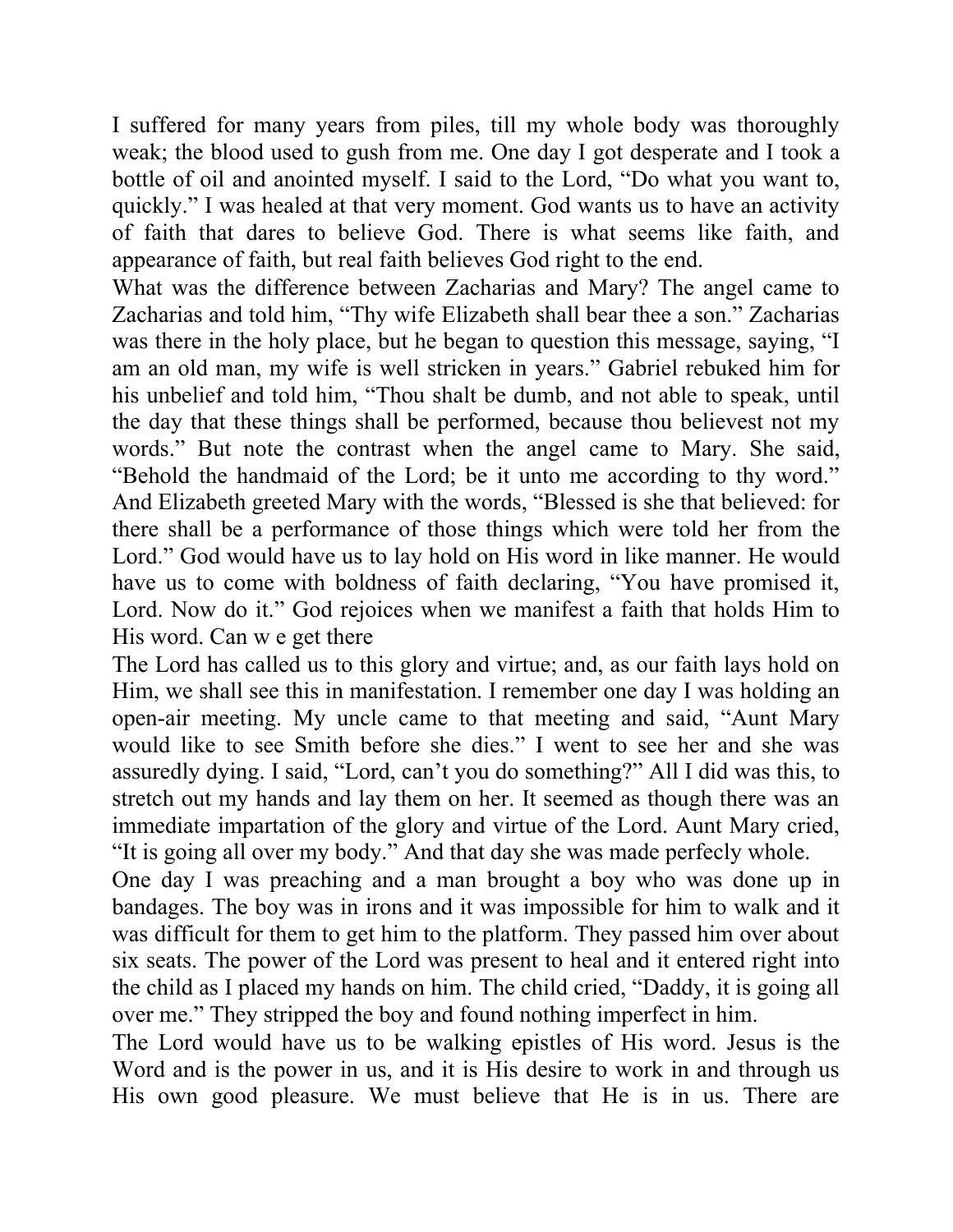I suffered for many years from piles, till my whole body was thoroughly weak; the blood used to gush from me. One day I got desperate and I took a bottle of oil and anointed myself. I said to the Lord, “Do what you want to, quickly.” I was healed at that very moment. God wants us to have an activity of faith that dares to believe God. There is what seems like faith, and appearance of faith, but real faith believes God right to the end.

What was the difference between Zacharias and Mary? The angel came to Zacharias and told him, “Thy wife Elizabeth shall bear thee a son.” Zacharias was there in the holy place, but he began to question this message, saying, “I am an old man, my wife is well stricken in years.” Gabriel rebuked him for his unbelief and told him, “Thou shalt be dumb, and not able to speak, until the day that these things shall be performed, because thou believest not my words.” But note the contrast when the angel came to Mary. She said, “Behold the handmaid of the Lord; be it unto me according to thy word.” And Elizabeth greeted Mary with the words, “Blessed is she that believed: for there shall be a performance of those things which were told her from the Lord.” God would have us to lay hold on His word in like manner. He would have us to come with boldness of faith declaring, “You have promised it, Lord. Now do it.” God rejoices when we manifest a faith that holds Him to His word. Can w e get there

The Lord has called us to this glory and virtue; and, as our faith lays hold on Him, we shall see this in manifestation. I remember one day I was holding an open-air meeting. My uncle came to that meeting and said, “Aunt Mary would like to see Smith before she dies.” I went to see her and she was assuredly dying. I said, “Lord, can’t you do something?” All I did was this, to stretch out my hands and lay them on her. It seemed as though there was an immediate impartation of the glory and virtue of the Lord. Aunt Mary cried, “It is going all over my body.” And that day she was made perfecly whole.

One day I was preaching and a man brought a boy who was done up in bandages. The boy was in irons and it was impossible for him to walk and it was difficult for them to get him to the platform. They passed him over about six seats. The power of the Lord was present to heal and it entered right into the child as I placed my hands on him. The child cried, “Daddy, it is going all over me.” They stripped the boy and found nothing imperfect in him.

The Lord would have us to be walking epistles of His word. Jesus is the Word and is the power in us, and it is His desire to work in and through us His own good pleasure. We must believe that He is in us. There are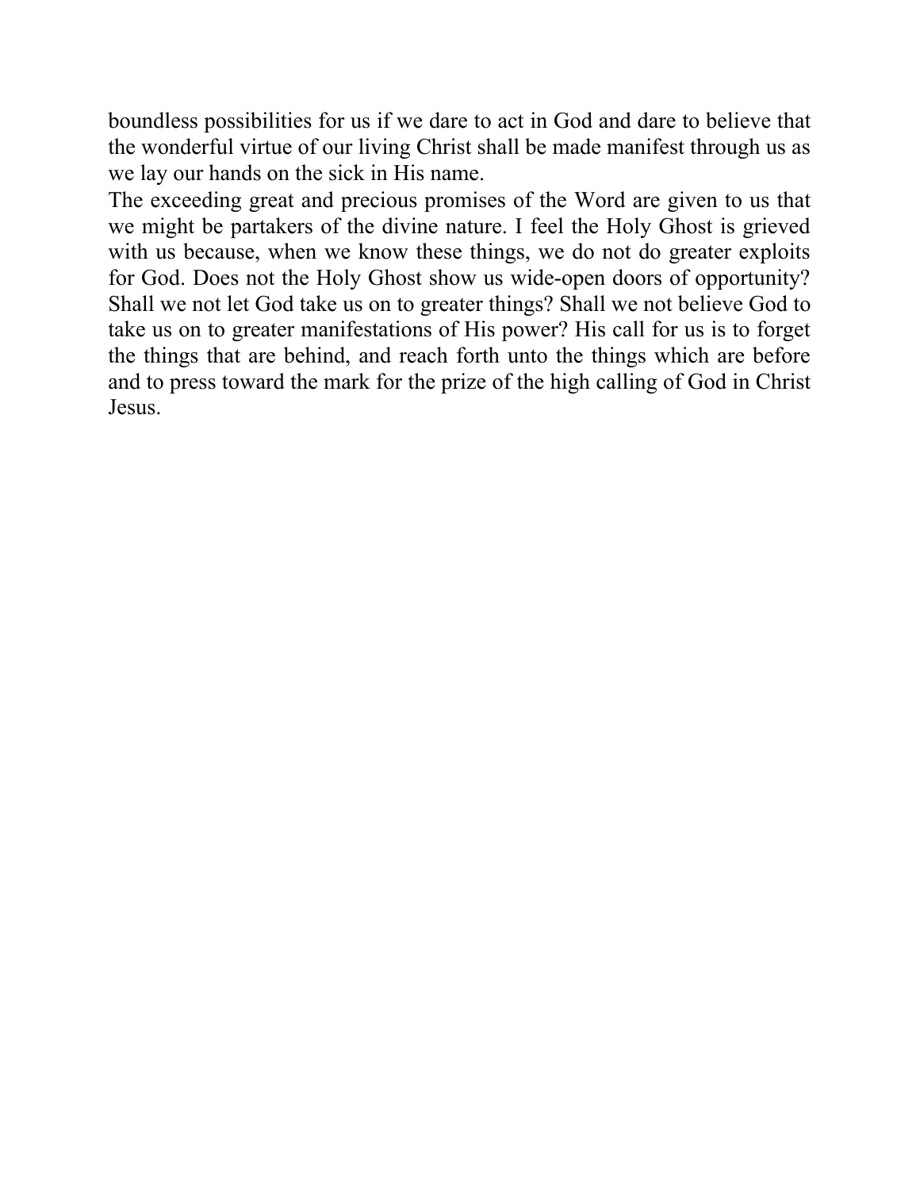boundless possibilities for us if we dare to act in God and dare to believe that the wonderful virtue of our living Christ shall be made manifest through us as we lay our hands on the sick in His name.

The exceeding great and precious promises of the Word are given to us that we might be partakers of the divine nature. I feel the Holy Ghost is grieved with us because, when we know these things, we do not do greater exploits for God. Does not the Holy Ghost show us wide-open doors of opportunity? Shall we not let God take us on to greater things? Shall we not believe God to take us on to greater manifestations of His power? His call for us is to forget the things that are behind, and reach forth unto the things which are before and to press toward the mark for the prize of the high calling of God in Christ Jesus.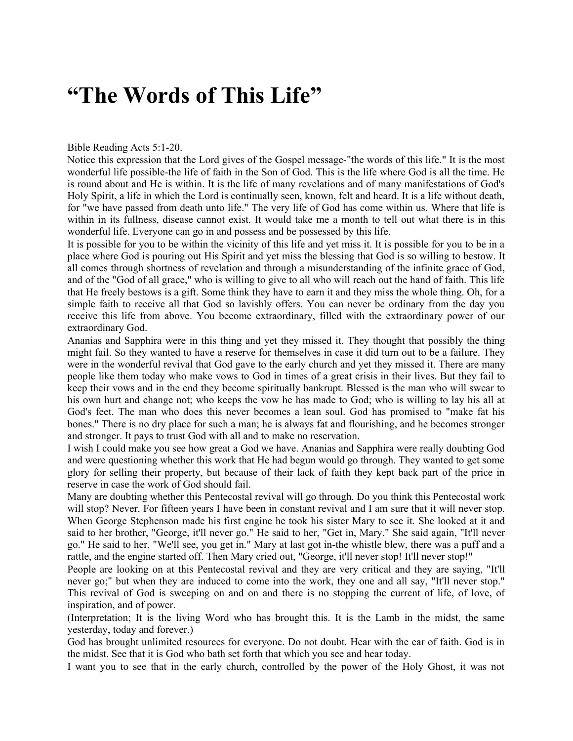# “The Words of This Life”

Bible Reading Acts 5:1-20.

Notice this expression that the Lord gives of the Gospel message-"the words of this life." It is the most wonderful life possible-the life of faith in the Son of God. This is the life where God is all the time. He is round about and He is within. It is the life of many revelations and of many manifestations of God's Holy Spirit, a life in which the Lord is continually seen, known, felt and heard. It is a life without death, for "we have passed from death unto life." The very life of God has come within us. Where that life is within in its fullness, disease cannot exist. It would take me a month to tell out what there is in this wonderful life. Everyone can go in and possess and be possessed by this life.

It is possible for you to be within the vicinity of this life and yet miss it. It is possible for you to be in a place where God is pouring out His Spirit and yet miss the blessing that God is so willing to bestow. It all comes through shortness of revelation and through a misunderstanding of the infinite grace of God, and of the "God of all grace," who is willing to give to all who will reach out the hand of faith. This life that He freely bestows is a gift. Some think they have to earn it and they miss the whole thing. Oh, for a simple faith to receive all that God so lavishly offers. You can never be ordinary from the day you receive this life from above. You become extraordinary, filled with the extraordinary power of our extraordinary God.

Ananias and Sapphira were in this thing and yet they missed it. They thought that possibly the thing might fail. So they wanted to have a reserve for themselves in case it did turn out to be a failure. They were in the wonderful revival that God gave to the early church and yet they missed it. There are many people like them today who make vows to God in times of a great crisis in their lives. But they fail to keep their vows and in the end they become spiritually bankrupt. Blessed is the man who will swear to his own hurt and change not; who keeps the vow he has made to God; who is willing to lay his all at God's feet. The man who does this never becomes a lean soul. God has promised to "make fat his bones." There is no dry place for such a man; he is always fat and flourishing, and he becomes stronger and stronger. It pays to trust God with all and to make no reservation.

I wish I could make you see how great a God we have. Ananias and Sapphira were really doubting God and were questioning whether this work that He had begun would go through. They wanted to get some glory for selling their property, but because of their lack of faith they kept back part of the price in reserve in case the work of God should fail.

Many are doubting whether this Pentecostal revival will go through. Do you think this Pentecostal work will stop? Never. For fifteen years I have been in constant revival and I am sure that it will never stop. When George Stephenson made his first engine he took his sister Mary to see it. She looked at it and said to her brother, "George, it'll never go." He said to her, "Get in, Mary." She said again, "It'll never go." He said to her, "We'll see, you get in." Mary at last got in-the whistle blew, there was a puff and a rattle, and the engine started off. Then Mary cried out, "George, it'll never stop! It'll never stop!"

People are looking on at this Pentecostal revival and they are very critical and they are saying, "It'll never go;" but when they are induced to come into the work, they one and all say, "It'll never stop." This revival of God is sweeping on and on and there is no stopping the current of life, of love, of inspiration, and of power.

(Interpretation; It is the living Word who has brought this. It is the Lamb in the midst, the same yesterday, today and forever.)

God has brought unlimited resources for everyone. Do not doubt. Hear with the ear of faith. God is in the midst. See that it is God who bath set forth that which you see and hear today.

I want you to see that in the early church, controlled by the power of the Holy Ghost, it was not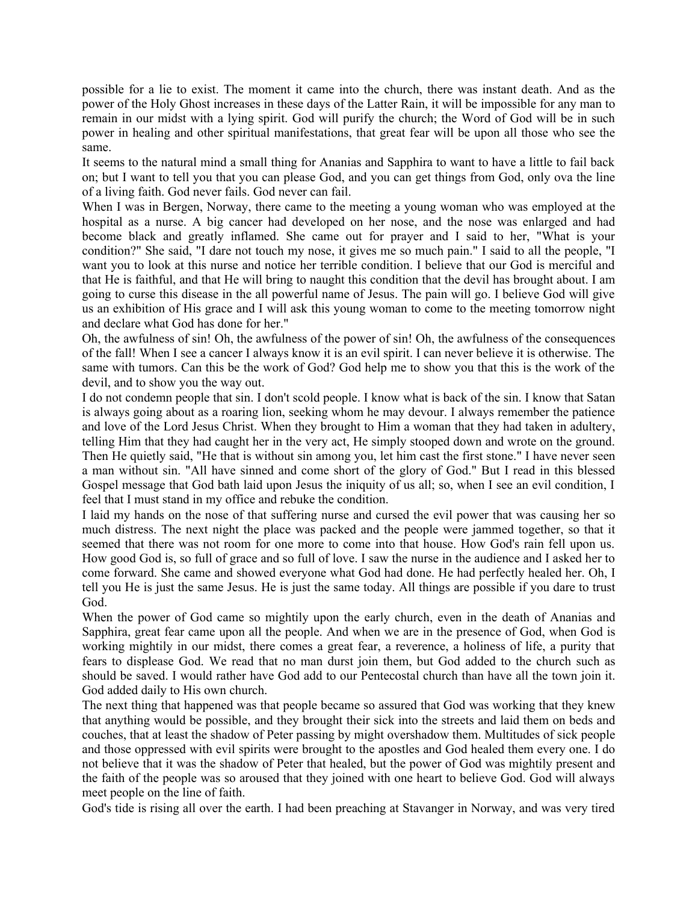possible for a lie to exist. The moment it came into the church, there was instant death. And as the power of the Holy Ghost increases in these days of the Latter Rain, it will be impossible for any man to remain in our midst with a lying spirit. God will purify the church; the Word of God will be in such power in healing and other spiritual manifestations, that great fear will be upon all those who see the same.

It seems to the natural mind a small thing for Ananias and Sapphira to want to have a little to fail back on; but I want to tell you that you can please God, and you can get things from God, only ova the line of a living faith. God never fails. God never can fail.

When I was in Bergen, Norway, there came to the meeting a young woman who was employed at the hospital as a nurse. A big cancer had developed on her nose, and the nose was enlarged and had become black and greatly inflamed. She came out for prayer and I said to her, "What is your condition?" She said, "I dare not touch my nose, it gives me so much pain." I said to all the people, "I want you to look at this nurse and notice her terrible condition. I believe that our God is merciful and that He is faithful, and that He will bring to naught this condition that the devil has brought about. I am going to curse this disease in the all powerful name of Jesus. The pain will go. I believe God will give us an exhibition of His grace and I will ask this young woman to come to the meeting tomorrow night and declare what God has done for her."

Oh, the awfulness of sin! Oh, the awfulness of the power of sin! Oh, the awfulness of the consequences of the fall! When I see a cancer I always know it is an evil spirit. I can never believe it is otherwise. The same with tumors. Can this be the work of God? God help me to show you that this is the work of the devil, and to show you the way out.

I do not condemn people that sin. I don't scold people. I know what is back of the sin. I know that Satan is always going about as a roaring lion, seeking whom he may devour. I always remember the patience and love of the Lord Jesus Christ. When they brought to Him a woman that they had taken in adultery, telling Him that they had caught her in the very act, He simply stooped down and wrote on the ground. Then He quietly said, "He that is without sin among you, let him cast the first stone." I have never seen a man without sin. "All have sinned and come short of the glory of God." But I read in this blessed Gospel message that God bath laid upon Jesus the iniquity of us all; so, when I see an evil condition, I feel that I must stand in my office and rebuke the condition.

I laid my hands on the nose of that suffering nurse and cursed the evil power that was causing her so much distress. The next night the place was packed and the people were jammed together, so that it seemed that there was not room for one more to come into that house. How God's rain fell upon us. How good God is, so full of grace and so full of love. I saw the nurse in the audience and I asked her to come forward. She came and showed everyone what God had done. He had perfectly healed her. Oh, I tell you He is just the same Jesus. He is just the same today. All things are possible if you dare to trust God.

When the power of God came so mightily upon the early church, even in the death of Ananias and Sapphira, great fear came upon all the people. And when we are in the presence of God, when God is working mightily in our midst, there comes a great fear, a reverence, a holiness of life, a purity that fears to displease God. We read that no man durst join them, but God added to the church such as should be saved. I would rather have God add to our Pentecostal church than have all the town join it. God added daily to His own church.

The next thing that happened was that people became so assured that God was working that they knew that anything would be possible, and they brought their sick into the streets and laid them on beds and couches, that at least the shadow of Peter passing by might overshadow them. Multitudes of sick people and those oppressed with evil spirits were brought to the apostles and God healed them every one. I do not believe that it was the shadow of Peter that healed, but the power of God was mightily present and the faith of the people was so aroused that they joined with one heart to believe God. God will always meet people on the line of faith.

God's tide is rising all over the earth. I had been preaching at Stavanger in Norway, and was very tired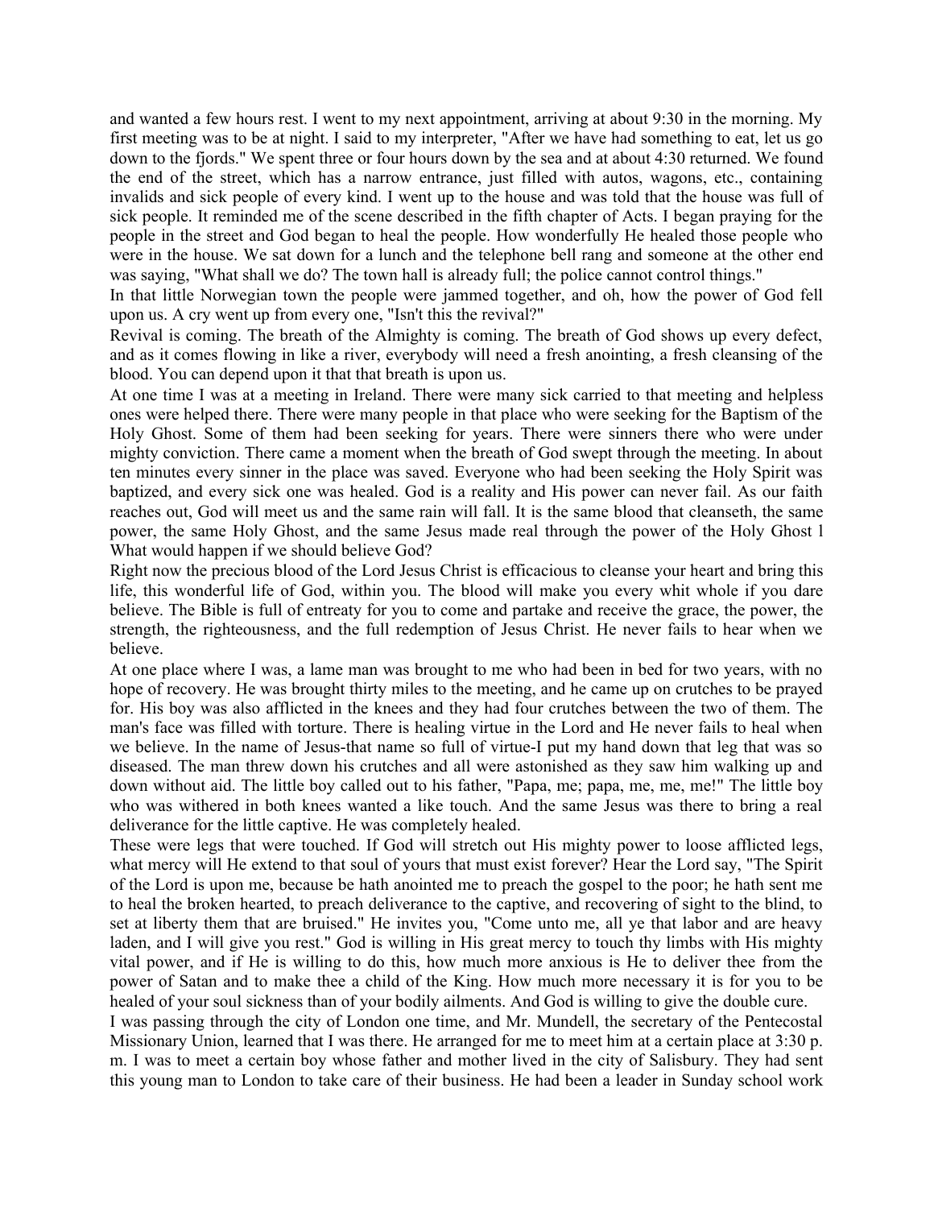and wanted a few hours rest. I went to my next appointment, arriving at about 9:30 in the morning. My first meeting was to be at night. I said to my interpreter, "After we have had something to eat, let us go down to the fjords." We spent three or four hours down by the sea and at about 4:30 returned. We found the end of the street, which has a narrow entrance, just filled with autos, wagons, etc., containing invalids and sick people of every kind. I went up to the house and was told that the house was full of sick people. It reminded me of the scene described in the fifth chapter of Acts. I began praying for the people in the street and God began to heal the people. How wonderfully He healed those people who were in the house. We sat down for a lunch and the telephone bell rang and someone at the other end was saying, "What shall we do? The town hall is already full; the police cannot control things."

In that little Norwegian town the people were jammed together, and oh, how the power of God fell upon us. A cry went up from every one, "Isn't this the revival?"

Revival is coming. The breath of the Almighty is coming. The breath of God shows up every defect, and as it comes flowing in like a river, everybody will need a fresh anointing, a fresh cleansing of the blood. You can depend upon it that that breath is upon us.

At one time I was at a meeting in Ireland. There were many sick carried to that meeting and helpless ones were helped there. There were many people in that place who were seeking for the Baptism of the Holy Ghost. Some of them had been seeking for years. There were sinners there who were under mighty conviction. There came a moment when the breath of God swept through the meeting. In about ten minutes every sinner in the place was saved. Everyone who had been seeking the Holy Spirit was baptized, and every sick one was healed. God is a reality and His power can never fail. As our faith reaches out, God will meet us and the same rain will fall. It is the same blood that cleanseth, the same power, the same Holy Ghost, and the same Jesus made real through the power of the Holy Ghost l What would happen if we should believe God?

Right now the precious blood of the Lord Jesus Christ is efficacious to cleanse your heart and bring this life, this wonderful life of God, within you. The blood will make you every whit whole if you dare believe. The Bible is full of entreaty for you to come and partake and receive the grace, the power, the strength, the righteousness, and the full redemption of Jesus Christ. He never fails to hear when we believe.

At one place where I was, a lame man was brought to me who had been in bed for two years, with no hope of recovery. He was brought thirty miles to the meeting, and he came up on crutches to be prayed for. His boy was also afflicted in the knees and they had four crutches between the two of them. The man's face was filled with torture. There is healing virtue in the Lord and He never fails to heal when we believe. In the name of Jesus-that name so full of virtue-I put my hand down that leg that was so diseased. The man threw down his crutches and all were astonished as they saw him walking up and down without aid. The little boy called out to his father, "Papa, me; papa, me, me, me!" The little boy who was withered in both knees wanted a like touch. And the same Jesus was there to bring a real deliverance for the little captive. He was completely healed.

These were legs that were touched. If God will stretch out His mighty power to loose afflicted legs, what mercy will He extend to that soul of yours that must exist forever? Hear the Lord say, "The Spirit of the Lord is upon me, because be hath anointed me to preach the gospel to the poor; he hath sent me to heal the broken hearted, to preach deliverance to the captive, and recovering of sight to the blind, to set at liberty them that are bruised." He invites you, "Come unto me, all ye that labor and are heavy laden, and I will give you rest." God is willing in His great mercy to touch thy limbs with His mighty vital power, and if He is willing to do this, how much more anxious is He to deliver thee from the power of Satan and to make thee a child of the King. How much more necessary it is for you to be healed of your soul sickness than of your bodily ailments. And God is willing to give the double cure.

I was passing through the city of London one time, and Mr. Mundell, the secretary of the Pentecostal Missionary Union, learned that I was there. He arranged for me to meet him at a certain place at 3:30 p. m. I was to meet a certain boy whose father and mother lived in the city of Salisbury. They had sent this young man to London to take care of their business. He had been a leader in Sunday school work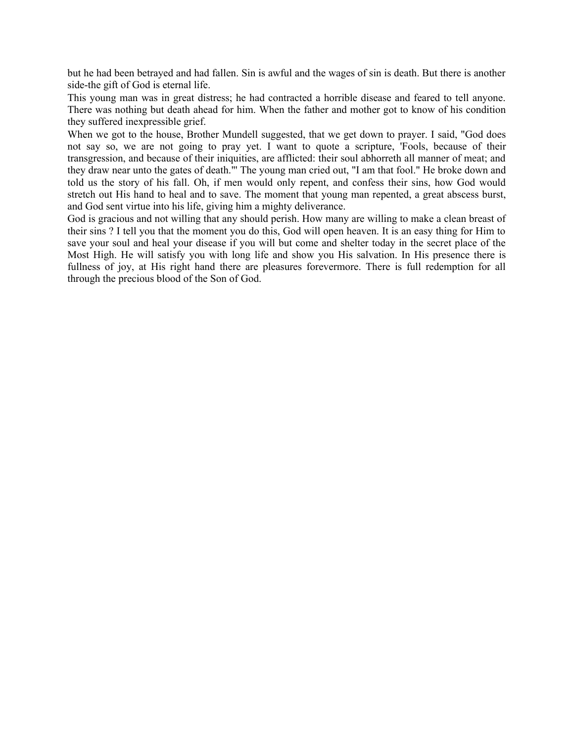but he had been betrayed and had fallen. Sin is awful and the wages of sin is death. But there is another side-the gift of God is eternal life.

This young man was in great distress; he had contracted a horrible disease and feared to tell anyone. There was nothing but death ahead for him. When the father and mother got to know of his condition they suffered inexpressible grief.

When we got to the house, Brother Mundell suggested, that we get down to prayer. I said, "God does not say so, we are not going to pray yet. I want to quote a scripture, 'Fools, because of their transgression, and because of their iniquities, are afflicted: their soul abhorreth all manner of meat; and they draw near unto the gates of death.'" The young man cried out, "I am that fool." He broke down and told us the story of his fall. Oh, if men would only repent, and confess their sins, how God would stretch out His hand to heal and to save. The moment that young man repented, a great abscess burst, and God sent virtue into his life, giving him a mighty deliverance.

God is gracious and not willing that any should perish. How many are willing to make a clean breast of their sins ? I tell you that the moment you do this, God will open heaven. It is an easy thing for Him to save your soul and heal your disease if you will but come and shelter today in the secret place of the Most High. He will satisfy you with long life and show you His salvation. In His presence there is fullness of joy, at His right hand there are pleasures forevermore. There is full redemption for all through the precious blood of the Son of God.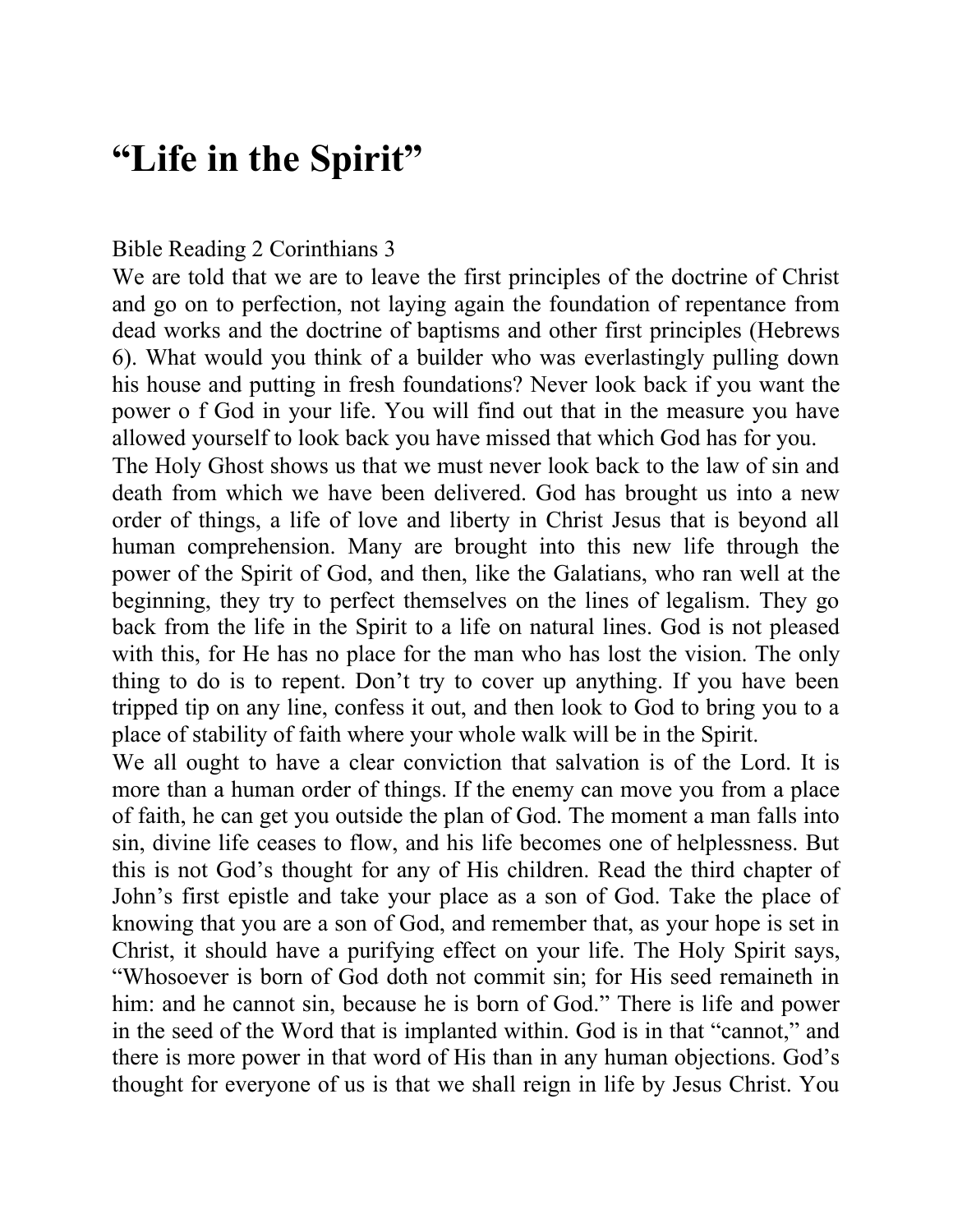# “Life in the Spirit”

Bible Reading 2 Corinthians 3

We are told that we are to leave the first principles of the doctrine of Christ and go on to perfection, not laying again the foundation of repentance from dead works and the doctrine of baptisms and other first principles (Hebrews 6). What would you think of a builder who was everlastingly pulling down his house and putting in fresh foundations? Never look back if you want the power o f God in your life. You will find out that in the measure you have allowed yourself to look back you have missed that which God has for you.

The Holy Ghost shows us that we must never look back to the law of sin and death from which we have been delivered. God has brought us into a new order of things, a life of love and liberty in Christ Jesus that is beyond all human comprehension. Many are brought into this new life through the power of the Spirit of God, and then, like the Galatians, who ran well at the beginning, they try to perfect themselves on the lines of legalism. They go back from the life in the Spirit to a life on natural lines. God is not pleased with this, for He has no place for the man who has lost the vision. The only thing to do is to repent. Don’t try to cover up anything. If you have been tripped tip on any line, confess it out, and then look to God to bring you to a place of stability of faith where your whole walk will be in the Spirit.

We all ought to have a clear conviction that salvation is of the Lord. It is more than a human order of things. If the enemy can move you from a place of faith, he can get you outside the plan of God. The moment a man falls into sin, divine life ceases to flow, and his life becomes one of helplessness. But this is not God’s thought for any of His children. Read the third chapter of John’s first epistle and take your place as a son of God. Take the place of knowing that you are a son of God, and remember that, as your hope is set in Christ, it should have a purifying effect on your life. The Holy Spirit says, “Whosoever is born of God doth not commit sin; for His seed remaineth in him: and he cannot sin, because he is born of God.” There is life and power in the seed of the Word that is implanted within. God is in that “cannot,” and there is more power in that word of His than in any human objections. God’s thought for everyone of us is that we shall reign in life by Jesus Christ. You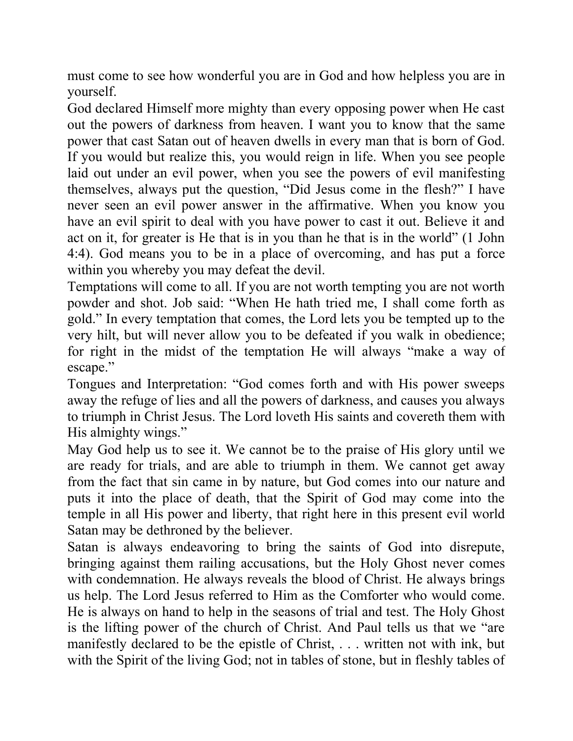must come to see how wonderful you are in God and how helpless you are in yourself.

God declared Himself more mighty than every opposing power when He cast out the powers of darkness from heaven. I want you to know that the same power that cast Satan out of heaven dwells in every man that is born of God. If you would but realize this, you would reign in life. When you see people laid out under an evil power, when you see the powers of evil manifesting themselves, always put the question, "Did Jesus come in the flesh?" I have never seen an evil power answer in the affirmative. When you know you have an evil spirit to deal with you have power to cast it out. Believe it and act on it, for greater is He that is in you than he that is in the world" (1 John 4:4). God means you to be in a place of overcoming, and has put a force within you whereby you may defeat the devil.

Temptations will come to all. If you are not worth tempting you are not worth powder and shot. Job said: "When He hath tried me, I shall come forth as gold." In every temptation that comes, the Lord lets you be tempted up to the very hilt, but will never allow you to be defeated if you walk in obedience; for right in the midst of the temptation He will always "make a way of escape."

Tongues and Interpretation: "God comes forth and with His power sweeps away the refuge of lies and all the powers of darkness, and causes you always to triumph in Christ Jesus. The Lord loveth His saints and covereth them with His almighty wings."

May God help us to see it. We cannot be to the praise of His glory until we are ready for trials, and are able to triumph in them. We cannot get away from the fact that sin came in by nature, but God comes into our nature and puts it into the place of death, that the Spirit of God may come into the temple in all His power and liberty, that right here in this present evil world Satan may be dethroned by the believer.

Satan is always endeavoring to bring the saints of God into disrepute, bringing against them railing accusations, but the Holy Ghost never comes with condemnation. He always reveals the blood of Christ. He always brings us help. The Lord Jesus referred to Him as the Comforter who would come. He is always on hand to help in the seasons of trial and test. The Holy Ghost is the lifting power of the church of Christ. And Paul tells us that we "are manifestly declared to be the epistle of Christ, . . . written not with ink, but with the Spirit of the living God; not in tables of stone, but in fleshly tables of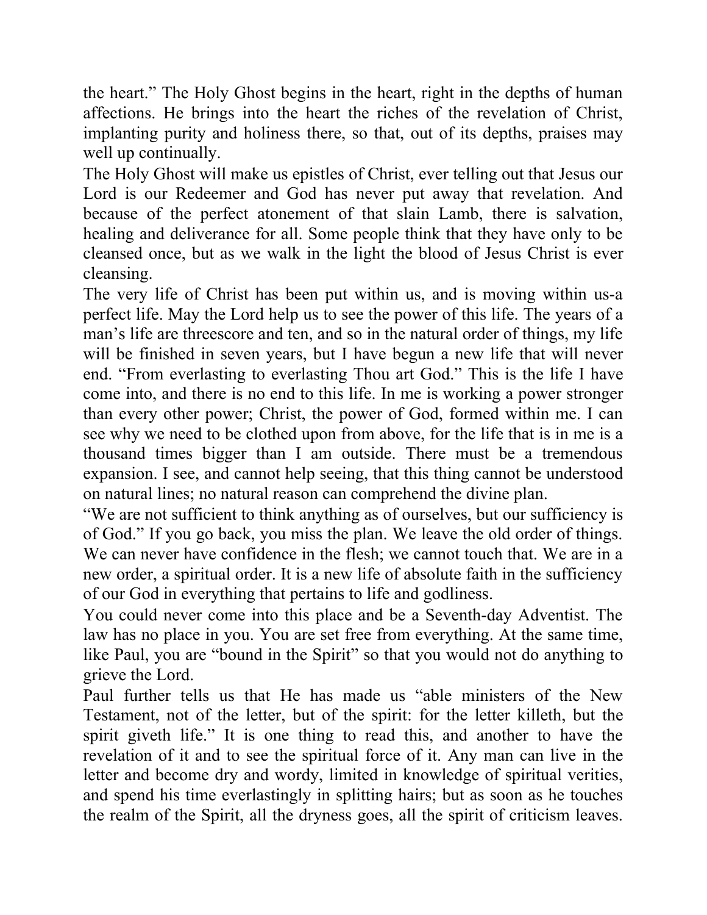the heart." The Holy Ghost begins in the heart, right in the depths of human affections. He brings into the heart the riches of the revelation of Christ, implanting purity and holiness there, so that, out of its depths, praises may well up continually.

The Holy Ghost will make us epistles of Christ, ever telling out that Jesus our Lord is our Redeemer and God has never put away that revelation. And because of the perfect atonement of that slain Lamb, there is salvation, healing and deliverance for all. Some people think that they have only to be cleansed once, but as we walk in the light the blood of Jesus Christ is ever cleansing.

The very life of Christ has been put within us, and is moving within us-a perfect life. May the Lord help us to see the power of this life. The years of a man's life are threescore and ten, and so in the natural order of things, my life will be finished in seven years, but I have begun a new life that will never end. "From everlasting to everlasting Thou art God." This is the life I have come into, and there is no end to this life. In me is working a power stronger than every other power; Christ, the power of God, formed within me. I can see why we need to be clothed upon from above, for the life that is in me is a thousand times bigger than I am outside. There must be a tremendous expansion. I see, and cannot help seeing, that this thing cannot be understood on natural lines; no natural reason can comprehend the divine plan.

"We are not sufficient to think anything as of ourselves, but our sufficiency is of God." If you go back, you miss the plan. We leave the old order of things. We can never have confidence in the flesh; we cannot touch that. We are in a new order, a spiritual order. It is a new life of absolute faith in the sufficiency of our God in everything that pertains to life and godliness.

You could never come into this place and be a Seventh-day Adventist. The law has no place in you. You are set free from everything. At the same time, like Paul, you are "bound in the Spirit" so that you would not do anything to grieve the Lord.

Paul further tells us that He has made us "able ministers of the New Testament, not of the letter, but of the spirit: for the letter killeth, but the spirit giveth life." It is one thing to read this, and another to have the revelation of it and to see the spiritual force of it. Any man can live in the letter and become dry and wordy, limited in knowledge of spiritual verities, and spend his time everlastingly in splitting hairs; but as soon as he touches the realm of the Spirit, all the dryness goes, all the spirit of criticism leaves.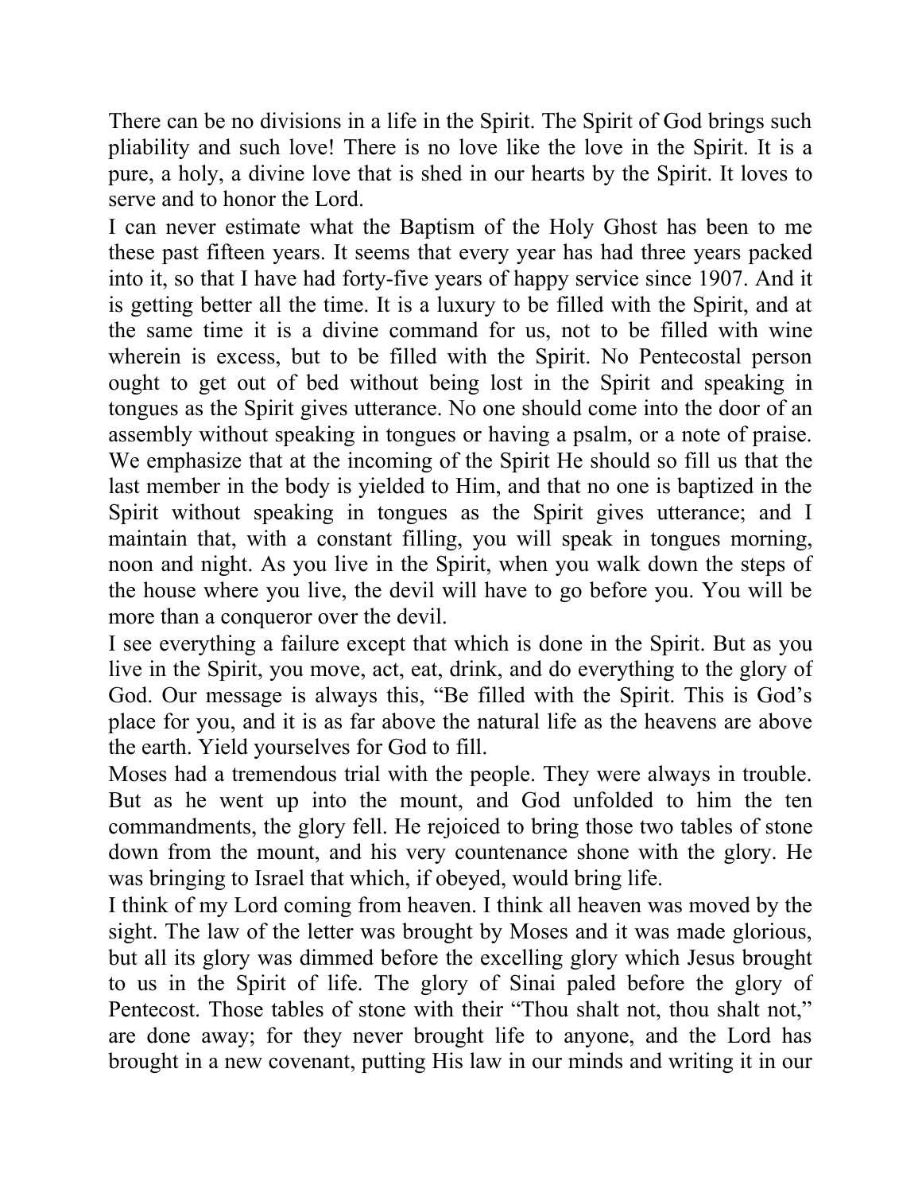There can be no divisions in a life in the Spirit. The Spirit of God brings such pliability and such love! There is no love like the love in the Spirit. It is a pure, a holy, a divine love that is shed in our hearts by the Spirit. It loves to serve and to honor the Lord.

I can never estimate what the Baptism of the Holy Ghost has been to me these past fifteen years. It seems that every year has had three years packed into it, so that I have had forty-five years of happy service since 1907. And it is getting better all the time. It is a luxury to be filled with the Spirit, and at the same time it is a divine command for us, not to be filled with wine wherein is excess, but to be filled with the Spirit. No Pentecostal person ought to get out of bed without being lost in the Spirit and speaking in tongues as the Spirit gives utterance. No one should come into the door of an assembly without speaking in tongues or having a psalm, or a note of praise. We emphasize that at the incoming of the Spirit He should so fill us that the last member in the body is yielded to Him, and that no one is baptized in the Spirit without speaking in tongues as the Spirit gives utterance; and I maintain that, with a constant filling, you will speak in tongues morning, noon and night. As you live in the Spirit, when you walk down the steps of the house where you live, the devil will have to go before you. You will be more than a conqueror over the devil.

I see everything a failure except that which is done in the Spirit. But as you live in the Spirit, you move, act, eat, drink, and do everything to the glory of God. Our message is always this, "Be filled with the Spirit. This is God's place for you, and it is as far above the natural life as the heavens are above the earth. Yield yourselves for God to fill.

Moses had a tremendous trial with the people. They were always in trouble. But as he went up into the mount, and God unfolded to him the ten commandments, the glory fell. He rejoiced to bring those two tables of stone down from the mount, and his very countenance shone with the glory. He was bringing to Israel that which, if obeyed, would bring life.

I think of my Lord coming from heaven. I think all heaven was moved by the sight. The law of the letter was brought by Moses and it was made glorious, but all its glory was dimmed before the excelling glory which Jesus brought to us in the Spirit of life. The glory of Sinai paled before the glory of Pentecost. Those tables of stone with their "Thou shalt not, thou shalt not," are done away; for they never brought life to anyone, and the Lord has brought in a new covenant, putting His law in our minds and writing it in our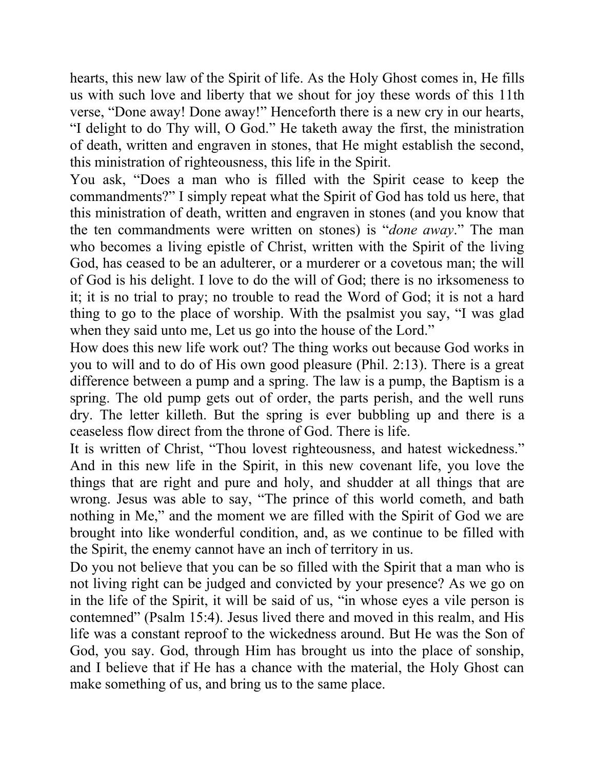hearts, this new law of the Spirit of life. As the Holy Ghost comes in, He fills us with such love and liberty that we shout for joy these words of this 11th verse, “Done away! Done away!” Henceforth there is a new cry in our hearts, “I delight to do Thy will, O God.” He taketh away the first, the ministration of death, written and engraven in stones, that He might establish the second, this ministration of righteousness, this life in the Spirit.

You ask, “Does a man who is filled with the Spirit cease to keep the commandments?” I simply repeat what the Spirit of God has told us here, that this ministration of death, written and engraven in stones (and you know that the ten commandments were written on stones) is “*done away*.” The man who becomes a living epistle of Christ, written with the Spirit of the living God, has ceased to be an adulterer, or a murderer or a covetous man; the will of God is his delight. I love to do the will of God; there is no irksomeness to it; it is no trial to pray; no trouble to read the Word of God; it is not a hard thing to go to the place of worship. With the psalmist you say, “I was glad when they said unto me, Let us go into the house of the Lord.”

How does this new life work out? The thing works out because God works in you to will and to do of His own good pleasure (Phil. 2:13). There is a great difference between a pump and a spring. The law is a pump, the Baptism is a spring. The old pump gets out of order, the parts perish, and the well runs dry. The letter killeth. But the spring is ever bubbling up and there is a ceaseless flow direct from the throne of God. There is life.

It is written of Christ, “Thou lovest righteousness, and hatest wickedness.” And in this new life in the Spirit, in this new covenant life, you love the things that are right and pure and holy, and shudder at all things that are wrong. Jesus was able to say, “The prince of this world cometh, and bath nothing in Me,” and the moment we are filled with the Spirit of God we are brought into like wonderful condition, and, as we continue to be filled with the Spirit, the enemy cannot have an inch of territory in us.

Do you not believe that you can be so filled with the Spirit that a man who is not living right can be judged and convicted by your presence? As we go on in the life of the Spirit, it will be said of us, “in whose eyes a vile person is contemned” (Psalm 15:4). Jesus lived there and moved in this realm, and His life was a constant reproof to the wickedness around. But He was the Son of God, you say. God, through Him has brought us into the place of sonship, and I believe that if He has a chance with the material, the Holy Ghost can make something of us, and bring us to the same place.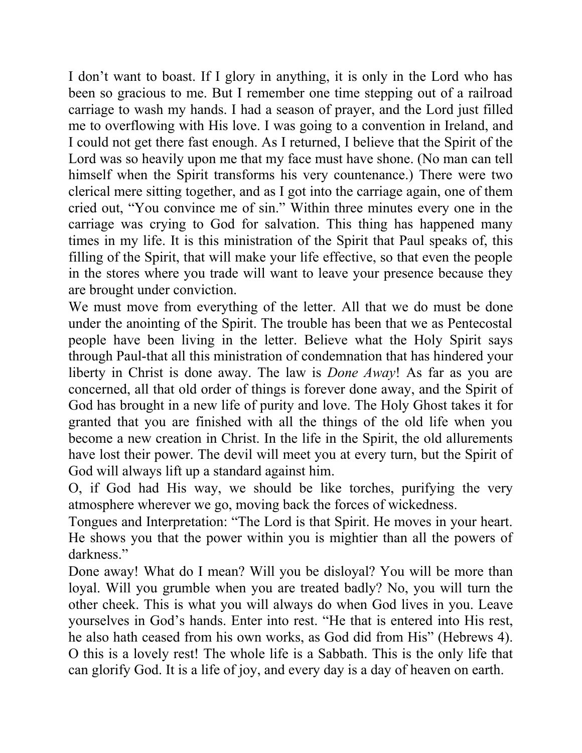I don’t want to boast. If I glory in anything, it is only in the Lord who has been so gracious to me. But I remember one time stepping out of a railroad carriage to wash my hands. I had a season of prayer, and the Lord just filled me to overflowing with His love. I was going to a convention in Ireland, and I could not get there fast enough. As I returned, I believe that the Spirit of the Lord was so heavily upon me that my face must have shone. (No man can tell himself when the Spirit transforms his very countenance.) There were two clerical mere sitting together, and as I got into the carriage again, one of them cried out, “You convince me of sin.” Within three minutes every one in the carriage was crying to God for salvation. This thing has happened many times in my life. It is this ministration of the Spirit that Paul speaks of, this filling of the Spirit, that will make your life effective, so that even the people in the stores where you trade will want to leave your presence because they are brought under conviction.

We must move from everything of the letter. All that we do must be done under the anointing of the Spirit. The trouble has been that we as Pentecostal people have been living in the letter. Believe what the Holy Spirit says through Paul-that all this ministration of condemnation that has hindered your liberty in Christ is done away. The law is *Done Away*! As far as you are concerned, all that old order of things is forever done away, and the Spirit of God has brought in a new life of purity and love. The Holy Ghost takes it for granted that you are finished with all the things of the old life when you become a new creation in Christ. In the life in the Spirit, the old allurements have lost their power. The devil will meet you at every turn, but the Spirit of God will always lift up a standard against him.

O, if God had His way, we should be like torches, purifying the very atmosphere wherever we go, moving back the forces of wickedness.

Tongues and Interpretation: “The Lord is that Spirit. He moves in your heart. He shows you that the power within you is mightier than all the powers of darkness.”

Done away! What do I mean? Will you be disloyal? You will be more than loyal. Will you grumble when you are treated badly? No, you will turn the other cheek. This is what you will always do when God lives in you. Leave yourselves in God’s hands. Enter into rest. “He that is entered into His rest, he also hath ceased from his own works, as God did from His” (Hebrews 4). O this is a lovely rest! The whole life is a Sabbath. This is the only life that can glorify God. It is a life of joy, and every day is a day of heaven on earth.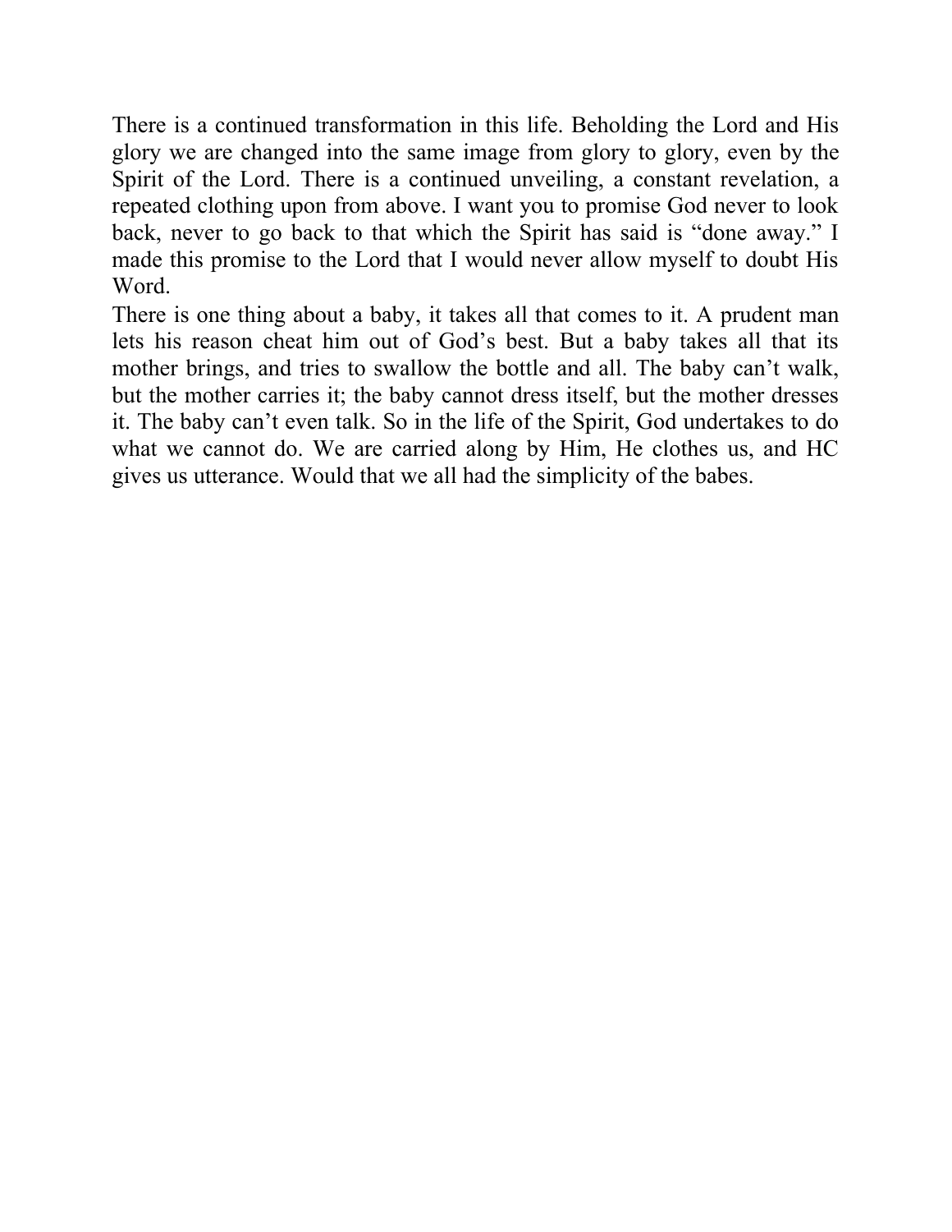There is a continued transformation in this life. Beholding the Lord and His glory we are changed into the same image from glory to glory, even by the Spirit of the Lord. There is a continued unveiling, a constant revelation, a repeated clothing upon from above. I want you to promise God never to look back, never to go back to that which the Spirit has said is "done away." I made this promise to the Lord that I would never allow myself to doubt His Word.

There is one thing about a baby, it takes all that comes to it. A prudent man lets his reason cheat him out of God's best. But a baby takes all that its mother brings, and tries to swallow the bottle and all. The baby can't walk, but the mother carries it; the baby cannot dress itself, but the mother dresses it. The baby can't even talk. So in the life of the Spirit, God undertakes to do what we cannot do. We are carried along by Him, He clothes us, and HC gives us utterance. Would that we all had the simplicity of the babes.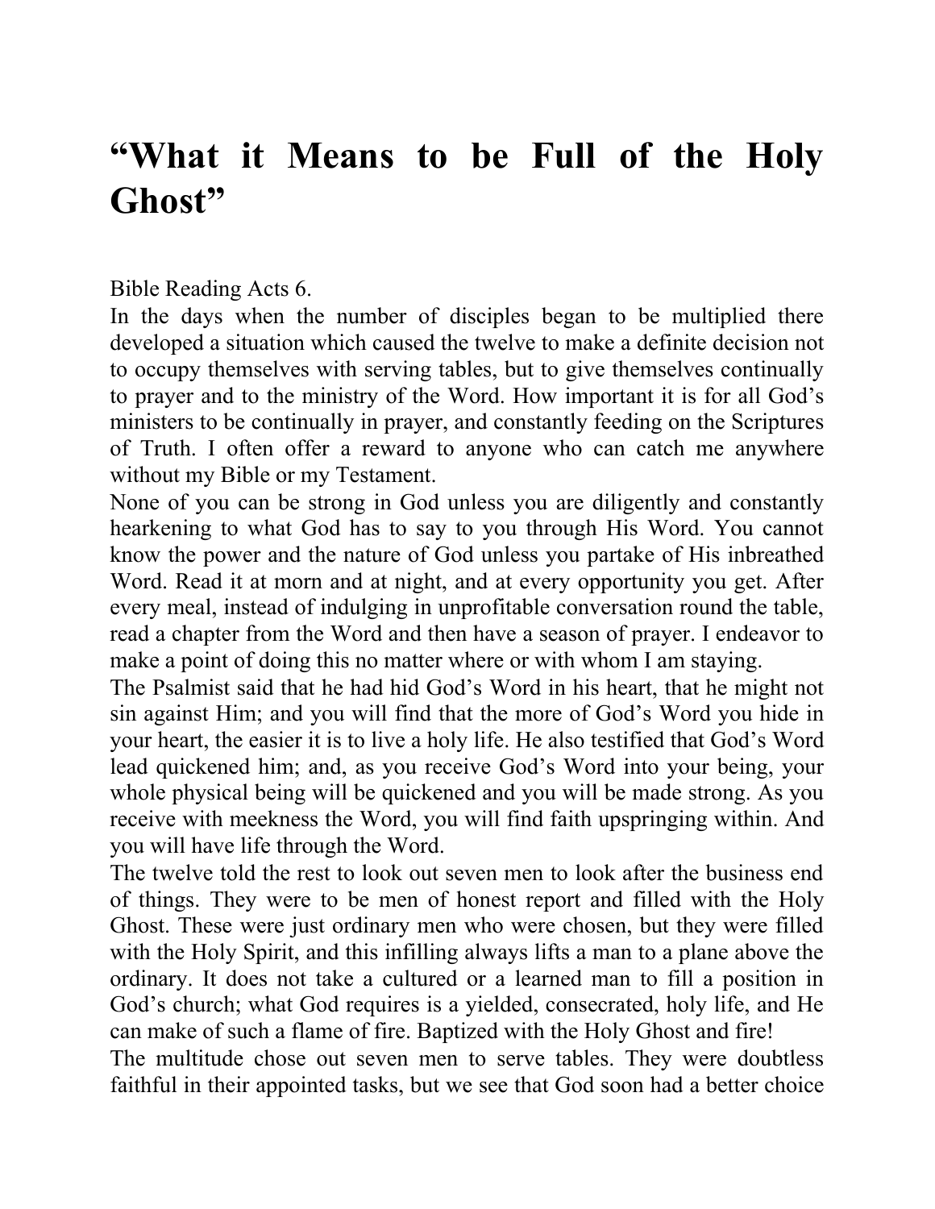# “What it Means to be Full of the Holy Ghost”

Bible Reading Acts 6.

In the days when the number of disciples began to be multiplied there developed a situation which caused the twelve to make a definite decision not to occupy themselves with serving tables, but to give themselves continually to prayer and to the ministry of the Word. How important it is for all God’s ministers to be continually in prayer, and constantly feeding on the Scriptures of Truth. I often offer a reward to anyone who can catch me anywhere without my Bible or my Testament.

None of you can be strong in God unless you are diligently and constantly hearkening to what God has to say to you through His Word. You cannot know the power and the nature of God unless you partake of His inbreathed Word. Read it at morn and at night, and at every opportunity you get. After every meal, instead of indulging in unprofitable conversation round the table, read a chapter from the Word and then have a season of prayer. I endeavor to make a point of doing this no matter where or with whom I am staying.

The Psalmist said that he had hid God’s Word in his heart, that he might not sin against Him; and you will find that the more of God’s Word you hide in your heart, the easier it is to live a holy life. He also testified that God’s Word lead quickened him; and, as you receive God’s Word into your being, your whole physical being will be quickened and you will be made strong. As you receive with meekness the Word, you will find faith upspringing within. And you will have life through the Word.

The twelve told the rest to look out seven men to look after the business end of things. They were to be men of honest report and filled with the Holy Ghost. These were just ordinary men who were chosen, but they were filled with the Holy Spirit, and this infilling always lifts a man to a plane above the ordinary. It does not take a cultured or a learned man to fill a position in God’s church; what God requires is a yielded, consecrated, holy life, and He can make of such a flame of fire. Baptized with the Holy Ghost and fire!

The multitude chose out seven men to serve tables. They were doubtless faithful in their appointed tasks, but we see that God soon had a better choice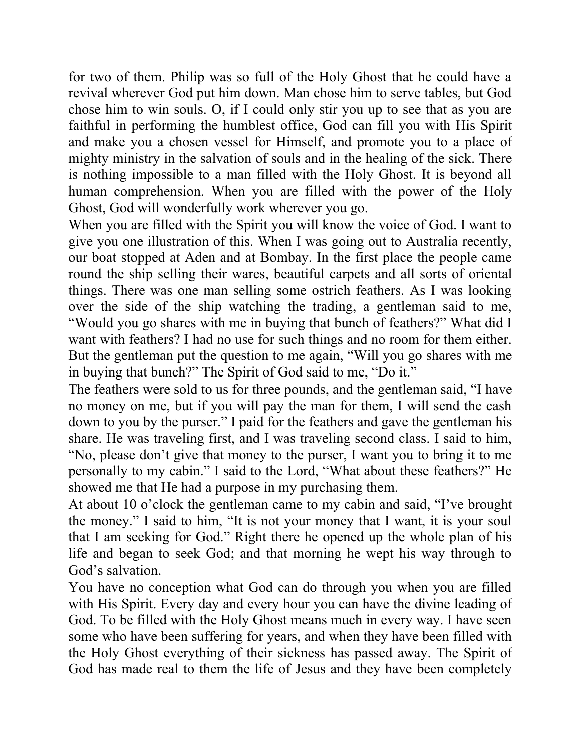for two of them. Philip was so full of the Holy Ghost that he could have a revival wherever God put him down. Man chose him to serve tables, but God chose him to win souls. O, if I could only stir you up to see that as you are faithful in performing the humblest office, God can fill you with His Spirit and make you a chosen vessel for Himself, and promote you to a place of mighty ministry in the salvation of souls and in the healing of the sick. There is nothing impossible to a man filled with the Holy Ghost. It is beyond all human comprehension. When you are filled with the power of the Holy Ghost, God will wonderfully work wherever you go.

When you are filled with the Spirit you will know the voice of God. I want to give you one illustration of this. When I was going out to Australia recently, our boat stopped at Aden and at Bombay. In the first place the people came round the ship selling their wares, beautiful carpets and all sorts of oriental things. There was one man selling some ostrich feathers. As I was looking over the side of the ship watching the trading, a gentleman said to me, "Would you go shares with me in buying that bunch of feathers?" What did I want with feathers? I had no use for such things and no room for them either. But the gentleman put the question to me again, "Will you go shares with me in buying that bunch?" The Spirit of God said to me, "Do it."

The feathers were sold to us for three pounds, and the gentleman said, "I have no money on me, but if you will pay the man for them, I will send the cash down to you by the purser." I paid for the feathers and gave the gentleman his share. He was traveling first, and I was traveling second class. I said to him, "No, please don't give that money to the purser, I want you to bring it to me personally to my cabin." I said to the Lord, "What about these feathers?" He showed me that He had a purpose in my purchasing them.

At about 10 o'clock the gentleman came to my cabin and said, "I've brought the money." I said to him, "It is not your money that I want, it is your soul that I am seeking for God." Right there he opened up the whole plan of his life and began to seek God; and that morning he wept his way through to God's salvation.

You have no conception what God can do through you when you are filled with His Spirit. Every day and every hour you can have the divine leading of God. To be filled with the Holy Ghost means much in every way. I have seen some who have been suffering for years, and when they have been filled with the Holy Ghost everything of their sickness has passed away. The Spirit of God has made real to them the life of Jesus and they have been completely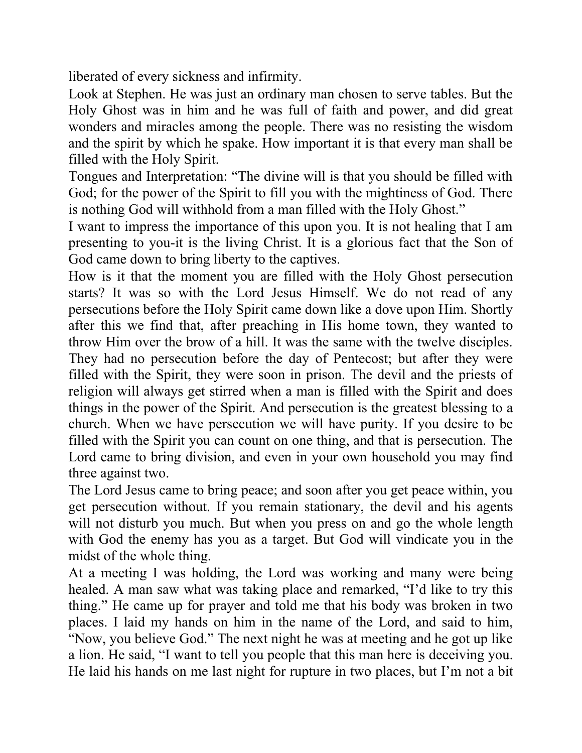liberated of every sickness and infirmity.

Look at Stephen. He was just an ordinary man chosen to serve tables. But the Holy Ghost was in him and he was full of faith and power, and did great wonders and miracles among the people. There was no resisting the wisdom and the spirit by which he spake. How important it is that every man shall be filled with the Holy Spirit.

Tongues and Interpretation: "The divine will is that you should be filled with God; for the power of the Spirit to fill you with the mightiness of God. There is nothing God will withhold from a man filled with the Holy Ghost."

I want to impress the importance of this upon you. It is not healing that I am presenting to you-it is the living Christ. It is a glorious fact that the Son of God came down to bring liberty to the captives.

How is it that the moment you are filled with the Holy Ghost persecution starts? It was so with the Lord Jesus Himself. We do not read of any persecutions before the Holy Spirit came down like a dove upon Him. Shortly after this we find that, after preaching in His home town, they wanted to throw Him over the brow of a hill. It was the same with the twelve disciples. They had no persecution before the day of Pentecost; but after they were filled with the Spirit, they were soon in prison. The devil and the priests of religion will always get stirred when a man is filled with the Spirit and does things in the power of the Spirit. And persecution is the greatest blessing to a church. When we have persecution we will have purity. If you desire to be filled with the Spirit you can count on one thing, and that is persecution. The Lord came to bring division, and even in your own household you may find three against two.

The Lord Jesus came to bring peace; and soon after you get peace within, you get persecution without. If you remain stationary, the devil and his agents will not disturb you much. But when you press on and go the whole length with God the enemy has you as a target. But God will vindicate you in the midst of the whole thing.

At a meeting I was holding, the Lord was working and many were being healed. A man saw what was taking place and remarked, "I'd like to try this thing." He came up for prayer and told me that his body was broken in two places. I laid my hands on him in the name of the Lord, and said to him, "Now, you believe God." The next night he was at meeting and he got up like a lion. He said, "I want to tell you people that this man here is deceiving you. He laid his hands on me last night for rupture in two places, but I'm not a bit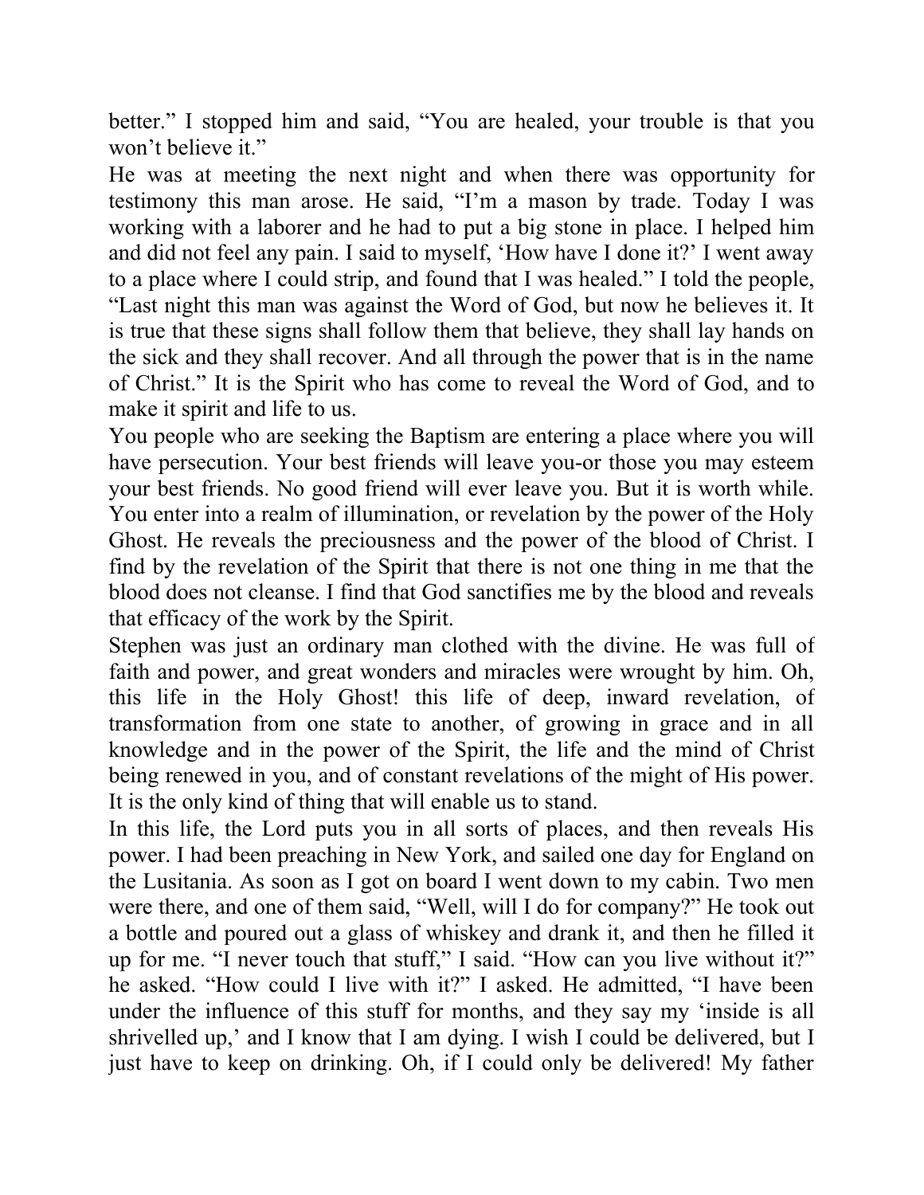better." I stopped him and said, "You are healed, your trouble is that you won't believe it."

He was at meeting the next night and when there was opportunity for testimony this man arose. He said, "I'm a mason by trade. Today I was working with a laborer and he had to put a big stone in place. I helped him and did not feel any pain. I said to myself, 'How have I done it?' I went away to a place where I could strip, and found that I was healed." I told the people, "Last night this man was against the Word of God, but now he believes it. It is true that these signs shall follow them that believe, they shall lay hands on the sick and they shall recover. And all through the power that is in the name of Christ." It is the Spirit who has come to reveal the Word of God, and to make it spirit and life to us.

You people who are seeking the Baptism are entering a place where you will have persecution. Your best friends will leave you-or those you may esteem your best friends. No good friend will ever leave you. But it is worth while. You enter into a realm of illumination, or revelation by the power of the Holy Ghost. He reveals the preciousness and the power of the blood of Christ. I find by the revelation of the Spirit that there is not one thing in me that the blood does not cleanse. I find that God sanctifies me by the blood and reveals that efficacy of the work by the Spirit.

Stephen was just an ordinary man clothed with the divine. He was full of faith and power, and great wonders and miracles were wrought by him. Oh, this life in the Holy Ghost! this life of deep, inward revelation, of transformation from one state to another, of growing in grace and in all knowledge and in the power of the Spirit, the life and the mind of Christ being renewed in you, and of constant revelations of the might of His power. It is the only kind of thing that will enable us to stand.

In this life, the Lord puts you in all sorts of places, and then reveals His power. I had been preaching in New York, and sailed one day for England on the Lusitania. As soon as I got on board I went down to my cabin. Two men were there, and one of them said, "Well, will I do for company?" He took out a bottle and poured out a glass of whiskey and drank it, and then he filled it up for me. "I never touch that stuff," I said. "How can you live without it?" he asked. "How could I live with it?" I asked. He admitted, "I have been under the influence of this stuff for months, and they say my 'inside is all shrivelled up,' and I know that I am dying. I wish I could be delivered, but I just have to keep on drinking. Oh, if I could only be delivered! My father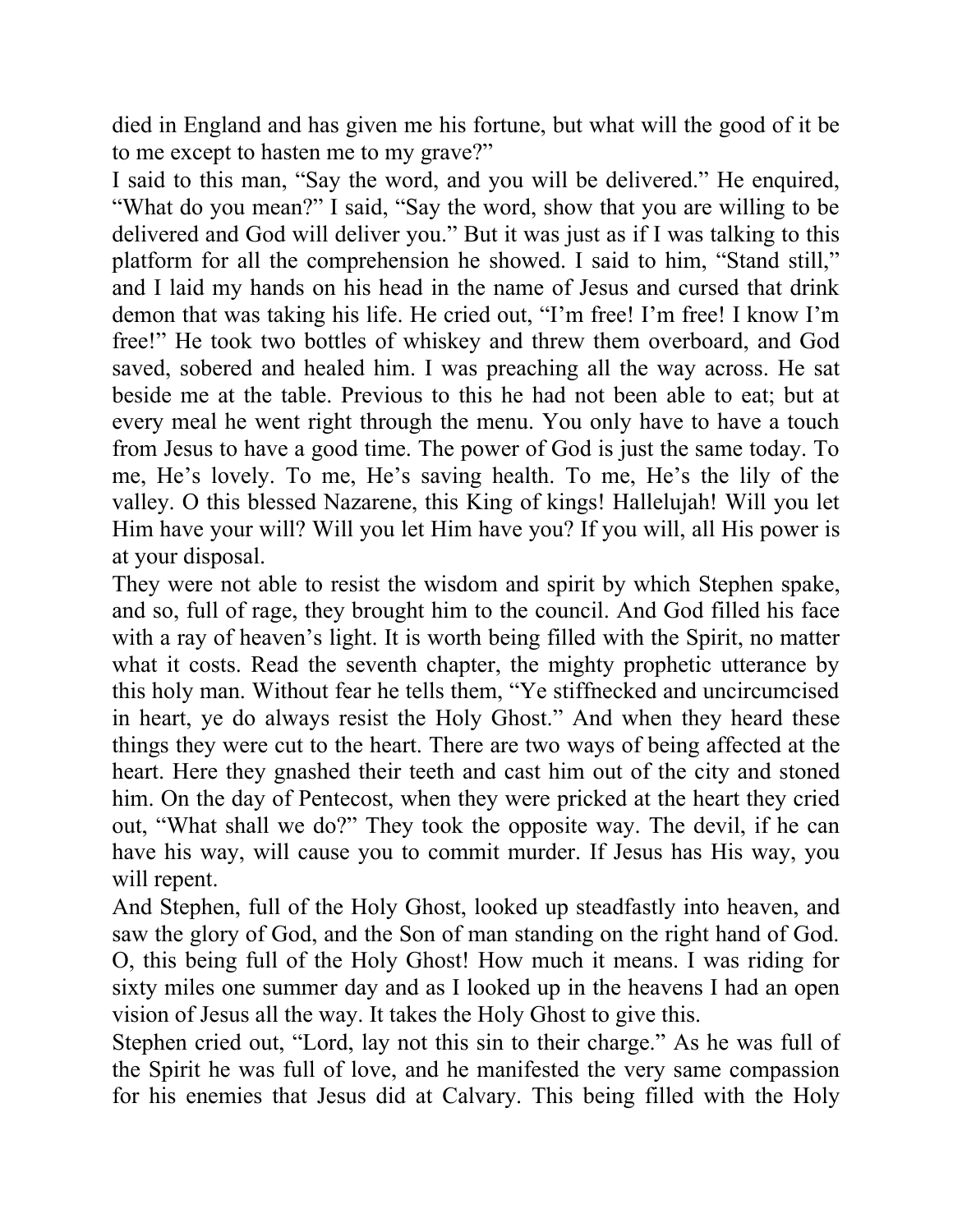died in England and has given me his fortune, but what will the good of it be to me except to hasten me to my grave?"

I said to this man, "Say the word, and you will be delivered." He enquired, "What do you mean?" I said, "Say the word, show that you are willing to be delivered and God will deliver you." But it was just as if I was talking to this platform for all the comprehension he showed. I said to him, "Stand still," and I laid my hands on his head in the name of Jesus and cursed that drink demon that was taking his life. He cried out, "I'm free! I'm free! I know I'm free!" He took two bottles of whiskey and threw them overboard, and God saved, sobered and healed him. I was preaching all the way across. He sat beside me at the table. Previous to this he had not been able to eat; but at every meal he went right through the menu. You only have to have a touch from Jesus to have a good time. The power of God is just the same today. To me, He's lovely. To me, He's saving health. To me, He's the lily of the valley. O this blessed Nazarene, this King of kings! Hallelujah! Will you let Him have your will? Will you let Him have you? If you will, all His power is at your disposal.

They were not able to resist the wisdom and spirit by which Stephen spake, and so, full of rage, they brought him to the council. And God filled his face with a ray of heaven's light. It is worth being filled with the Spirit, no matter what it costs. Read the seventh chapter, the mighty prophetic utterance by this holy man. Without fear he tells them, "Ye stiffnecked and uncircumcised in heart, ye do always resist the Holy Ghost." And when they heard these things they were cut to the heart. There are two ways of being affected at the heart. Here they gnashed their teeth and cast him out of the city and stoned him. On the day of Pentecost, when they were pricked at the heart they cried out, "What shall we do?" They took the opposite way. The devil, if he can have his way, will cause you to commit murder. If Jesus has His way, you will repent.

And Stephen, full of the Holy Ghost, looked up steadfastly into heaven, and saw the glory of God, and the Son of man standing on the right hand of God. O, this being full of the Holy Ghost! How much it means. I was riding for sixty miles one summer day and as I looked up in the heavens I had an open vision of Jesus all the way. It takes the Holy Ghost to give this.

Stephen cried out, "Lord, lay not this sin to their charge." As he was full of the Spirit he was full of love, and he manifested the very same compassion for his enemies that Jesus did at Calvary. This being filled with the Holy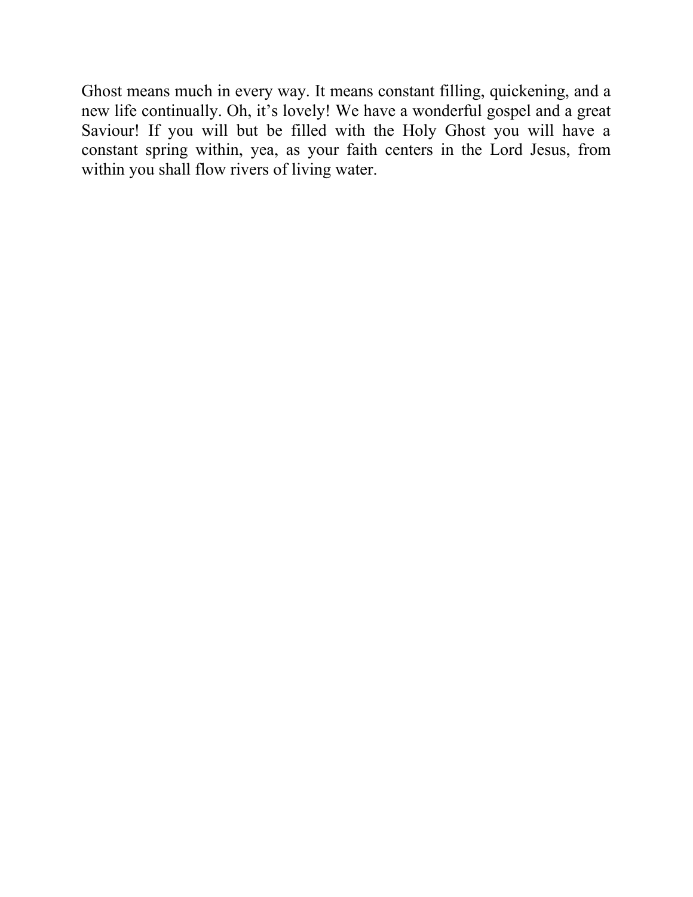Ghost means much in every way. It means constant filling, quickening, and a new life continually. Oh, it’s lovely! We have a wonderful gospel and a great Saviour! If you will but be filled with the Holy Ghost you will have a constant spring within, yea, as your faith centers in the Lord Jesus, from within you shall flow rivers of living water.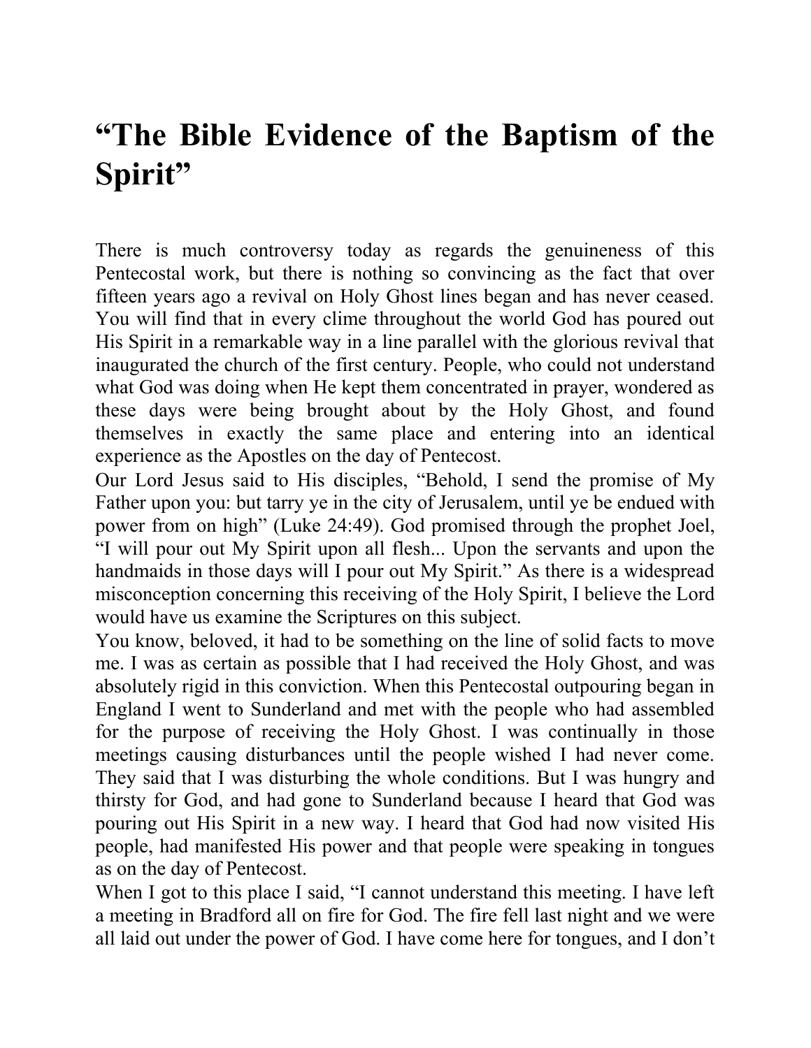# “The Bible Evidence of the Baptism of the Spirit”

There is much controversy today as regards the genuineness of this Pentecostal work, but there is nothing so convincing as the fact that over fifteen years ago a revival on Holy Ghost lines began and has never ceased. You will find that in every clime throughout the world God has poured out His Spirit in a remarkable way in a line parallel with the glorious revival that inaugurated the church of the first century. People, who could not understand what God was doing when He kept them concentrated in prayer, wondered as these days were being brought about by the Holy Ghost, and found themselves in exactly the same place and entering into an identical experience as the Apostles on the day of Pentecost.

Our Lord Jesus said to His disciples, “Behold, I send the promise of My Father upon you: but tarry ye in the city of Jerusalem, until ye be endued with power from on high” (Luke 24:49). God promised through the prophet Joel, “I will pour out My Spirit upon all flesh... Upon the servants and upon the handmaids in those days will I pour out My Spirit.” As there is a widespread misconception concerning this receiving of the Holy Spirit, I believe the Lord would have us examine the Scriptures on this subject.

You know, beloved, it had to be something on the line of solid facts to move me. I was as certain as possible that I had received the Holy Ghost, and was absolutely rigid in this conviction. When this Pentecostal outpouring began in England I went to Sunderland and met with the people who had assembled for the purpose of receiving the Holy Ghost. I was continually in those meetings causing disturbances until the people wished I had never come. They said that I was disturbing the whole conditions. But I was hungry and thirsty for God, and had gone to Sunderland because I heard that God was pouring out His Spirit in a new way. I heard that God had now visited His people, had manifested His power and that people were speaking in tongues as on the day of Pentecost.

When I got to this place I said, “I cannot understand this meeting. I have left a meeting in Bradford all on fire for God. The fire fell last night and we were all laid out under the power of God. I have come here for tongues, and I don’t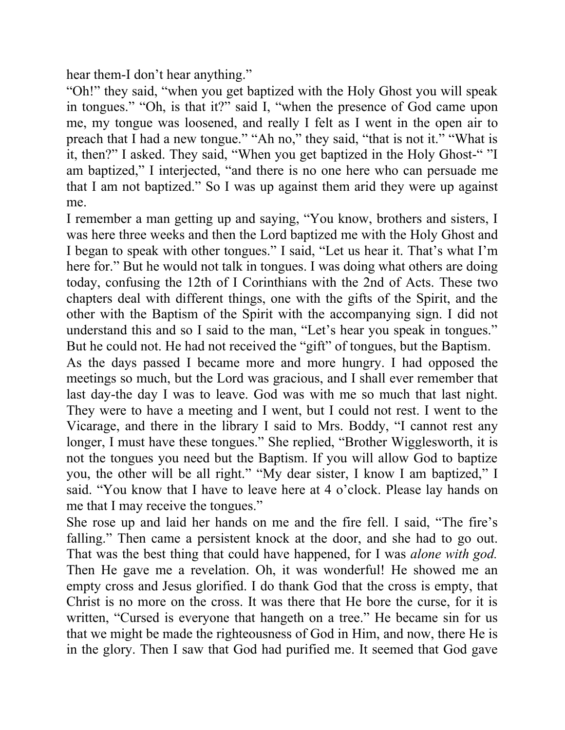hear them-I don't hear anything."

"Oh!" they said, "when you get baptized with the Holy Ghost you will speak in tongues." "Oh, is that it?" said I, "when the presence of God came upon me, my tongue was loosened, and really I felt as I went in the open air to preach that I had a new tongue." "Ah no," they said, "that is not it." "What is it, then?" I asked. They said, "When you get baptized in the Holy Ghost-" "I am baptized," I interjected, "and there is no one here who can persuade me that I am not baptized." So I was up against them arid they were up against me.

I remember a man getting up and saying, "You know, brothers and sisters, I was here three weeks and then the Lord baptized me with the Holy Ghost and I began to speak with other tongues." I said, "Let us hear it. That's what I'm here for." But he would not talk in tongues. I was doing what others are doing today, confusing the 12th of I Corinthians with the 2nd of Acts. These two chapters deal with different things, one with the gifts of the Spirit, and the other with the Baptism of the Spirit with the accompanying sign. I did not understand this and so I said to the man, "Let's hear you speak in tongues." But he could not. He had not received the "gift" of tongues, but the Baptism.

As the days passed I became more and more hungry. I had opposed the meetings so much, but the Lord was gracious, and I shall ever remember that last day-the day I was to leave. God was with me so much that last night. They were to have a meeting and I went, but I could not rest. I went to the Vicarage, and there in the library I said to Mrs. Boddy, "I cannot rest any longer, I must have these tongues." She replied, "Brother Wigglesworth, it is not the tongues you need but the Baptism. If you will allow God to baptize you, the other will be all right." "My dear sister, I know I am baptized," I said. "You know that I have to leave here at 4 o'clock. Please lay hands on me that I may receive the tongues."

She rose up and laid her hands on me and the fire fell. I said, "The fire's falling." Then came a persistent knock at the door, and she had to go out. That was the best thing that could have happened, for I was *alone with god.* Then He gave me a revelation. Oh, it was wonderful! He showed me an empty cross and Jesus glorified. I do thank God that the cross is empty, that Christ is no more on the cross. It was there that He bore the curse, for it is written, "Cursed is everyone that hangeth on a tree." He became sin for us that we might be made the righteousness of God in Him, and now, there He is in the glory. Then I saw that God had purified me. It seemed that God gave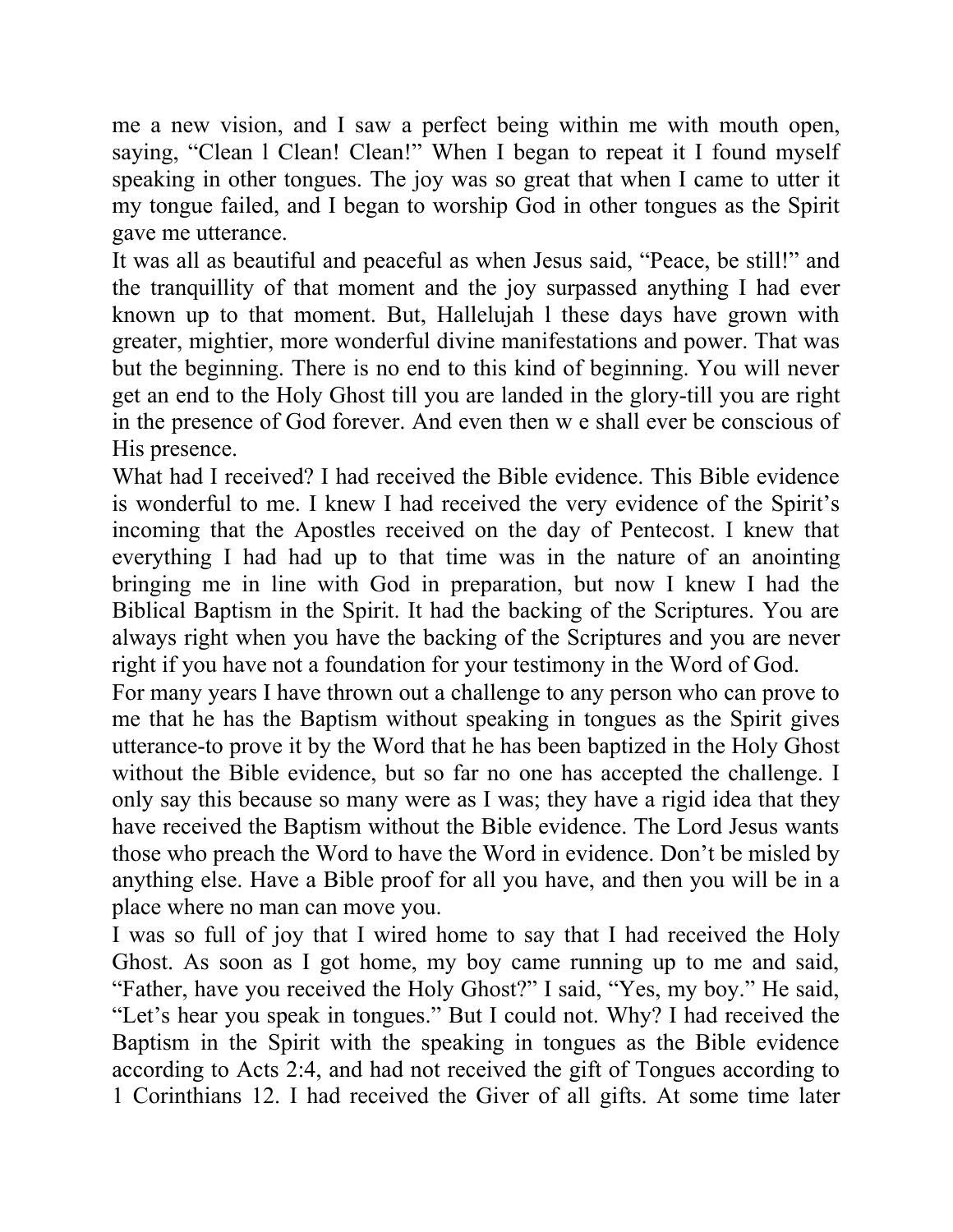me a new vision, and I saw a perfect being within me with mouth open, saying, “Clean l Clean! Clean!” When I began to repeat it I found myself speaking in other tongues. The joy was so great that when I came to utter it my tongue failed, and I began to worship God in other tongues as the Spirit gave me utterance.

It was all as beautiful and peaceful as when Jesus said, “Peace, be still!” and the tranquillity of that moment and the joy surpassed anything I had ever known up to that moment. But, Hallelujah l these days have grown with greater, mightier, more wonderful divine manifestations and power. That was but the beginning. There is no end to this kind of beginning. You will never get an end to the Holy Ghost till you are landed in the glory-till you are right in the presence of God forever. And even then w e shall ever be conscious of His presence.

What had I received? I had received the Bible evidence. This Bible evidence is wonderful to me. I knew I had received the very evidence of the Spirit’s incoming that the Apostles received on the day of Pentecost. I knew that everything I had had up to that time was in the nature of an anointing bringing me in line with God in preparation, but now I knew I had the Biblical Baptism in the Spirit. It had the backing of the Scriptures. You are always right when you have the backing of the Scriptures and you are never right if you have not a foundation for your testimony in the Word of God.

For many years I have thrown out a challenge to any person who can prove to me that he has the Baptism without speaking in tongues as the Spirit gives utterance-to prove it by the Word that he has been baptized in the Holy Ghost without the Bible evidence, but so far no one has accepted the challenge. I only say this because so many were as I was; they have a rigid idea that they have received the Baptism without the Bible evidence. The Lord Jesus wants those who preach the Word to have the Word in evidence. Don’t be misled by anything else. Have a Bible proof for all you have, and then you will be in a place where no man can move you.

I was so full of joy that I wired home to say that I had received the Holy Ghost. As soon as I got home, my boy came running up to me and said, “Father, have you received the Holy Ghost?” I said, “Yes, my boy.” He said, “Let’s hear you speak in tongues.” But I could not. Why? I had received the Baptism in the Spirit with the speaking in tongues as the Bible evidence according to Acts 2:4, and had not received the gift of Tongues according to 1 Corinthians 12. I had received the Giver of all gifts. At some time later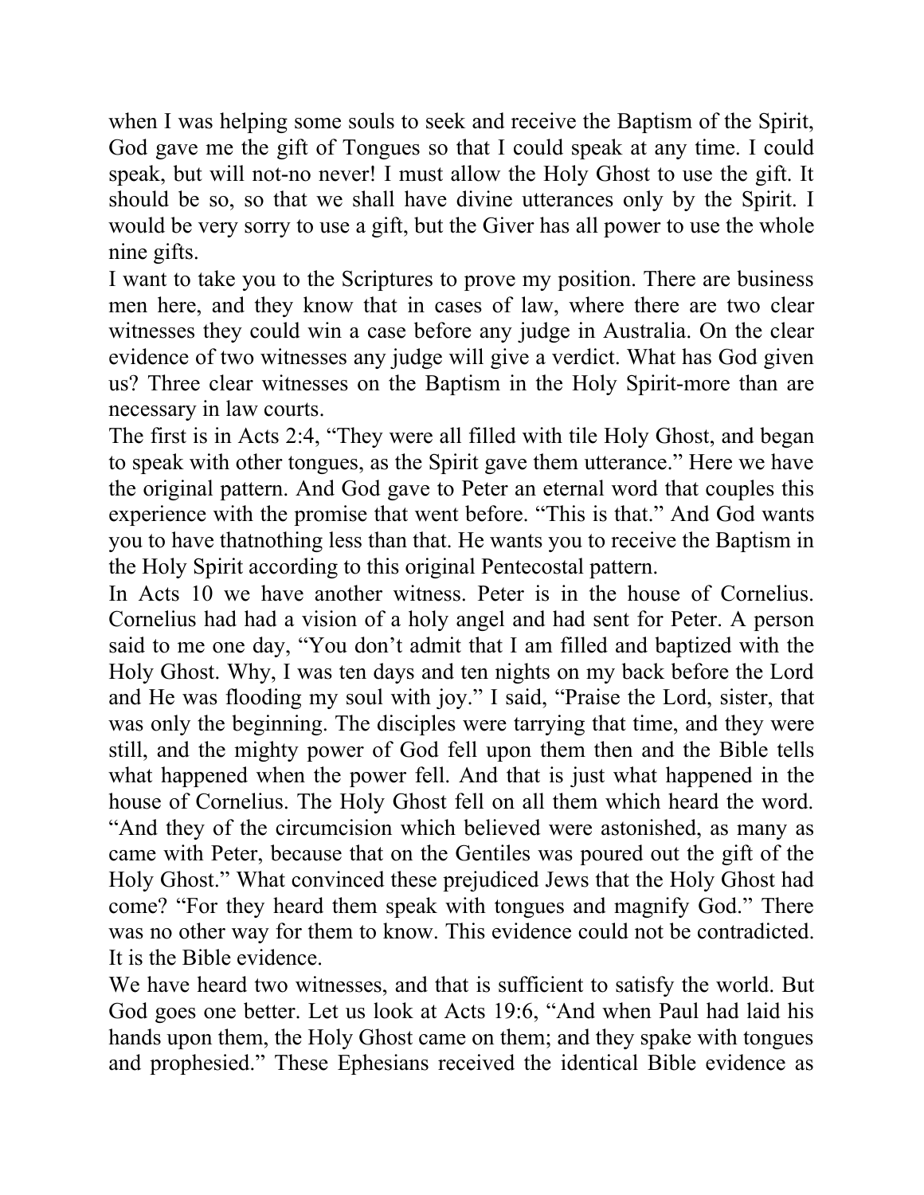when I was helping some souls to seek and receive the Baptism of the Spirit, God gave me the gift of Tongues so that I could speak at any time. I could speak, but will not-no never! I must allow the Holy Ghost to use the gift. It should be so, so that we shall have divine utterances only by the Spirit. I would be very sorry to use a gift, but the Giver has all power to use the whole nine gifts.

I want to take you to the Scriptures to prove my position. There are business men here, and they know that in cases of law, where there are two clear witnesses they could win a case before any judge in Australia. On the clear evidence of two witnesses any judge will give a verdict. What has God given us? Three clear witnesses on the Baptism in the Holy Spirit-more than are necessary in law courts.

The first is in Acts 2:4, “They were all filled with tile Holy Ghost, and began to speak with other tongues, as the Spirit gave them utterance.” Here we have the original pattern. And God gave to Peter an eternal word that couples this experience with the promise that went before. “This is that.” And God wants you to have thatnothing less than that. He wants you to receive the Baptism in the Holy Spirit according to this original Pentecostal pattern.

In Acts 10 we have another witness. Peter is in the house of Cornelius. Cornelius had had a vision of a holy angel and had sent for Peter. A person said to me one day, “You don’t admit that I am filled and baptized with the Holy Ghost. Why, I was ten days and ten nights on my back before the Lord and He was flooding my soul with joy.” I said, “Praise the Lord, sister, that was only the beginning. The disciples were tarrying that time, and they were still, and the mighty power of God fell upon them then and the Bible tells what happened when the power fell. And that is just what happened in the house of Cornelius. The Holy Ghost fell on all them which heard the word. “And they of the circumcision which believed were astonished, as many as came with Peter, because that on the Gentiles was poured out the gift of the Holy Ghost.” What convinced these prejudiced Jews that the Holy Ghost had come? “For they heard them speak with tongues and magnify God.” There was no other way for them to know. This evidence could not be contradicted. It is the Bible evidence.

We have heard two witnesses, and that is sufficient to satisfy the world. But God goes one better. Let us look at Acts 19:6, “And when Paul had laid his hands upon them, the Holy Ghost came on them; and they spake with tongues and prophesied.” These Ephesians received the identical Bible evidence as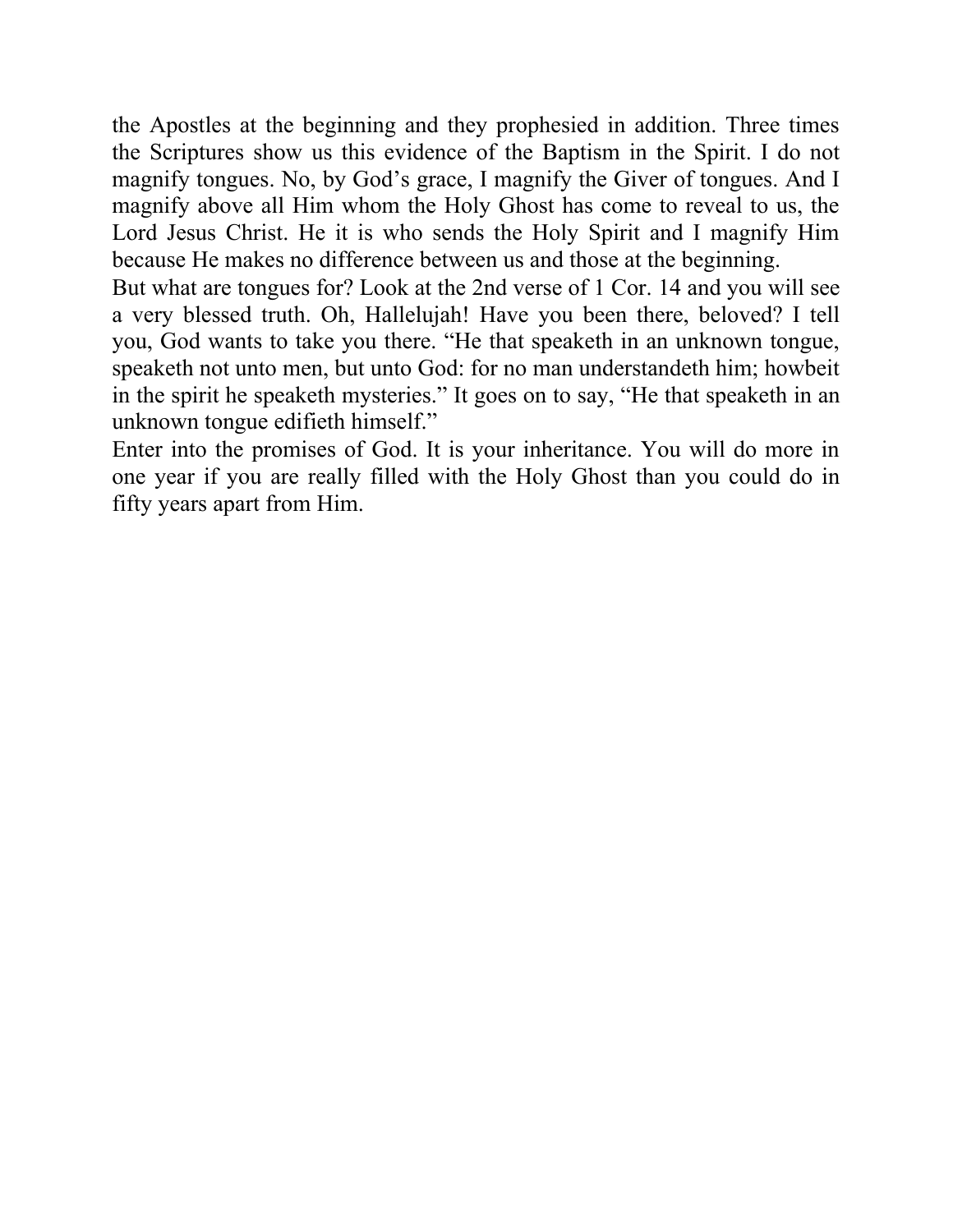the Apostles at the beginning and they prophesied in addition. Three times the Scriptures show us this evidence of the Baptism in the Spirit. I do not magnify tongues. No, by God's grace, I magnify the Giver of tongues. And I magnify above all Him whom the Holy Ghost has come to reveal to us, the Lord Jesus Christ. He it is who sends the Holy Spirit and I magnify Him because He makes no difference between us and those at the beginning.

But what are tongues for? Look at the 2nd verse of 1 Cor. 14 and you will see a very blessed truth. Oh, Hallelujah! Have you been there, beloved? I tell you, God wants to take you there. "He that speaketh in an unknown tongue, speaketh not unto men, but unto God: for no man understandeth him; howbeit in the spirit he speaketh mysteries." It goes on to say, "He that speaketh in an unknown tongue edifieth himself."

Enter into the promises of God. It is your inheritance. You will do more in one year if you are really filled with the Holy Ghost than you could do in fifty years apart from Him.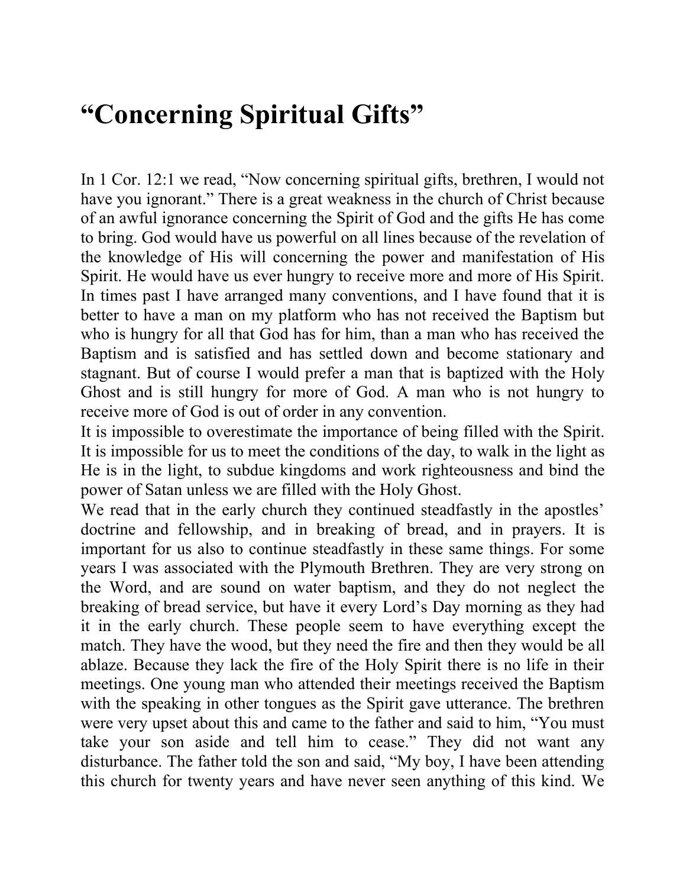# “Concerning Spiritual Gifts”

In 1 Cor. 12:1 we read, “Now concerning spiritual gifts, brethren, I would not have you ignorant.” There is a great weakness in the church of Christ because of an awful ignorance concerning the Spirit of God and the gifts He has come to bring. God would have us powerful on all lines because of the revelation of the knowledge of His will concerning the power and manifestation of His Spirit. He would have us ever hungry to receive more and more of His Spirit. In times past I have arranged many conventions, and I have found that it is better to have a man on my platform who has not received the Baptism but who is hungry for all that God has for him, than a man who has received the Baptism and is satisfied and has settled down and become stationary and stagnant. But of course I would prefer a man that is baptized with the Holy Ghost and is still hungry for more of God. A man who is not hungry to receive more of God is out of order in any convention.

It is impossible to overestimate the importance of being filled with the Spirit. It is impossible for us to meet the conditions of the day, to walk in the light as He is in the light, to subdue kingdoms and work righteousness and bind the power of Satan unless we are filled with the Holy Ghost.

We read that in the early church they continued steadfastly in the apostles’ doctrine and fellowship, and in breaking of bread, and in prayers. It is important for us also to continue steadfastly in these same things. For some years I was associated with the Plymouth Brethren. They are very strong on the Word, and are sound on water baptism, and they do not neglect the breaking of bread service, but have it every Lord’s Day morning as they had it in the early church. These people seem to have everything except the match. They have the wood, but they need the fire and then they would be all ablaze. Because they lack the fire of the Holy Spirit there is no life in their meetings. One young man who attended their meetings received the Baptism with the speaking in other tongues as the Spirit gave utterance. The brethren were very upset about this and came to the father and said to him, “You must take your son aside and tell him to cease.” They did not want any disturbance. The father told the son and said, “My boy, I have been attending this church for twenty years and have never seen anything of this kind. We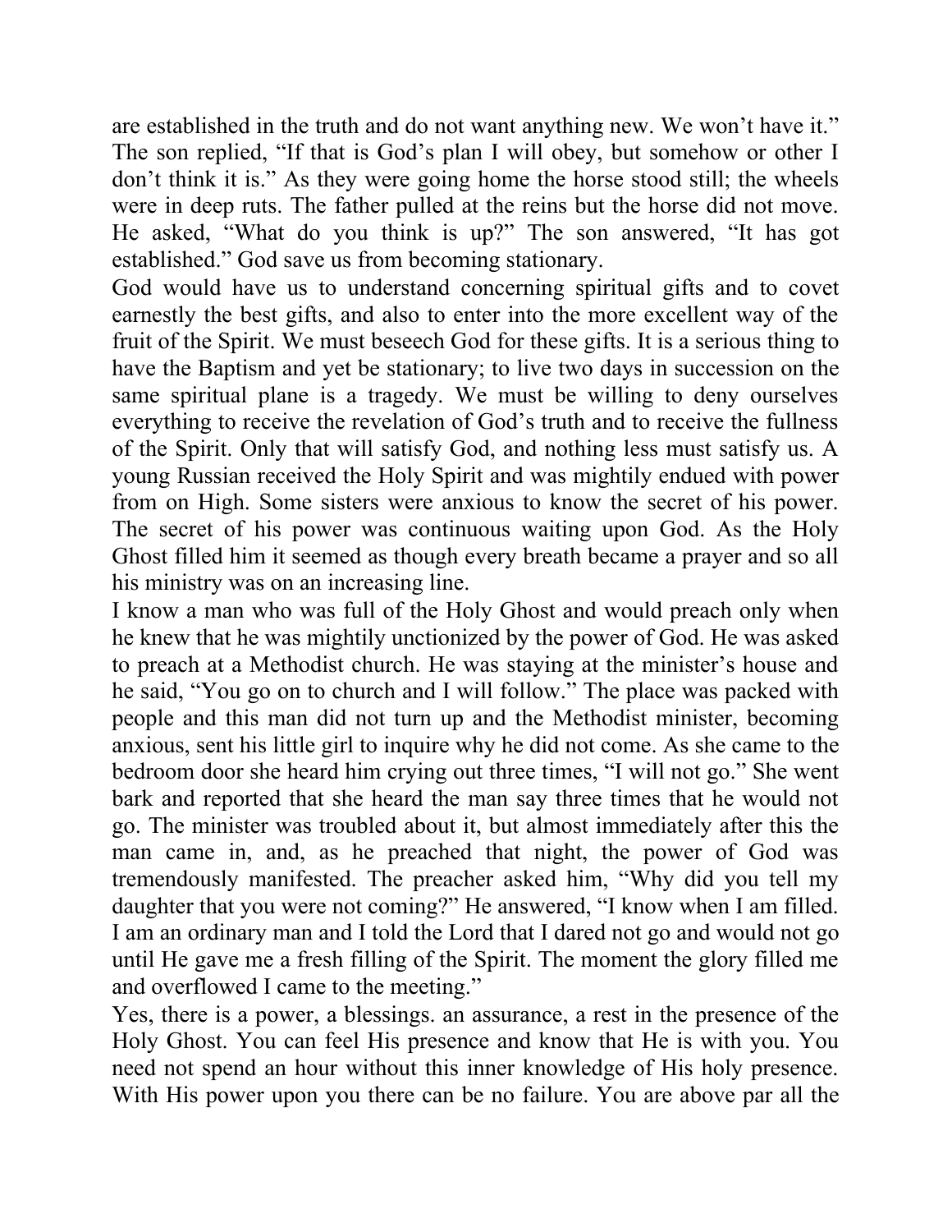are established in the truth and do not want anything new. We won't have it." The son replied, "If that is God's plan I will obey, but somehow or other I don't think it is." As they were going home the horse stood still; the wheels were in deep ruts. The father pulled at the reins but the horse did not move. He asked, "What do you think is up?" The son answered, "It has got established." God save us from becoming stationary.

God would have us to understand concerning spiritual gifts and to covet earnestly the best gifts, and also to enter into the more excellent way of the fruit of the Spirit. We must beseech God for these gifts. It is a serious thing to have the Baptism and yet be stationary; to live two days in succession on the same spiritual plane is a tragedy. We must be willing to deny ourselves everything to receive the revelation of God's truth and to receive the fullness of the Spirit. Only that will satisfy God, and nothing less must satisfy us. A young Russian received the Holy Spirit and was mightily endued with power from on High. Some sisters were anxious to know the secret of his power. The secret of his power was continuous waiting upon God. As the Holy Ghost filled him it seemed as though every breath became a prayer and so all his ministry was on an increasing line.

I know a man who was full of the Holy Ghost and would preach only when he knew that he was mightily unctionized by the power of God. He was asked to preach at a Methodist church. He was staying at the minister's house and he said, "You go on to church and I will follow." The place was packed with people and this man did not turn up and the Methodist minister, becoming anxious, sent his little girl to inquire why he did not come. As she came to the bedroom door she heard him crying out three times, "I will not go." She went bark and reported that she heard the man say three times that he would not go. The minister was troubled about it, but almost immediately after this the man came in, and, as he preached that night, the power of God was tremendously manifested. The preacher asked him, "Why did you tell my daughter that you were not coming?" He answered, "I know when I am filled. I am an ordinary man and I told the Lord that I dared not go and would not go until He gave me a fresh filling of the Spirit. The moment the glory filled me and overflowed I came to the meeting."

Yes, there is a power, a blessings. an assurance, a rest in the presence of the Holy Ghost. You can feel His presence and know that He is with you. You need not spend an hour without this inner knowledge of His holy presence. With His power upon you there can be no failure. You are above par all the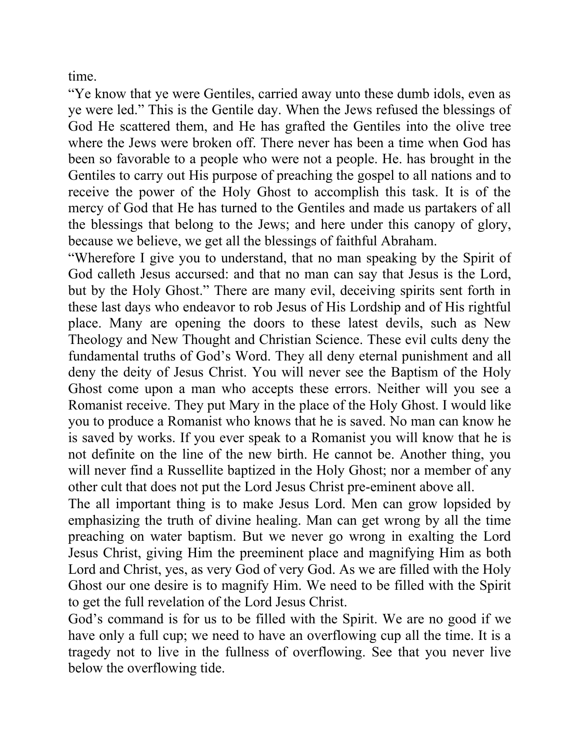time.

“Ye know that ye were Gentiles, carried away unto these dumb idols, even as ye were led.” This is the Gentile day. When the Jews refused the blessings of God He scattered them, and He has grafted the Gentiles into the olive tree where the Jews were broken off. There never has been a time when God has been so favorable to a people who were not a people. He. has brought in the Gentiles to carry out His purpose of preaching the gospel to all nations and to receive the power of the Holy Ghost to accomplish this task. It is of the mercy of God that He has turned to the Gentiles and made us partakers of all the blessings that belong to the Jews; and here under this canopy of glory, because we believe, we get all the blessings of faithful Abraham.

“Wherefore I give you to understand, that no man speaking by the Spirit of God calleth Jesus accursed: and that no man can say that Jesus is the Lord, but by the Holy Ghost.” There are many evil, deceiving spirits sent forth in these last days who endeavor to rob Jesus of His Lordship and of His rightful place. Many are opening the doors to these latest devils, such as New Theology and New Thought and Christian Science. These evil cults deny the fundamental truths of God’s Word. They all deny eternal punishment and all deny the deity of Jesus Christ. You will never see the Baptism of the Holy Ghost come upon a man who accepts these errors. Neither will you see a Romanist receive. They put Mary in the place of the Holy Ghost. I would like you to produce a Romanist who knows that he is saved. No man can know he is saved by works. If you ever speak to a Romanist you will know that he is not definite on the line of the new birth. He cannot be. Another thing, you will never find a Russellite baptized in the Holy Ghost; nor a member of any other cult that does not put the Lord Jesus Christ pre-eminent above all.

The all important thing is to make Jesus Lord. Men can grow lopsided by emphasizing the truth of divine healing. Man can get wrong by all the time preaching on water baptism. But we never go wrong in exalting the Lord Jesus Christ, giving Him the preeminent place and magnifying Him as both Lord and Christ, yes, as very God of very God. As we are filled with the Holy Ghost our one desire is to magnify Him. We need to be filled with the Spirit to get the full revelation of the Lord Jesus Christ.

God’s command is for us to be filled with the Spirit. We are no good if we have only a full cup; we need to have an overflowing cup all the time. It is a tragedy not to live in the fullness of overflowing. See that you never live below the overflowing tide.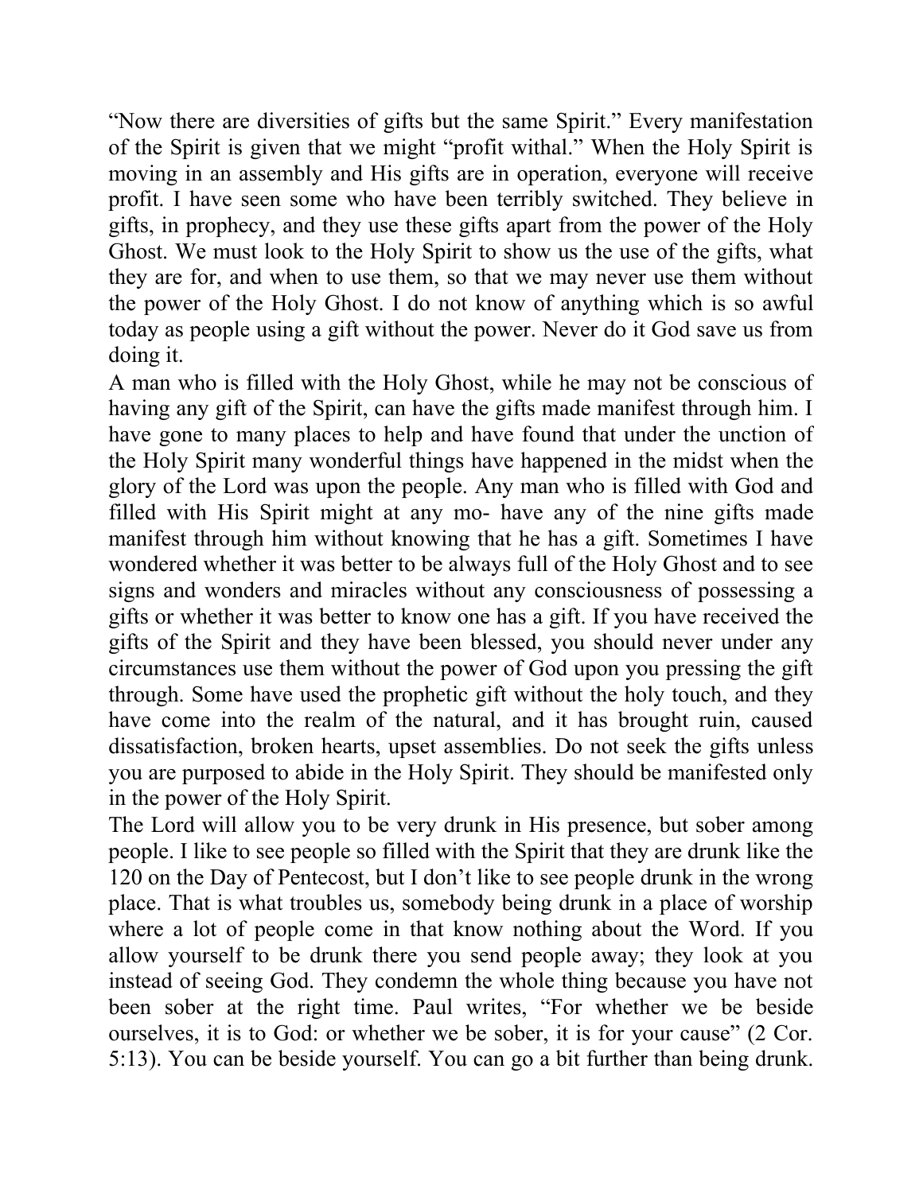"Now there are diversities of gifts but the same Spirit." Every manifestation of the Spirit is given that we might "profit withal." When the Holy Spirit is moving in an assembly and His gifts are in operation, everyone will receive profit. I have seen some who have been terribly switched. They believe in gifts, in prophecy, and they use these gifts apart from the power of the Holy Ghost. We must look to the Holy Spirit to show us the use of the gifts, what they are for, and when to use them, so that we may never use them without the power of the Holy Ghost. I do not know of anything which is so awful today as people using a gift without the power. Never do it God save us from doing it.

A man who is filled with the Holy Ghost, while he may not be conscious of having any gift of the Spirit, can have the gifts made manifest through him. I have gone to many places to help and have found that under the unction of the Holy Spirit many wonderful things have happened in the midst when the glory of the Lord was upon the people. Any man who is filled with God and filled with His Spirit might at any mo- have any of the nine gifts made manifest through him without knowing that he has a gift. Sometimes I have wondered whether it was better to be always full of the Holy Ghost and to see signs and wonders and miracles without any consciousness of possessing a gifts or whether it was better to know one has a gift. If you have received the gifts of the Spirit and they have been blessed, you should never under any circumstances use them without the power of God upon you pressing the gift through. Some have used the prophetic gift without the holy touch, and they have come into the realm of the natural, and it has brought ruin, caused dissatisfaction, broken hearts, upset assemblies. Do not seek the gifts unless you are purposed to abide in the Holy Spirit. They should be manifested only in the power of the Holy Spirit.

The Lord will allow you to be very drunk in His presence, but sober among people. I like to see people so filled with the Spirit that they are drunk like the 120 on the Day of Pentecost, but I don't like to see people drunk in the wrong place. That is what troubles us, somebody being drunk in a place of worship where a lot of people come in that know nothing about the Word. If you allow yourself to be drunk there you send people away; they look at you instead of seeing God. They condemn the whole thing because you have not been sober at the right time. Paul writes, "For whether we be beside ourselves, it is to God: or whether we be sober, it is for your cause" (2 Cor. 5:13). You can be beside yourself. You can go a bit further than being drunk.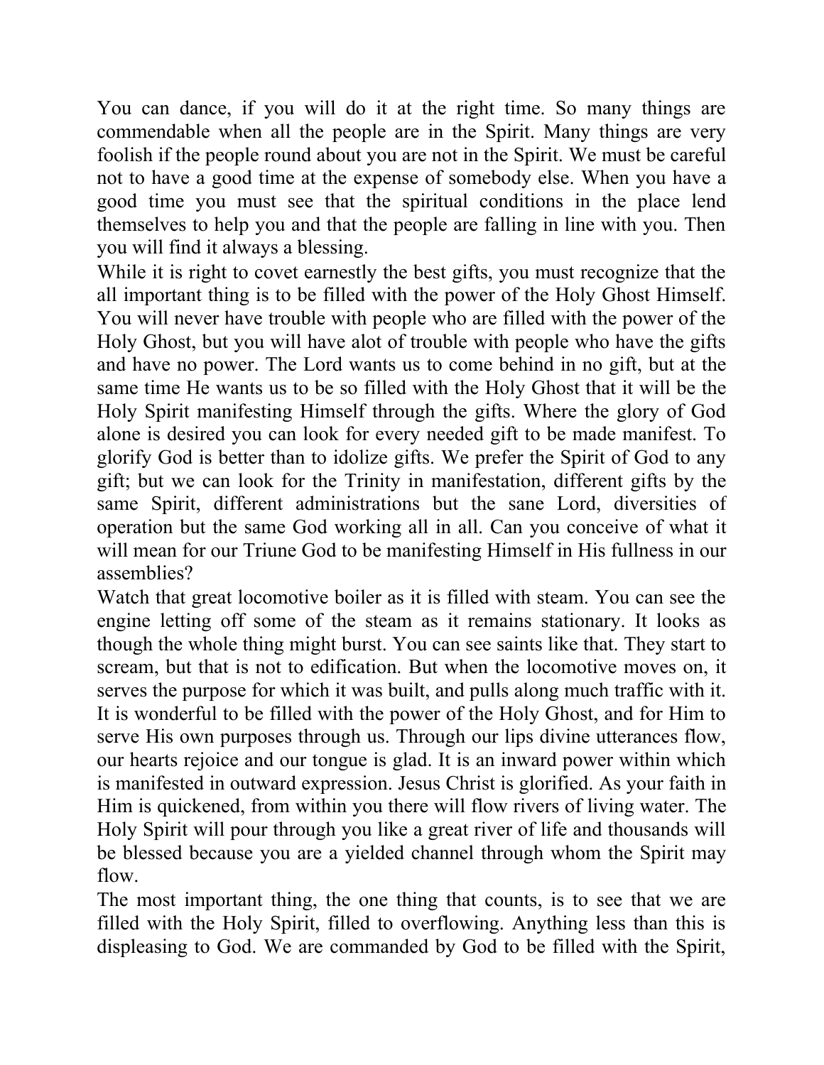You can dance, if you will do it at the right time. So many things are commendable when all the people are in the Spirit. Many things are very foolish if the people round about you are not in the Spirit. We must be careful not to have a good time at the expense of somebody else. When you have a good time you must see that the spiritual conditions in the place lend themselves to help you and that the people are falling in line with you. Then you will find it always a blessing.

While it is right to covet earnestly the best gifts, you must recognize that the all important thing is to be filled with the power of the Holy Ghost Himself. You will never have trouble with people who are filled with the power of the Holy Ghost, but you will have alot of trouble with people who have the gifts and have no power. The Lord wants us to come behind in no gift, but at the same time He wants us to be so filled with the Holy Ghost that it will be the Holy Spirit manifesting Himself through the gifts. Where the glory of God alone is desired you can look for every needed gift to be made manifest. To glorify God is better than to idolize gifts. We prefer the Spirit of God to any gift; but we can look for the Trinity in manifestation, different gifts by the same Spirit, different administrations but the sane Lord, diversities of operation but the same God working all in all. Can you conceive of what it will mean for our Triune God to be manifesting Himself in His fullness in our assemblies?

Watch that great locomotive boiler as it is filled with steam. You can see the engine letting off some of the steam as it remains stationary. It looks as though the whole thing might burst. You can see saints like that. They start to scream, but that is not to edification. But when the locomotive moves on, it serves the purpose for which it was built, and pulls along much traffic with it. It is wonderful to be filled with the power of the Holy Ghost, and for Him to serve His own purposes through us. Through our lips divine utterances flow, our hearts rejoice and our tongue is glad. It is an inward power within which is manifested in outward expression. Jesus Christ is glorified. As your faith in Him is quickened, from within you there will flow rivers of living water. The Holy Spirit will pour through you like a great river of life and thousands will be blessed because you are a yielded channel through whom the Spirit may flow.

The most important thing, the one thing that counts, is to see that we are filled with the Holy Spirit, filled to overflowing. Anything less than this is displeasing to God. We are commanded by God to be filled with the Spirit,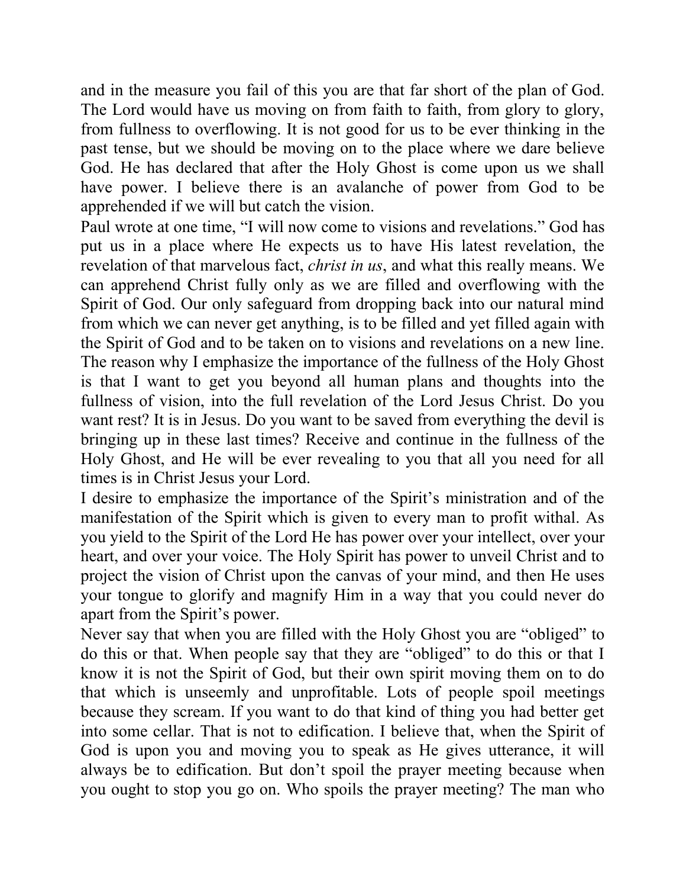and in the measure you fail of this you are that far short of the plan of God. The Lord would have us moving on from faith to faith, from glory to glory, from fullness to overflowing. It is not good for us to be ever thinking in the past tense, but we should be moving on to the place where we dare believe God. He has declared that after the Holy Ghost is come upon us we shall have power. I believe there is an avalanche of power from God to be apprehended if we will but catch the vision.

Paul wrote at one time, "I will now come to visions and revelations." God has put us in a place where He expects us to have His latest revelation, the revelation of that marvelous fact, *christ in us*, and what this really means. We can apprehend Christ fully only as we are filled and overflowing with the Spirit of God. Our only safeguard from dropping back into our natural mind from which we can never get anything, is to be filled and yet filled again with the Spirit of God and to be taken on to visions and revelations on a new line. The reason why I emphasize the importance of the fullness of the Holy Ghost is that I want to get you beyond all human plans and thoughts into the fullness of vision, into the full revelation of the Lord Jesus Christ. Do you want rest? It is in Jesus. Do you want to be saved from everything the devil is bringing up in these last times? Receive and continue in the fullness of the Holy Ghost, and He will be ever revealing to you that all you need for all times is in Christ Jesus your Lord.

I desire to emphasize the importance of the Spirit's ministration and of the manifestation of the Spirit which is given to every man to profit withal. As you yield to the Spirit of the Lord He has power over your intellect, over your heart, and over your voice. The Holy Spirit has power to unveil Christ and to project the vision of Christ upon the canvas of your mind, and then He uses your tongue to glorify and magnify Him in a way that you could never do apart from the Spirit's power.

Never say that when you are filled with the Holy Ghost you are "obliged" to do this or that. When people say that they are "obliged" to do this or that I know it is not the Spirit of God, but their own spirit moving them on to do that which is unseemly and unprofitable. Lots of people spoil meetings because they scream. If you want to do that kind of thing you had better get into some cellar. That is not to edification. I believe that, when the Spirit of God is upon you and moving you to speak as He gives utterance, it will always be to edification. But don't spoil the prayer meeting because when you ought to stop you go on. Who spoils the prayer meeting? The man who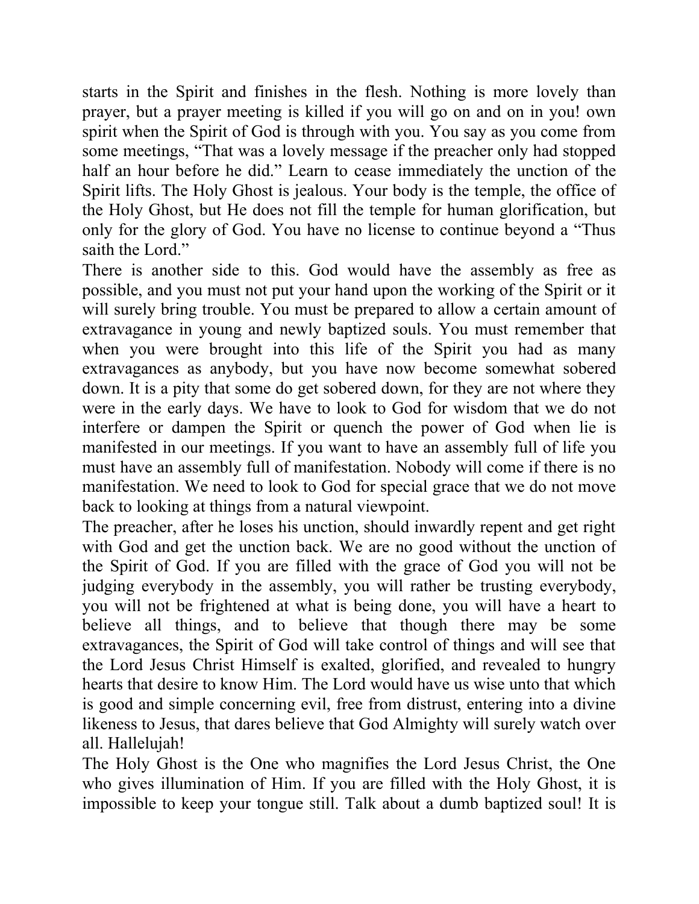starts in the Spirit and finishes in the flesh. Nothing is more lovely than prayer, but a prayer meeting is killed if you will go on and on in you! own spirit when the Spirit of God is through with you. You say as you come from some meetings, "That was a lovely message if the preacher only had stopped half an hour before he did." Learn to cease immediately the unction of the Spirit lifts. The Holy Ghost is jealous. Your body is the temple, the office of the Holy Ghost, but He does not fill the temple for human glorification, but only for the glory of God. You have no license to continue beyond a "Thus saith the Lord."

There is another side to this. God would have the assembly as free as possible, and you must not put your hand upon the working of the Spirit or it will surely bring trouble. You must be prepared to allow a certain amount of extravagance in young and newly baptized souls. You must remember that when you were brought into this life of the Spirit you had as many extravagances as anybody, but you have now become somewhat sobered down. It is a pity that some do get sobered down, for they are not where they were in the early days. We have to look to God for wisdom that we do not interfere or dampen the Spirit or quench the power of God when lie is manifested in our meetings. If you want to have an assembly full of life you must have an assembly full of manifestation. Nobody will come if there is no manifestation. We need to look to God for special grace that we do not move back to looking at things from a natural viewpoint.

The preacher, after he loses his unction, should inwardly repent and get right with God and get the unction back. We are no good without the unction of the Spirit of God. If you are filled with the grace of God you will not be judging everybody in the assembly, you will rather be trusting everybody, you will not be frightened at what is being done, you will have a heart to believe all things, and to believe that though there may be some extravagances, the Spirit of God will take control of things and will see that the Lord Jesus Christ Himself is exalted, glorified, and revealed to hungry hearts that desire to know Him. The Lord would have us wise unto that which is good and simple concerning evil, free from distrust, entering into a divine likeness to Jesus, that dares believe that God Almighty will surely watch over all. Hallelujah!

The Holy Ghost is the One who magnifies the Lord Jesus Christ, the One who gives illumination of Him. If you are filled with the Holy Ghost, it is impossible to keep your tongue still. Talk about a dumb baptized soul! It is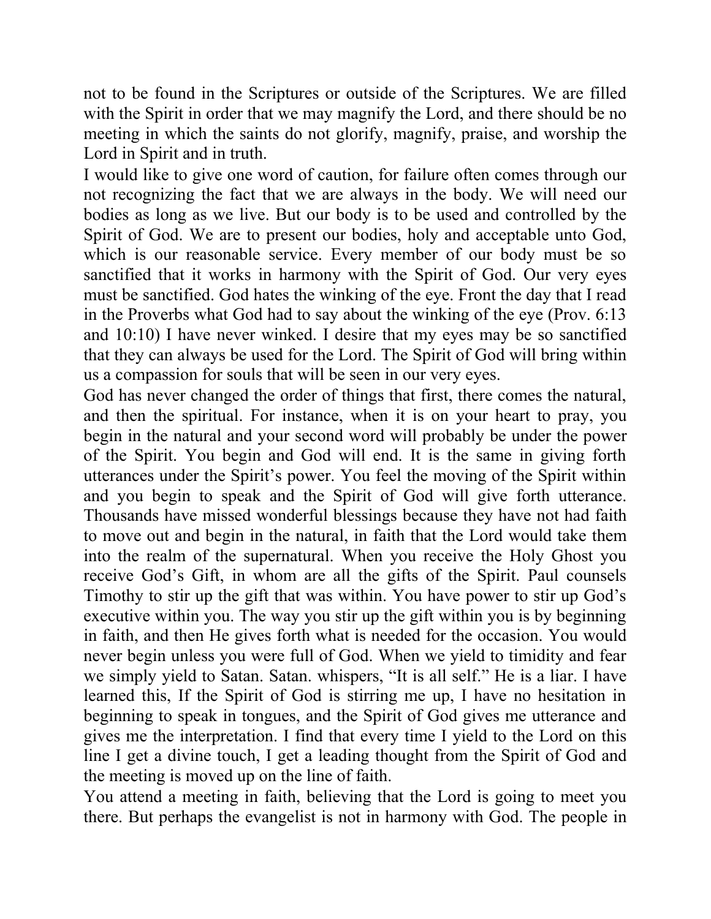not to be found in the Scriptures or outside of the Scriptures. We are filled with the Spirit in order that we may magnify the Lord, and there should be no meeting in which the saints do not glorify, magnify, praise, and worship the Lord in Spirit and in truth.

I would like to give one word of caution, for failure often comes through our not recognizing the fact that we are always in the body. We will need our bodies as long as we live. But our body is to be used and controlled by the Spirit of God. We are to present our bodies, holy and acceptable unto God, which is our reasonable service. Every member of our body must be so sanctified that it works in harmony with the Spirit of God. Our very eyes must be sanctified. God hates the winking of the eye. Front the day that I read in the Proverbs what God had to say about the winking of the eye (Prov. 6:13 and 10:10) I have never winked. I desire that my eyes may be so sanctified that they can always be used for the Lord. The Spirit of God will bring within us a compassion for souls that will be seen in our very eyes.

God has never changed the order of things that first, there comes the natural, and then the spiritual. For instance, when it is on your heart to pray, you begin in the natural and your second word will probably be under the power of the Spirit. You begin and God will end. It is the same in giving forth utterances under the Spirit's power. You feel the moving of the Spirit within and you begin to speak and the Spirit of God will give forth utterance. Thousands have missed wonderful blessings because they have not had faith to move out and begin in the natural, in faith that the Lord would take them into the realm of the supernatural. When you receive the Holy Ghost you receive God's Gift, in whom are all the gifts of the Spirit. Paul counsels Timothy to stir up the gift that was within. You have power to stir up God's executive within you. The way you stir up the gift within you is by beginning in faith, and then He gives forth what is needed for the occasion. You would never begin unless you were full of God. When we yield to timidity and fear we simply yield to Satan. Satan. whispers, "It is all self." He is a liar. I have learned this, If the Spirit of God is stirring me up, I have no hesitation in beginning to speak in tongues, and the Spirit of God gives me utterance and gives me the interpretation. I find that every time I yield to the Lord on this line I get a divine touch, I get a leading thought from the Spirit of God and the meeting is moved up on the line of faith.

You attend a meeting in faith, believing that the Lord is going to meet you there. But perhaps the evangelist is not in harmony with God. The people in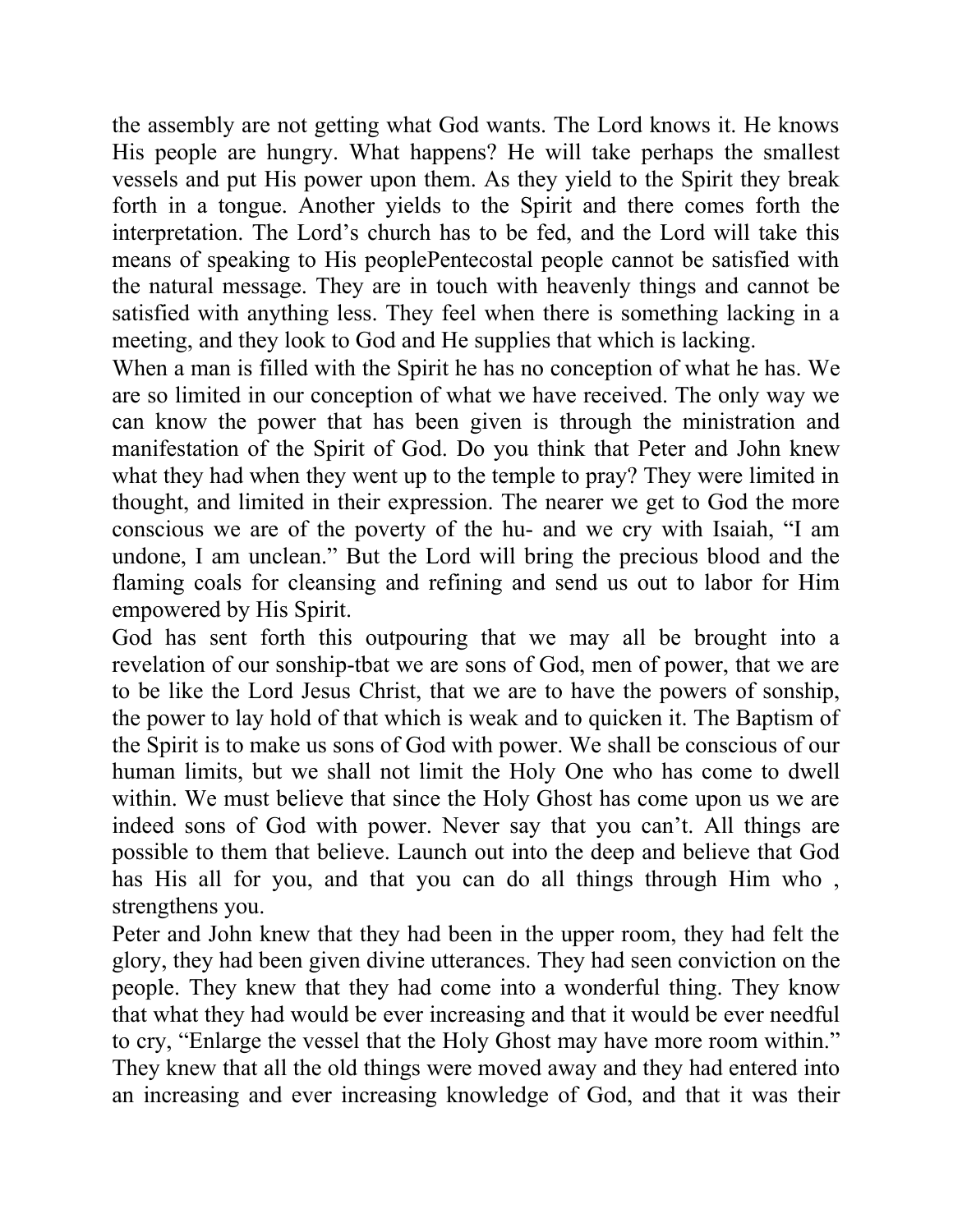the assembly are not getting what God wants. The Lord knows it. He knows His people are hungry. What happens? He will take perhaps the smallest vessels and put His power upon them. As they yield to the Spirit they break forth in a tongue. Another yields to the Spirit and there comes forth the interpretation. The Lord's church has to be fed, and the Lord will take this means of speaking to His peoplePentecostal people cannot be satisfied with the natural message. They are in touch with heavenly things and cannot be satisfied with anything less. They feel when there is something lacking in a meeting, and they look to God and He supplies that which is lacking.

When a man is filled with the Spirit he has no conception of what he has. We are so limited in our conception of what we have received. The only way we can know the power that has been given is through the ministration and manifestation of the Spirit of God. Do you think that Peter and John knew what they had when they went up to the temple to pray? They were limited in thought, and limited in their expression. The nearer we get to God the more conscious we are of the poverty of the hu- and we cry with Isaiah, "I am undone, I am unclean." But the Lord will bring the precious blood and the flaming coals for cleansing and refining and send us out to labor for Him empowered by His Spirit.

God has sent forth this outpouring that we may all be brought into a revelation of our sonship-tbat we are sons of God, men of power, that we are to be like the Lord Jesus Christ, that we are to have the powers of sonship, the power to lay hold of that which is weak and to quicken it. The Baptism of the Spirit is to make us sons of God with power. We shall be conscious of our human limits, but we shall not limit the Holy One who has come to dwell within. We must believe that since the Holy Ghost has come upon us we are indeed sons of God with power. Never say that you can't. All things are possible to them that believe. Launch out into the deep and believe that God has His all for you, and that you can do all things through Him who , strengthens you.

Peter and John knew that they had been in the upper room, they had felt the glory, they had been given divine utterances. They had seen conviction on the people. They knew that they had come into a wonderful thing. They know that what they had would be ever increasing and that it would be ever needful to cry, "Enlarge the vessel that the Holy Ghost may have more room within." They knew that all the old things were moved away and they had entered into an increasing and ever increasing knowledge of God, and that it was their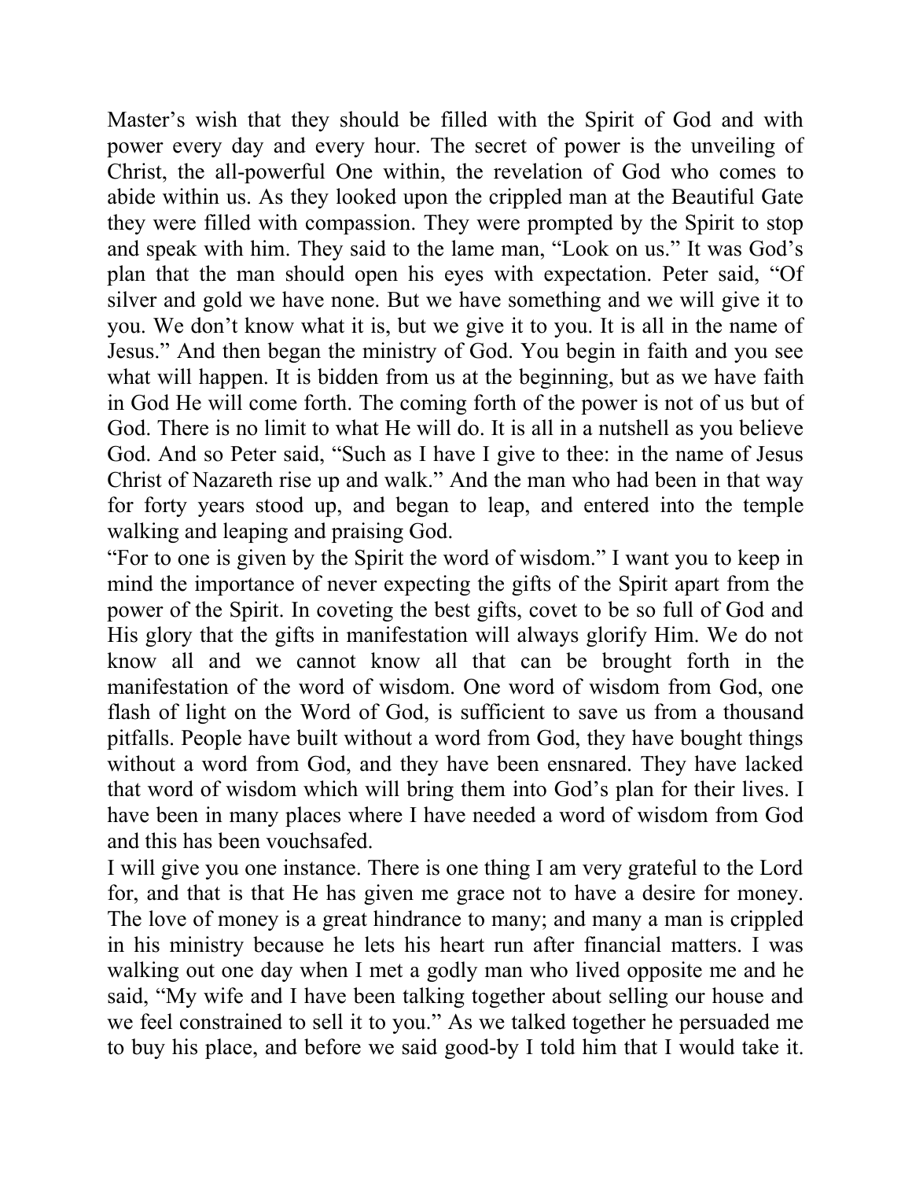Master's wish that they should be filled with the Spirit of God and with power every day and every hour. The secret of power is the unveiling of Christ, the all-powerful One within, the revelation of God who comes to abide within us. As they looked upon the crippled man at the Beautiful Gate they were filled with compassion. They were prompted by the Spirit to stop and speak with him. They said to the lame man, "Look on us." It was God's plan that the man should open his eyes with expectation. Peter said, "Of silver and gold we have none. But we have something and we will give it to you. We don't know what it is, but we give it to you. It is all in the name of Jesus." And then began the ministry of God. You begin in faith and you see what will happen. It is bidden from us at the beginning, but as we have faith in God He will come forth. The coming forth of the power is not of us but of God. There is no limit to what He will do. It is all in a nutshell as you believe God. And so Peter said, "Such as I have I give to thee: in the name of Jesus Christ of Nazareth rise up and walk." And the man who had been in that way for forty years stood up, and began to leap, and entered into the temple walking and leaping and praising God.

"For to one is given by the Spirit the word of wisdom." I want you to keep in mind the importance of never expecting the gifts of the Spirit apart from the power of the Spirit. In coveting the best gifts, covet to be so full of God and His glory that the gifts in manifestation will always glorify Him. We do not know all and we cannot know all that can be brought forth in the manifestation of the word of wisdom. One word of wisdom from God, one flash of light on the Word of God, is sufficient to save us from a thousand pitfalls. People have built without a word from God, they have bought things without a word from God, and they have been ensnared. They have lacked that word of wisdom which will bring them into God's plan for their lives. I have been in many places where I have needed a word of wisdom from God and this has been vouchsafed.

I will give you one instance. There is one thing I am very grateful to the Lord for, and that is that He has given me grace not to have a desire for money. The love of money is a great hindrance to many; and many a man is crippled in his ministry because he lets his heart run after financial matters. I was walking out one day when I met a godly man who lived opposite me and he said, "My wife and I have been talking together about selling our house and we feel constrained to sell it to you." As we talked together he persuaded me to buy his place, and before we said good-by I told him that I would take it.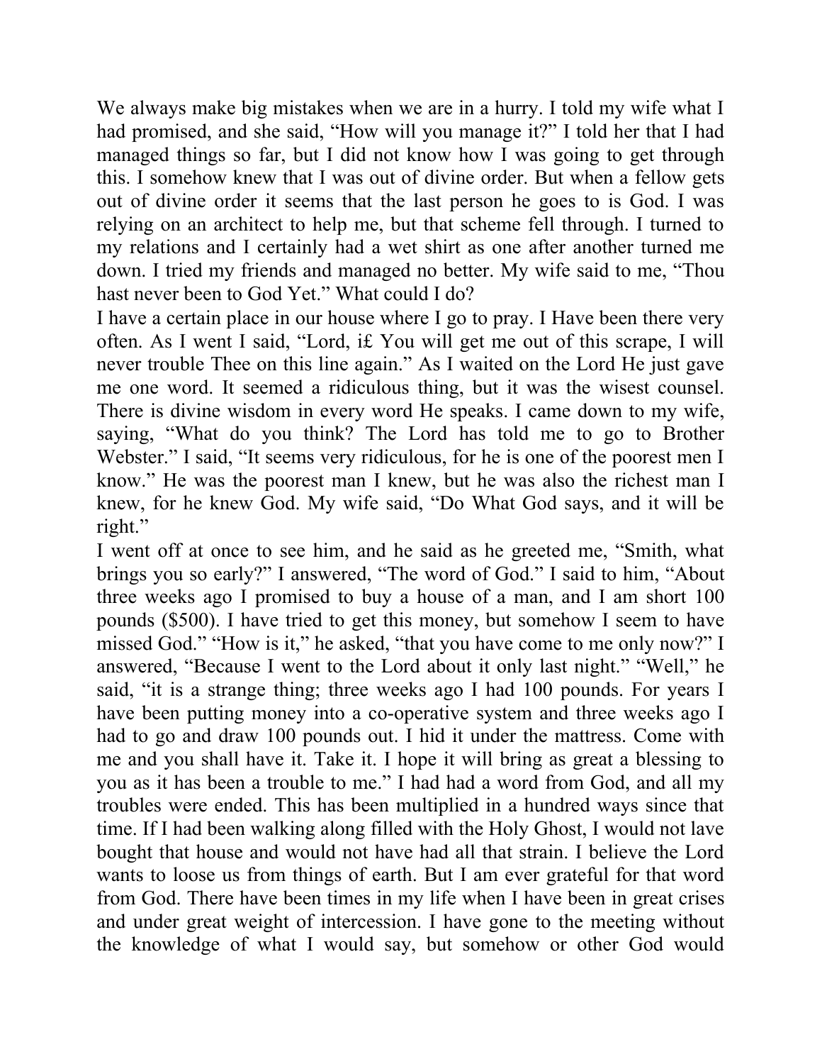We always make big mistakes when we are in a hurry. I told my wife what I had promised, and she said, "How will you manage it?" I told her that I had managed things so far, but I did not know how I was going to get through this. I somehow knew that I was out of divine order. But when a fellow gets out of divine order it seems that the last person he goes to is God. I was relying on an architect to help me, but that scheme fell through. I turned to my relations and I certainly had a wet shirt as one after another turned me down. I tried my friends and managed no better. My wife said to me, "Thou hast never been to God Yet." What could I do?

I have a certain place in our house where I go to pray. I Have been there very often. As I went I said, "Lord, i£ You will get me out of this scrape, I will never trouble Thee on this line again." As I waited on the Lord He just gave me one word. It seemed a ridiculous thing, but it was the wisest counsel. There is divine wisdom in every word He speaks. I came down to my wife, saying, "What do you think? The Lord has told me to go to Brother Webster." I said, "It seems very ridiculous, for he is one of the poorest men I know." He was the poorest man I knew, but he was also the richest man I knew, for he knew God. My wife said, "Do What God says, and it will be right."

I went off at once to see him, and he said as he greeted me, "Smith, what brings you so early?" I answered, "The word of God." I said to him, "About three weeks ago I promised to buy a house of a man, and I am short 100 pounds ($500). I have tried to get this money, but somehow I seem to have missed God." "How is it," he asked, "that you have come to me only now?" I answered, "Because I went to the Lord about it only last night." "Well," he said, "it is a strange thing; three weeks ago I had 100 pounds. For years I have been putting money into a co-operative system and three weeks ago I had to go and draw 100 pounds out. I hid it under the mattress. Come with me and you shall have it. Take it. I hope it will bring as great a blessing to you as it has been a trouble to me." I had had a word from God, and all my troubles were ended. This has been multiplied in a hundred ways since that time. If I had been walking along filled with the Holy Ghost, I would not lave bought that house and would not have had all that strain. I believe the Lord wants to loose us from things of earth. But I am ever grateful for that word from God. There have been times in my life when I have been in great crises and under great weight of intercession. I have gone to the meeting without the knowledge of what I would say, but somehow or other God would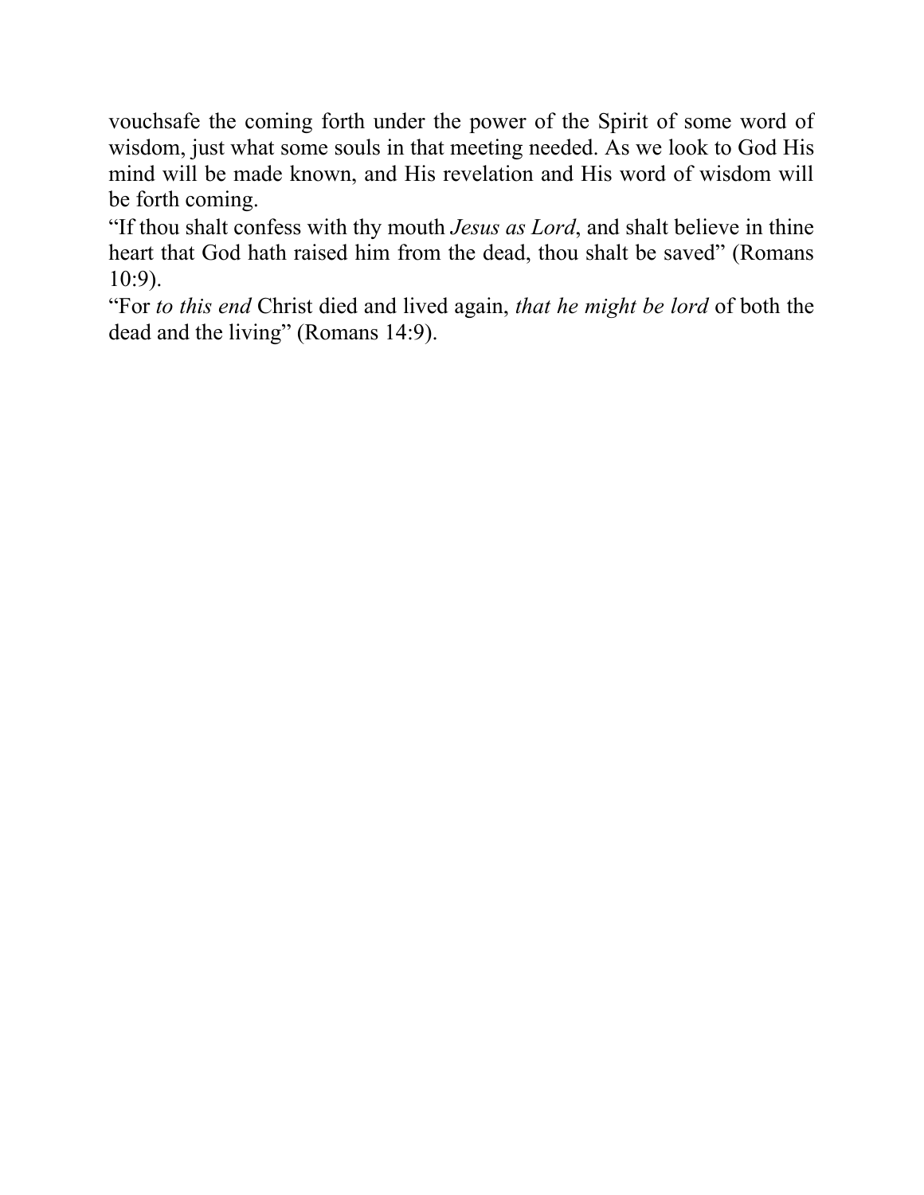vouchsafe the coming forth under the power of the Spirit of some word of wisdom, just what some souls in that meeting needed. As we look to God His mind will be made known, and His revelation and His word of wisdom will be forth coming.

“If thou shalt confess with thy mouth *Jesus as Lord*, and shalt believe in thine heart that God hath raised him from the dead, thou shalt be saved” (Romans 10:9).

“For *to this end* Christ died and lived again, *that he might be lord* of both the dead and the living” (Romans 14:9).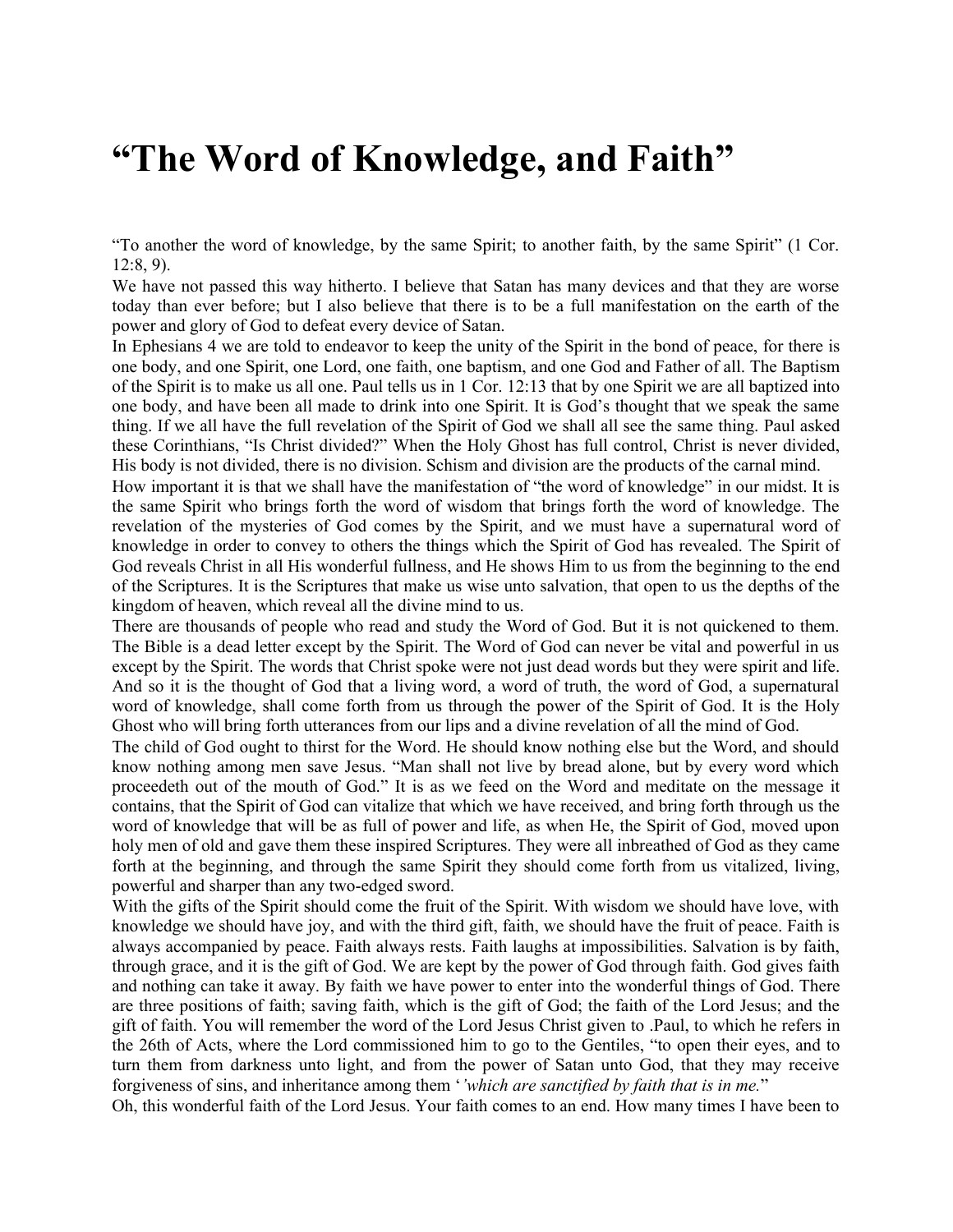# “The Word of Knowledge, and Faith”

“To another the word of knowledge, by the same Spirit; to another faith, by the same Spirit” (1 Cor. 12:8, 9).

We have not passed this way hitherto. I believe that Satan has many devices and that they are worse today than ever before; but I also believe that there is to be a full manifestation on the earth of the power and glory of God to defeat every device of Satan.

In Ephesians 4 we are told to endeavor to keep the unity of the Spirit in the bond of peace, for there is one body, and one Spirit, one Lord, one faith, one baptism, and one God and Father of all. The Baptism of the Spirit is to make us all one. Paul tells us in 1 Cor. 12:13 that by one Spirit we are all baptized into one body, and have been all made to drink into one Spirit. It is God’s thought that we speak the same thing. If we all have the full revelation of the Spirit of God we shall all see the same thing. Paul asked these Corinthians, “Is Christ divided?” When the Holy Ghost has full control, Christ is never divided, His body is not divided, there is no division. Schism and division are the products of the carnal mind.

How important it is that we shall have the manifestation of “the word of knowledge” in our midst. It is the same Spirit who brings forth the word of wisdom that brings forth the word of knowledge. The revelation of the mysteries of God comes by the Spirit, and we must have a supernatural word of knowledge in order to convey to others the things which the Spirit of God has revealed. The Spirit of God reveals Christ in all His wonderful fullness, and He shows Him to us from the beginning to the end of the Scriptures. It is the Scriptures that make us wise unto salvation, that open to us the depths of the kingdom of heaven, which reveal all the divine mind to us.

There are thousands of people who read and study the Word of God. But it is not quickened to them. The Bible is a dead letter except by the Spirit. The Word of God can never be vital and powerful in us except by the Spirit. The words that Christ spoke were not just dead words but they were spirit and life. And so it is the thought of God that a living word, a word of truth, the word of God, a supernatural word of knowledge, shall come forth from us through the power of the Spirit of God. It is the Holy Ghost who will bring forth utterances from our lips and a divine revelation of all the mind of God.

The child of God ought to thirst for the Word. He should know nothing else but the Word, and should know nothing among men save Jesus. “Man shall not live by bread alone, but by every word which proceedeth out of the mouth of God.” It is as we feed on the Word and meditate on the message it contains, that the Spirit of God can vitalize that which we have received, and bring forth through us the word of knowledge that will be as full of power and life, as when He, the Spirit of God, moved upon holy men of old and gave them these inspired Scriptures. They were all inbreathed of God as they came forth at the beginning, and through the same Spirit they should come forth from us vitalized, living, powerful and sharper than any two-edged sword.

With the gifts of the Spirit should come the fruit of the Spirit. With wisdom we should have love, with knowledge we should have joy, and with the third gift, faith, we should have the fruit of peace. Faith is always accompanied by peace. Faith always rests. Faith laughs at impossibilities. Salvation is by faith, through grace, and it is the gift of God. We are kept by the power of God through faith. God gives faith and nothing can take it away. By faith we have power to enter into the wonderful things of God. There are three positions of faith; saving faith, which is the gift of God; the faith of the Lord Jesus; and the gift of faith. You will remember the word of the Lord Jesus Christ given to .Paul, to which he refers in the 26th of Acts, where the Lord commissioned him to go to the Gentiles, “to open their eyes, and to turn them from darkness unto light, and from the power of Satan unto God, that they may receive forgiveness of sins, and inheritance among them ‘*’which are sanctified by faith that is in me.*”

Oh, this wonderful faith of the Lord Jesus. Your faith comes to an end. How many times I have been to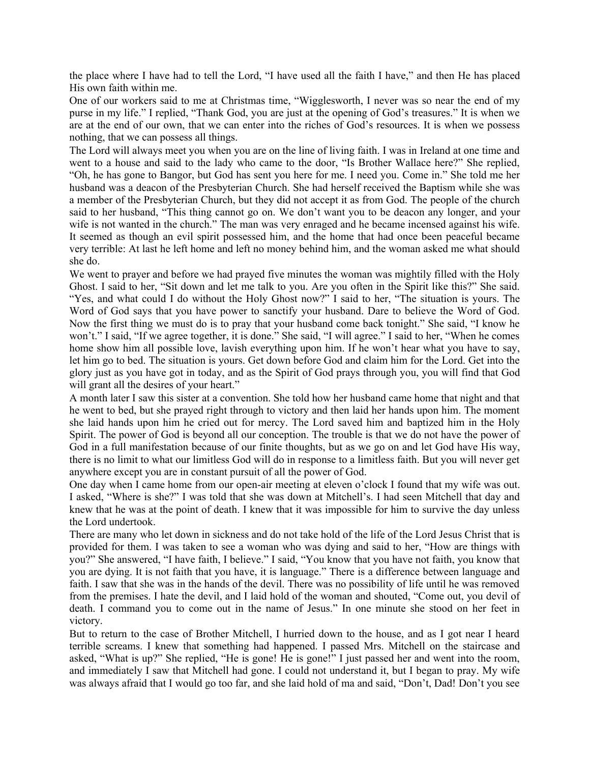the place where I have had to tell the Lord, "I have used all the faith I have," and then He has placed His own faith within me.

One of our workers said to me at Christmas time, "Wigglesworth, I never was so near the end of my purse in my life." I replied, "Thank God, you are just at the opening of God's treasures." It is when we are at the end of our own, that we can enter into the riches of God's resources. It is when we possess nothing, that we can possess all things.

The Lord will always meet you when you are on the line of living faith. I was in Ireland at one time and went to a house and said to the lady who came to the door, "Is Brother Wallace here?" She replied, "Oh, he has gone to Bangor, but God has sent you here for me. I need you. Come in." She told me her husband was a deacon of the Presbyterian Church. She had herself received the Baptism while she was a member of the Presbyterian Church, but they did not accept it as from God. The people of the church said to her husband, "This thing cannot go on. We don't want you to be deacon any longer, and your wife is not wanted in the church." The man was very enraged and he became incensed against his wife. It seemed as though an evil spirit possessed him, and the home that had once been peaceful became very terrible: At last he left home and left no money behind him, and the woman asked me what should she do.

We went to prayer and before we had prayed five minutes the woman was mightily filled with the Holy Ghost. I said to her, "Sit down and let me talk to you. Are you often in the Spirit like this?" She said. "Yes, and what could I do without the Holy Ghost now?" I said to her, "The situation is yours. The Word of God says that you have power to sanctify your husband. Dare to believe the Word of God. Now the first thing we must do is to pray that your husband come back tonight." She said, "I know he won't." I said, "If we agree together, it is done." She said, "I will agree." I said to her, "When he comes home show him all possible love, lavish everything upon him. If he won't hear what you have to say, let him go to bed. The situation is yours. Get down before God and claim him for the Lord. Get into the glory just as you have got in today, and as the Spirit of God prays through you, you will find that God will grant all the desires of your heart."

A month later I saw this sister at a convention. She told how her husband came home that night and that he went to bed, but she prayed right through to victory and then laid her hands upon him. The moment she laid hands upon him he cried out for mercy. The Lord saved him and baptized him in the Holy Spirit. The power of God is beyond all our conception. The trouble is that we do not have the power of God in a full manifestation because of our finite thoughts, but as we go on and let God have His way, there is no limit to what our limitless God will do in response to a limitless faith. But you will never get anywhere except you are in constant pursuit of all the power of God.

One day when I came home from our open-air meeting at eleven o'clock I found that my wife was out. I asked, "Where is she?" I was told that she was down at Mitchell's. I had seen Mitchell that day and knew that he was at the point of death. I knew that it was impossible for him to survive the day unless the Lord undertook.

There are many who let down in sickness and do not take hold of the life of the Lord Jesus Christ that is provided for them. I was taken to see a woman who was dying and said to her, "How are things with you?" She answered, "I have faith, I believe." I said, "You know that you have not faith, you know that you are dying. It is not faith that you have, it is language." There is a difference between language and faith. I saw that she was in the hands of the devil. There was no possibility of life until he was removed from the premises. I hate the devil, and I laid hold of the woman and shouted, "Come out, you devil of death. I command you to come out in the name of Jesus." In one minute she stood on her feet in victory.

But to return to the case of Brother Mitchell, I hurried down to the house, and as I got near I heard terrible screams. I knew that something had happened. I passed Mrs. Mitchell on the staircase and asked, "What is up?" She replied, "He is gone! He is gone!" I just passed her and went into the room, and immediately I saw that Mitchell had gone. I could not understand it, but I began to pray. My wife was always afraid that I would go too far, and she laid hold of ma and said, "Don't, Dad! Don't you see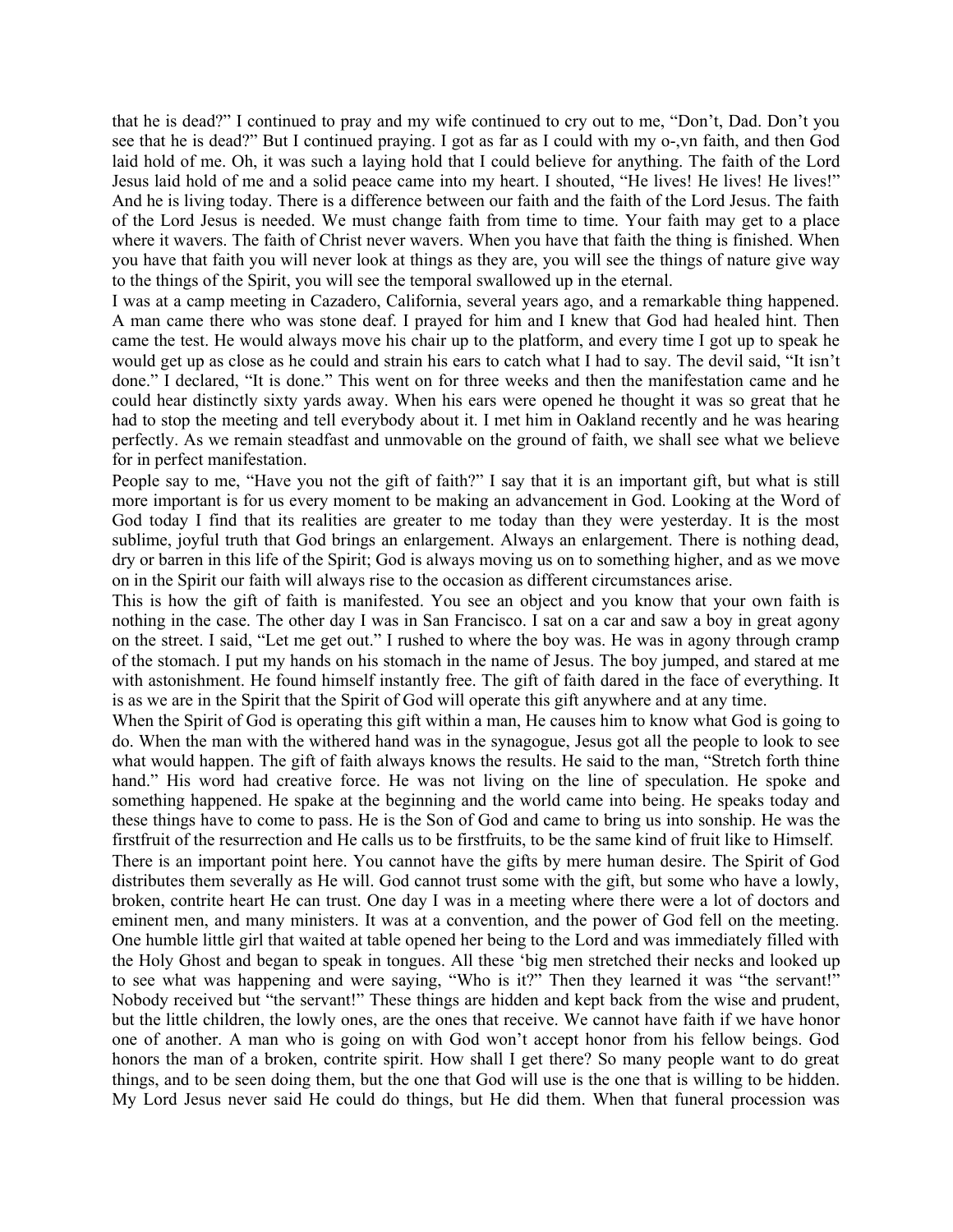that he is dead?" I continued to pray and my wife continued to cry out to me, "Don't, Dad. Don't you see that he is dead?" But I continued praying. I got as far as I could with my o-,vn faith, and then God laid hold of me. Oh, it was such a laying hold that I could believe for anything. The faith of the Lord Jesus laid hold of me and a solid peace came into my heart. I shouted, "He lives! He lives! He lives!" And he is living today. There is a difference between our faith and the faith of the Lord Jesus. The faith of the Lord Jesus is needed. We must change faith from time to time. Your faith may get to a place where it wavers. The faith of Christ never wavers. When you have that faith the thing is finished. When you have that faith you will never look at things as they are, you will see the things of nature give way to the things of the Spirit, you will see the temporal swallowed up in the eternal.

I was at a camp meeting in Cazadero, California, several years ago, and a remarkable thing happened. A man came there who was stone deaf. I prayed for him and I knew that God had healed hint. Then came the test. He would always move his chair up to the platform, and every time I got up to speak he would get up as close as he could and strain his ears to catch what I had to say. The devil said, "It isn't done." I declared, "It is done." This went on for three weeks and then the manifestation came and he could hear distinctly sixty yards away. When his ears were opened he thought it was so great that he had to stop the meeting and tell everybody about it. I met him in Oakland recently and he was hearing perfectly. As we remain steadfast and unmovable on the ground of faith, we shall see what we believe for in perfect manifestation.

People say to me, "Have you not the gift of faith?" I say that it is an important gift, but what is still more important is for us every moment to be making an advancement in God. Looking at the Word of God today I find that its realities are greater to me today than they were yesterday. It is the most sublime, joyful truth that God brings an enlargement. Always an enlargement. There is nothing dead, dry or barren in this life of the Spirit; God is always moving us on to something higher, and as we move on in the Spirit our faith will always rise to the occasion as different circumstances arise.

This is how the gift of faith is manifested. You see an object and you know that your own faith is nothing in the case. The other day I was in San Francisco. I sat on a car and saw a boy in great agony on the street. I said, "Let me get out." I rushed to where the boy was. He was in agony through cramp of the stomach. I put my hands on his stomach in the name of Jesus. The boy jumped, and stared at me with astonishment. He found himself instantly free. The gift of faith dared in the face of everything. It is as we are in the Spirit that the Spirit of God will operate this gift anywhere and at any time.

When the Spirit of God is operating this gift within a man, He causes him to know what God is going to do. When the man with the withered hand was in the synagogue, Jesus got all the people to look to see what would happen. The gift of faith always knows the results. He said to the man, "Stretch forth thine hand." His word had creative force. He was not living on the line of speculation. He spoke and something happened. He spake at the beginning and the world came into being. He speaks today and these things have to come to pass. He is the Son of God and came to bring us into sonship. He was the firstfruit of the resurrection and He calls us to be firstfruits, to be the same kind of fruit like to Himself.

There is an important point here. You cannot have the gifts by mere human desire. The Spirit of God distributes them severally as He will. God cannot trust some with the gift, but some who have a lowly, broken, contrite heart He can trust. One day I was in a meeting where there were a lot of doctors and eminent men, and many ministers. It was at a convention, and the power of God fell on the meeting. One humble little girl that waited at table opened her being to the Lord and was immediately filled with the Holy Ghost and began to speak in tongues. All these 'big men stretched their necks and looked up to see what was happening and were saying, "Who is it?" Then they learned it was "the servant!" Nobody received but "the servant!" These things are hidden and kept back from the wise and prudent, but the little children, the lowly ones, are the ones that receive. We cannot have faith if we have honor one of another. A man who is going on with God won't accept honor from his fellow beings. God honors the man of a broken, contrite spirit. How shall I get there? So many people want to do great things, and to be seen doing them, but the one that God will use is the one that is willing to be hidden. My Lord Jesus never said He could do things, but He did them. When that funeral procession was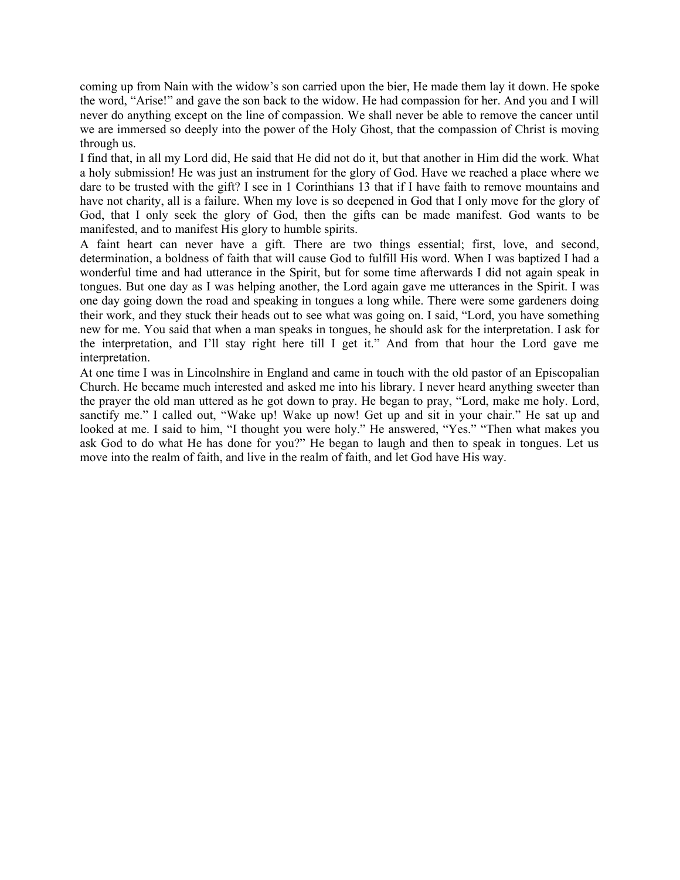coming up from Nain with the widow's son carried upon the bier, He made them lay it down. He spoke the word, "Arise!" and gave the son back to the widow. He had compassion for her. And you and I will never do anything except on the line of compassion. We shall never be able to remove the cancer until we are immersed so deeply into the power of the Holy Ghost, that the compassion of Christ is moving through us.

I find that, in all my Lord did, He said that He did not do it, but that another in Him did the work. What a holy submission! He was just an instrument for the glory of God. Have we reached a place where we dare to be trusted with the gift? I see in 1 Corinthians 13 that if I have faith to remove mountains and have not charity, all is a failure. When my love is so deepened in God that I only move for the glory of God, that I only seek the glory of God, then the gifts can be made manifest. God wants to be manifested, and to manifest His glory to humble spirits.

A faint heart can never have a gift. There are two things essential; first, love, and second, determination, a boldness of faith that will cause God to fulfill His word. When I was baptized I had a wonderful time and had utterance in the Spirit, but for some time afterwards I did not again speak in tongues. But one day as I was helping another, the Lord again gave me utterances in the Spirit. I was one day going down the road and speaking in tongues a long while. There were some gardeners doing their work, and they stuck their heads out to see what was going on. I said, "Lord, you have something new for me. You said that when a man speaks in tongues, he should ask for the interpretation. I ask for the interpretation, and I'll stay right here till I get it." And from that hour the Lord gave me interpretation.

At one time I was in Lincolnshire in England and came in touch with the old pastor of an Episcopalian Church. He became much interested and asked me into his library. I never heard anything sweeter than the prayer the old man uttered as he got down to pray. He began to pray, "Lord, make me holy. Lord, sanctify me." I called out, "Wake up! Wake up now! Get up and sit in your chair." He sat up and looked at me. I said to him, "I thought you were holy." He answered, "Yes." "Then what makes you ask God to do what He has done for you?" He began to laugh and then to speak in tongues. Let us move into the realm of faith, and live in the realm of faith, and let God have His way.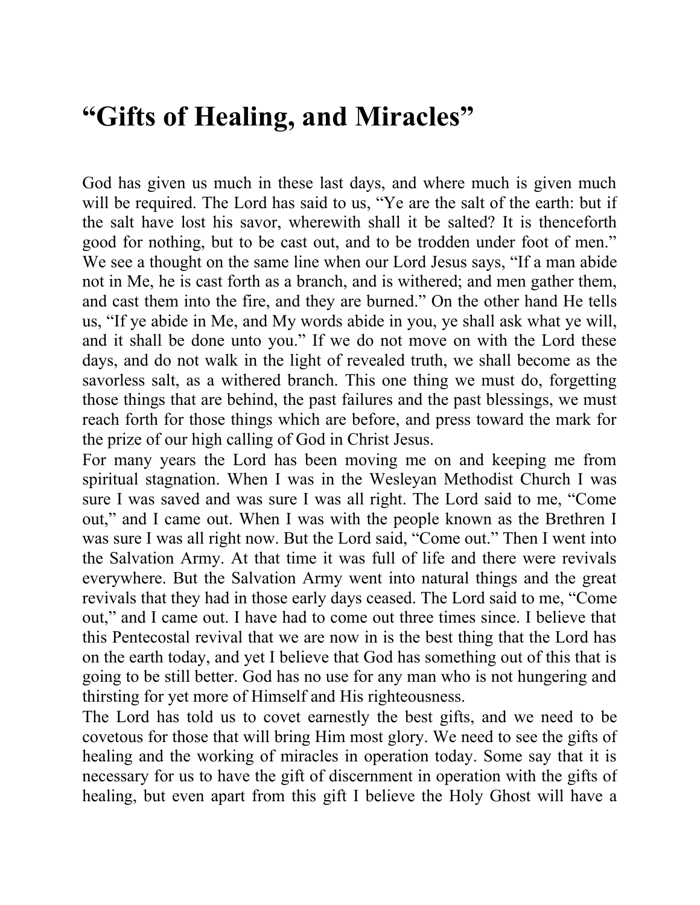# “Gifts of Healing, and Miracles”

God has given us much in these last days, and where much is given much will be required. The Lord has said to us, “Ye are the salt of the earth: but if the salt have lost his savor, wherewith shall it be salted? It is thenceforth good for nothing, but to be cast out, and to be trodden under foot of men.” We see a thought on the same line when our Lord Jesus says, “If a man abide not in Me, he is cast forth as a branch, and is withered; and men gather them, and cast them into the fire, and they are burned.” On the other hand He tells us, “If ye abide in Me, and My words abide in you, ye shall ask what ye will, and it shall be done unto you.” If we do not move on with the Lord these days, and do not walk in the light of revealed truth, we shall become as the savorless salt, as a withered branch. This one thing we must do, forgetting those things that are behind, the past failures and the past blessings, we must reach forth for those things which are before, and press toward the mark for the prize of our high calling of God in Christ Jesus.

For many years the Lord has been moving me on and keeping me from spiritual stagnation. When I was in the Wesleyan Methodist Church I was sure I was saved and was sure I was all right. The Lord said to me, “Come out,” and I came out. When I was with the people known as the Brethren I was sure I was all right now. But the Lord said, “Come out.” Then I went into the Salvation Army. At that time it was full of life and there were revivals everywhere. But the Salvation Army went into natural things and the great revivals that they had in those early days ceased. The Lord said to me, “Come out,” and I came out. I have had to come out three times since. I believe that this Pentecostal revival that we are now in is the best thing that the Lord has on the earth today, and yet I believe that God has something out of this that is going to be still better. God has no use for any man who is not hungering and thirsting for yet more of Himself and His righteousness.

The Lord has told us to covet earnestly the best gifts, and we need to be covetous for those that will bring Him most glory. We need to see the gifts of healing and the working of miracles in operation today. Some say that it is necessary for us to have the gift of discernment in operation with the gifts of healing, but even apart from this gift I believe the Holy Ghost will have a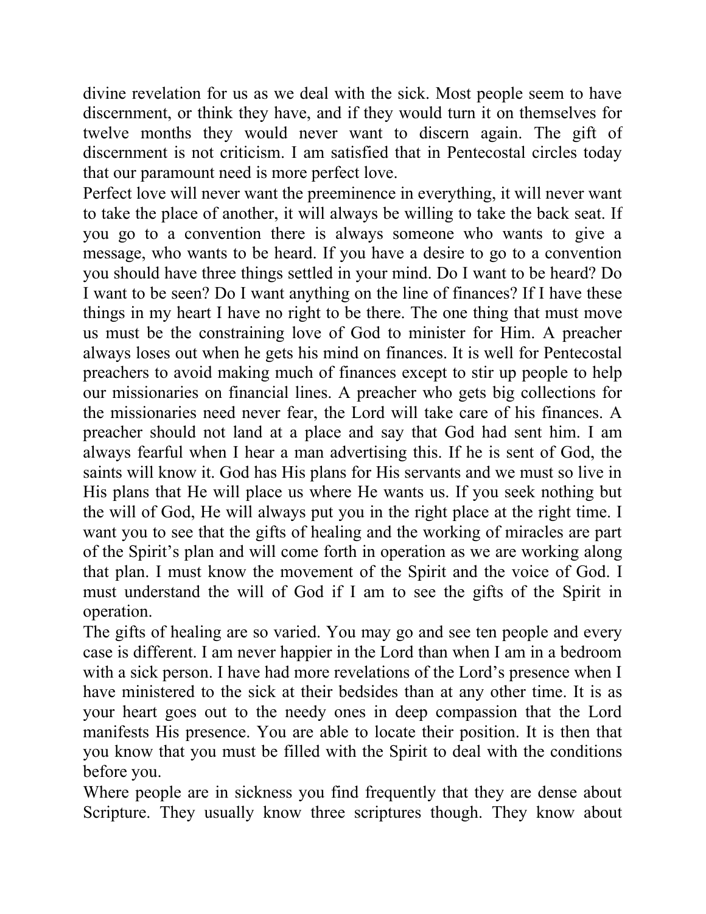divine revelation for us as we deal with the sick. Most people seem to have discernment, or think they have, and if they would turn it on themselves for twelve months they would never want to discern again. The gift of discernment is not criticism. I am satisfied that in Pentecostal circles today that our paramount need is more perfect love.

Perfect love will never want the preeminence in everything, it will never want to take the place of another, it will always be willing to take the back seat. If you go to a convention there is always someone who wants to give a message, who wants to be heard. If you have a desire to go to a convention you should have three things settled in your mind. Do I want to be heard? Do I want to be seen? Do I want anything on the line of finances? If I have these things in my heart I have no right to be there. The one thing that must move us must be the constraining love of God to minister for Him. A preacher always loses out when he gets his mind on finances. It is well for Pentecostal preachers to avoid making much of finances except to stir up people to help our missionaries on financial lines. A preacher who gets big collections for the missionaries need never fear, the Lord will take care of his finances. A preacher should not land at a place and say that God had sent him. I am always fearful when I hear a man advertising this. If he is sent of God, the saints will know it. God has His plans for His servants and we must so live in His plans that He will place us where He wants us. If you seek nothing but the will of God, He will always put you in the right place at the right time. I want you to see that the gifts of healing and the working of miracles are part of the Spirit's plan and will come forth in operation as we are working along that plan. I must know the movement of the Spirit and the voice of God. I must understand the will of God if I am to see the gifts of the Spirit in operation.

The gifts of healing are so varied. You may go and see ten people and every case is different. I am never happier in the Lord than when I am in a bedroom with a sick person. I have had more revelations of the Lord's presence when I have ministered to the sick at their bedsides than at any other time. It is as your heart goes out to the needy ones in deep compassion that the Lord manifests His presence. You are able to locate their position. It is then that you know that you must be filled with the Spirit to deal with the conditions before you.

Where people are in sickness you find frequently that they are dense about Scripture. They usually know three scriptures though. They know about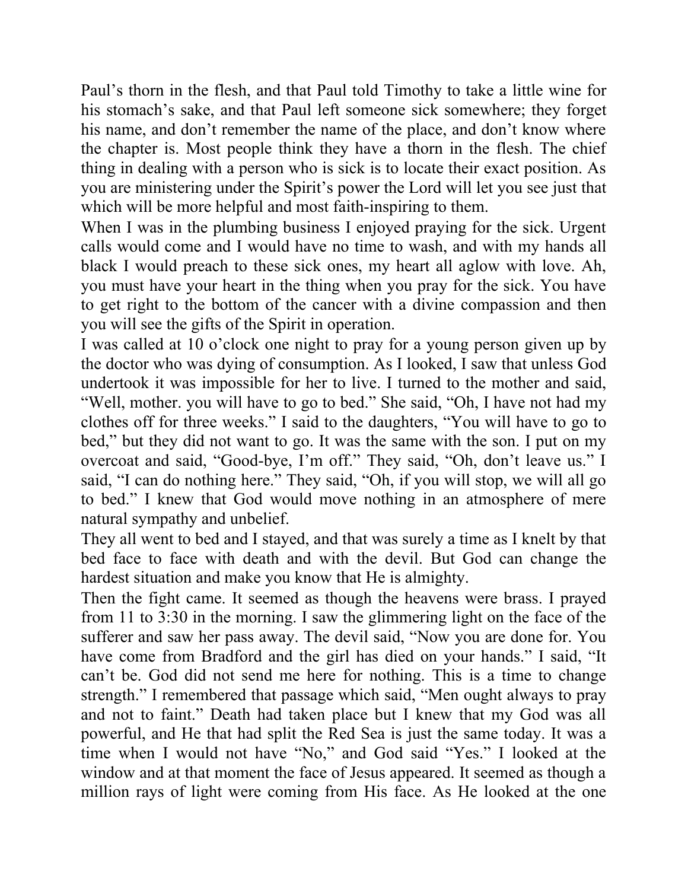Paul's thorn in the flesh, and that Paul told Timothy to take a little wine for his stomach's sake, and that Paul left someone sick somewhere; they forget his name, and don't remember the name of the place, and don't know where the chapter is. Most people think they have a thorn in the flesh. The chief thing in dealing with a person who is sick is to locate their exact position. As you are ministering under the Spirit's power the Lord will let you see just that which will be more helpful and most faith-inspiring to them.

When I was in the plumbing business I enjoyed praying for the sick. Urgent calls would come and I would have no time to wash, and with my hands all black I would preach to these sick ones, my heart all aglow with love. Ah, you must have your heart in the thing when you pray for the sick. You have to get right to the bottom of the cancer with a divine compassion and then you will see the gifts of the Spirit in operation.

I was called at 10 o'clock one night to pray for a young person given up by the doctor who was dying of consumption. As I looked, I saw that unless God undertook it was impossible for her to live. I turned to the mother and said, "Well, mother. you will have to go to bed." She said, "Oh, I have not had my clothes off for three weeks." I said to the daughters, "You will have to go to bed," but they did not want to go. It was the same with the son. I put on my overcoat and said, "Good-bye, I'm off." They said, "Oh, don't leave us." I said, "I can do nothing here." They said, "Oh, if you will stop, we will all go to bed." I knew that God would move nothing in an atmosphere of mere natural sympathy and unbelief.

They all went to bed and I stayed, and that was surely a time as I knelt by that bed face to face with death and with the devil. But God can change the hardest situation and make you know that He is almighty.

Then the fight came. It seemed as though the heavens were brass. I prayed from 11 to 3:30 in the morning. I saw the glimmering light on the face of the sufferer and saw her pass away. The devil said, "Now you are done for. You have come from Bradford and the girl has died on your hands." I said, "It can't be. God did not send me here for nothing. This is a time to change strength." I remembered that passage which said, "Men ought always to pray and not to faint." Death had taken place but I knew that my God was all powerful, and He that had split the Red Sea is just the same today. It was a time when I would not have "No," and God said "Yes." I looked at the window and at that moment the face of Jesus appeared. It seemed as though a million rays of light were coming from His face. As He looked at the one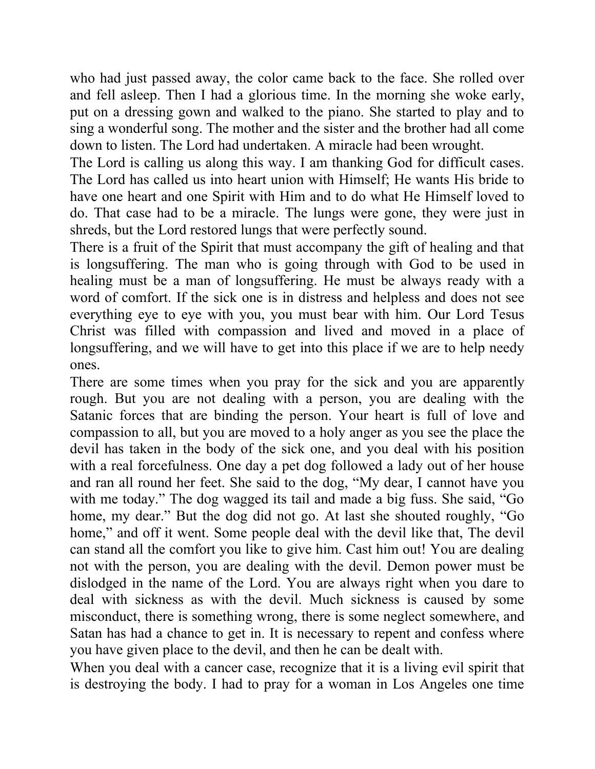who had just passed away, the color came back to the face. She rolled over and fell asleep. Then I had a glorious time. In the morning she woke early, put on a dressing gown and walked to the piano. She started to play and to sing a wonderful song. The mother and the sister and the brother had all come down to listen. The Lord had undertaken. A miracle had been wrought.

The Lord is calling us along this way. I am thanking God for difficult cases. The Lord has called us into heart union with Himself; He wants His bride to have one heart and one Spirit with Him and to do what He Himself loved to do. That case had to be a miracle. The lungs were gone, they were just in shreds, but the Lord restored lungs that were perfectly sound.

There is a fruit of the Spirit that must accompany the gift of healing and that is longsuffering. The man who is going through with God to be used in healing must be a man of longsuffering. He must be always ready with a word of comfort. If the sick one is in distress and helpless and does not see everything eye to eye with you, you must bear with him. Our Lord Tesus Christ was filled with compassion and lived and moved in a place of longsuffering, and we will have to get into this place if we are to help needy ones.

There are some times when you pray for the sick and you are apparently rough. But you are not dealing with a person, you are dealing with the Satanic forces that are binding the person. Your heart is full of love and compassion to all, but you are moved to a holy anger as you see the place the devil has taken in the body of the sick one, and you deal with his position with a real forcefulness. One day a pet dog followed a lady out of her house and ran all round her feet. She said to the dog, “My dear, I cannot have you with me today.” The dog wagged its tail and made a big fuss. She said, “Go home, my dear.” But the dog did not go. At last she shouted roughly, “Go home,” and off it went. Some people deal with the devil like that, The devil can stand all the comfort you like to give him. Cast him out! You are dealing not with the person, you are dealing with the devil. Demon power must be dislodged in the name of the Lord. You are always right when you dare to deal with sickness as with the devil. Much sickness is caused by some misconduct, there is something wrong, there is some neglect somewhere, and Satan has had a chance to get in. It is necessary to repent and confess where you have given place to the devil, and then he can be dealt with.

When you deal with a cancer case, recognize that it is a living evil spirit that is destroying the body. I had to pray for a woman in Los Angeles one time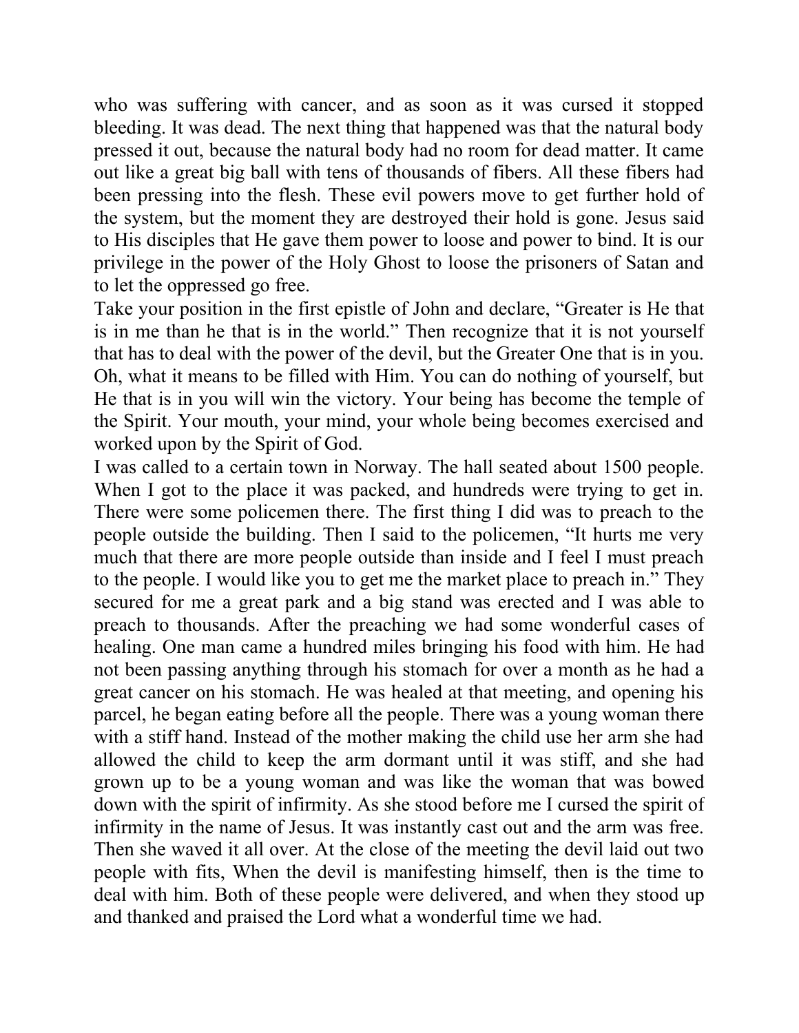who was suffering with cancer, and as soon as it was cursed it stopped bleeding. It was dead. The next thing that happened was that the natural body pressed it out, because the natural body had no room for dead matter. It came out like a great big ball with tens of thousands of fibers. All these fibers had been pressing into the flesh. These evil powers move to get further hold of the system, but the moment they are destroyed their hold is gone. Jesus said to His disciples that He gave them power to loose and power to bind. It is our privilege in the power of the Holy Ghost to loose the prisoners of Satan and to let the oppressed go free.

Take your position in the first epistle of John and declare, "Greater is He that is in me than he that is in the world." Then recognize that it is not yourself that has to deal with the power of the devil, but the Greater One that is in you. Oh, what it means to be filled with Him. You can do nothing of yourself, but He that is in you will win the victory. Your being has become the temple of the Spirit. Your mouth, your mind, your whole being becomes exercised and worked upon by the Spirit of God.

I was called to a certain town in Norway. The hall seated about 1500 people. When I got to the place it was packed, and hundreds were trying to get in. There were some policemen there. The first thing I did was to preach to the people outside the building. Then I said to the policemen, "It hurts me very much that there are more people outside than inside and I feel I must preach to the people. I would like you to get me the market place to preach in." They secured for me a great park and a big stand was erected and I was able to preach to thousands. After the preaching we had some wonderful cases of healing. One man came a hundred miles bringing his food with him. He had not been passing anything through his stomach for over a month as he had a great cancer on his stomach. He was healed at that meeting, and opening his parcel, he began eating before all the people. There was a young woman there with a stiff hand. Instead of the mother making the child use her arm she had allowed the child to keep the arm dormant until it was stiff, and she had grown up to be a young woman and was like the woman that was bowed down with the spirit of infirmity. As she stood before me I cursed the spirit of infirmity in the name of Jesus. It was instantly cast out and the arm was free. Then she waved it all over. At the close of the meeting the devil laid out two people with fits, When the devil is manifesting himself, then is the time to deal with him. Both of these people were delivered, and when they stood up and thanked and praised the Lord what a wonderful time we had.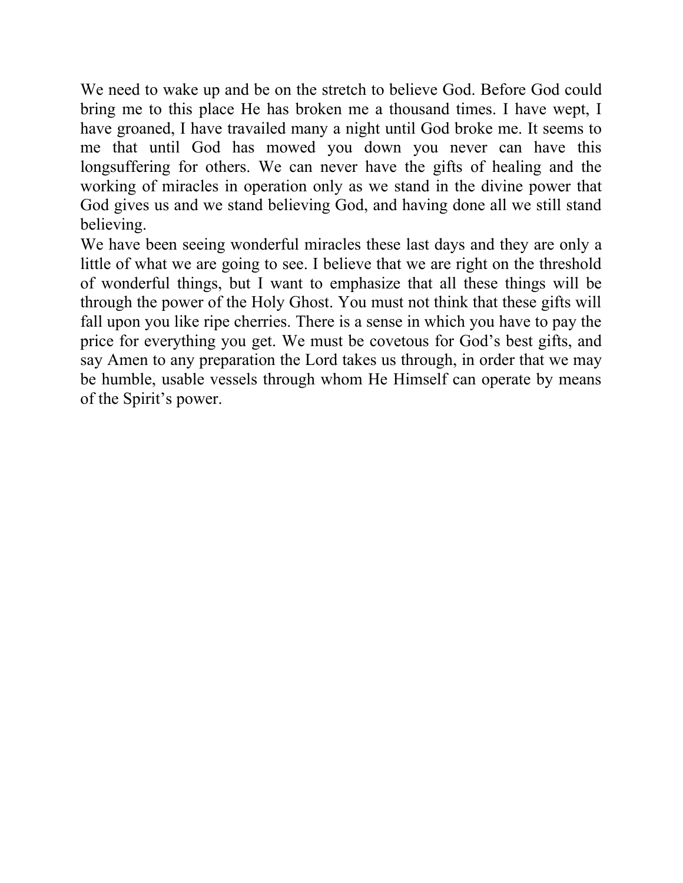We need to wake up and be on the stretch to believe God. Before God could bring me to this place He has broken me a thousand times. I have wept, I have groaned, I have travailed many a night until God broke me. It seems to me that until God has mowed you down you never can have this longsuffering for others. We can never have the gifts of healing and the working of miracles in operation only as we stand in the divine power that God gives us and we stand believing God, and having done all we still stand believing.

We have been seeing wonderful miracles these last days and they are only a little of what we are going to see. I believe that we are right on the threshold of wonderful things, but I want to emphasize that all these things will be through the power of the Holy Ghost. You must not think that these gifts will fall upon you like ripe cherries. There is a sense in which you have to pay the price for everything you get. We must be covetous for God's best gifts, and say Amen to any preparation the Lord takes us through, in order that we may be humble, usable vessels through whom He Himself can operate by means of the Spirit's power.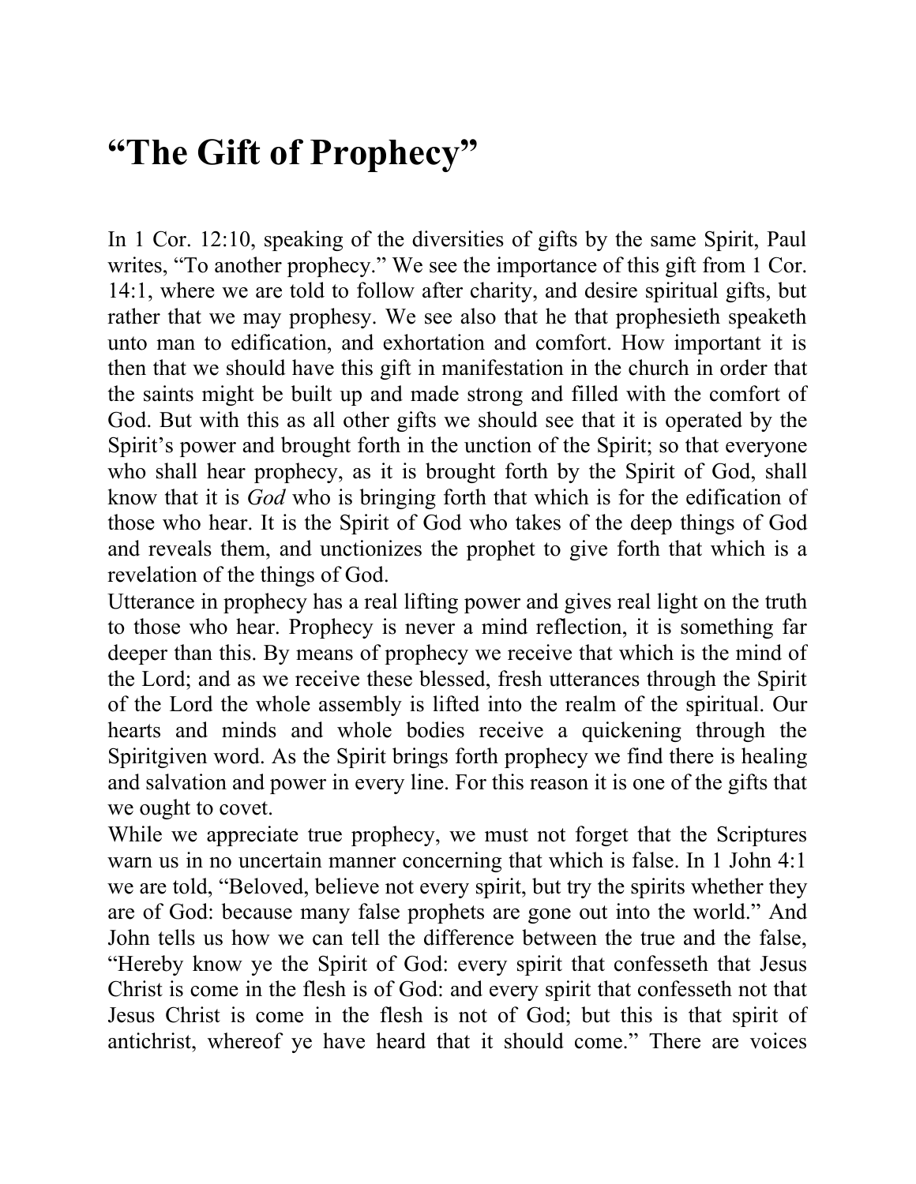# “The Gift of Prophecy”

In 1 Cor. 12:10, speaking of the diversities of gifts by the same Spirit, Paul writes, “To another prophecy.” We see the importance of this gift from 1 Cor. 14:1, where we are told to follow after charity, and desire spiritual gifts, but rather that we may prophesy. We see also that he that prophesieth speaketh unto man to edification, and exhortation and comfort. How important it is then that we should have this gift in manifestation in the church in order that the saints might be built up and made strong and filled with the comfort of God. But with this as all other gifts we should see that it is operated by the Spirit’s power and brought forth in the unction of the Spirit; so that everyone who shall hear prophecy, as it is brought forth by the Spirit of God, shall know that it is *God* who is bringing forth that which is for the edification of those who hear. It is the Spirit of God who takes of the deep things of God and reveals them, and unctionizes the prophet to give forth that which is a revelation of the things of God.

Utterance in prophecy has a real lifting power and gives real light on the truth to those who hear. Prophecy is never a mind reflection, it is something far deeper than this. By means of prophecy we receive that which is the mind of the Lord; and as we receive these blessed, fresh utterances through the Spirit of the Lord the whole assembly is lifted into the realm of the spiritual. Our hearts and minds and whole bodies receive a quickening through the Spiritgiven word. As the Spirit brings forth prophecy we find there is healing and salvation and power in every line. For this reason it is one of the gifts that we ought to covet.

While we appreciate true prophecy, we must not forget that the Scriptures warn us in no uncertain manner concerning that which is false. In 1 John 4:1 we are told, “Beloved, believe not every spirit, but try the spirits whether they are of God: because many false prophets are gone out into the world.” And John tells us how we can tell the difference between the true and the false, “Hereby know ye the Spirit of God: every spirit that confesseth that Jesus Christ is come in the flesh is of God: and every spirit that confesseth not that Jesus Christ is come in the flesh is not of God; but this is that spirit of antichrist, whereof ye have heard that it should come.” There are voices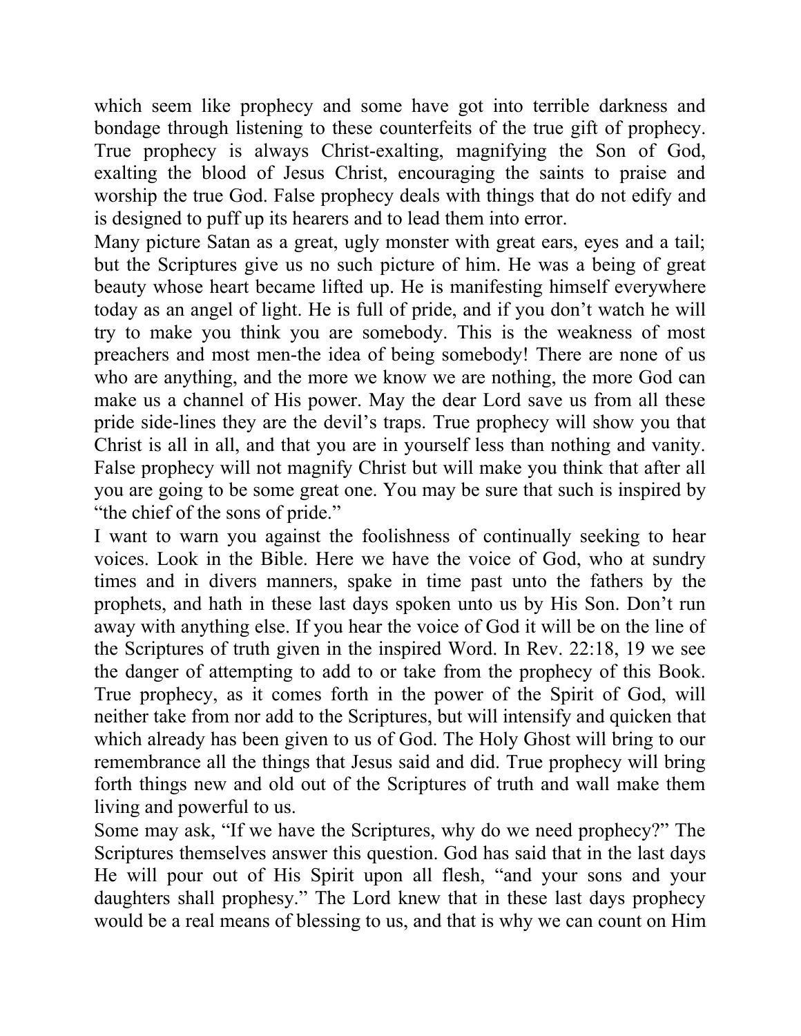which seem like prophecy and some have got into terrible darkness and bondage through listening to these counterfeits of the true gift of prophecy. True prophecy is always Christ-exalting, magnifying the Son of God, exalting the blood of Jesus Christ, encouraging the saints to praise and worship the true God. False prophecy deals with things that do not edify and is designed to puff up its hearers and to lead them into error.

Many picture Satan as a great, ugly monster with great ears, eyes and a tail; but the Scriptures give us no such picture of him. He was a being of great beauty whose heart became lifted up. He is manifesting himself everywhere today as an angel of light. He is full of pride, and if you don't watch he will try to make you think you are somebody. This is the weakness of most preachers and most men-the idea of being somebody! There are none of us who are anything, and the more we know we are nothing, the more God can make us a channel of His power. May the dear Lord save us from all these pride side-lines they are the devil's traps. True prophecy will show you that Christ is all in all, and that you are in yourself less than nothing and vanity. False prophecy will not magnify Christ but will make you think that after all you are going to be some great one. You may be sure that such is inspired by "the chief of the sons of pride."

I want to warn you against the foolishness of continually seeking to hear voices. Look in the Bible. Here we have the voice of God, who at sundry times and in divers manners, spake in time past unto the fathers by the prophets, and hath in these last days spoken unto us by His Son. Don't run away with anything else. If you hear the voice of God it will be on the line of the Scriptures of truth given in the inspired Word. In Rev. 22:18, 19 we see the danger of attempting to add to or take from the prophecy of this Book. True prophecy, as it comes forth in the power of the Spirit of God, will neither take from nor add to the Scriptures, but will intensify and quicken that which already has been given to us of God. The Holy Ghost will bring to our remembrance all the things that Jesus said and did. True prophecy will bring forth things new and old out of the Scriptures of truth and wall make them living and powerful to us.

Some may ask, "If we have the Scriptures, why do we need prophecy?" The Scriptures themselves answer this question. God has said that in the last days He will pour out of His Spirit upon all flesh, "and your sons and your daughters shall prophesy." The Lord knew that in these last days prophecy would be a real means of blessing to us, and that is why we can count on Him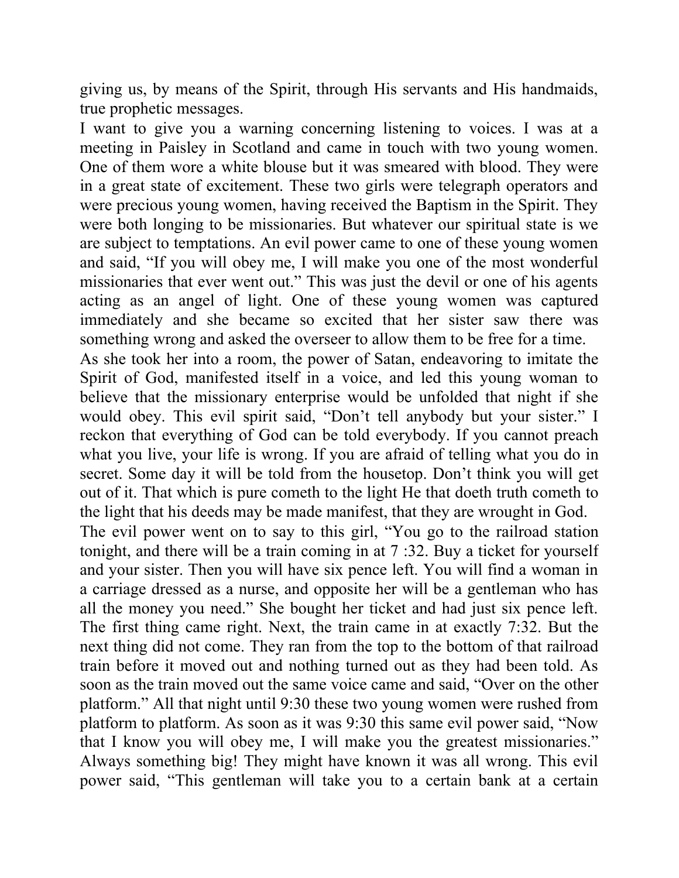giving us, by means of the Spirit, through His servants and His handmaids, true prophetic messages.

I want to give you a warning concerning listening to voices. I was at a meeting in Paisley in Scotland and came in touch with two young women. One of them wore a white blouse but it was smeared with blood. They were in a great state of excitement. These two girls were telegraph operators and were precious young women, having received the Baptism in the Spirit. They were both longing to be missionaries. But whatever our spiritual state is we are subject to temptations. An evil power came to one of these young women and said, "If you will obey me, I will make you one of the most wonderful missionaries that ever went out." This was just the devil or one of his agents acting as an angel of light. One of these young women was captured immediately and she became so excited that her sister saw there was something wrong and asked the overseer to allow them to be free for a time.

As she took her into a room, the power of Satan, endeavoring to imitate the Spirit of God, manifested itself in a voice, and led this young woman to believe that the missionary enterprise would be unfolded that night if she would obey. This evil spirit said, "Don't tell anybody but your sister." I reckon that everything of God can be told everybody. If you cannot preach what you live, your life is wrong. If you are afraid of telling what you do in secret. Some day it will be told from the housetop. Don't think you will get out of it. That which is pure cometh to the light He that doeth truth cometh to the light that his deeds may be made manifest, that they are wrought in God.

The evil power went on to say to this girl, "You go to the railroad station tonight, and there will be a train coming in at 7 :32. Buy a ticket for yourself and your sister. Then you will have six pence left. You will find a woman in a carriage dressed as a nurse, and opposite her will be a gentleman who has all the money you need." She bought her ticket and had just six pence left. The first thing came right. Next, the train came in at exactly 7:32. But the next thing did not come. They ran from the top to the bottom of that railroad train before it moved out and nothing turned out as they had been told. As soon as the train moved out the same voice came and said, "Over on the other platform." All that night until 9:30 these two young women were rushed from platform to platform. As soon as it was 9:30 this same evil power said, "Now that I know you will obey me, I will make you the greatest missionaries." Always something big! They might have known it was all wrong. This evil power said, "This gentleman will take you to a certain bank at a certain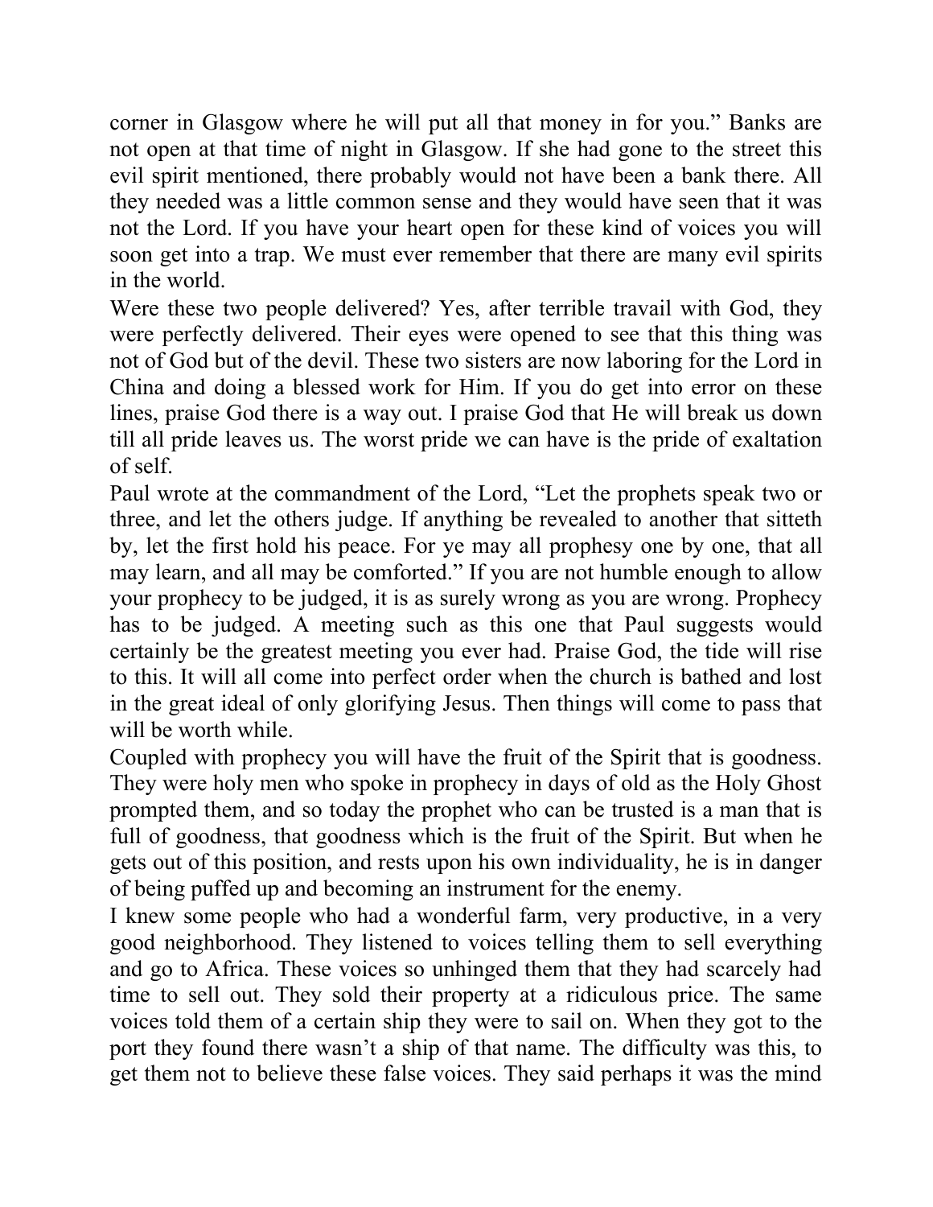corner in Glasgow where he will put all that money in for you." Banks are not open at that time of night in Glasgow. If she had gone to the street this evil spirit mentioned, there probably would not have been a bank there. All they needed was a little common sense and they would have seen that it was not the Lord. If you have your heart open for these kind of voices you will soon get into a trap. We must ever remember that there are many evil spirits in the world.

Were these two people delivered? Yes, after terrible travail with God, they were perfectly delivered. Their eyes were opened to see that this thing was not of God but of the devil. These two sisters are now laboring for the Lord in China and doing a blessed work for Him. If you do get into error on these lines, praise God there is a way out. I praise God that He will break us down till all pride leaves us. The worst pride we can have is the pride of exaltation of self.

Paul wrote at the commandment of the Lord, "Let the prophets speak two or three, and let the others judge. If anything be revealed to another that sitteth by, let the first hold his peace. For ye may all prophesy one by one, that all may learn, and all may be comforted." If you are not humble enough to allow your prophecy to be judged, it is as surely wrong as you are wrong. Prophecy has to be judged. A meeting such as this one that Paul suggests would certainly be the greatest meeting you ever had. Praise God, the tide will rise to this. It will all come into perfect order when the church is bathed and lost in the great ideal of only glorifying Jesus. Then things will come to pass that will be worth while.

Coupled with prophecy you will have the fruit of the Spirit that is goodness. They were holy men who spoke in prophecy in days of old as the Holy Ghost prompted them, and so today the prophet who can be trusted is a man that is full of goodness, that goodness which is the fruit of the Spirit. But when he gets out of this position, and rests upon his own individuality, he is in danger of being puffed up and becoming an instrument for the enemy.

I knew some people who had a wonderful farm, very productive, in a very good neighborhood. They listened to voices telling them to sell everything and go to Africa. These voices so unhinged them that they had scarcely had time to sell out. They sold their property at a ridiculous price. The same voices told them of a certain ship they were to sail on. When they got to the port they found there wasn't a ship of that name. The difficulty was this, to get them not to believe these false voices. They said perhaps it was the mind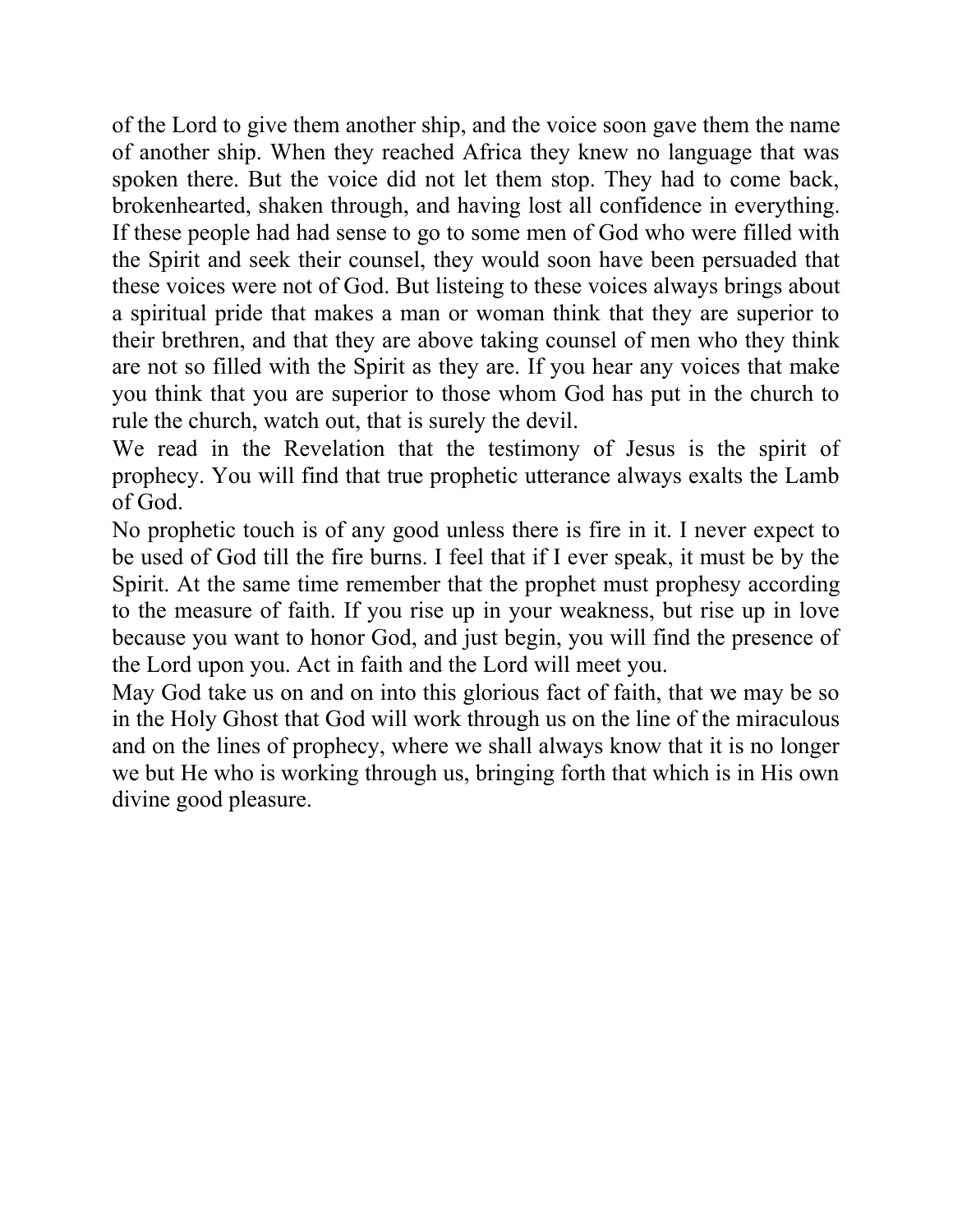of the Lord to give them another ship, and the voice soon gave them the name of another ship. When they reached Africa they knew no language that was spoken there. But the voice did not let them stop. They had to come back, brokenhearted, shaken through, and having lost all confidence in everything. If these people had had sense to go to some men of God who were filled with the Spirit and seek their counsel, they would soon have been persuaded that these voices were not of God. But listeing to these voices always brings about a spiritual pride that makes a man or woman think that they are superior to their brethren, and that they are above taking counsel of men who they think are not so filled with the Spirit as they are. If you hear any voices that make you think that you are superior to those whom God has put in the church to rule the church, watch out, that is surely the devil.

We read in the Revelation that the testimony of Jesus is the spirit of prophecy. You will find that true prophetic utterance always exalts the Lamb of God.

No prophetic touch is of any good unless there is fire in it. I never expect to be used of God till the fire burns. I feel that if I ever speak, it must be by the Spirit. At the same time remember that the prophet must prophesy according to the measure of faith. If you rise up in your weakness, but rise up in love because you want to honor God, and just begin, you will find the presence of the Lord upon you. Act in faith and the Lord will meet you.

May God take us on and on into this glorious fact of faith, that we may be so in the Holy Ghost that God will work through us on the line of the miraculous and on the lines of prophecy, where we shall always know that it is no longer we but He who is working through us, bringing forth that which is in His own divine good pleasure.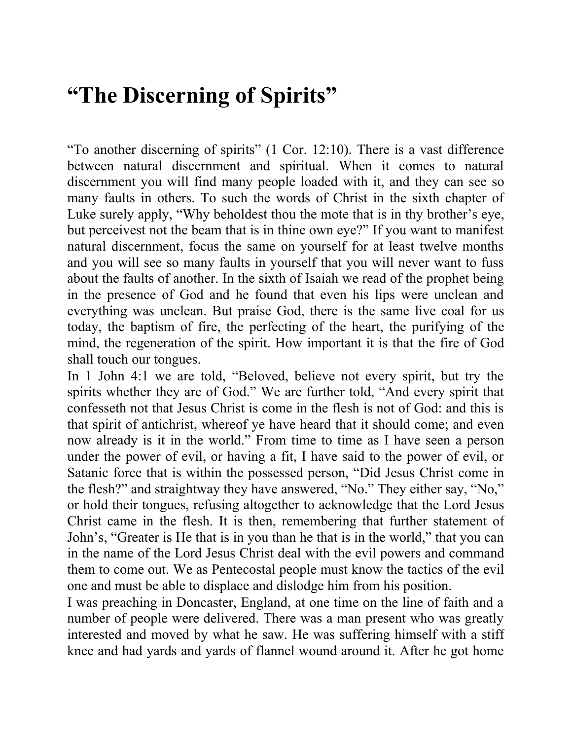# “The Discerning of Spirits”

“To another discerning of spirits” (1 Cor. 12:10). There is a vast difference between natural discernment and spiritual. When it comes to natural discernment you will find many people loaded with it, and they can see so many faults in others. To such the words of Christ in the sixth chapter of Luke surely apply, “Why beholdest thou the mote that is in thy brother’s eye, but perceivest not the beam that is in thine own eye?” If you want to manifest natural discernment, focus the same on yourself for at least twelve months and you will see so many faults in yourself that you will never want to fuss about the faults of another. In the sixth of Isaiah we read of the prophet being in the presence of God and he found that even his lips were unclean and everything was unclean. But praise God, there is the same live coal for us today, the baptism of fire, the perfecting of the heart, the purifying of the mind, the regeneration of the spirit. How important it is that the fire of God shall touch our tongues.

In 1 John 4:1 we are told, “Beloved, believe not every spirit, but try the spirits whether they are of God.” We are further told, “And every spirit that confesseth not that Jesus Christ is come in the flesh is not of God: and this is that spirit of antichrist, whereof ye have heard that it should come; and even now already is it in the world.” From time to time as I have seen a person under the power of evil, or having a fit, I have said to the power of evil, or Satanic force that is within the possessed person, “Did Jesus Christ come in the flesh?” and straightway they have answered, “No.” They either say, “No,” or hold their tongues, refusing altogether to acknowledge that the Lord Jesus Christ came in the flesh. It is then, remembering that further statement of John’s, “Greater is He that is in you than he that is in the world,” that you can in the name of the Lord Jesus Christ deal with the evil powers and command them to come out. We as Pentecostal people must know the tactics of the evil one and must be able to displace and dislodge him from his position.

I was preaching in Doncaster, England, at one time on the line of faith and a number of people were delivered. There was a man present who was greatly interested and moved by what he saw. He was suffering himself with a stiff knee and had yards and yards of flannel wound around it. After he got home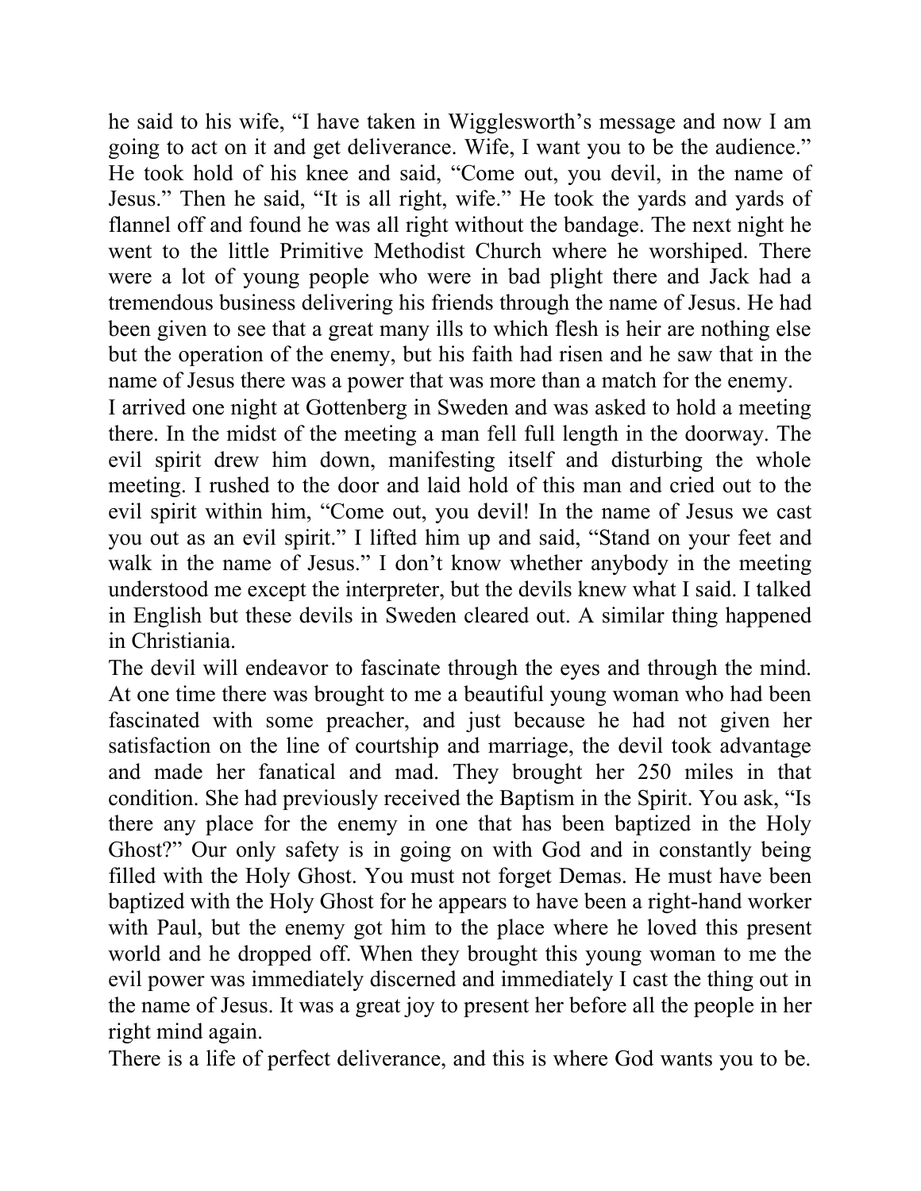he said to his wife, “I have taken in Wigglesworth’s message and now I am going to act on it and get deliverance. Wife, I want you to be the audience.” He took hold of his knee and said, “Come out, you devil, in the name of Jesus.” Then he said, “It is all right, wife.” He took the yards and yards of flannel off and found he was all right without the bandage. The next night he went to the little Primitive Methodist Church where he worshiped. There were a lot of young people who were in bad plight there and Jack had a tremendous business delivering his friends through the name of Jesus. He had been given to see that a great many ills to which flesh is heir are nothing else but the operation of the enemy, but his faith had risen and he saw that in the name of Jesus there was a power that was more than a match for the enemy.

I arrived one night at Gottenberg in Sweden and was asked to hold a meeting there. In the midst of the meeting a man fell full length in the doorway. The evil spirit drew him down, manifesting itself and disturbing the whole meeting. I rushed to the door and laid hold of this man and cried out to the evil spirit within him, “Come out, you devil! In the name of Jesus we cast you out as an evil spirit.” I lifted him up and said, “Stand on your feet and walk in the name of Jesus.” I don’t know whether anybody in the meeting understood me except the interpreter, but the devils knew what I said. I talked in English but these devils in Sweden cleared out. A similar thing happened in Christiania.

The devil will endeavor to fascinate through the eyes and through the mind. At one time there was brought to me a beautiful young woman who had been fascinated with some preacher, and just because he had not given her satisfaction on the line of courtship and marriage, the devil took advantage and made her fanatical and mad. They brought her 250 miles in that condition. She had previously received the Baptism in the Spirit. You ask, “Is there any place for the enemy in one that has been baptized in the Holy Ghost?” Our only safety is in going on with God and in constantly being filled with the Holy Ghost. You must not forget Demas. He must have been baptized with the Holy Ghost for he appears to have been a right-hand worker with Paul, but the enemy got him to the place where he loved this present world and he dropped off. When they brought this young woman to me the evil power was immediately discerned and immediately I cast the thing out in the name of Jesus. It was a great joy to present her before all the people in her right mind again.

There is a life of perfect deliverance, and this is where God wants you to be.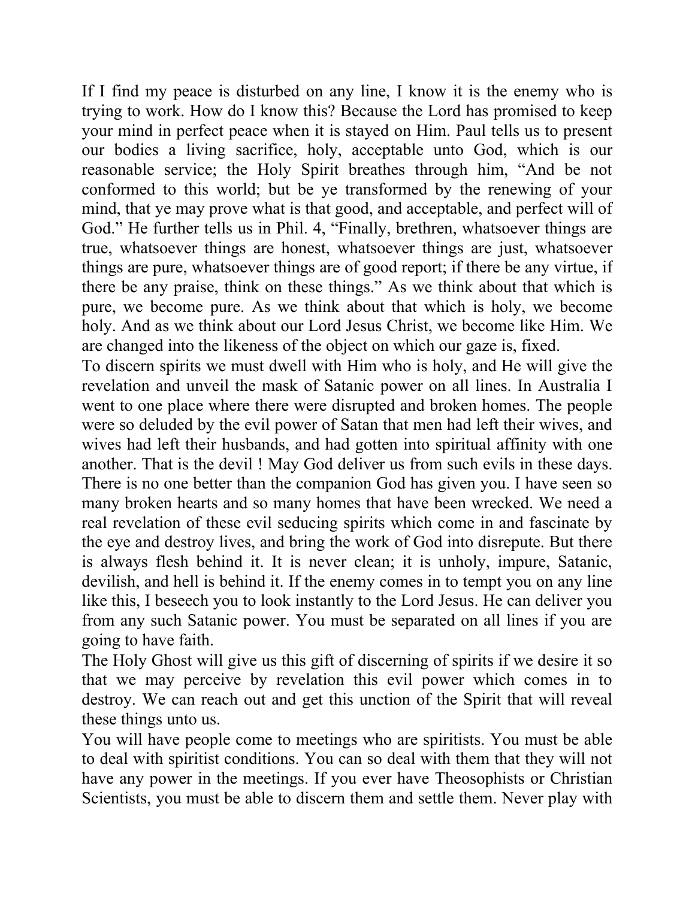If I find my peace is disturbed on any line, I know it is the enemy who is trying to work. How do I know this? Because the Lord has promised to keep your mind in perfect peace when it is stayed on Him. Paul tells us to present our bodies a living sacrifice, holy, acceptable unto God, which is our reasonable service; the Holy Spirit breathes through him, "And be not conformed to this world; but be ye transformed by the renewing of your mind, that ye may prove what is that good, and acceptable, and perfect will of God." He further tells us in Phil. 4, "Finally, brethren, whatsoever things are true, whatsoever things are honest, whatsoever things are just, whatsoever things are pure, whatsoever things are of good report; if there be any virtue, if there be any praise, think on these things." As we think about that which is pure, we become pure. As we think about that which is holy, we become holy. And as we think about our Lord Jesus Christ, we become like Him. We are changed into the likeness of the object on which our gaze is, fixed.

To discern spirits we must dwell with Him who is holy, and He will give the revelation and unveil the mask of Satanic power on all lines. In Australia I went to one place where there were disrupted and broken homes. The people were so deluded by the evil power of Satan that men had left their wives, and wives had left their husbands, and had gotten into spiritual affinity with one another. That is the devil ! May God deliver us from such evils in these days. There is no one better than the companion God has given you. I have seen so many broken hearts and so many homes that have been wrecked. We need a real revelation of these evil seducing spirits which come in and fascinate by the eye and destroy lives, and bring the work of God into disrepute. But there is always flesh behind it. It is never clean; it is unholy, impure, Satanic, devilish, and hell is behind it. If the enemy comes in to tempt you on any line like this, I beseech you to look instantly to the Lord Jesus. He can deliver you from any such Satanic power. You must be separated on all lines if you are going to have faith.

The Holy Ghost will give us this gift of discerning of spirits if we desire it so that we may perceive by revelation this evil power which comes in to destroy. We can reach out and get this unction of the Spirit that will reveal these things unto us.

You will have people come to meetings who are spiritists. You must be able to deal with spiritist conditions. You can so deal with them that they will not have any power in the meetings. If you ever have Theosophists or Christian Scientists, you must be able to discern them and settle them. Never play with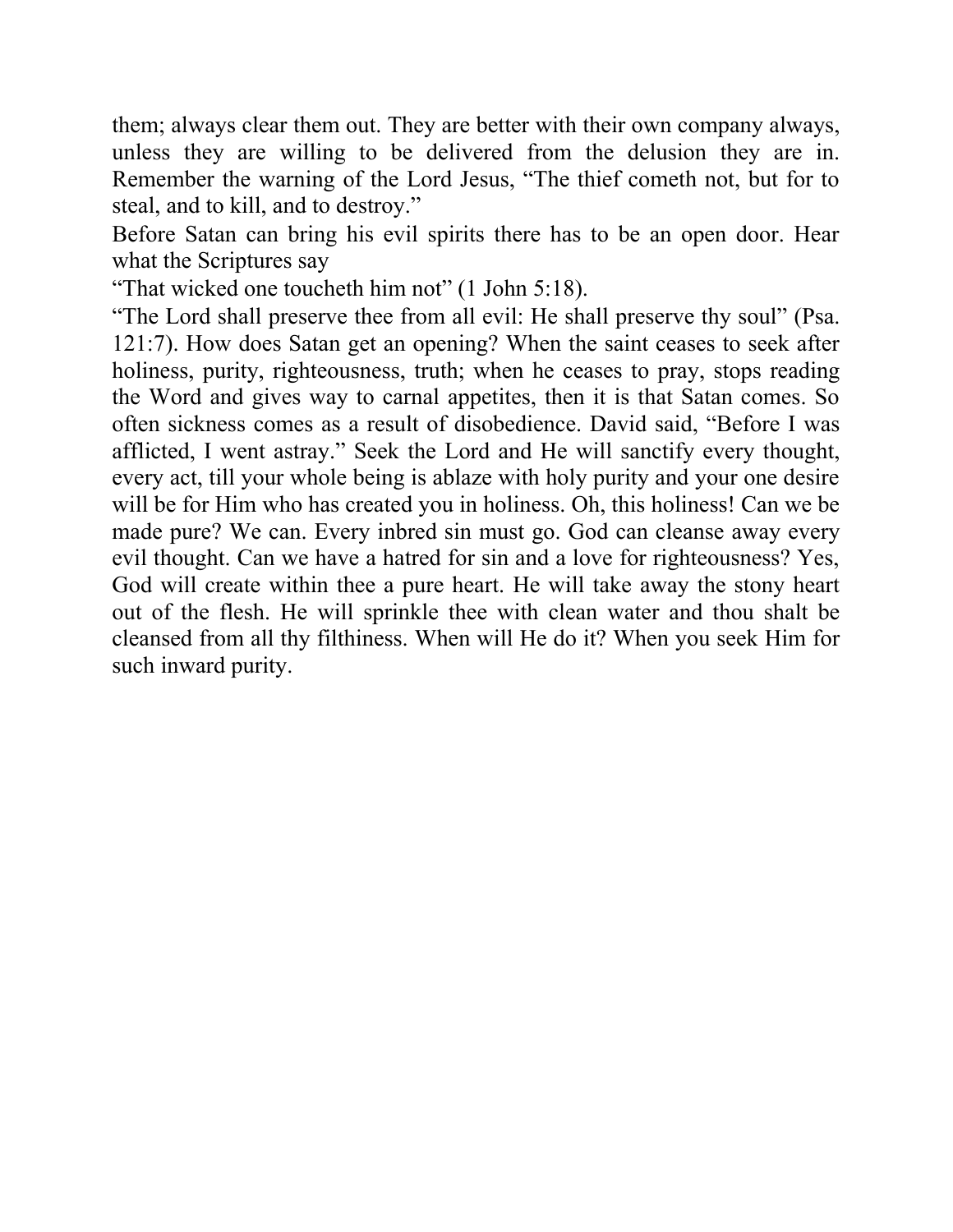them; always clear them out. They are better with their own company always, unless they are willing to be delivered from the delusion they are in. Remember the warning of the Lord Jesus, "The thief cometh not, but for to steal, and to kill, and to destroy."

Before Satan can bring his evil spirits there has to be an open door. Hear what the Scriptures say

"That wicked one toucheth him not" (1 John 5:18).

"The Lord shall preserve thee from all evil: He shall preserve thy soul" (Psa. 121:7). How does Satan get an opening? When the saint ceases to seek after holiness, purity, righteousness, truth; when he ceases to pray, stops reading the Word and gives way to carnal appetites, then it is that Satan comes. So often sickness comes as a result of disobedience. David said, "Before I was afflicted, I went astray." Seek the Lord and He will sanctify every thought, every act, till your whole being is ablaze with holy purity and your one desire will be for Him who has created you in holiness. Oh, this holiness! Can we be made pure? We can. Every inbred sin must go. God can cleanse away every evil thought. Can we have a hatred for sin and a love for righteousness? Yes, God will create within thee a pure heart. He will take away the stony heart out of the flesh. He will sprinkle thee with clean water and thou shalt be cleansed from all thy filthiness. When will He do it? When you seek Him for such inward purity.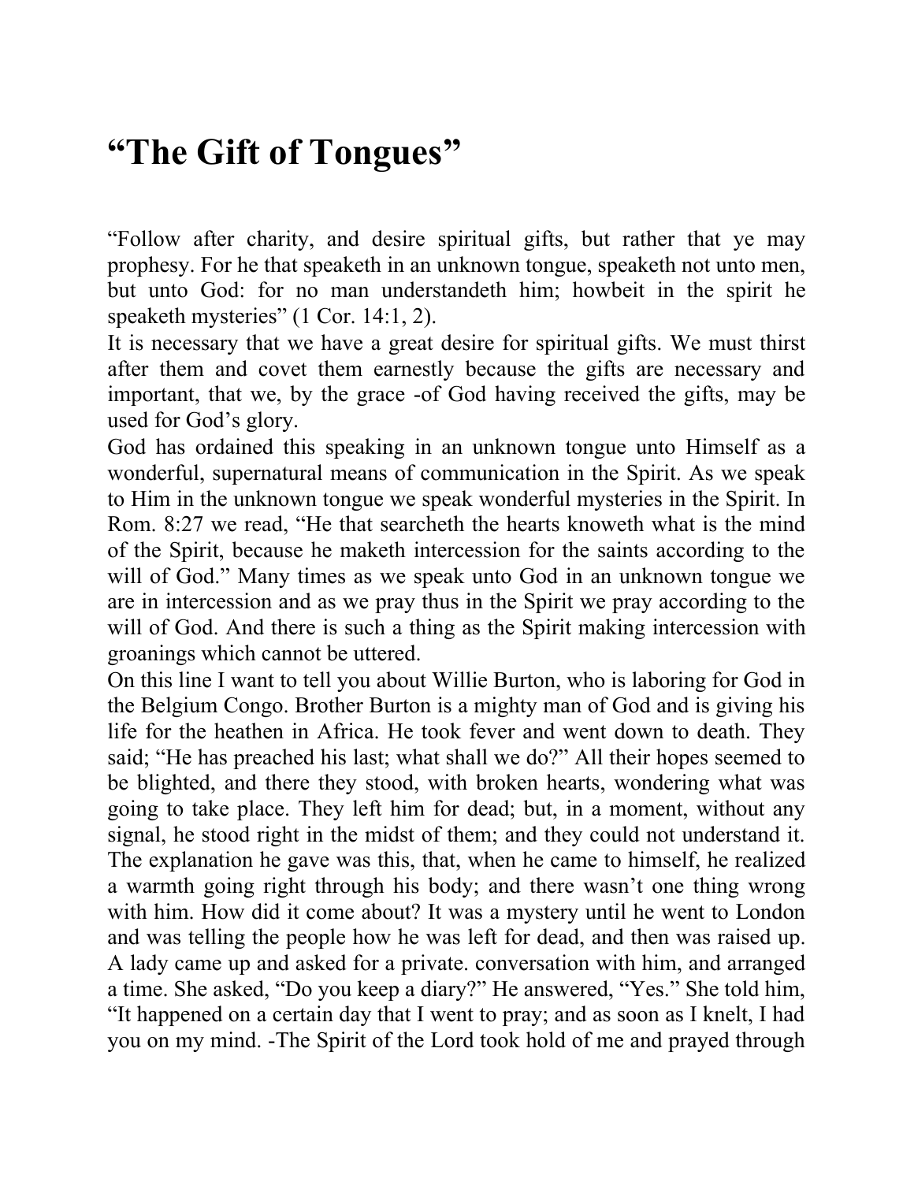# “The Gift of Tongues”

“Follow after charity, and desire spiritual gifts, but rather that ye may prophesy. For he that speaketh in an unknown tongue, speaketh not unto men, but unto God: for no man understandeth him; howbeit in the spirit he speaketh mysteries” (1 Cor. 14:1, 2).

It is necessary that we have a great desire for spiritual gifts. We must thirst after them and covet them earnestly because the gifts are necessary and important, that we, by the grace -of God having received the gifts, may be used for God’s glory.

God has ordained this speaking in an unknown tongue unto Himself as a wonderful, supernatural means of communication in the Spirit. As we speak to Him in the unknown tongue we speak wonderful mysteries in the Spirit. In Rom. 8:27 we read, “He that searcheth the hearts knoweth what is the mind of the Spirit, because he maketh intercession for the saints according to the will of God.” Many times as we speak unto God in an unknown tongue we are in intercession and as we pray thus in the Spirit we pray according to the will of God. And there is such a thing as the Spirit making intercession with groanings which cannot be uttered.

On this line I want to tell you about Willie Burton, who is laboring for God in the Belgium Congo. Brother Burton is a mighty man of God and is giving his life for the heathen in Africa. He took fever and went down to death. They said; “He has preached his last; what shall we do?” All their hopes seemed to be blighted, and there they stood, with broken hearts, wondering what was going to take place. They left him for dead; but, in a moment, without any signal, he stood right in the midst of them; and they could not understand it. The explanation he gave was this, that, when he came to himself, he realized a warmth going right through his body; and there wasn’t one thing wrong with him. How did it come about? It was a mystery until he went to London and was telling the people how he was left for dead, and then was raised up. A lady came up and asked for a private. conversation with him, and arranged a time. She asked, “Do you keep a diary?” He answered, “Yes.” She told him, “It happened on a certain day that I went to pray; and as soon as I knelt, I had you on my mind. -The Spirit of the Lord took hold of me and prayed through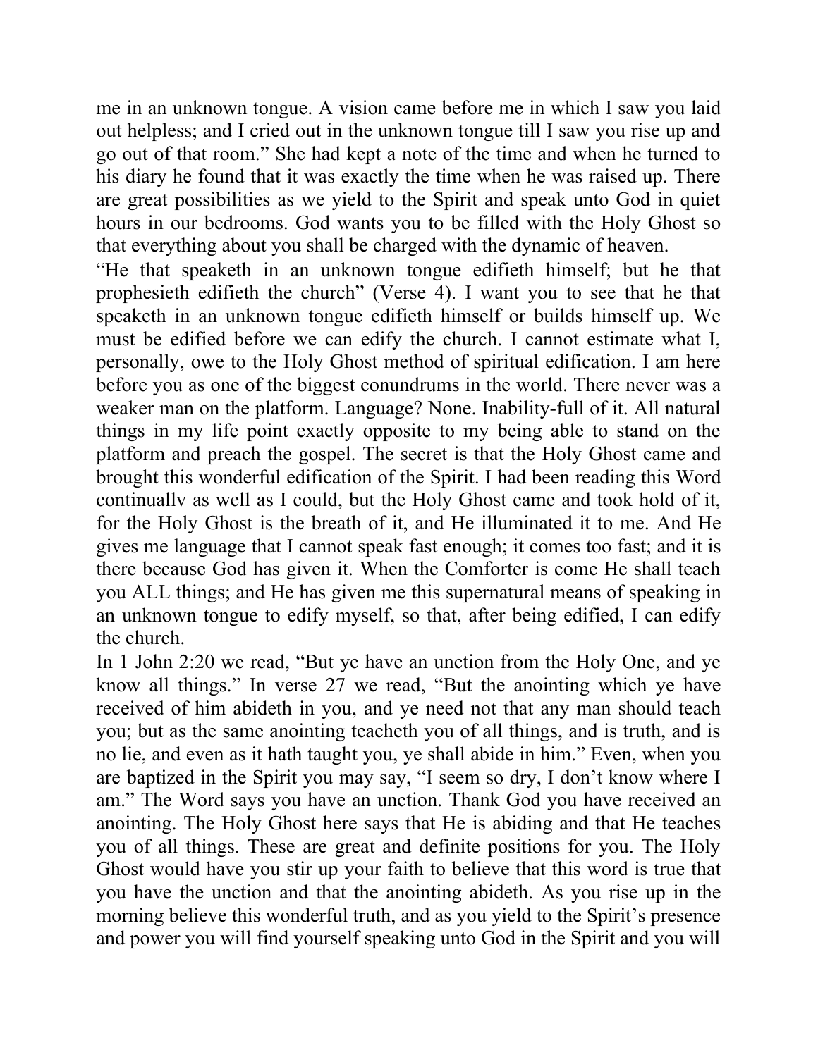me in an unknown tongue. A vision came before me in which I saw you laid out helpless; and I cried out in the unknown tongue till I saw you rise up and go out of that room." She had kept a note of the time and when he turned to his diary he found that it was exactly the time when he was raised up. There are great possibilities as we yield to the Spirit and speak unto God in quiet hours in our bedrooms. God wants you to be filled with the Holy Ghost so that everything about you shall be charged with the dynamic of heaven.

"He that speaketh in an unknown tongue edifieth himself; but he that prophesieth edifieth the church" (Verse 4). I want you to see that he that speaketh in an unknown tongue edifieth himself or builds himself up. We must be edified before we can edify the church. I cannot estimate what I, personally, owe to the Holy Ghost method of spiritual edification. I am here before you as one of the biggest conundrums in the world. There never was a weaker man on the platform. Language? None. Inability-full of it. All natural things in my life point exactly opposite to my being able to stand on the platform and preach the gospel. The secret is that the Holy Ghost came and brought this wonderful edification of the Spirit. I had been reading this Word continuallv as well as I could, but the Holy Ghost came and took hold of it, for the Holy Ghost is the breath of it, and He illuminated it to me. And He gives me language that I cannot speak fast enough; it comes too fast; and it is there because God has given it. When the Comforter is come He shall teach you ALL things; and He has given me this supernatural means of speaking in an unknown tongue to edify myself, so that, after being edified, I can edify the church.

In 1 John 2:20 we read, "But ye have an unction from the Holy One, and ye know all things." In verse 27 we read, "But the anointing which ye have received of him abideth in you, and ye need not that any man should teach you; but as the same anointing teacheth you of all things, and is truth, and is no lie, and even as it hath taught you, ye shall abide in him." Even, when you are baptized in the Spirit you may say, "I seem so dry, I don't know where I am." The Word says you have an unction. Thank God you have received an anointing. The Holy Ghost here says that He is abiding and that He teaches you of all things. These are great and definite positions for you. The Holy Ghost would have you stir up your faith to believe that this word is true that you have the unction and that the anointing abideth. As you rise up in the morning believe this wonderful truth, and as you yield to the Spirit's presence and power you will find yourself speaking unto God in the Spirit and you will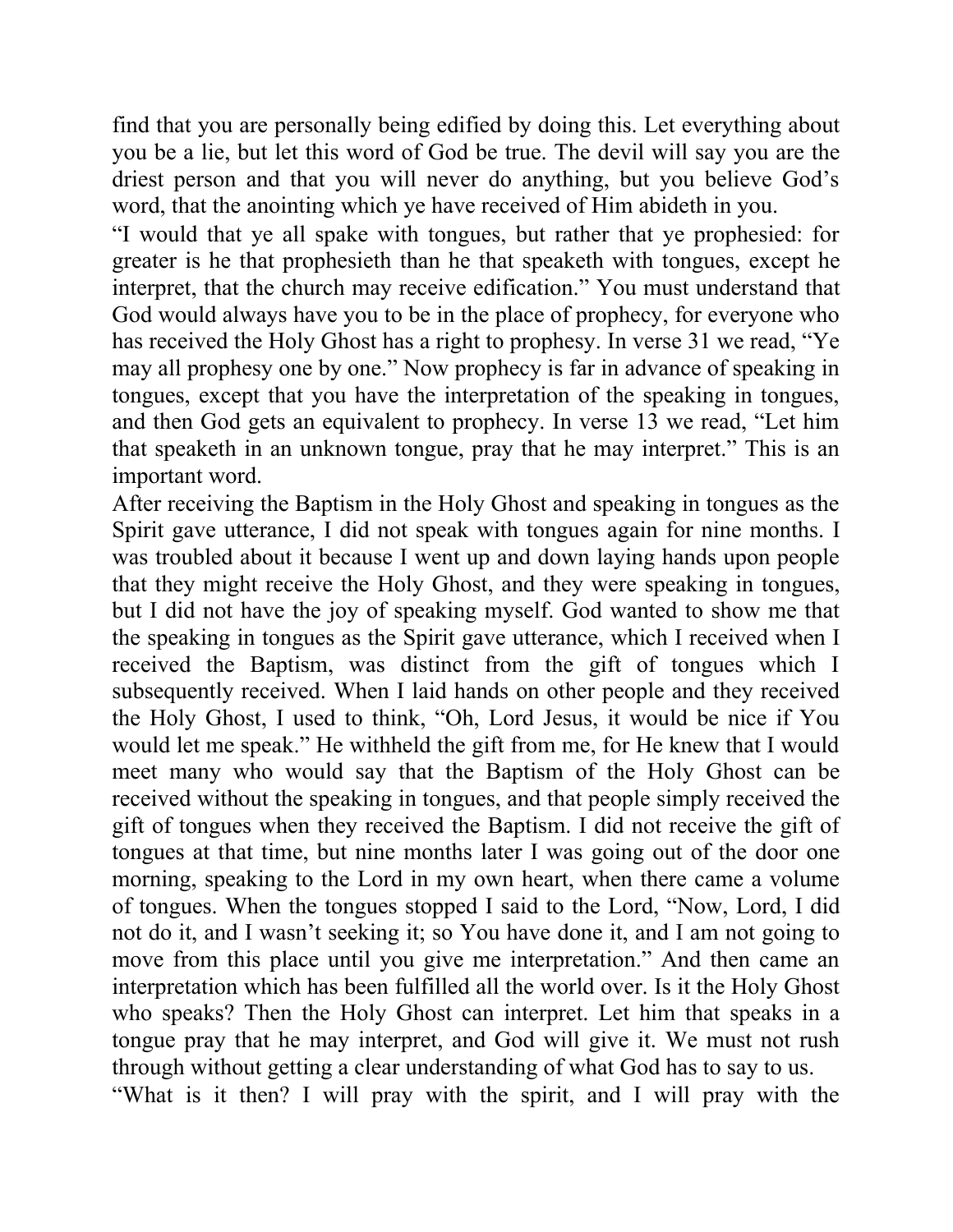find that you are personally being edified by doing this. Let everything about you be a lie, but let this word of God be true. The devil will say you are the driest person and that you will never do anything, but you believe God's word, that the anointing which ye have received of Him abideth in you.

"I would that ye all spake with tongues, but rather that ye prophesied: for greater is he that prophesieth than he that speaketh with tongues, except he interpret, that the church may receive edification." You must understand that God would always have you to be in the place of prophecy, for everyone who has received the Holy Ghost has a right to prophesy. In verse 31 we read, "Ye may all prophesy one by one." Now prophecy is far in advance of speaking in tongues, except that you have the interpretation of the speaking in tongues, and then God gets an equivalent to prophecy. In verse 13 we read, "Let him that speaketh in an unknown tongue, pray that he may interpret." This is an important word.

After receiving the Baptism in the Holy Ghost and speaking in tongues as the Spirit gave utterance, I did not speak with tongues again for nine months. I was troubled about it because I went up and down laying hands upon people that they might receive the Holy Ghost, and they were speaking in tongues, but I did not have the joy of speaking myself. God wanted to show me that the speaking in tongues as the Spirit gave utterance, which I received when I received the Baptism, was distinct from the gift of tongues which I subsequently received. When I laid hands on other people and they received the Holy Ghost, I used to think, "Oh, Lord Jesus, it would be nice if You would let me speak." He withheld the gift from me, for He knew that I would meet many who would say that the Baptism of the Holy Ghost can be received without the speaking in tongues, and that people simply received the gift of tongues when they received the Baptism. I did not receive the gift of tongues at that time, but nine months later I was going out of the door one morning, speaking to the Lord in my own heart, when there came a volume of tongues. When the tongues stopped I said to the Lord, "Now, Lord, I did not do it, and I wasn't seeking it; so You have done it, and I am not going to move from this place until you give me interpretation." And then came an interpretation which has been fulfilled all the world over. Is it the Holy Ghost who speaks? Then the Holy Ghost can interpret. Let him that speaks in a tongue pray that he may interpret, and God will give it. We must not rush through without getting a clear understanding of what God has to say to us.

"What is it then? I will pray with the spirit, and I will pray with the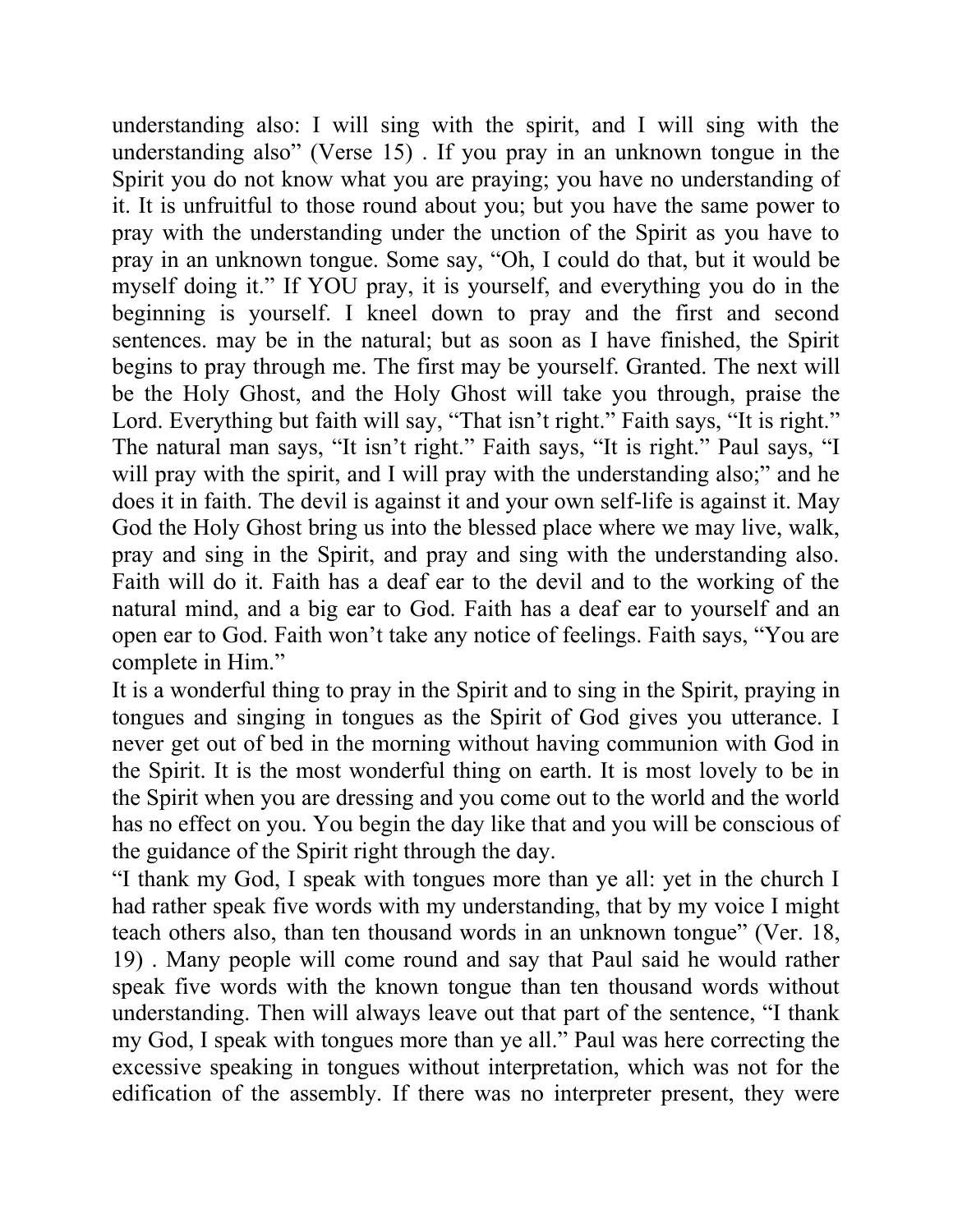understanding also: I will sing with the spirit, and I will sing with the understanding also" (Verse 15) . If you pray in an unknown tongue in the Spirit you do not know what you are praying; you have no understanding of it. It is unfruitful to those round about you; but you have the same power to pray with the understanding under the unction of the Spirit as you have to pray in an unknown tongue. Some say, "Oh, I could do that, but it would be myself doing it." If YOU pray, it is yourself, and everything you do in the beginning is yourself. I kneel down to pray and the first and second sentences. may be in the natural; but as soon as I have finished, the Spirit begins to pray through me. The first may be yourself. Granted. The next will be the Holy Ghost, and the Holy Ghost will take you through, praise the Lord. Everything but faith will say, "That isn't right." Faith says, "It is right." The natural man says, "It isn't right." Faith says, "It is right." Paul says, "I will pray with the spirit, and I will pray with the understanding also;" and he does it in faith. The devil is against it and your own self-life is against it. May God the Holy Ghost bring us into the blessed place where we may live, walk, pray and sing in the Spirit, and pray and sing with the understanding also. Faith will do it. Faith has a deaf ear to the devil and to the working of the natural mind, and a big ear to God. Faith has a deaf ear to yourself and an open ear to God. Faith won't take any notice of feelings. Faith says, "You are complete in Him."

It is a wonderful thing to pray in the Spirit and to sing in the Spirit, praying in tongues and singing in tongues as the Spirit of God gives you utterance. I never get out of bed in the morning without having communion with God in the Spirit. It is the most wonderful thing on earth. It is most lovely to be in the Spirit when you are dressing and you come out to the world and the world has no effect on you. You begin the day like that and you will be conscious of the guidance of the Spirit right through the day.

"I thank my God, I speak with tongues more than ye all: yet in the church I had rather speak five words with my understanding, that by my voice I might teach others also, than ten thousand words in an unknown tongue" (Ver. 18, 19) . Many people will come round and say that Paul said he would rather speak five words with the known tongue than ten thousand words without understanding. Then will always leave out that part of the sentence, "I thank my God, I speak with tongues more than ye all." Paul was here correcting the excessive speaking in tongues without interpretation, which was not for the edification of the assembly. If there was no interpreter present, they were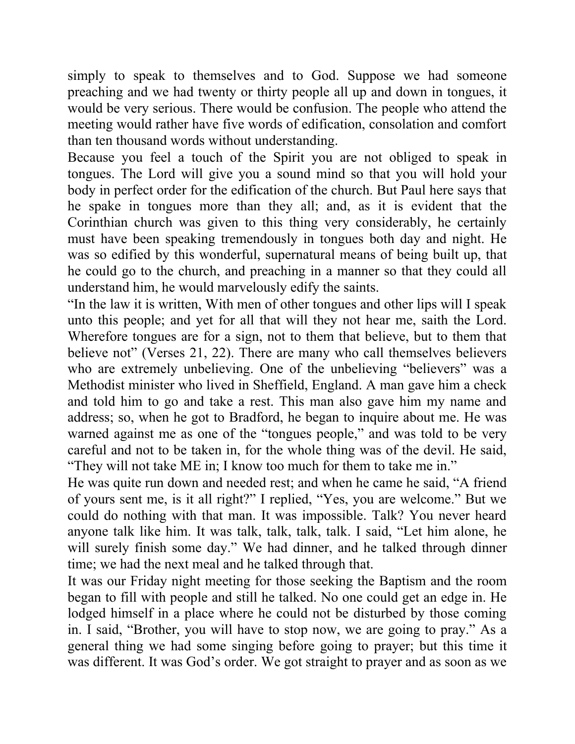simply to speak to themselves and to God. Suppose we had someone preaching and we had twenty or thirty people all up and down in tongues, it would be very serious. There would be confusion. The people who attend the meeting would rather have five words of edification, consolation and comfort than ten thousand words without understanding.

Because you feel a touch of the Spirit you are not obliged to speak in tongues. The Lord will give you a sound mind so that you will hold your body in perfect order for the edification of the church. But Paul here says that he spake in tongues more than they all; and, as it is evident that the Corinthian church was given to this thing very considerably, he certainly must have been speaking tremendously in tongues both day and night. He was so edified by this wonderful, supernatural means of being built up, that he could go to the church, and preaching in a manner so that they could all understand him, he would marvelously edify the saints.

"In the law it is written, With men of other tongues and other lips will I speak unto this people; and yet for all that will they not hear me, saith the Lord. Wherefore tongues are for a sign, not to them that believe, but to them that believe not" (Verses 21, 22). There are many who call themselves believers who are extremely unbelieving. One of the unbelieving "believers" was a Methodist minister who lived in Sheffield, England. A man gave him a check and told him to go and take a rest. This man also gave him my name and address; so, when he got to Bradford, he began to inquire about me. He was warned against me as one of the "tongues people," and was told to be very careful and not to be taken in, for the whole thing was of the devil. He said, "They will not take ME in; I know too much for them to take me in."

He was quite run down and needed rest; and when he came he said, "A friend of yours sent me, is it all right?" I replied, "Yes, you are welcome." But we could do nothing with that man. It was impossible. Talk? You never heard anyone talk like him. It was talk, talk, talk, talk. I said, "Let him alone, he will surely finish some day." We had dinner, and he talked through dinner time; we had the next meal and he talked through that.

It was our Friday night meeting for those seeking the Baptism and the room began to fill with people and still he talked. No one could get an edge in. He lodged himself in a place where he could not be disturbed by those coming in. I said, "Brother, you will have to stop now, we are going to pray." As a general thing we had some singing before going to prayer; but this time it was different. It was God's order. We got straight to prayer and as soon as we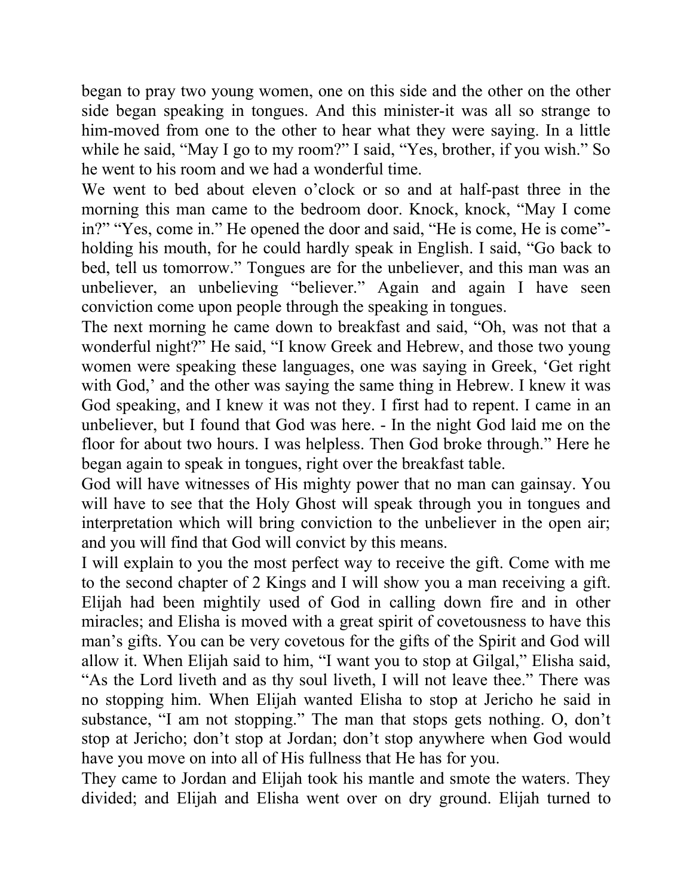began to pray two young women, one on this side and the other on the other side began speaking in tongues. And this minister-it was all so strange to him-moved from one to the other to hear what they were saying. In a little while he said, “May I go to my room?” I said, “Yes, brother, if you wish.” So he went to his room and we had a wonderful time.

We went to bed about eleven o’clock or so and at half-past three in the morning this man came to the bedroom door. Knock, knock, “May I come in?” “Yes, come in.” He opened the door and said, “He is come, He is come”-holding his mouth, for he could hardly speak in English. I said, “Go back to bed, tell us tomorrow.” Tongues are for the unbeliever, and this man was an unbeliever, an unbelieving “believer.” Again and again I have seen conviction come upon people through the speaking in tongues.

The next morning he came down to breakfast and said, “Oh, was not that a wonderful night?” He said, “I know Greek and Hebrew, and those two young women were speaking these languages, one was saying in Greek, ‘Get right with God,’ and the other was saying the same thing in Hebrew. I knew it was God speaking, and I knew it was not they. I first had to repent. I came in an unbeliever, but I found that God was here. - In the night God laid me on the floor for about two hours. I was helpless. Then God broke through.” Here he began again to speak in tongues, right over the breakfast table.

God will have witnesses of His mighty power that no man can gainsay. You will have to see that the Holy Ghost will speak through you in tongues and interpretation which will bring conviction to the unbeliever in the open air; and you will find that God will convict by this means.

I will explain to you the most perfect way to receive the gift. Come with me to the second chapter of 2 Kings and I will show you a man receiving a gift. Elijah had been mightily used of God in calling down fire and in other miracles; and Elisha is moved with a great spirit of covetousness to have this man’s gifts. You can be very covetous for the gifts of the Spirit and God will allow it. When Elijah said to him, “I want you to stop at Gilgal,” Elisha said, “As the Lord liveth and as thy soul liveth, I will not leave thee.” There was no stopping him. When Elijah wanted Elisha to stop at Jericho he said in substance, “I am not stopping.” The man that stops gets nothing. O, don’t stop at Jericho; don’t stop at Jordan; don’t stop anywhere when God would have you move on into all of His fullness that He has for you.

They came to Jordan and Elijah took his mantle and smote the waters. They divided; and Elijah and Elisha went over on dry ground. Elijah turned to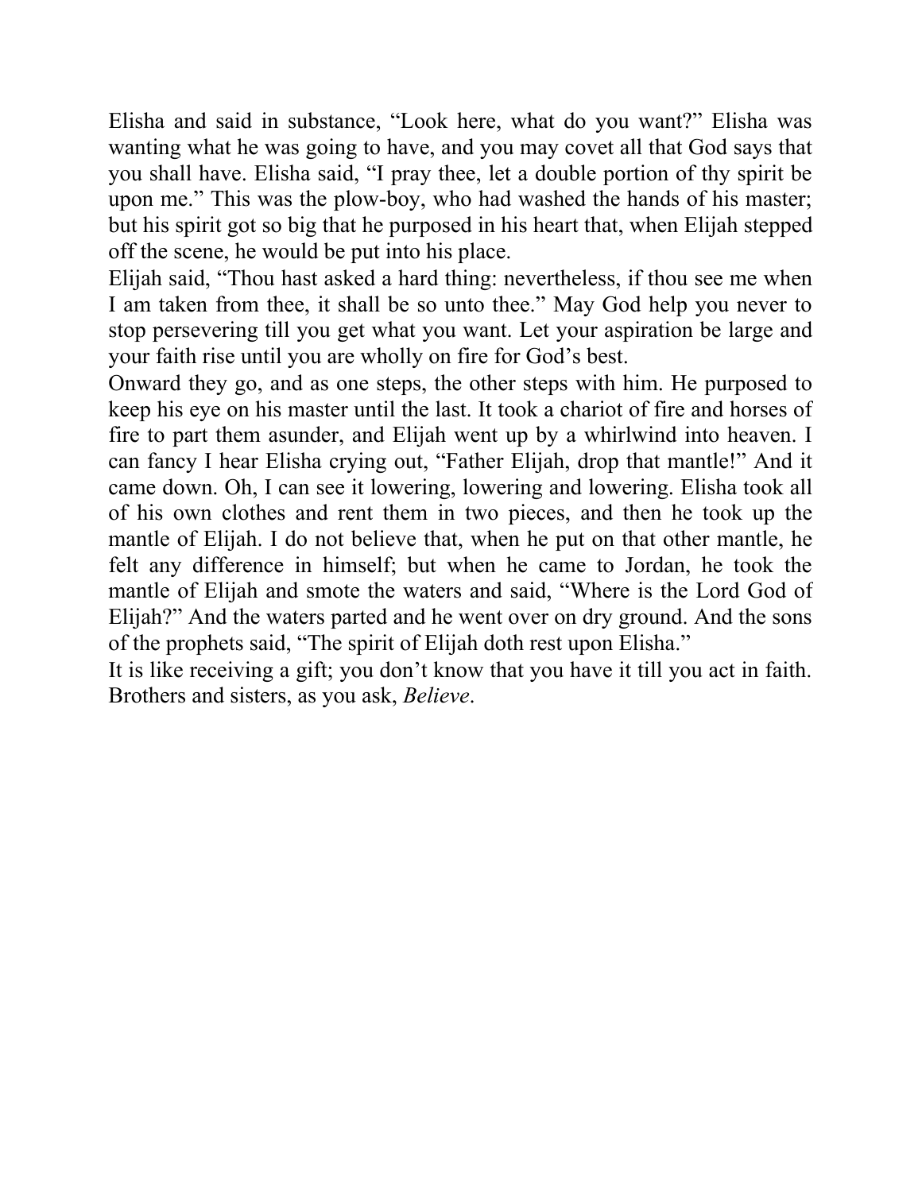Elisha and said in substance, “Look here, what do you want?” Elisha was wanting what he was going to have, and you may covet all that God says that you shall have. Elisha said, “I pray thee, let a double portion of thy spirit be upon me.” This was the plow-boy, who had washed the hands of his master; but his spirit got so big that he purposed in his heart that, when Elijah stepped off the scene, he would be put into his place.

Elijah said, “Thou hast asked a hard thing: nevertheless, if thou see me when I am taken from thee, it shall be so unto thee.” May God help you never to stop persevering till you get what you want. Let your aspiration be large and your faith rise until you are wholly on fire for God’s best.

Onward they go, and as one steps, the other steps with him. He purposed to keep his eye on his master until the last. It took a chariot of fire and horses of fire to part them asunder, and Elijah went up by a whirlwind into heaven. I can fancy I hear Elisha crying out, “Father Elijah, drop that mantle!” And it came down. Oh, I can see it lowering, lowering and lowering. Elisha took all of his own clothes and rent them in two pieces, and then he took up the mantle of Elijah. I do not believe that, when he put on that other mantle, he felt any difference in himself; but when he came to Jordan, he took the mantle of Elijah and smote the waters and said, “Where is the Lord God of Elijah?” And the waters parted and he went over on dry ground. And the sons of the prophets said, “The spirit of Elijah doth rest upon Elisha.”

It is like receiving a gift; you don’t know that you have it till you act in faith. Brothers and sisters, as you ask, *Believe*.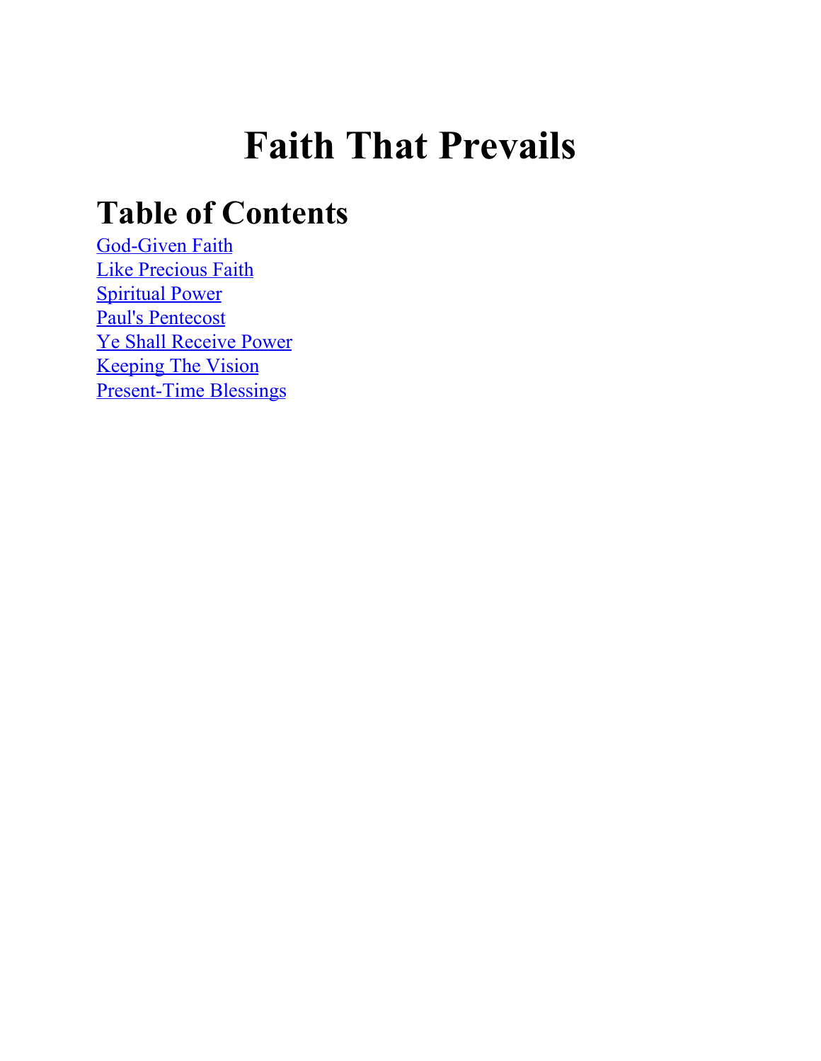# Faith That Prevails

## Table of Contents

God-Given Faith
Like Precious Faith
Spiritual Power
Paul's Pentecost
Ye Shall Receive Power
Keeping The Vision
Present-Time Blessings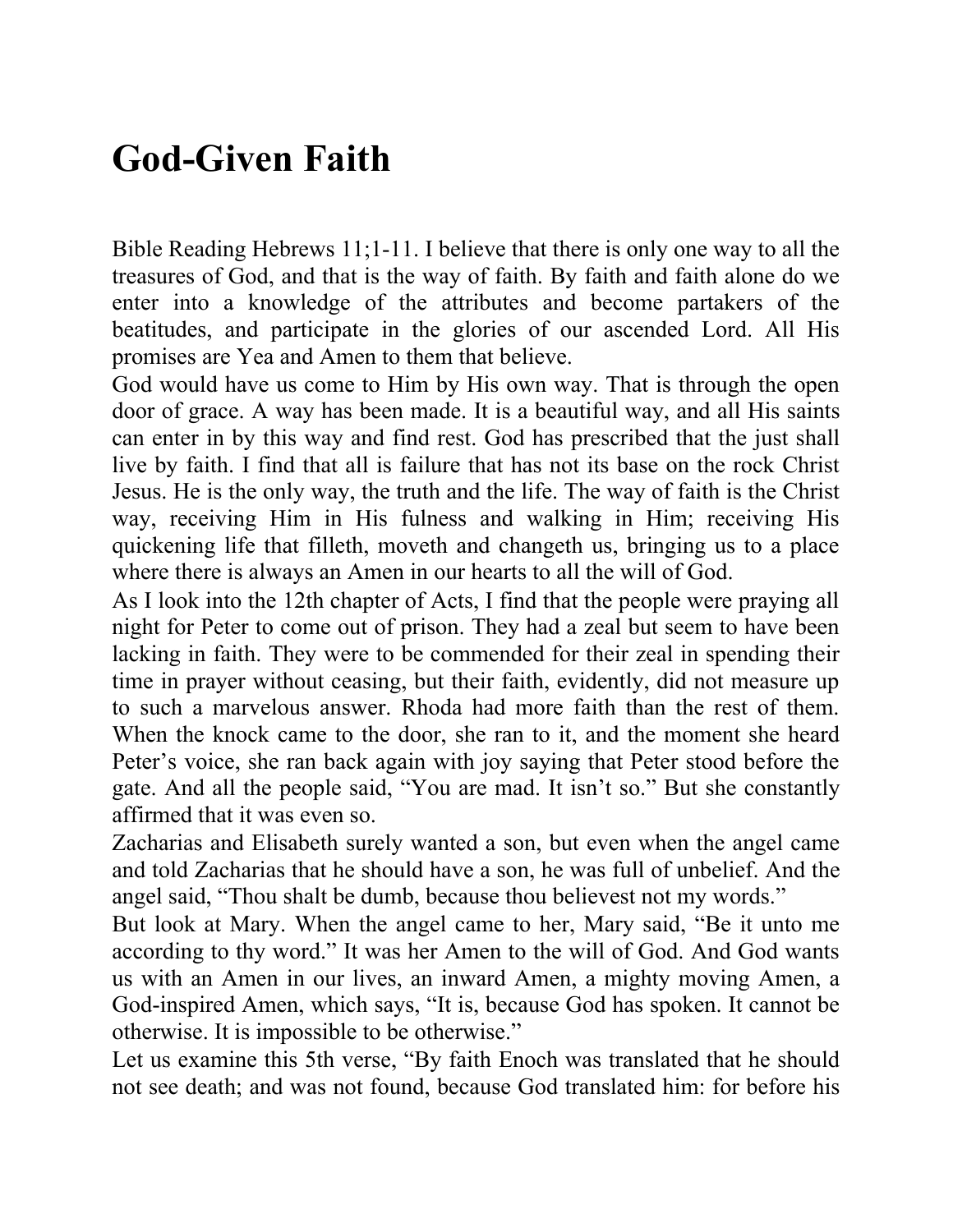# God-Given Faith

Bible Reading Hebrews 11;1-11. I believe that there is only one way to all the treasures of God, and that is the way of faith. By faith and faith alone do we enter into a knowledge of the attributes and become partakers of the beatitudes, and participate in the glories of our ascended Lord. All His promises are Yea and Amen to them that believe.

God would have us come to Him by His own way. That is through the open door of grace. A way has been made. It is a beautiful way, and all His saints can enter in by this way and find rest. God has prescribed that the just shall live by faith. I find that all is failure that has not its base on the rock Christ Jesus. He is the only way, the truth and the life. The way of faith is the Christ way, receiving Him in His fulness and walking in Him; receiving His quickening life that filleth, moveth and changeth us, bringing us to a place where there is always an Amen in our hearts to all the will of God.

As I look into the 12th chapter of Acts, I find that the people were praying all night for Peter to come out of prison. They had a zeal but seem to have been lacking in faith. They were to be commended for their zeal in spending their time in prayer without ceasing, but their faith, evidently, did not measure up to such a marvelous answer. Rhoda had more faith than the rest of them. When the knock came to the door, she ran to it, and the moment she heard Peter's voice, she ran back again with joy saying that Peter stood before the gate. And all the people said, "You are mad. It isn't so." But she constantly affirmed that it was even so.

Zacharias and Elisabeth surely wanted a son, but even when the angel came and told Zacharias that he should have a son, he was full of unbelief. And the angel said, "Thou shalt be dumb, because thou believest not my words."

But look at Mary. When the angel came to her, Mary said, "Be it unto me according to thy word." It was her Amen to the will of God. And God wants us with an Amen in our lives, an inward Amen, a mighty moving Amen, a God-inspired Amen, which says, "It is, because God has spoken. It cannot be otherwise. It is impossible to be otherwise."

Let us examine this 5th verse, "By faith Enoch was translated that he should not see death; and was not found, because God translated him: for before his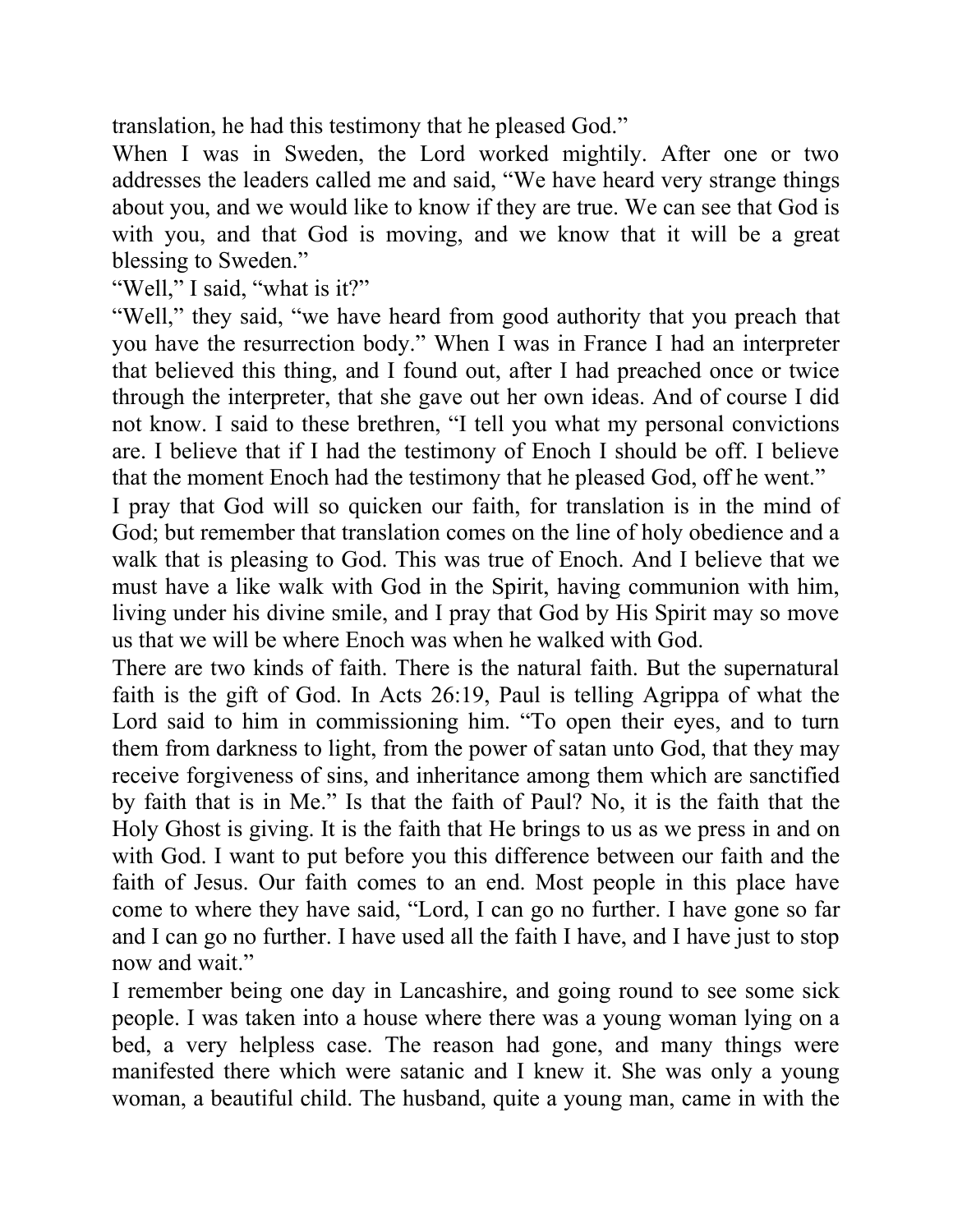translation, he had this testimony that he pleased God."

When I was in Sweden, the Lord worked mightily. After one or two addresses the leaders called me and said, "We have heard very strange things about you, and we would like to know if they are true. We can see that God is with you, and that God is moving, and we know that it will be a great blessing to Sweden."

"Well," I said, "what is it?"

"Well," they said, "we have heard from good authority that you preach that you have the resurrection body." When I was in France I had an interpreter that believed this thing, and I found out, after I had preached once or twice through the interpreter, that she gave out her own ideas. And of course I did not know. I said to these brethren, "I tell you what my personal convictions are. I believe that if I had the testimony of Enoch I should be off. I believe that the moment Enoch had the testimony that he pleased God, off he went."

I pray that God will so quicken our faith, for translation is in the mind of God; but remember that translation comes on the line of holy obedience and a walk that is pleasing to God. This was true of Enoch. And I believe that we must have a like walk with God in the Spirit, having communion with him, living under his divine smile, and I pray that God by His Spirit may so move us that we will be where Enoch was when he walked with God.

There are two kinds of faith. There is the natural faith. But the supernatural faith is the gift of God. In Acts 26:19, Paul is telling Agrippa of what the Lord said to him in commissioning him. "To open their eyes, and to turn them from darkness to light, from the power of satan unto God, that they may receive forgiveness of sins, and inheritance among them which are sanctified by faith that is in Me." Is that the faith of Paul? No, it is the faith that the Holy Ghost is giving. It is the faith that He brings to us as we press in and on with God. I want to put before you this difference between our faith and the faith of Jesus. Our faith comes to an end. Most people in this place have come to where they have said, "Lord, I can go no further. I have gone so far and I can go no further. I have used all the faith I have, and I have just to stop now and wait."

I remember being one day in Lancashire, and going round to see some sick people. I was taken into a house where there was a young woman lying on a bed, a very helpless case. The reason had gone, and many things were manifested there which were satanic and I knew it. She was only a young woman, a beautiful child. The husband, quite a young man, came in with the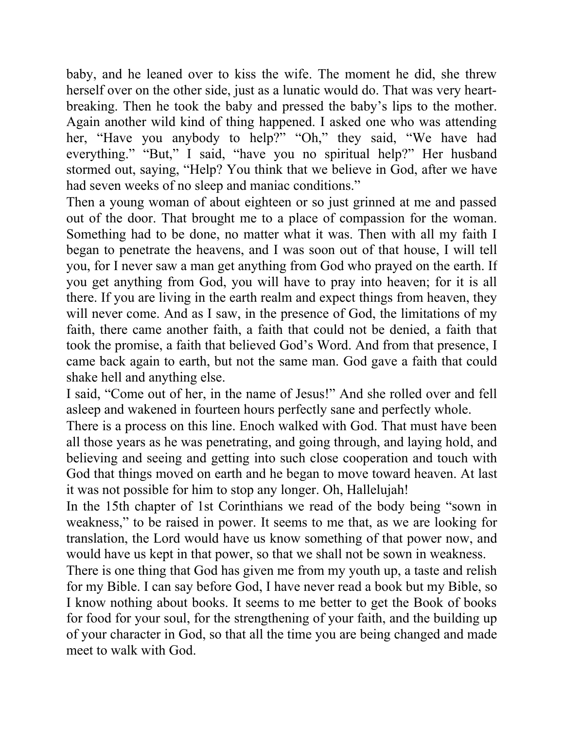baby, and he leaned over to kiss the wife. The moment he did, she threw herself over on the other side, just as a lunatic would do. That was very heart-breaking. Then he took the baby and pressed the baby's lips to the mother. Again another wild kind of thing happened. I asked one who was attending her, "Have you anybody to help?" "Oh," they said, "We have had everything." "But," I said, "have you no spiritual help?" Her husband stormed out, saying, "Help? You think that we believe in God, after we have had seven weeks of no sleep and maniac conditions."

Then a young woman of about eighteen or so just grinned at me and passed out of the door. That brought me to a place of compassion for the woman. Something had to be done, no matter what it was. Then with all my faith I began to penetrate the heavens, and I was soon out of that house, I will tell you, for I never saw a man get anything from God who prayed on the earth. If you get anything from God, you will have to pray into heaven; for it is all there. If you are living in the earth realm and expect things from heaven, they will never come. And as I saw, in the presence of God, the limitations of my faith, there came another faith, a faith that could not be denied, a faith that took the promise, a faith that believed God's Word. And from that presence, I came back again to earth, but not the same man. God gave a faith that could shake hell and anything else.

I said, "Come out of her, in the name of Jesus!" And she rolled over and fell asleep and wakened in fourteen hours perfectly sane and perfectly whole.

There is a process on this line. Enoch walked with God. That must have been all those years as he was penetrating, and going through, and laying hold, and believing and seeing and getting into such close cooperation and touch with God that things moved on earth and he began to move toward heaven. At last it was not possible for him to stop any longer. Oh, Hallelujah!

In the 15th chapter of 1st Corinthians we read of the body being "sown in weakness," to be raised in power. It seems to me that, as we are looking for translation, the Lord would have us know something of that power now, and would have us kept in that power, so that we shall not be sown in weakness.

There is one thing that God has given me from my youth up, a taste and relish for my Bible. I can say before God, I have never read a book but my Bible, so I know nothing about books. It seems to me better to get the Book of books for food for your soul, for the strengthening of your faith, and the building up of your character in God, so that all the time you are being changed and made meet to walk with God.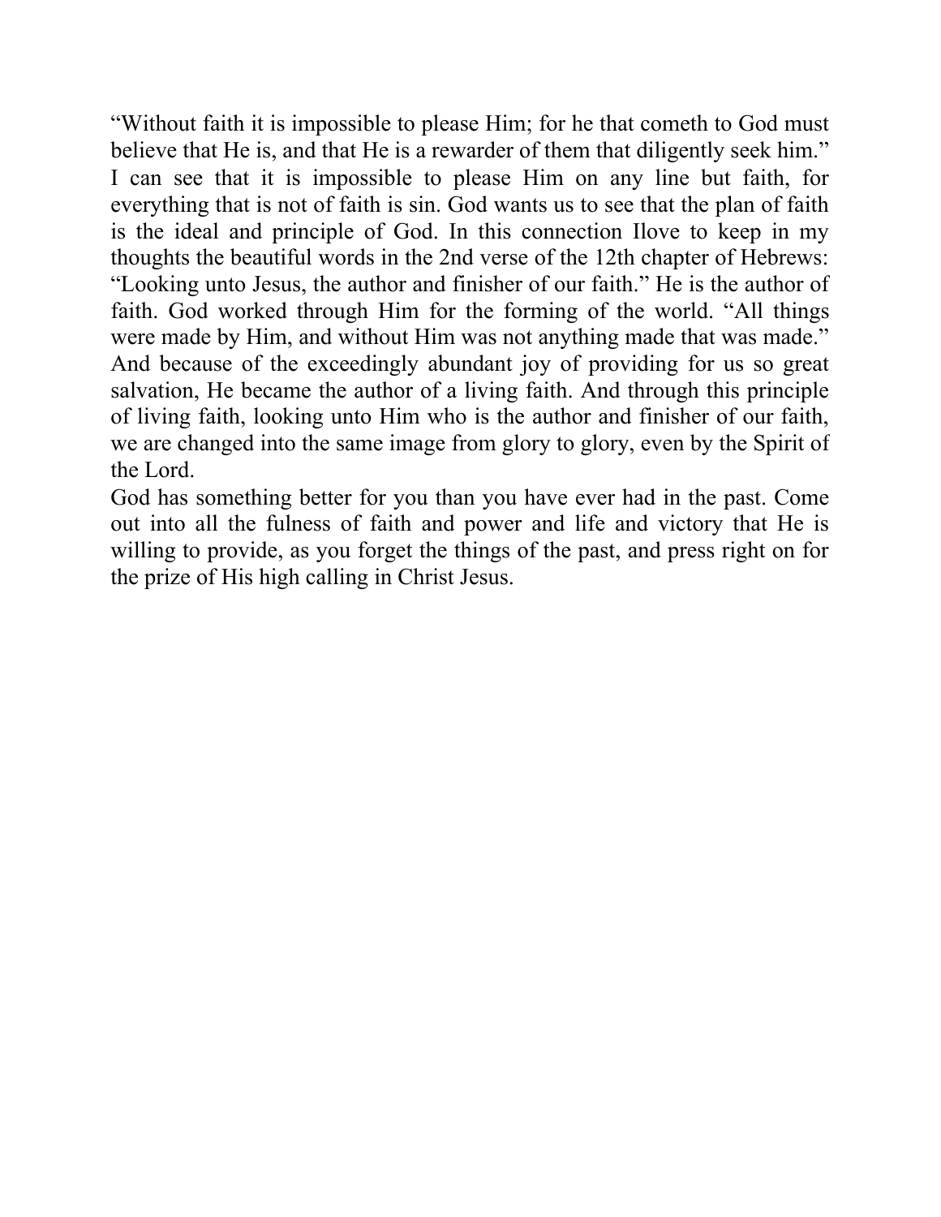“Without faith it is impossible to please Him; for he that cometh to God must believe that He is, and that He is a rewarder of them that diligently seek him.”
I can see that it is impossible to please Him on any line but faith, for everything that is not of faith is sin. God wants us to see that the plan of faith is the ideal and principle of God. In this connection Ilove to keep in my thoughts the beautiful words in the 2nd verse of the 12th chapter of Hebrews: “Looking unto Jesus, the author and finisher of our faith.” He is the author of faith. God worked through Him for the forming of the world. “All things were made by Him, and without Him was not anything made that was made.” And because of the exceedingly abundant joy of providing for us so great salvation, He became the author of a living faith. And through this principle of living faith, looking unto Him who is the author and finisher of our faith, we are changed into the same image from glory to glory, even by the Spirit of the Lord.
God has something better for you than you have ever had in the past. Come out into all the fulness of faith and power and life and victory that He is willing to provide, as you forget the things of the past, and press right on for the prize of His high calling in Christ Jesus.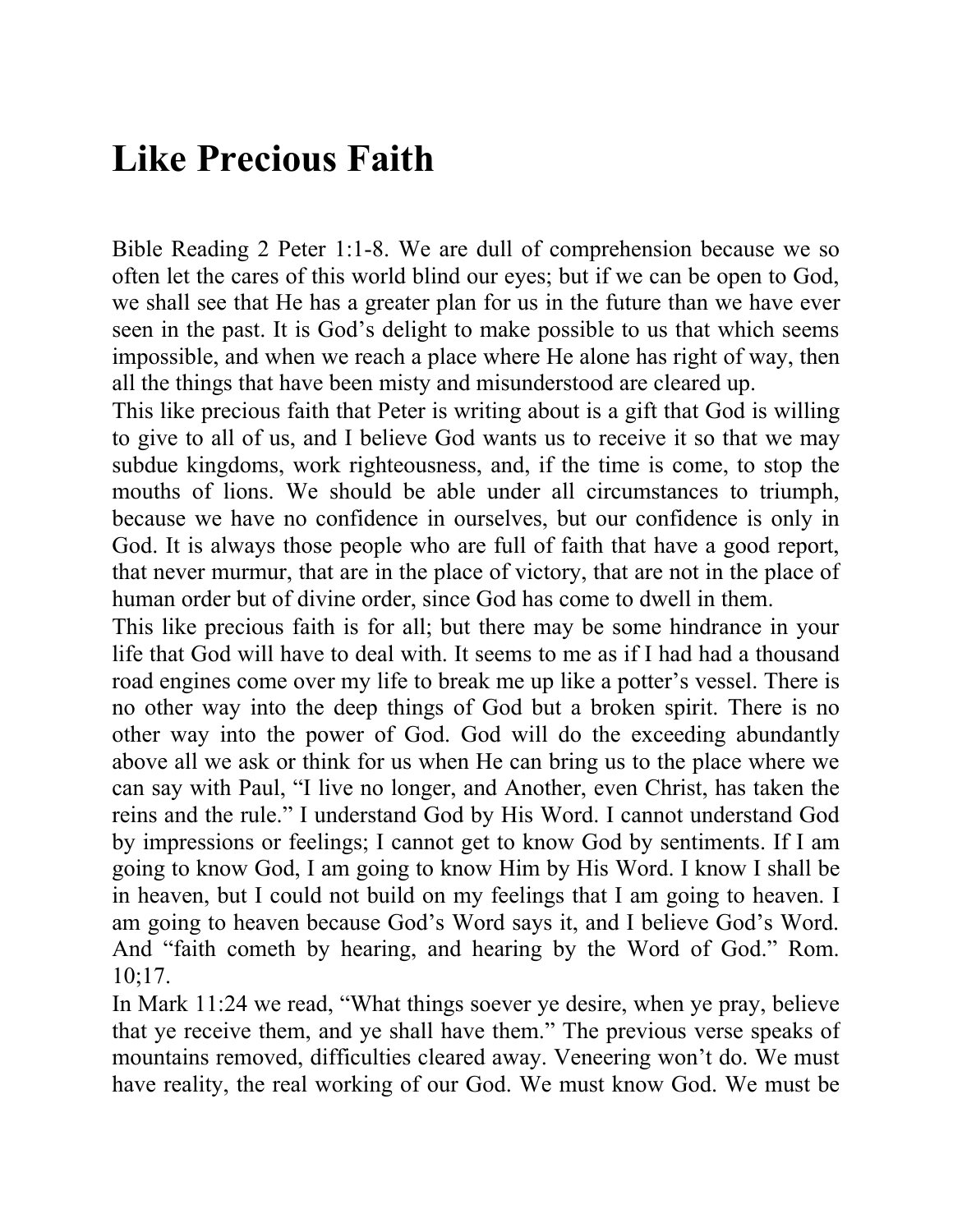# Like Precious Faith

Bible Reading 2 Peter 1:1-8. We are dull of comprehension because we so often let the cares of this world blind our eyes; but if we can be open to God, we shall see that He has a greater plan for us in the future than we have ever seen in the past. It is God's delight to make possible to us that which seems impossible, and when we reach a place where He alone has right of way, then all the things that have been misty and misunderstood are cleared up.

This like precious faith that Peter is writing about is a gift that God is willing to give to all of us, and I believe God wants us to receive it so that we may subdue kingdoms, work righteousness, and, if the time is come, to stop the mouths of lions. We should be able under all circumstances to triumph, because we have no confidence in ourselves, but our confidence is only in God. It is always those people who are full of faith that have a good report, that never murmur, that are in the place of victory, that are not in the place of human order but of divine order, since God has come to dwell in them.

This like precious faith is for all; but there may be some hindrance in your life that God will have to deal with. It seems to me as if I had had a thousand road engines come over my life to break me up like a potter's vessel. There is no other way into the deep things of God but a broken spirit. There is no other way into the power of God. God will do the exceeding abundantly above all we ask or think for us when He can bring us to the place where we can say with Paul, "I live no longer, and Another, even Christ, has taken the reins and the rule." I understand God by His Word. I cannot understand God by impressions or feelings; I cannot get to know God by sentiments. If I am going to know God, I am going to know Him by His Word. I know I shall be in heaven, but I could not build on my feelings that I am going to heaven. I am going to heaven because God's Word says it, and I believe God's Word. And "faith cometh by hearing, and hearing by the Word of God." Rom. 10;17.

In Mark 11:24 we read, "What things soever ye desire, when ye pray, believe that ye receive them, and ye shall have them." The previous verse speaks of mountains removed, difficulties cleared away. Veneering won't do. We must have reality, the real working of our God. We must know God. We must be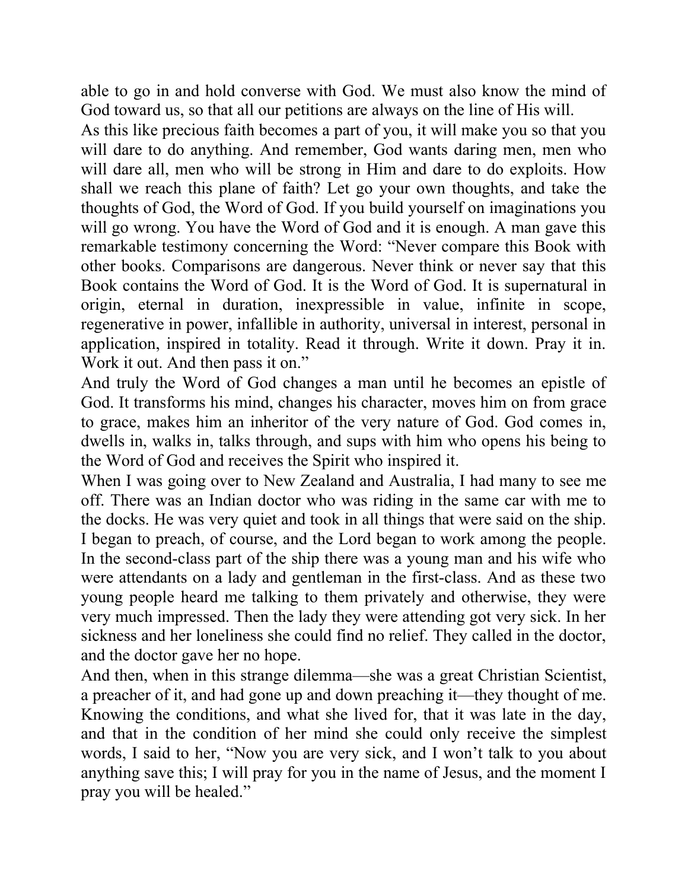able to go in and hold converse with God. We must also know the mind of God toward us, so that all our petitions are always on the line of His will.

As this like precious faith becomes a part of you, it will make you so that you will dare to do anything. And remember, God wants daring men, men who will dare all, men who will be strong in Him and dare to do exploits. How shall we reach this plane of faith? Let go your own thoughts, and take the thoughts of God, the Word of God. If you build yourself on imaginations you will go wrong. You have the Word of God and it is enough. A man gave this remarkable testimony concerning the Word: "Never compare this Book with other books. Comparisons are dangerous. Never think or never say that this Book contains the Word of God. It is the Word of God. It is supernatural in origin, eternal in duration, inexpressible in value, infinite in scope, regenerative in power, infallible in authority, universal in interest, personal in application, inspired in totality. Read it through. Write it down. Pray it in. Work it out. And then pass it on."

And truly the Word of God changes a man until he becomes an epistle of God. It transforms his mind, changes his character, moves him on from grace to grace, makes him an inheritor of the very nature of God. God comes in, dwells in, walks in, talks through, and sups with him who opens his being to the Word of God and receives the Spirit who inspired it.

When I was going over to New Zealand and Australia, I had many to see me off. There was an Indian doctor who was riding in the same car with me to the docks. He was very quiet and took in all things that were said on the ship. I began to preach, of course, and the Lord began to work among the people. In the second-class part of the ship there was a young man and his wife who were attendants on a lady and gentleman in the first-class. And as these two young people heard me talking to them privately and otherwise, they were very much impressed. Then the lady they were attending got very sick. In her sickness and her loneliness she could find no relief. They called in the doctor, and the doctor gave her no hope.

And then, when in this strange dilemma—she was a great Christian Scientist, a preacher of it, and had gone up and down preaching it—they thought of me. Knowing the conditions, and what she lived for, that it was late in the day, and that in the condition of her mind she could only receive the simplest words, I said to her, "Now you are very sick, and I won't talk to you about anything save this; I will pray for you in the name of Jesus, and the moment I pray you will be healed."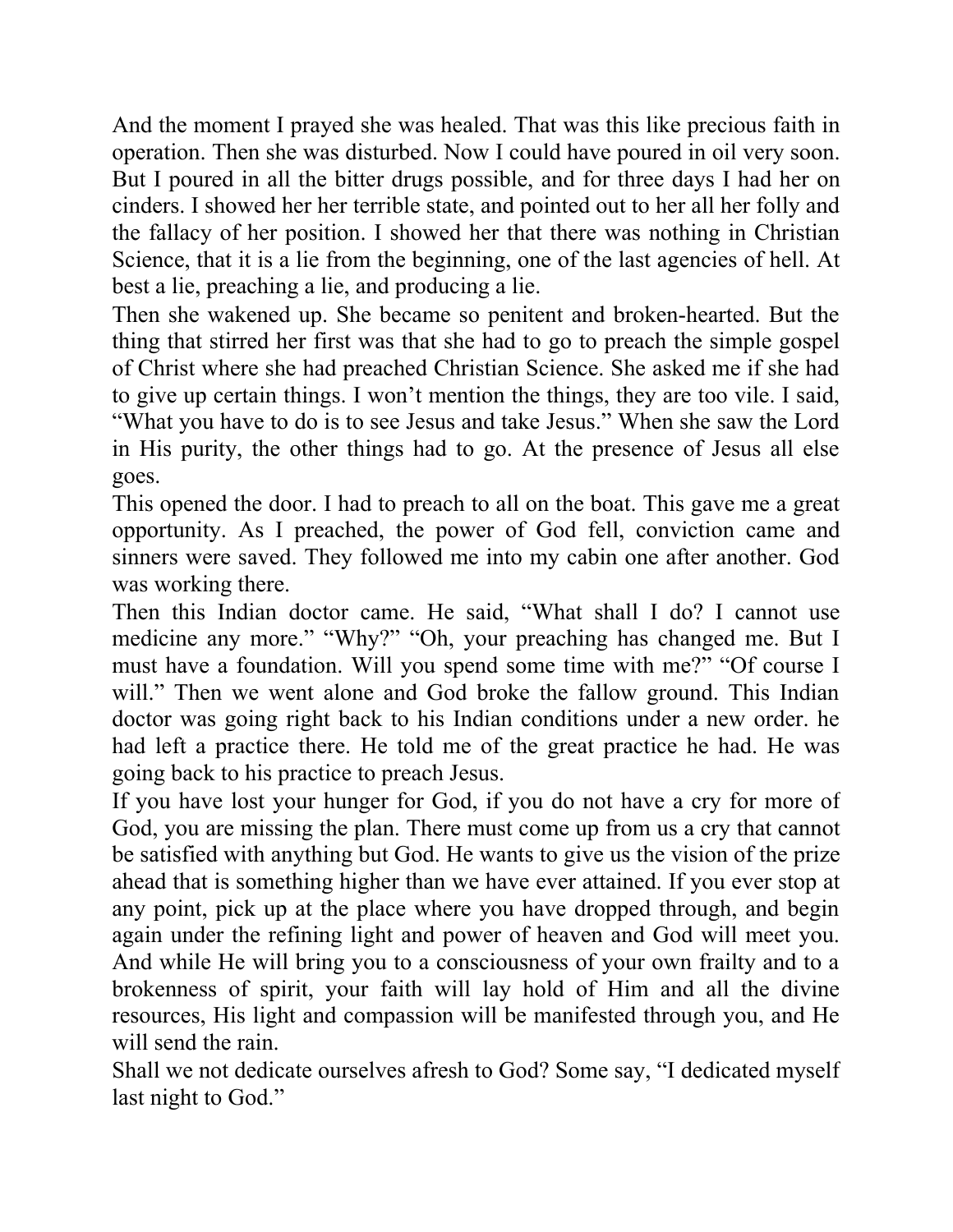And the moment I prayed she was healed. That was this like precious faith in operation. Then she was disturbed. Now I could have poured in oil very soon. But I poured in all the bitter drugs possible, and for three days I had her on cinders. I showed her her terrible state, and pointed out to her all her folly and the fallacy of her position. I showed her that there was nothing in Christian Science, that it is a lie from the beginning, one of the last agencies of hell. At best a lie, preaching a lie, and producing a lie.

Then she wakened up. She became so penitent and broken-hearted. But the thing that stirred her first was that she had to go to preach the simple gospel of Christ where she had preached Christian Science. She asked me if she had to give up certain things. I won't mention the things, they are too vile. I said, "What you have to do is to see Jesus and take Jesus." When she saw the Lord in His purity, the other things had to go. At the presence of Jesus all else goes.

This opened the door. I had to preach to all on the boat. This gave me a great opportunity. As I preached, the power of God fell, conviction came and sinners were saved. They followed me into my cabin one after another. God was working there.

Then this Indian doctor came. He said, "What shall I do? I cannot use medicine any more." "Why?" "Oh, your preaching has changed me. But I must have a foundation. Will you spend some time with me?" "Of course I will." Then we went alone and God broke the fallow ground. This Indian doctor was going right back to his Indian conditions under a new order. he had left a practice there. He told me of the great practice he had. He was going back to his practice to preach Jesus.

If you have lost your hunger for God, if you do not have a cry for more of God, you are missing the plan. There must come up from us a cry that cannot be satisfied with anything but God. He wants to give us the vision of the prize ahead that is something higher than we have ever attained. If you ever stop at any point, pick up at the place where you have dropped through, and begin again under the refining light and power of heaven and God will meet you. And while He will bring you to a consciousness of your own frailty and to a brokenness of spirit, your faith will lay hold of Him and all the divine resources, His light and compassion will be manifested through you, and He will send the rain.

Shall we not dedicate ourselves afresh to God? Some say, "I dedicated myself last night to God."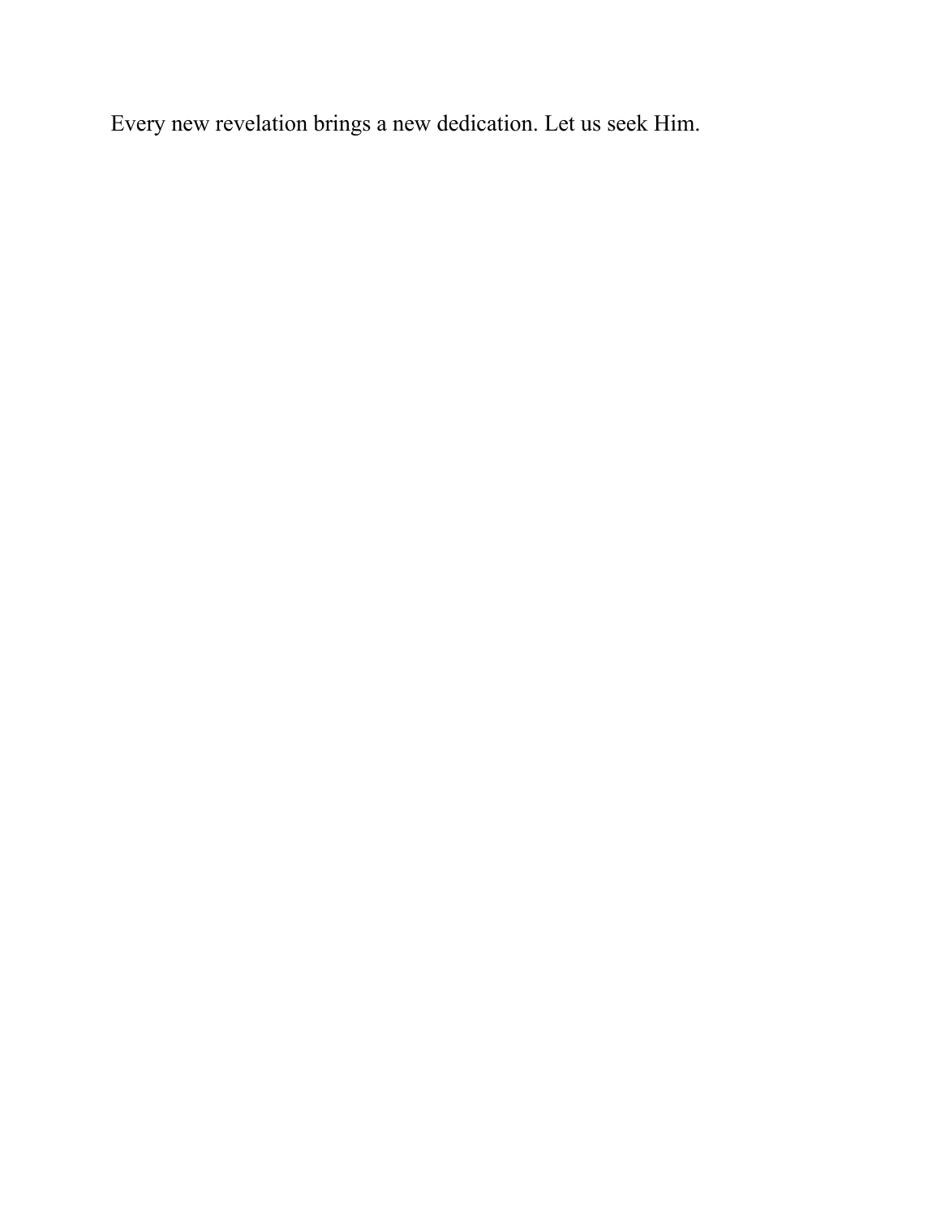Every new revelation brings a new dedication. Let us seek Him.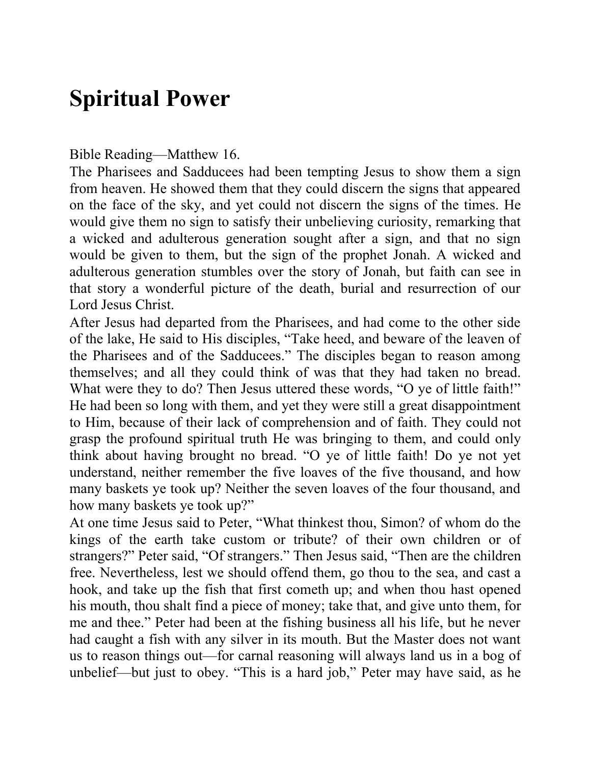# Spiritual Power

Bible Reading—Matthew 16.

The Pharisees and Sadducees had been tempting Jesus to show them a sign from heaven. He showed them that they could discern the signs that appeared on the face of the sky, and yet could not discern the signs of the times. He would give them no sign to satisfy their unbelieving curiosity, remarking that a wicked and adulterous generation sought after a sign, and that no sign would be given to them, but the sign of the prophet Jonah. A wicked and adulterous generation stumbles over the story of Jonah, but faith can see in that story a wonderful picture of the death, burial and resurrection of our Lord Jesus Christ.

After Jesus had departed from the Pharisees, and had come to the other side of the lake, He said to His disciples, "Take heed, and beware of the leaven of the Pharisees and of the Sadducees." The disciples began to reason among themselves; and all they could think of was that they had taken no bread. What were they to do? Then Jesus uttered these words, "O ye of little faith!" He had been so long with them, and yet they were still a great disappointment to Him, because of their lack of comprehension and of faith. They could not grasp the profound spiritual truth He was bringing to them, and could only think about having brought no bread. "O ye of little faith! Do ye not yet understand, neither remember the five loaves of the five thousand, and how many baskets ye took up? Neither the seven loaves of the four thousand, and how many baskets ye took up?"

At one time Jesus said to Peter, "What thinkest thou, Simon? of whom do the kings of the earth take custom or tribute? of their own children or of strangers?" Peter said, "Of strangers." Then Jesus said, "Then are the children free. Nevertheless, lest we should offend them, go thou to the sea, and cast a hook, and take up the fish that first cometh up; and when thou hast opened his mouth, thou shalt find a piece of money; take that, and give unto them, for me and thee." Peter had been at the fishing business all his life, but he never had caught a fish with any silver in its mouth. But the Master does not want us to reason things out—for carnal reasoning will always land us in a bog of unbelief—but just to obey. "This is a hard job," Peter may have said, as he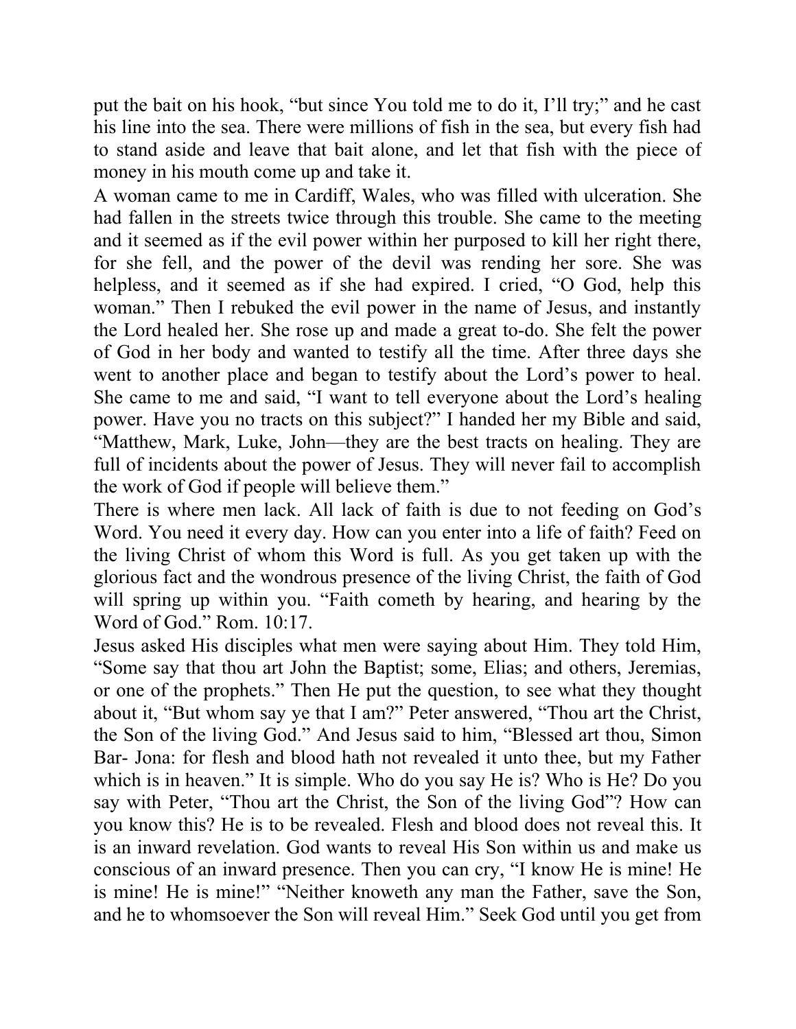put the bait on his hook, "but since You told me to do it, I'll try;" and he cast his line into the sea. There were millions of fish in the sea, but every fish had to stand aside and leave that bait alone, and let that fish with the piece of money in his mouth come up and take it.

A woman came to me in Cardiff, Wales, who was filled with ulceration. She had fallen in the streets twice through this trouble. She came to the meeting and it seemed as if the evil power within her purposed to kill her right there, for she fell, and the power of the devil was rending her sore. She was helpless, and it seemed as if she had expired. I cried, "O God, help this woman." Then I rebuked the evil power in the name of Jesus, and instantly the Lord healed her. She rose up and made a great to-do. She felt the power of God in her body and wanted to testify all the time. After three days she went to another place and began to testify about the Lord's power to heal. She came to me and said, "I want to tell everyone about the Lord's healing power. Have you no tracts on this subject?" I handed her my Bible and said, "Matthew, Mark, Luke, John—they are the best tracts on healing. They are full of incidents about the power of Jesus. They will never fail to accomplish the work of God if people will believe them."

There is where men lack. All lack of faith is due to not feeding on God's Word. You need it every day. How can you enter into a life of faith? Feed on the living Christ of whom this Word is full. As you get taken up with the glorious fact and the wondrous presence of the living Christ, the faith of God will spring up within you. "Faith cometh by hearing, and hearing by the Word of God." Rom. 10:17.

Jesus asked His disciples what men were saying about Him. They told Him, "Some say that thou art John the Baptist; some, Elias; and others, Jeremias, or one of the prophets." Then He put the question, to see what they thought about it, "But whom say ye that I am?" Peter answered, "Thou art the Christ, the Son of the living God." And Jesus said to him, "Blessed art thou, Simon Bar- Jona: for flesh and blood hath not revealed it unto thee, but my Father which is in heaven." It is simple. Who do you say He is? Who is He? Do you say with Peter, "Thou art the Christ, the Son of the living God"? How can you know this? He is to be revealed. Flesh and blood does not reveal this. It is an inward revelation. God wants to reveal His Son within us and make us conscious of an inward presence. Then you can cry, "I know He is mine! He is mine! He is mine!" "Neither knoweth any man the Father, save the Son, and he to whomsoever the Son will reveal Him." Seek God until you get from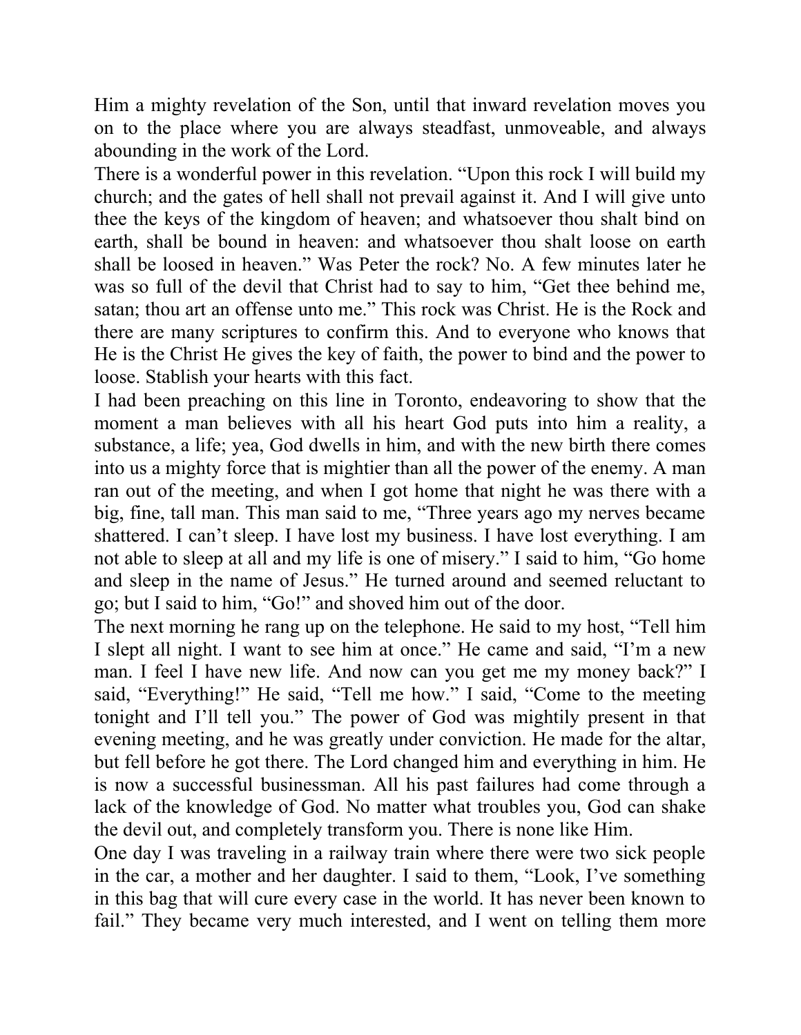Him a mighty revelation of the Son, until that inward revelation moves you on to the place where you are always steadfast, unmoveable, and always abounding in the work of the Lord.

There is a wonderful power in this revelation. "Upon this rock I will build my church; and the gates of hell shall not prevail against it. And I will give unto thee the keys of the kingdom of heaven; and whatsoever thou shalt bind on earth, shall be bound in heaven: and whatsoever thou shalt loose on earth shall be loosed in heaven." Was Peter the rock? No. A few minutes later he was so full of the devil that Christ had to say to him, "Get thee behind me, satan; thou art an offense unto me." This rock was Christ. He is the Rock and there are many scriptures to confirm this. And to everyone who knows that He is the Christ He gives the key of faith, the power to bind and the power to loose. Stablish your hearts with this fact.

I had been preaching on this line in Toronto, endeavoring to show that the moment a man believes with all his heart God puts into him a reality, a substance, a life; yea, God dwells in him, and with the new birth there comes into us a mighty force that is mightier than all the power of the enemy. A man ran out of the meeting, and when I got home that night he was there with a big, fine, tall man. This man said to me, "Three years ago my nerves became shattered. I can't sleep. I have lost my business. I have lost everything. I am not able to sleep at all and my life is one of misery." I said to him, "Go home and sleep in the name of Jesus." He turned around and seemed reluctant to go; but I said to him, "Go!" and shoved him out of the door.

The next morning he rang up on the telephone. He said to my host, "Tell him I slept all night. I want to see him at once." He came and said, "I'm a new man. I feel I have new life. And now can you get me my money back?" I said, "Everything!" He said, "Tell me how." I said, "Come to the meeting tonight and I'll tell you." The power of God was mightily present in that evening meeting, and he was greatly under conviction. He made for the altar, but fell before he got there. The Lord changed him and everything in him. He is now a successful businessman. All his past failures had come through a lack of the knowledge of God. No matter what troubles you, God can shake the devil out, and completely transform you. There is none like Him.

One day I was traveling in a railway train where there were two sick people in the car, a mother and her daughter. I said to them, "Look, I've something in this bag that will cure every case in the world. It has never been known to fail." They became very much interested, and I went on telling them more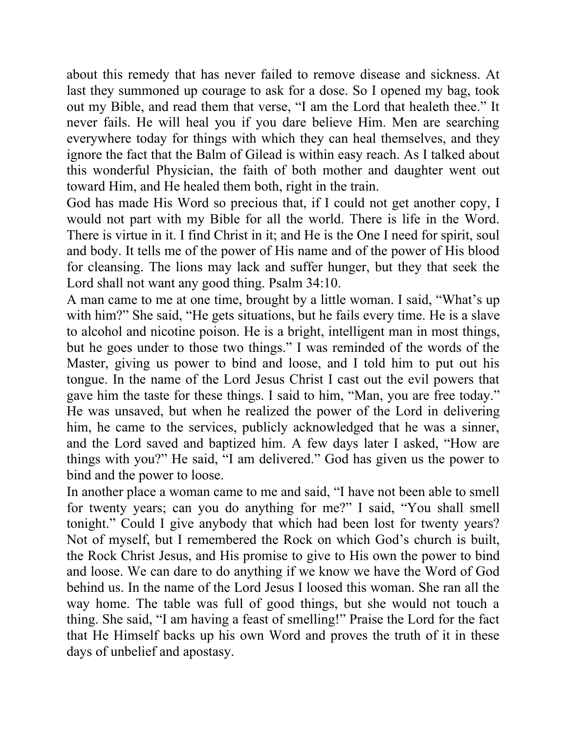about this remedy that has never failed to remove disease and sickness. At last they summoned up courage to ask for a dose. So I opened my bag, took out my Bible, and read them that verse, "I am the Lord that healeth thee." It never fails. He will heal you if you dare believe Him. Men are searching everywhere today for things with which they can heal themselves, and they ignore the fact that the Balm of Gilead is within easy reach. As I talked about this wonderful Physician, the faith of both mother and daughter went out toward Him, and He healed them both, right in the train.

God has made His Word so precious that, if I could not get another copy, I would not part with my Bible for all the world. There is life in the Word. There is virtue in it. I find Christ in it; and He is the One I need for spirit, soul and body. It tells me of the power of His name and of the power of His blood for cleansing. The lions may lack and suffer hunger, but they that seek the Lord shall not want any good thing. Psalm 34:10.

A man came to me at one time, brought by a little woman. I said, "What's up with him?" She said, "He gets situations, but he fails every time. He is a slave to alcohol and nicotine poison. He is a bright, intelligent man in most things, but he goes under to those two things." I was reminded of the words of the Master, giving us power to bind and loose, and I told him to put out his tongue. In the name of the Lord Jesus Christ I cast out the evil powers that gave him the taste for these things. I said to him, "Man, you are free today." He was unsaved, but when he realized the power of the Lord in delivering him, he came to the services, publicly acknowledged that he was a sinner, and the Lord saved and baptized him. A few days later I asked, "How are things with you?" He said, "I am delivered." God has given us the power to bind and the power to loose.

In another place a woman came to me and said, "I have not been able to smell for twenty years; can you do anything for me?" I said, "You shall smell tonight." Could I give anybody that which had been lost for twenty years? Not of myself, but I remembered the Rock on which God's church is built, the Rock Christ Jesus, and His promise to give to His own the power to bind and loose. We can dare to do anything if we know we have the Word of God behind us. In the name of the Lord Jesus I loosed this woman. She ran all the way home. The table was full of good things, but she would not touch a thing. She said, "I am having a feast of smelling!" Praise the Lord for the fact that He Himself backs up his own Word and proves the truth of it in these days of unbelief and apostasy.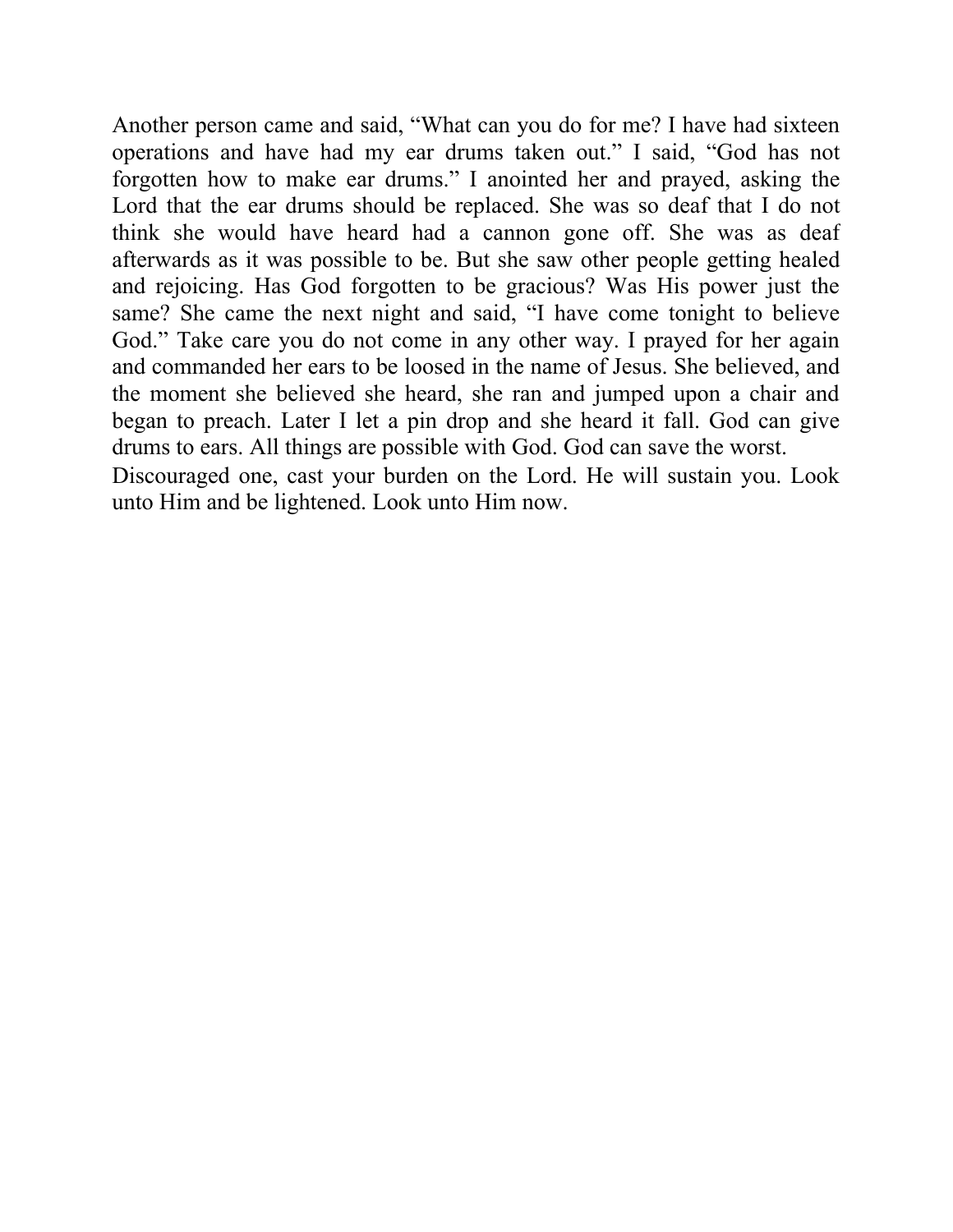Another person came and said, “What can you do for me? I have had sixteen operations and have had my ear drums taken out.” I said, “God has not forgotten how to make ear drums.” I anointed her and prayed, asking the Lord that the ear drums should be replaced. She was so deaf that I do not think she would have heard had a cannon gone off. She was as deaf afterwards as it was possible to be. But she saw other people getting healed and rejoicing. Has God forgotten to be gracious? Was His power just the same? She came the next night and said, “I have come tonight to believe God.” Take care you do not come in any other way. I prayed for her again and commanded her ears to be loosed in the name of Jesus. She believed, and the moment she believed she heard, she ran and jumped upon a chair and began to preach. Later I let a pin drop and she heard it fall. God can give drums to ears. All things are possible with God. God can save the worst.

Discouraged one, cast your burden on the Lord. He will sustain you. Look unto Him and be lightened. Look unto Him now.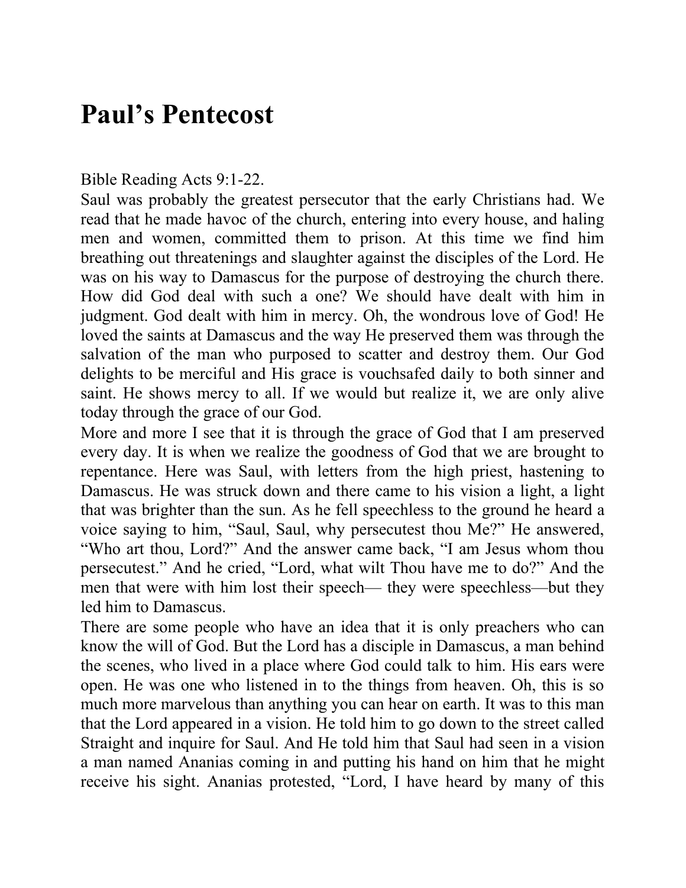# Paul's Pentecost

Bible Reading Acts 9:1-22.

Saul was probably the greatest persecutor that the early Christians had. We read that he made havoc of the church, entering into every house, and haling men and women, committed them to prison. At this time we find him breathing out threatenings and slaughter against the disciples of the Lord. He was on his way to Damascus for the purpose of destroying the church there. How did God deal with such a one? We should have dealt with him in judgment. God dealt with him in mercy. Oh, the wondrous love of God! He loved the saints at Damascus and the way He preserved them was through the salvation of the man who purposed to scatter and destroy them. Our God delights to be merciful and His grace is vouchsafed daily to both sinner and saint. He shows mercy to all. If we would but realize it, we are only alive today through the grace of our God.

More and more I see that it is through the grace of God that I am preserved every day. It is when we realize the goodness of God that we are brought to repentance. Here was Saul, with letters from the high priest, hastening to Damascus. He was struck down and there came to his vision a light, a light that was brighter than the sun. As he fell speechless to the ground he heard a voice saying to him, "Saul, Saul, why persecutest thou Me?" He answered, "Who art thou, Lord?" And the answer came back, "I am Jesus whom thou persecutest." And he cried, "Lord, what wilt Thou have me to do?" And the men that were with him lost their speech— they were speechless—but they led him to Damascus.

There are some people who have an idea that it is only preachers who can know the will of God. But the Lord has a disciple in Damascus, a man behind the scenes, who lived in a place where God could talk to him. His ears were open. He was one who listened in to the things from heaven. Oh, this is so much more marvelous than anything you can hear on earth. It was to this man that the Lord appeared in a vision. He told him to go down to the street called Straight and inquire for Saul. And He told him that Saul had seen in a vision a man named Ananias coming in and putting his hand on him that he might receive his sight. Ananias protested, "Lord, I have heard by many of this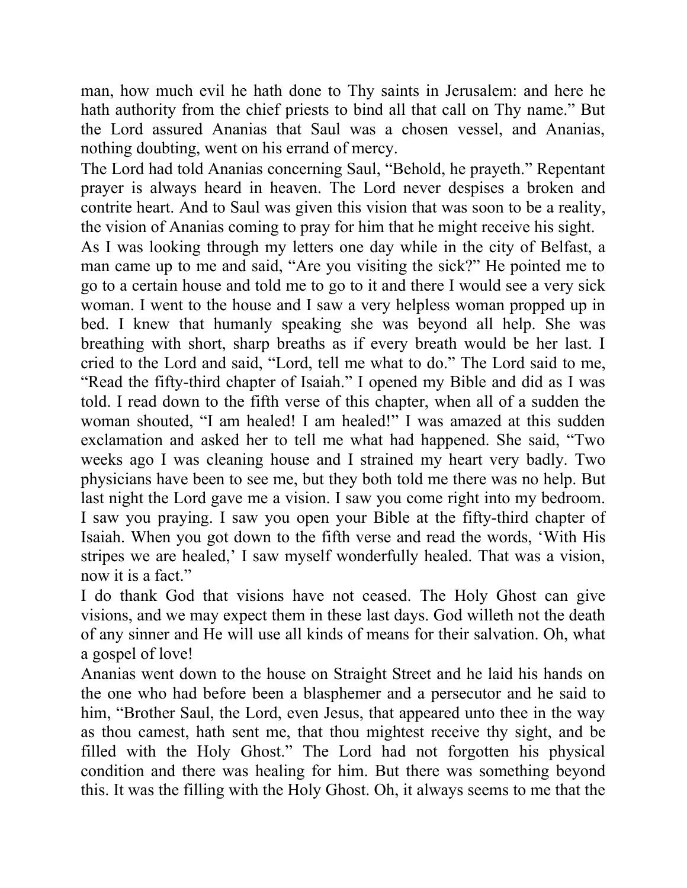man, how much evil he hath done to Thy saints in Jerusalem: and here he hath authority from the chief priests to bind all that call on Thy name." But the Lord assured Ananias that Saul was a chosen vessel, and Ananias, nothing doubting, went on his errand of mercy.

The Lord had told Ananias concerning Saul, "Behold, he prayeth." Repentant prayer is always heard in heaven. The Lord never despises a broken and contrite heart. And to Saul was given this vision that was soon to be a reality, the vision of Ananias coming to pray for him that he might receive his sight.

As I was looking through my letters one day while in the city of Belfast, a man came up to me and said, "Are you visiting the sick?" He pointed me to go to a certain house and told me to go to it and there I would see a very sick woman. I went to the house and I saw a very helpless woman propped up in bed. I knew that humanly speaking she was beyond all help. She was breathing with short, sharp breaths as if every breath would be her last. I cried to the Lord and said, "Lord, tell me what to do." The Lord said to me, "Read the fifty-third chapter of Isaiah." I opened my Bible and did as I was told. I read down to the fifth verse of this chapter, when all of a sudden the woman shouted, "I am healed! I am healed!" I was amazed at this sudden exclamation and asked her to tell me what had happened. She said, "Two weeks ago I was cleaning house and I strained my heart very badly. Two physicians have been to see me, but they both told me there was no help. But last night the Lord gave me a vision. I saw you come right into my bedroom. I saw you praying. I saw you open your Bible at the fifty-third chapter of Isaiah. When you got down to the fifth verse and read the words, 'With His stripes we are healed,' I saw myself wonderfully healed. That was a vision, now it is a fact."

I do thank God that visions have not ceased. The Holy Ghost can give visions, and we may expect them in these last days. God willeth not the death of any sinner and He will use all kinds of means for their salvation. Oh, what a gospel of love!

Ananias went down to the house on Straight Street and he laid his hands on the one who had before been a blasphemer and a persecutor and he said to him, "Brother Saul, the Lord, even Jesus, that appeared unto thee in the way as thou camest, hath sent me, that thou mightest receive thy sight, and be filled with the Holy Ghost." The Lord had not forgotten his physical condition and there was healing for him. But there was something beyond this. It was the filling with the Holy Ghost. Oh, it always seems to me that the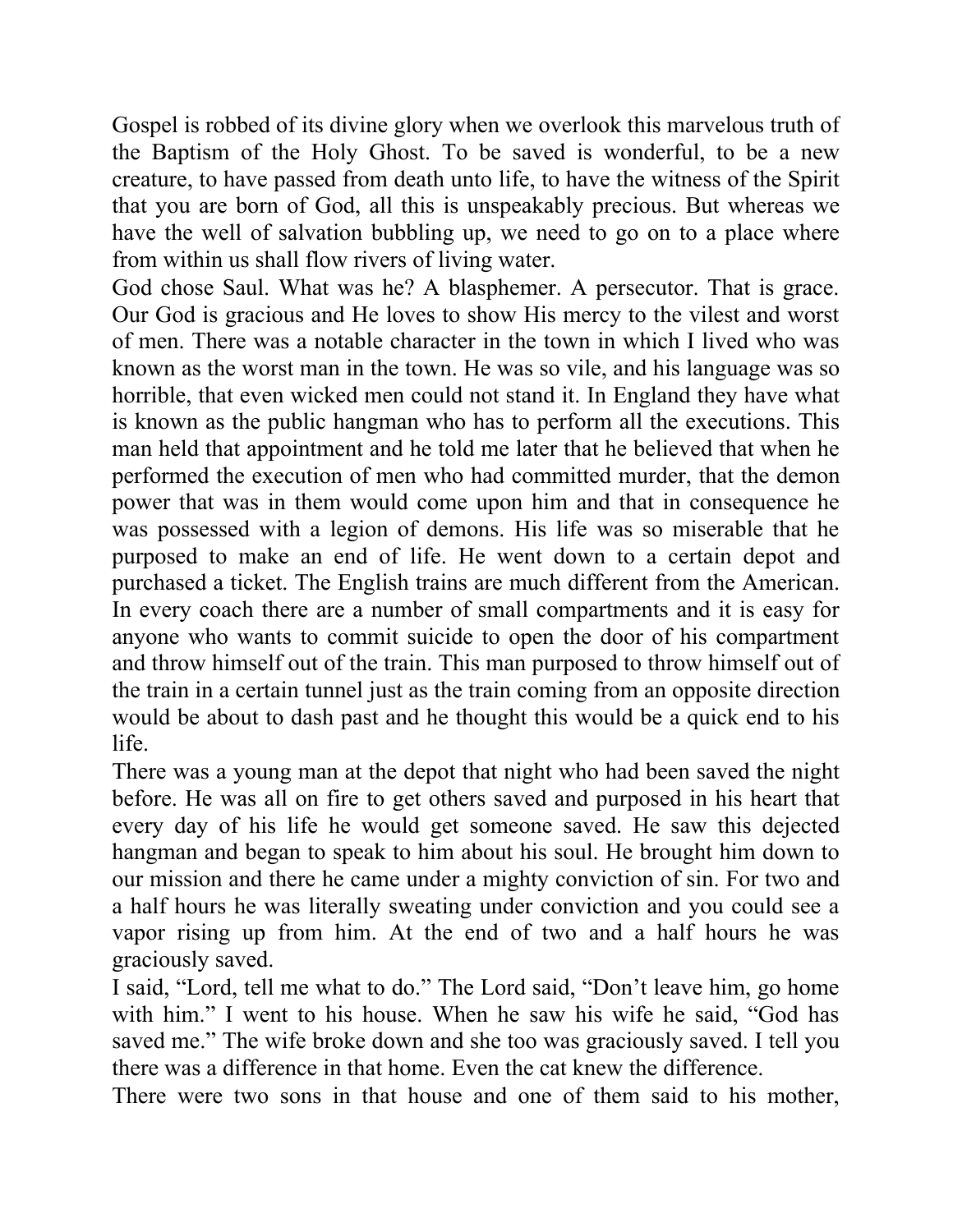Gospel is robbed of its divine glory when we overlook this marvelous truth of the Baptism of the Holy Ghost. To be saved is wonderful, to be a new creature, to have passed from death unto life, to have the witness of the Spirit that you are born of God, all this is unspeakably precious. But whereas we have the well of salvation bubbling up, we need to go on to a place where from within us shall flow rivers of living water.

God chose Saul. What was he? A blasphemer. A persecutor. That is grace. Our God is gracious and He loves to show His mercy to the vilest and worst of men. There was a notable character in the town in which I lived who was known as the worst man in the town. He was so vile, and his language was so horrible, that even wicked men could not stand it. In England they have what is known as the public hangman who has to perform all the executions. This man held that appointment and he told me later that he believed that when he performed the execution of men who had committed murder, that the demon power that was in them would come upon him and that in consequence he was possessed with a legion of demons. His life was so miserable that he purposed to make an end of life. He went down to a certain depot and purchased a ticket. The English trains are much different from the American. In every coach there are a number of small compartments and it is easy for anyone who wants to commit suicide to open the door of his compartment and throw himself out of the train. This man purposed to throw himself out of the train in a certain tunnel just as the train coming from an opposite direction would be about to dash past and he thought this would be a quick end to his life.

There was a young man at the depot that night who had been saved the night before. He was all on fire to get others saved and purposed in his heart that every day of his life he would get someone saved. He saw this dejected hangman and began to speak to him about his soul. He brought him down to our mission and there he came under a mighty conviction of sin. For two and a half hours he was literally sweating under conviction and you could see a vapor rising up from him. At the end of two and a half hours he was graciously saved.

I said, “Lord, tell me what to do.” The Lord said, “Don’t leave him, go home with him.” I went to his house. When he saw his wife he said, “God has saved me.” The wife broke down and she too was graciously saved. I tell you there was a difference in that home. Even the cat knew the difference.

There were two sons in that house and one of them said to his mother,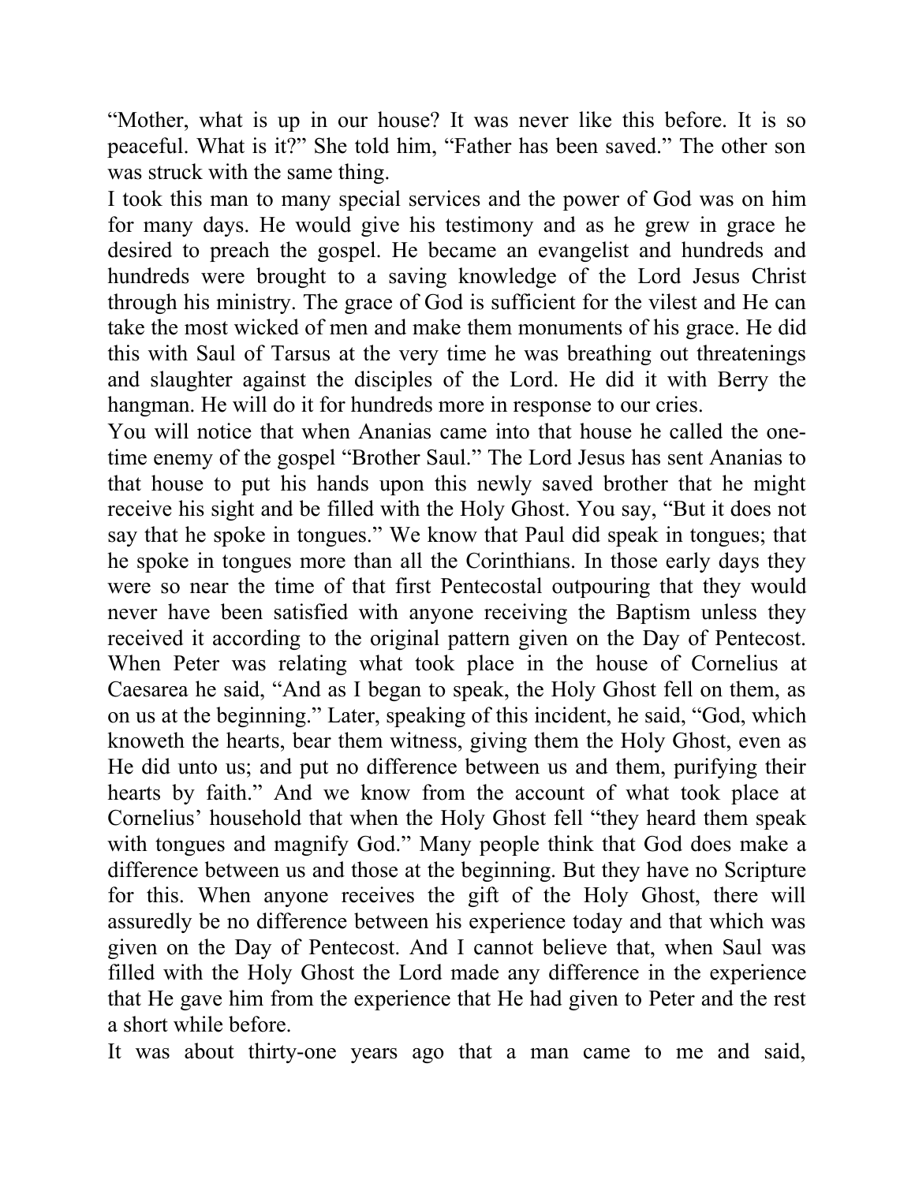"Mother, what is up in our house? It was never like this before. It is so peaceful. What is it?" She told him, "Father has been saved." The other son was struck with the same thing.

I took this man to many special services and the power of God was on him for many days. He would give his testimony and as he grew in grace he desired to preach the gospel. He became an evangelist and hundreds and hundreds were brought to a saving knowledge of the Lord Jesus Christ through his ministry. The grace of God is sufficient for the vilest and He can take the most wicked of men and make them monuments of his grace. He did this with Saul of Tarsus at the very time he was breathing out threatenings and slaughter against the disciples of the Lord. He did it with Berry the hangman. He will do it for hundreds more in response to our cries.

You will notice that when Ananias came into that house he called the one-time enemy of the gospel "Brother Saul." The Lord Jesus has sent Ananias to that house to put his hands upon this newly saved brother that he might receive his sight and be filled with the Holy Ghost. You say, "But it does not say that he spoke in tongues." We know that Paul did speak in tongues; that he spoke in tongues more than all the Corinthians. In those early days they were so near the time of that first Pentecostal outpouring that they would never have been satisfied with anyone receiving the Baptism unless they received it according to the original pattern given on the Day of Pentecost. When Peter was relating what took place in the house of Cornelius at Caesarea he said, "And as I began to speak, the Holy Ghost fell on them, as on us at the beginning." Later, speaking of this incident, he said, "God, which knoweth the hearts, bear them witness, giving them the Holy Ghost, even as He did unto us; and put no difference between us and them, purifying their hearts by faith." And we know from the account of what took place at Cornelius' household that when the Holy Ghost fell "they heard them speak with tongues and magnify God." Many people think that God does make a difference between us and those at the beginning. But they have no Scripture for this. When anyone receives the gift of the Holy Ghost, there will assuredly be no difference between his experience today and that which was given on the Day of Pentecost. And I cannot believe that, when Saul was filled with the Holy Ghost the Lord made any difference in the experience that He gave him from the experience that He had given to Peter and the rest a short while before.

It was about thirty-one years ago that a man came to me and said,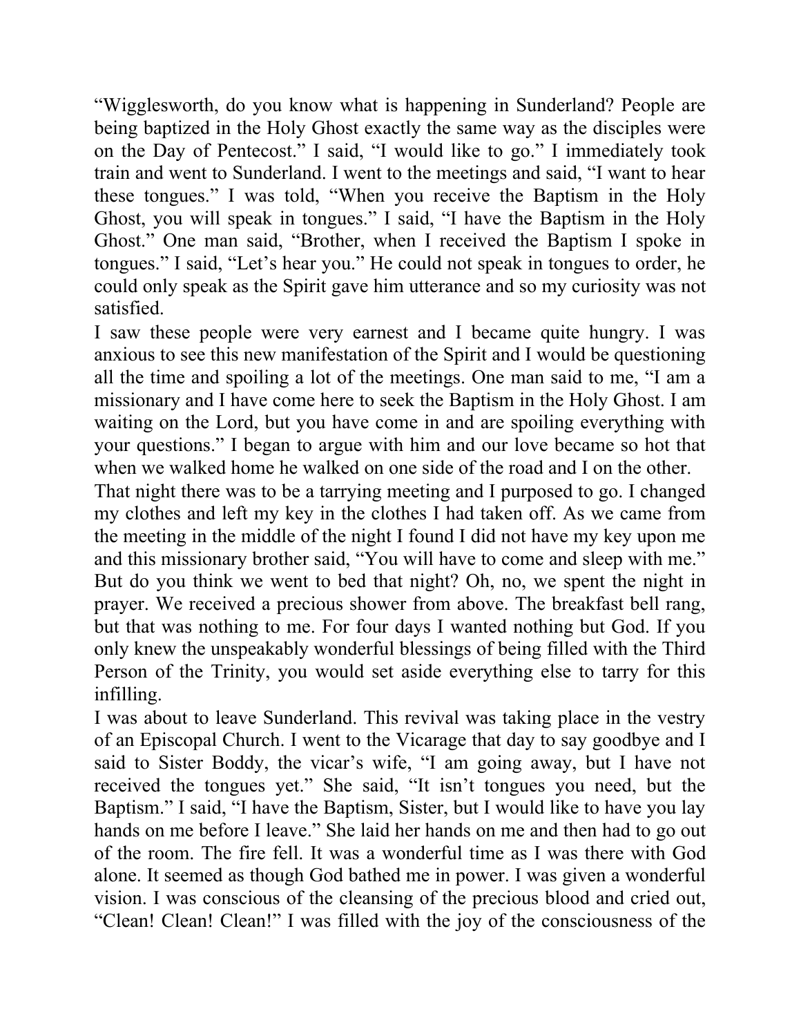"Wigglesworth, do you know what is happening in Sunderland? People are being baptized in the Holy Ghost exactly the same way as the disciples were on the Day of Pentecost." I said, "I would like to go." I immediately took train and went to Sunderland. I went to the meetings and said, "I want to hear these tongues." I was told, "When you receive the Baptism in the Holy Ghost, you will speak in tongues." I said, "I have the Baptism in the Holy Ghost." One man said, "Brother, when I received the Baptism I spoke in tongues." I said, "Let's hear you." He could not speak in tongues to order, he could only speak as the Spirit gave him utterance and so my curiosity was not satisfied.

I saw these people were very earnest and I became quite hungry. I was anxious to see this new manifestation of the Spirit and I would be questioning all the time and spoiling a lot of the meetings. One man said to me, "I am a missionary and I have come here to seek the Baptism in the Holy Ghost. I am waiting on the Lord, but you have come in and are spoiling everything with your questions." I began to argue with him and our love became so hot that when we walked home he walked on one side of the road and I on the other.

That night there was to be a tarrying meeting and I purposed to go. I changed my clothes and left my key in the clothes I had taken off. As we came from the meeting in the middle of the night I found I did not have my key upon me and this missionary brother said, "You will have to come and sleep with me." But do you think we went to bed that night? Oh, no, we spent the night in prayer. We received a precious shower from above. The breakfast bell rang, but that was nothing to me. For four days I wanted nothing but God. If you only knew the unspeakably wonderful blessings of being filled with the Third Person of the Trinity, you would set aside everything else to tarry for this infilling.

I was about to leave Sunderland. This revival was taking place in the vestry of an Episcopal Church. I went to the Vicarage that day to say goodbye and I said to Sister Boddy, the vicar's wife, "I am going away, but I have not received the tongues yet." She said, "It isn't tongues you need, but the Baptism." I said, "I have the Baptism, Sister, but I would like to have you lay hands on me before I leave." She laid her hands on me and then had to go out of the room. The fire fell. It was a wonderful time as I was there with God alone. It seemed as though God bathed me in power. I was given a wonderful vision. I was conscious of the cleansing of the precious blood and cried out, "Clean! Clean! Clean!" I was filled with the joy of the consciousness of the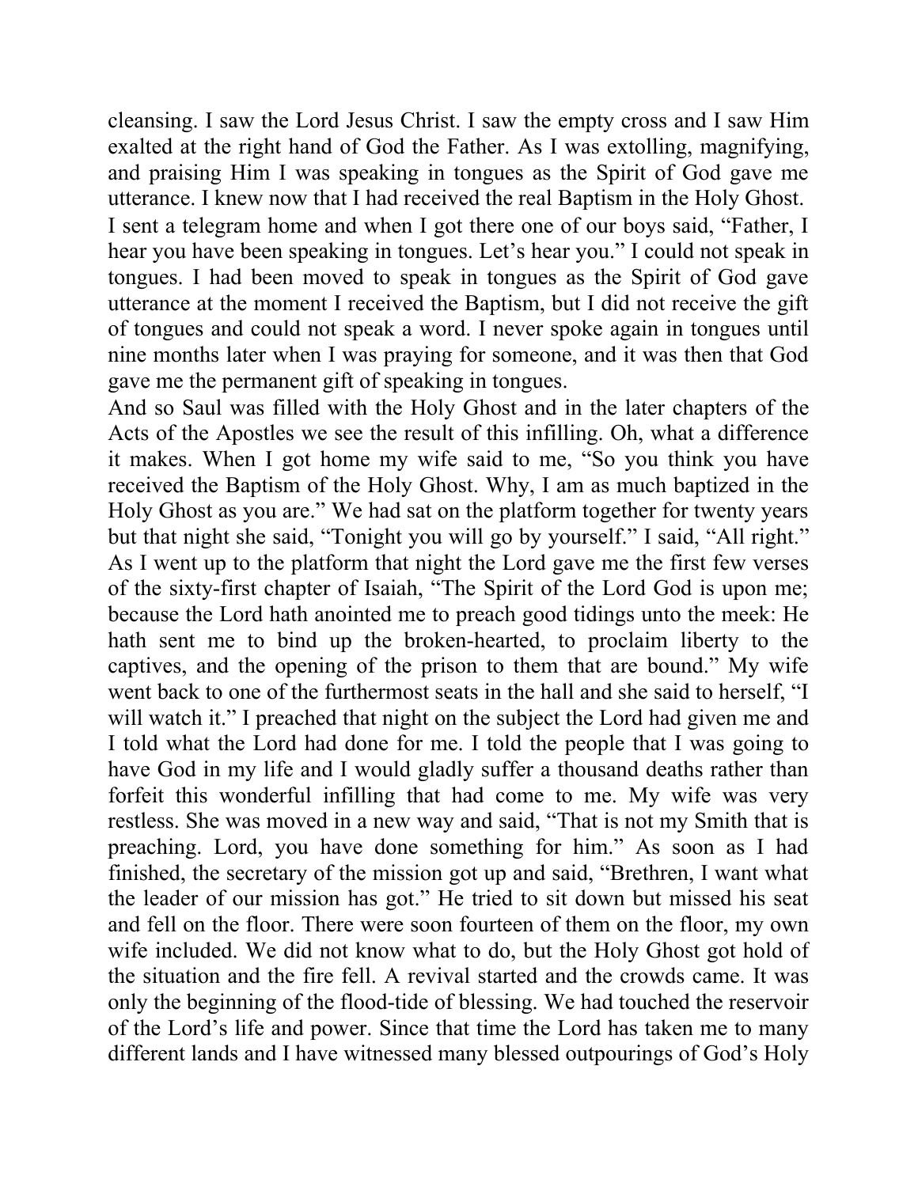cleansing. I saw the Lord Jesus Christ. I saw the empty cross and I saw Him exalted at the right hand of God the Father. As I was extolling, magnifying, and praising Him I was speaking in tongues as the Spirit of God gave me utterance. I knew now that I had received the real Baptism in the Holy Ghost.

I sent a telegram home and when I got there one of our boys said, "Father, I hear you have been speaking in tongues. Let's hear you." I could not speak in tongues. I had been moved to speak in tongues as the Spirit of God gave utterance at the moment I received the Baptism, but I did not receive the gift of tongues and could not speak a word. I never spoke again in tongues until nine months later when I was praying for someone, and it was then that God gave me the permanent gift of speaking in tongues.

And so Saul was filled with the Holy Ghost and in the later chapters of the Acts of the Apostles we see the result of this infilling. Oh, what a difference it makes. When I got home my wife said to me, "So you think you have received the Baptism of the Holy Ghost. Why, I am as much baptized in the Holy Ghost as you are." We had sat on the platform together for twenty years but that night she said, "Tonight you will go by yourself." I said, "All right." As I went up to the platform that night the Lord gave me the first few verses of the sixty-first chapter of Isaiah, "The Spirit of the Lord God is upon me; because the Lord hath anointed me to preach good tidings unto the meek: He hath sent me to bind up the broken-hearted, to proclaim liberty to the captives, and the opening of the prison to them that are bound." My wife went back to one of the furthermost seats in the hall and she said to herself, "I will watch it." I preached that night on the subject the Lord had given me and I told what the Lord had done for me. I told the people that I was going to have God in my life and I would gladly suffer a thousand deaths rather than forfeit this wonderful infilling that had come to me. My wife was very restless. She was moved in a new way and said, "That is not my Smith that is preaching. Lord, you have done something for him." As soon as I had finished, the secretary of the mission got up and said, "Brethren, I want what the leader of our mission has got." He tried to sit down but missed his seat and fell on the floor. There were soon fourteen of them on the floor, my own wife included. We did not know what to do, but the Holy Ghost got hold of the situation and the fire fell. A revival started and the crowds came. It was only the beginning of the flood-tide of blessing. We had touched the reservoir of the Lord's life and power. Since that time the Lord has taken me to many different lands and I have witnessed many blessed outpourings of God's Holy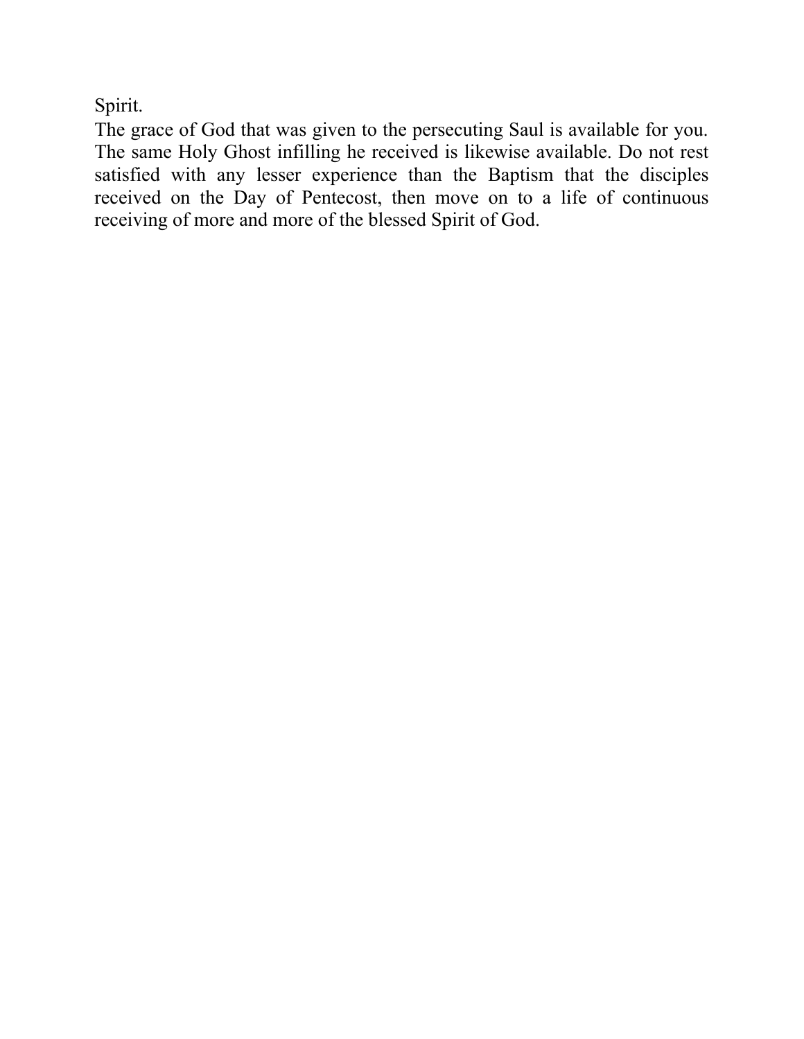Spirit.

The grace of God that was given to the persecuting Saul is available for you. The same Holy Ghost infilling he received is likewise available. Do not rest satisfied with any lesser experience than the Baptism that the disciples received on the Day of Pentecost, then move on to a life of continuous receiving of more and more of the blessed Spirit of God.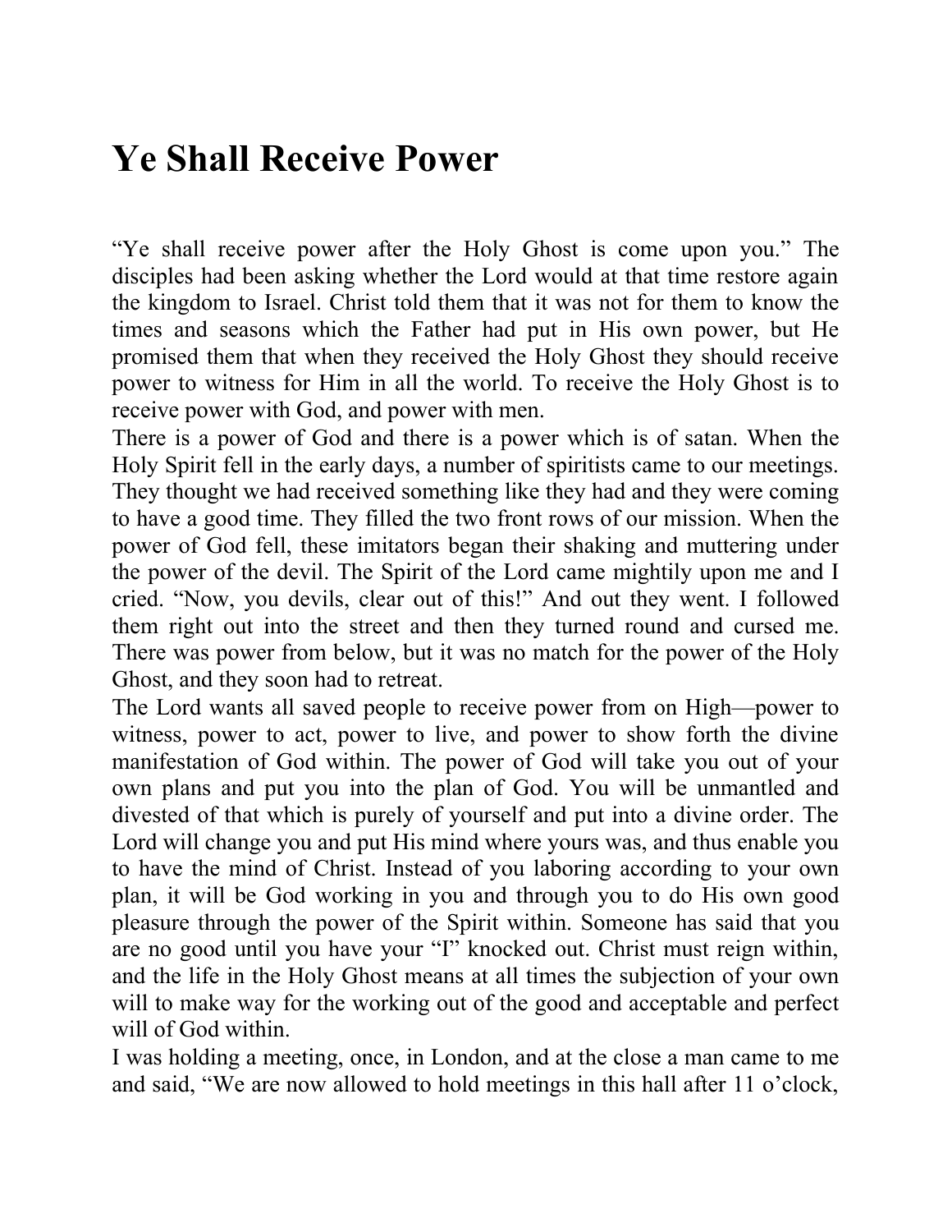# Ye Shall Receive Power

"Ye shall receive power after the Holy Ghost is come upon you." The disciples had been asking whether the Lord would at that time restore again the kingdom to Israel. Christ told them that it was not for them to know the times and seasons which the Father had put in His own power, but He promised them that when they received the Holy Ghost they should receive power to witness for Him in all the world. To receive the Holy Ghost is to receive power with God, and power with men.

There is a power of God and there is a power which is of satan. When the Holy Spirit fell in the early days, a number of spiritists came to our meetings. They thought we had received something like they had and they were coming to have a good time. They filled the two front rows of our mission. When the power of God fell, these imitators began their shaking and muttering under the power of the devil. The Spirit of the Lord came mightily upon me and I cried. "Now, you devils, clear out of this!" And out they went. I followed them right out into the street and then they turned round and cursed me. There was power from below, but it was no match for the power of the Holy Ghost, and they soon had to retreat.

The Lord wants all saved people to receive power from on High—power to witness, power to act, power to live, and power to show forth the divine manifestation of God within. The power of God will take you out of your own plans and put you into the plan of God. You will be unmantled and divested of that which is purely of yourself and put into a divine order. The Lord will change you and put His mind where yours was, and thus enable you to have the mind of Christ. Instead of you laboring according to your own plan, it will be God working in you and through you to do His own good pleasure through the power of the Spirit within. Someone has said that you are no good until you have your "I" knocked out. Christ must reign within, and the life in the Holy Ghost means at all times the subjection of your own will to make way for the working out of the good and acceptable and perfect will of God within.

I was holding a meeting, once, in London, and at the close a man came to me and said, "We are now allowed to hold meetings in this hall after 11 o'clock,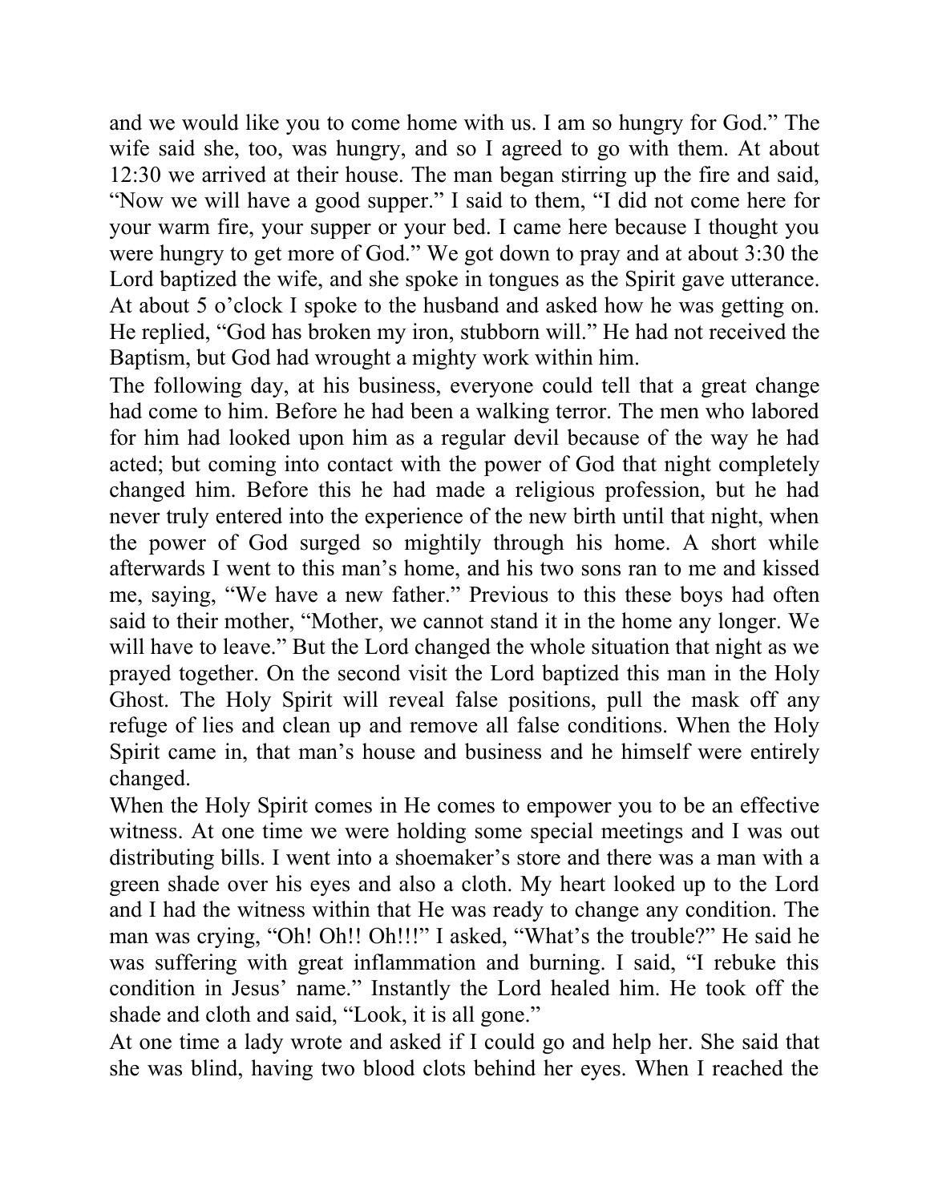and we would like you to come home with us. I am so hungry for God." The wife said she, too, was hungry, and so I agreed to go with them. At about 12:30 we arrived at their house. The man began stirring up the fire and said, "Now we will have a good supper." I said to them, "I did not come here for your warm fire, your supper or your bed. I came here because I thought you were hungry to get more of God." We got down to pray and at about 3:30 the Lord baptized the wife, and she spoke in tongues as the Spirit gave utterance. At about 5 o'clock I spoke to the husband and asked how he was getting on. He replied, "God has broken my iron, stubborn will." He had not received the Baptism, but God had wrought a mighty work within him.

The following day, at his business, everyone could tell that a great change had come to him. Before he had been a walking terror. The men who labored for him had looked upon him as a regular devil because of the way he had acted; but coming into contact with the power of God that night completely changed him. Before this he had made a religious profession, but he had never truly entered into the experience of the new birth until that night, when the power of God surged so mightily through his home. A short while afterwards I went to this man's home, and his two sons ran to me and kissed me, saying, "We have a new father." Previous to this these boys had often said to their mother, "Mother, we cannot stand it in the home any longer. We will have to leave." But the Lord changed the whole situation that night as we prayed together. On the second visit the Lord baptized this man in the Holy Ghost. The Holy Spirit will reveal false positions, pull the mask off any refuge of lies and clean up and remove all false conditions. When the Holy Spirit came in, that man's house and business and he himself were entirely changed.

When the Holy Spirit comes in He comes to empower you to be an effective witness. At one time we were holding some special meetings and I was out distributing bills. I went into a shoemaker's store and there was a man with a green shade over his eyes and also a cloth. My heart looked up to the Lord and I had the witness within that He was ready to change any condition. The man was crying, "Oh! Oh!! Oh!!!" I asked, "What's the trouble?" He said he was suffering with great inflammation and burning. I said, "I rebuke this condition in Jesus' name." Instantly the Lord healed him. He took off the shade and cloth and said, "Look, it is all gone."

At one time a lady wrote and asked if I could go and help her. She said that she was blind, having two blood clots behind her eyes. When I reached the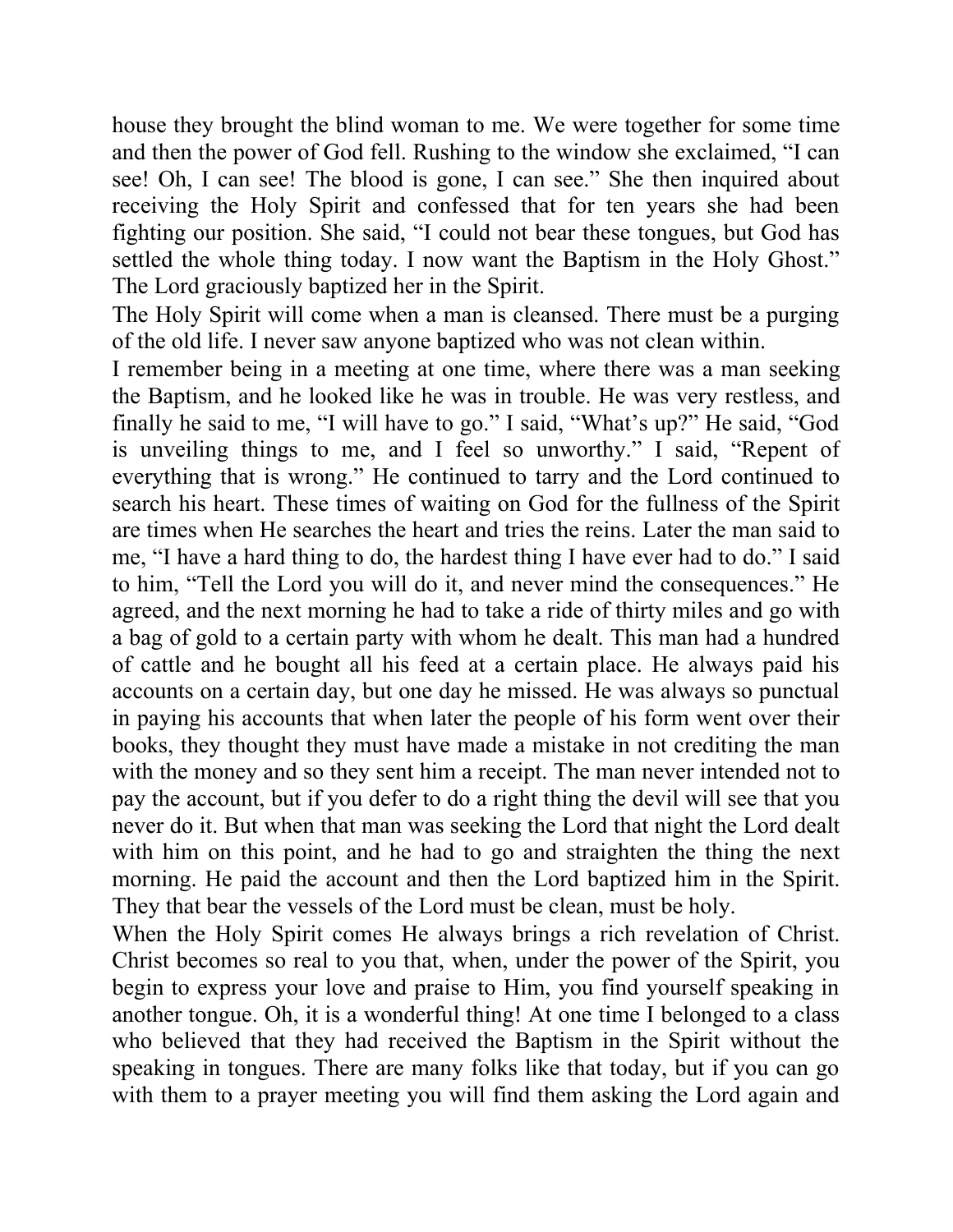house they brought the blind woman to me. We were together for some time and then the power of God fell. Rushing to the window she exclaimed, “I can see! Oh, I can see! The blood is gone, I can see.” She then inquired about receiving the Holy Spirit and confessed that for ten years she had been fighting our position. She said, “I could not bear these tongues, but God has settled the whole thing today. I now want the Baptism in the Holy Ghost.” The Lord graciously baptized her in the Spirit.

The Holy Spirit will come when a man is cleansed. There must be a purging of the old life. I never saw anyone baptized who was not clean within.

I remember being in a meeting at one time, where there was a man seeking the Baptism, and he looked like he was in trouble. He was very restless, and finally he said to me, “I will have to go.” I said, “What’s up?” He said, “God is unveiling things to me, and I feel so unworthy.” I said, “Repent of everything that is wrong.” He continued to tarry and the Lord continued to search his heart. These times of waiting on God for the fullness of the Spirit are times when He searches the heart and tries the reins. Later the man said to me, “I have a hard thing to do, the hardest thing I have ever had to do.” I said to him, “Tell the Lord you will do it, and never mind the consequences.” He agreed, and the next morning he had to take a ride of thirty miles and go with a bag of gold to a certain party with whom he dealt. This man had a hundred of cattle and he bought all his feed at a certain place. He always paid his accounts on a certain day, but one day he missed. He was always so punctual in paying his accounts that when later the people of his form went over their books, they thought they must have made a mistake in not crediting the man with the money and so they sent him a receipt. The man never intended not to pay the account, but if you defer to do a right thing the devil will see that you never do it. But when that man was seeking the Lord that night the Lord dealt with him on this point, and he had to go and straighten the thing the next morning. He paid the account and then the Lord baptized him in the Spirit. They that bear the vessels of the Lord must be clean, must be holy.

When the Holy Spirit comes He always brings a rich revelation of Christ. Christ becomes so real to you that, when, under the power of the Spirit, you begin to express your love and praise to Him, you find yourself speaking in another tongue. Oh, it is a wonderful thing! At one time I belonged to a class who believed that they had received the Baptism in the Spirit without the speaking in tongues. There are many folks like that today, but if you can go with them to a prayer meeting you will find them asking the Lord again and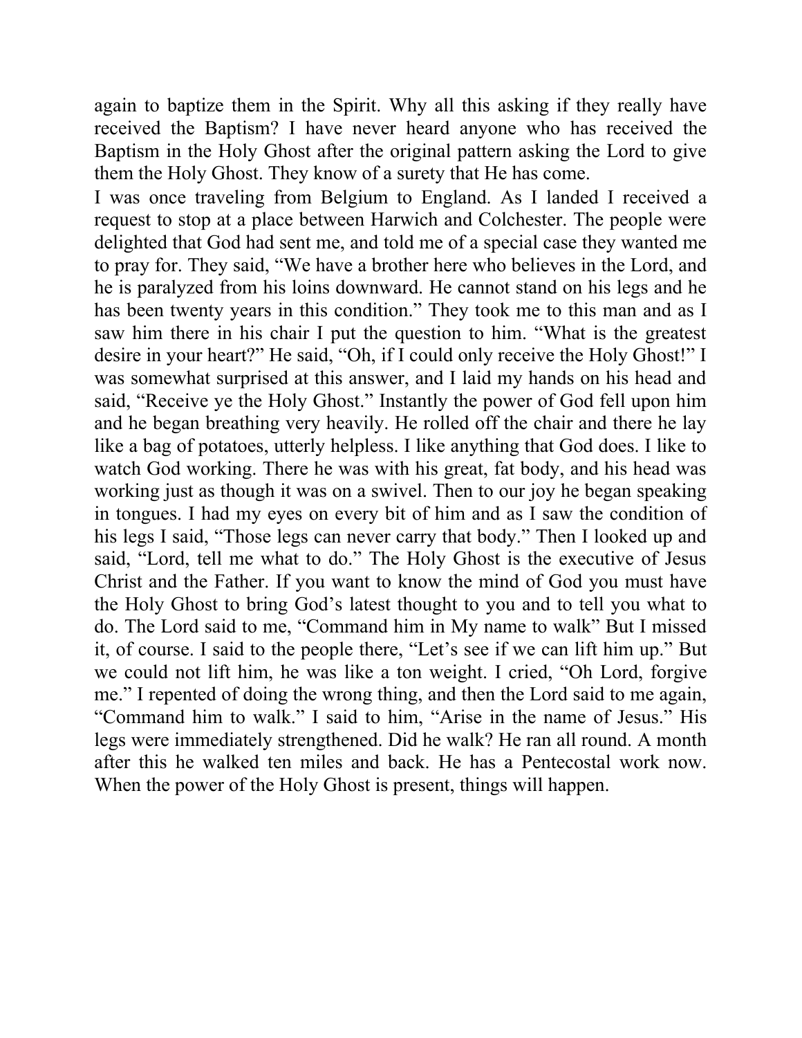again to baptize them in the Spirit. Why all this asking if they really have received the Baptism? I have never heard anyone who has received the Baptism in the Holy Ghost after the original pattern asking the Lord to give them the Holy Ghost. They know of a surety that He has come.

I was once traveling from Belgium to England. As I landed I received a request to stop at a place between Harwich and Colchester. The people were delighted that God had sent me, and told me of a special case they wanted me to pray for. They said, "We have a brother here who believes in the Lord, and he is paralyzed from his loins downward. He cannot stand on his legs and he has been twenty years in this condition." They took me to this man and as I saw him there in his chair I put the question to him. "What is the greatest desire in your heart?" He said, "Oh, if I could only receive the Holy Ghost!" I was somewhat surprised at this answer, and I laid my hands on his head and said, "Receive ye the Holy Ghost." Instantly the power of God fell upon him and he began breathing very heavily. He rolled off the chair and there he lay like a bag of potatoes, utterly helpless. I like anything that God does. I like to watch God working. There he was with his great, fat body, and his head was working just as though it was on a swivel. Then to our joy he began speaking in tongues. I had my eyes on every bit of him and as I saw the condition of his legs I said, "Those legs can never carry that body." Then I looked up and said, "Lord, tell me what to do." The Holy Ghost is the executive of Jesus Christ and the Father. If you want to know the mind of God you must have the Holy Ghost to bring God's latest thought to you and to tell you what to do. The Lord said to me, "Command him in My name to walk" But I missed it, of course. I said to the people there, "Let's see if we can lift him up." But we could not lift him, he was like a ton weight. I cried, "Oh Lord, forgive me." I repented of doing the wrong thing, and then the Lord said to me again, "Command him to walk." I said to him, "Arise in the name of Jesus." His legs were immediately strengthened. Did he walk? He ran all round. A month after this he walked ten miles and back. He has a Pentecostal work now. When the power of the Holy Ghost is present, things will happen.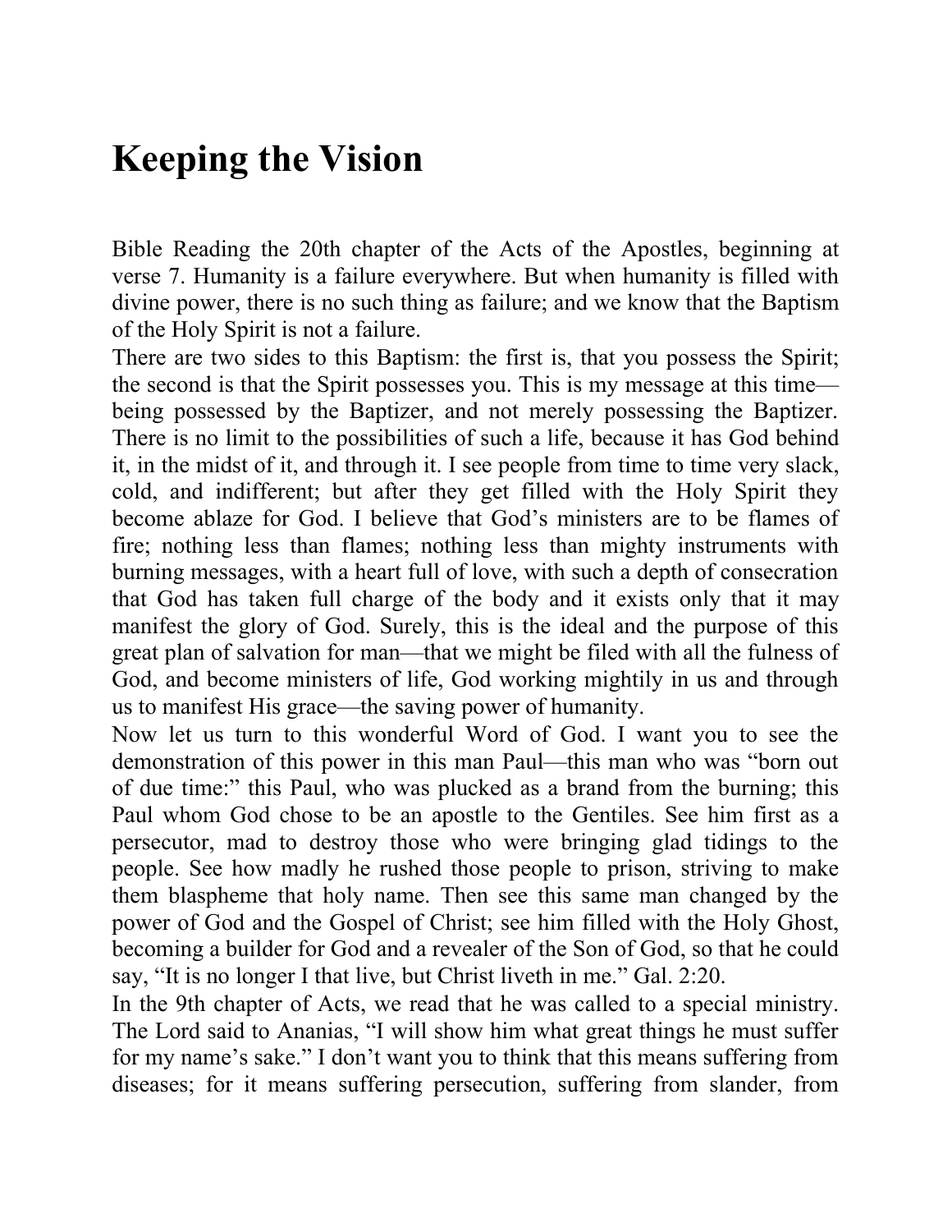# Keeping the Vision

Bible Reading the 20th chapter of the Acts of the Apostles, beginning at verse 7. Humanity is a failure everywhere. But when humanity is filled with divine power, there is no such thing as failure; and we know that the Baptism of the Holy Spirit is not a failure.

There are two sides to this Baptism: the first is, that you possess the Spirit; the second is that the Spirit possesses you. This is my message at this time—being possessed by the Baptizer, and not merely possessing the Baptizer. There is no limit to the possibilities of such a life, because it has God behind it, in the midst of it, and through it. I see people from time to time very slack, cold, and indifferent; but after they get filled with the Holy Spirit they become ablaze for God. I believe that God's ministers are to be flames of fire; nothing less than flames; nothing less than mighty instruments with burning messages, with a heart full of love, with such a depth of consecration that God has taken full charge of the body and it exists only that it may manifest the glory of God. Surely, this is the ideal and the purpose of this great plan of salvation for man—that we might be filed with all the fulness of God, and become ministers of life, God working mightily in us and through us to manifest His grace—the saving power of humanity.

Now let us turn to this wonderful Word of God. I want you to see the demonstration of this power in this man Paul—this man who was "born out of due time:" this Paul, who was plucked as a brand from the burning; this Paul whom God chose to be an apostle to the Gentiles. See him first as a persecutor, mad to destroy those who were bringing glad tidings to the people. See how madly he rushed those people to prison, striving to make them blaspheme that holy name. Then see this same man changed by the power of God and the Gospel of Christ; see him filled with the Holy Ghost, becoming a builder for God and a revealer of the Son of God, so that he could say, "It is no longer I that live, but Christ liveth in me." Gal. 2:20.

In the 9th chapter of Acts, we read that he was called to a special ministry. The Lord said to Ananias, "I will show him what great things he must suffer for my name's sake." I don't want you to think that this means suffering from diseases; for it means suffering persecution, suffering from slander, from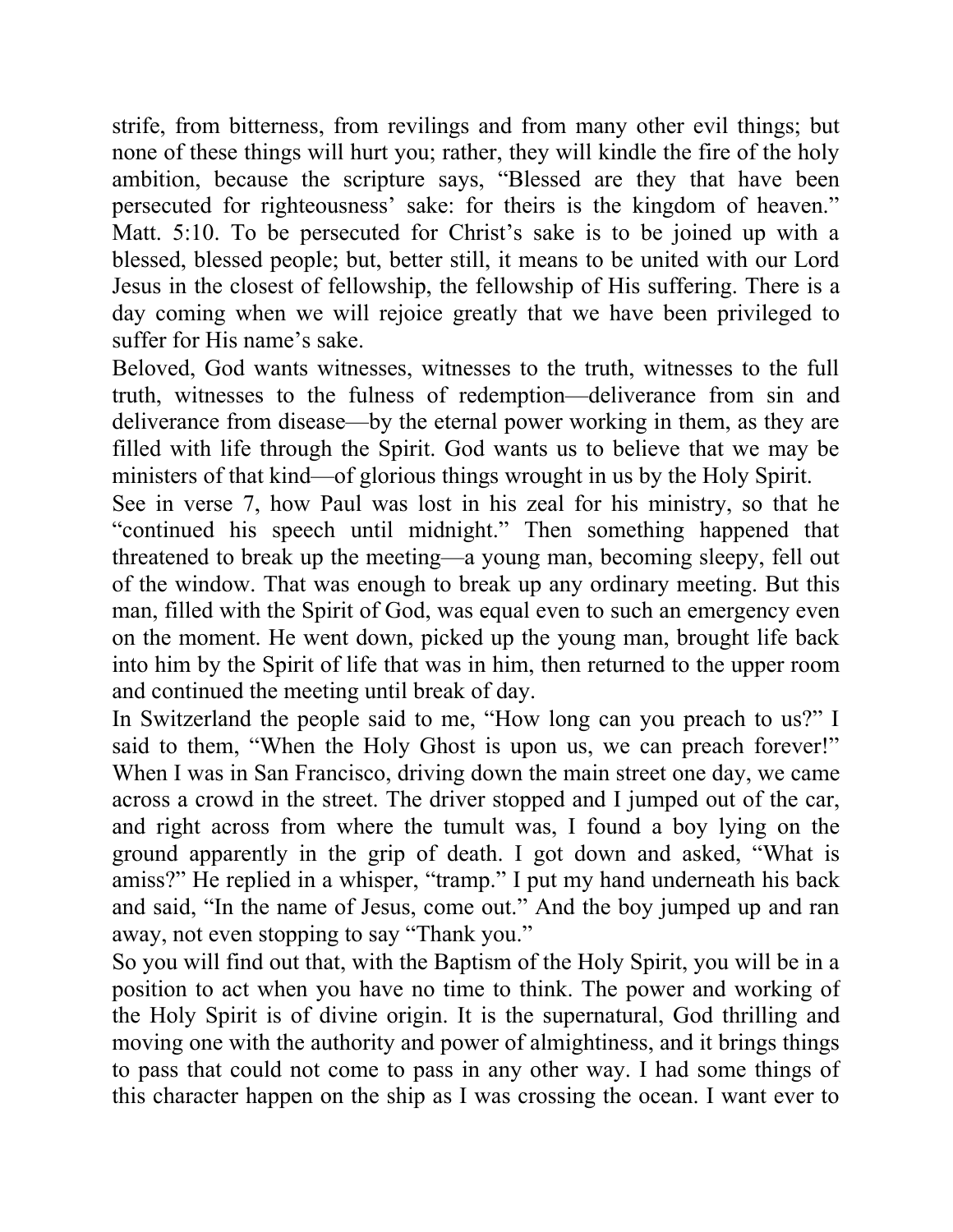strife, from bitterness, from revilings and from many other evil things; but none of these things will hurt you; rather, they will kindle the fire of the holy ambition, because the scripture says, "Blessed are they that have been persecuted for righteousness' sake: for theirs is the kingdom of heaven." Matt. 5:10. To be persecuted for Christ's sake is to be joined up with a blessed, blessed people; but, better still, it means to be united with our Lord Jesus in the closest of fellowship, the fellowship of His suffering. There is a day coming when we will rejoice greatly that we have been privileged to suffer for His name's sake.

Beloved, God wants witnesses, witnesses to the truth, witnesses to the full truth, witnesses to the fulness of redemption—deliverance from sin and deliverance from disease—by the eternal power working in them, as they are filled with life through the Spirit. God wants us to believe that we may be ministers of that kind—of glorious things wrought in us by the Holy Spirit.

See in verse 7, how Paul was lost in his zeal for his ministry, so that he "continued his speech until midnight." Then something happened that threatened to break up the meeting—a young man, becoming sleepy, fell out of the window. That was enough to break up any ordinary meeting. But this man, filled with the Spirit of God, was equal even to such an emergency even on the moment. He went down, picked up the young man, brought life back into him by the Spirit of life that was in him, then returned to the upper room and continued the meeting until break of day.

In Switzerland the people said to me, "How long can you preach to us?" I said to them, "When the Holy Ghost is upon us, we can preach forever!" When I was in San Francisco, driving down the main street one day, we came across a crowd in the street. The driver stopped and I jumped out of the car, and right across from where the tumult was, I found a boy lying on the ground apparently in the grip of death. I got down and asked, "What is amiss?" He replied in a whisper, "tramp." I put my hand underneath his back and said, "In the name of Jesus, come out." And the boy jumped up and ran away, not even stopping to say "Thank you."

So you will find out that, with the Baptism of the Holy Spirit, you will be in a position to act when you have no time to think. The power and working of the Holy Spirit is of divine origin. It is the supernatural, God thrilling and moving one with the authority and power of almightiness, and it brings things to pass that could not come to pass in any other way. I had some things of this character happen on the ship as I was crossing the ocean. I want ever to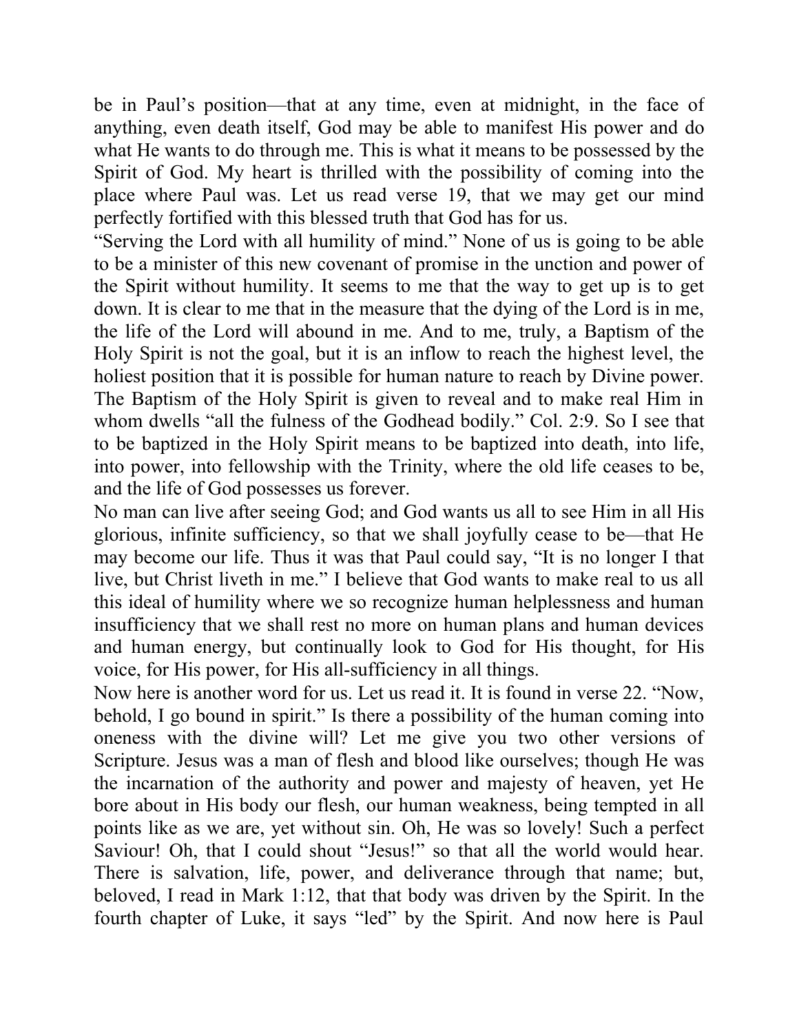be in Paul's position—that at any time, even at midnight, in the face of anything, even death itself, God may be able to manifest His power and do what He wants to do through me. This is what it means to be possessed by the Spirit of God. My heart is thrilled with the possibility of coming into the place where Paul was. Let us read verse 19, that we may get our mind perfectly fortified with this blessed truth that God has for us.

"Serving the Lord with all humility of mind." None of us is going to be able to be a minister of this new covenant of promise in the unction and power of the Spirit without humility. It seems to me that the way to get up is to get down. It is clear to me that in the measure that the dying of the Lord is in me, the life of the Lord will abound in me. And to me, truly, a Baptism of the Holy Spirit is not the goal, but it is an inflow to reach the highest level, the holiest position that it is possible for human nature to reach by Divine power. The Baptism of the Holy Spirit is given to reveal and to make real Him in whom dwells "all the fulness of the Godhead bodily." Col. 2:9. So I see that to be baptized in the Holy Spirit means to be baptized into death, into life, into power, into fellowship with the Trinity, where the old life ceases to be, and the life of God possesses us forever.

No man can live after seeing God; and God wants us all to see Him in all His glorious, infinite sufficiency, so that we shall joyfully cease to be—that He may become our life. Thus it was that Paul could say, "It is no longer I that live, but Christ liveth in me." I believe that God wants to make real to us all this ideal of humility where we so recognize human helplessness and human insufficiency that we shall rest no more on human plans and human devices and human energy, but continually look to God for His thought, for His voice, for His power, for His all-sufficiency in all things.

Now here is another word for us. Let us read it. It is found in verse 22. "Now, behold, I go bound in spirit." Is there a possibility of the human coming into oneness with the divine will? Let me give you two other versions of Scripture. Jesus was a man of flesh and blood like ourselves; though He was the incarnation of the authority and power and majesty of heaven, yet He bore about in His body our flesh, our human weakness, being tempted in all points like as we are, yet without sin. Oh, He was so lovely! Such a perfect Saviour! Oh, that I could shout "Jesus!" so that all the world would hear. There is salvation, life, power, and deliverance through that name; but, beloved, I read in Mark 1:12, that that body was driven by the Spirit. In the fourth chapter of Luke, it says "led" by the Spirit. And now here is Paul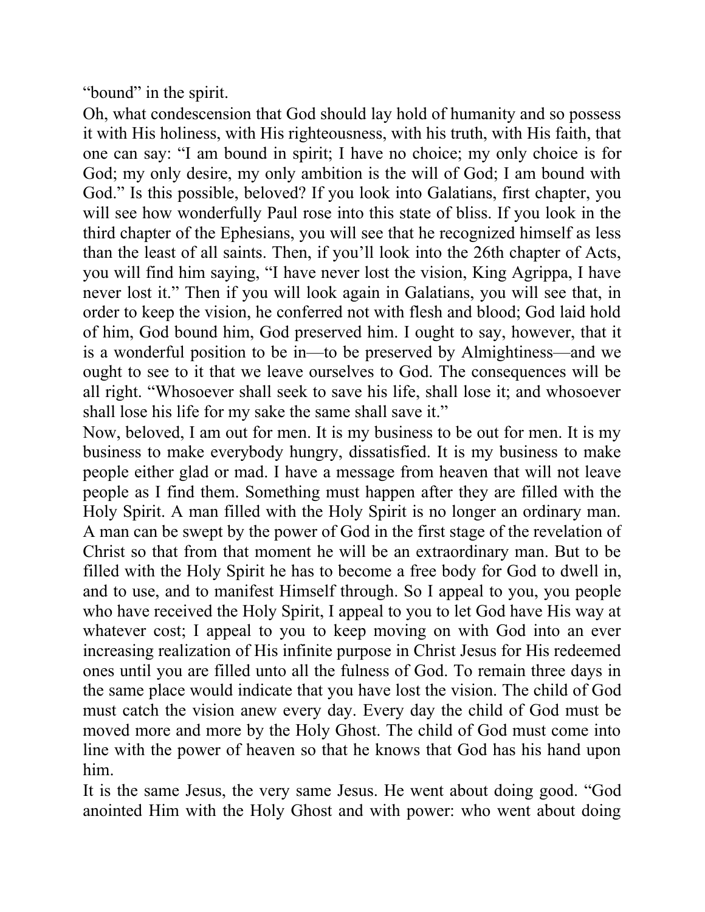“bound” in the spirit.

Oh, what condescension that God should lay hold of humanity and so possess it with His holiness, with His righteousness, with his truth, with His faith, that one can say: “I am bound in spirit; I have no choice; my only choice is for God; my only desire, my only ambition is the will of God; I am bound with God.” Is this possible, beloved? If you look into Galatians, first chapter, you will see how wonderfully Paul rose into this state of bliss. If you look in the third chapter of the Ephesians, you will see that he recognized himself as less than the least of all saints. Then, if you’ll look into the 26th chapter of Acts, you will find him saying, “I have never lost the vision, King Agrippa, I have never lost it.” Then if you will look again in Galatians, you will see that, in order to keep the vision, he conferred not with flesh and blood; God laid hold of him, God bound him, God preserved him. I ought to say, however, that it is a wonderful position to be in—to be preserved by Almightiness—and we ought to see to it that we leave ourselves to God. The consequences will be all right. “Whosoever shall seek to save his life, shall lose it; and whosoever shall lose his life for my sake the same shall save it.”

Now, beloved, I am out for men. It is my business to be out for men. It is my business to make everybody hungry, dissatisfied. It is my business to make people either glad or mad. I have a message from heaven that will not leave people as I find them. Something must happen after they are filled with the Holy Spirit. A man filled with the Holy Spirit is no longer an ordinary man. A man can be swept by the power of God in the first stage of the revelation of Christ so that from that moment he will be an extraordinary man. But to be filled with the Holy Spirit he has to become a free body for God to dwell in, and to use, and to manifest Himself through. So I appeal to you, you people who have received the Holy Spirit, I appeal to you to let God have His way at whatever cost; I appeal to you to keep moving on with God into an ever increasing realization of His infinite purpose in Christ Jesus for His redeemed ones until you are filled unto all the fulness of God. To remain three days in the same place would indicate that you have lost the vision. The child of God must catch the vision anew every day. Every day the child of God must be moved more and more by the Holy Ghost. The child of God must come into line with the power of heaven so that he knows that God has his hand upon him.

It is the same Jesus, the very same Jesus. He went about doing good. “God anointed Him with the Holy Ghost and with power: who went about doing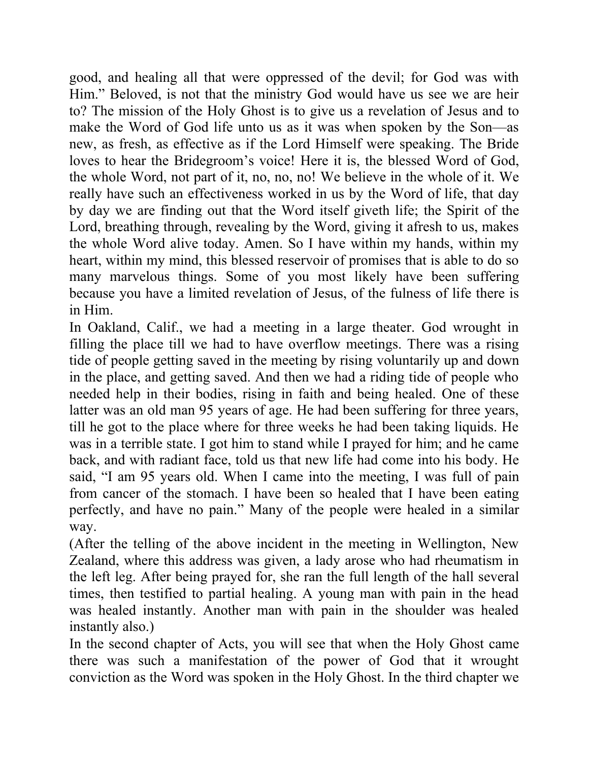good, and healing all that were oppressed of the devil; for God was with Him." Beloved, is not that the ministry God would have us see we are heir to? The mission of the Holy Ghost is to give us a revelation of Jesus and to make the Word of God life unto us as it was when spoken by the Son—as new, as fresh, as effective as if the Lord Himself were speaking. The Bride loves to hear the Bridegroom's voice! Here it is, the blessed Word of God, the whole Word, not part of it, no, no, no! We believe in the whole of it. We really have such an effectiveness worked in us by the Word of life, that day by day we are finding out that the Word itself giveth life; the Spirit of the Lord, breathing through, revealing by the Word, giving it afresh to us, makes the whole Word alive today. Amen. So I have within my hands, within my heart, within my mind, this blessed reservoir of promises that is able to do so many marvelous things. Some of you most likely have been suffering because you have a limited revelation of Jesus, of the fulness of life there is in Him.

In Oakland, Calif., we had a meeting in a large theater. God wrought in filling the place till we had to have overflow meetings. There was a rising tide of people getting saved in the meeting by rising voluntarily up and down in the place, and getting saved. And then we had a riding tide of people who needed help in their bodies, rising in faith and being healed. One of these latter was an old man 95 years of age. He had been suffering for three years, till he got to the place where for three weeks he had been taking liquids. He was in a terrible state. I got him to stand while I prayed for him; and he came back, and with radiant face, told us that new life had come into his body. He said, "I am 95 years old. When I came into the meeting, I was full of pain from cancer of the stomach. I have been so healed that I have been eating perfectly, and have no pain." Many of the people were healed in a similar way.

(After the telling of the above incident in the meeting in Wellington, New Zealand, where this address was given, a lady arose who had rheumatism in the left leg. After being prayed for, she ran the full length of the hall several times, then testified to partial healing. A young man with pain in the head was healed instantly. Another man with pain in the shoulder was healed instantly also.)

In the second chapter of Acts, you will see that when the Holy Ghost came there was such a manifestation of the power of God that it wrought conviction as the Word was spoken in the Holy Ghost. In the third chapter we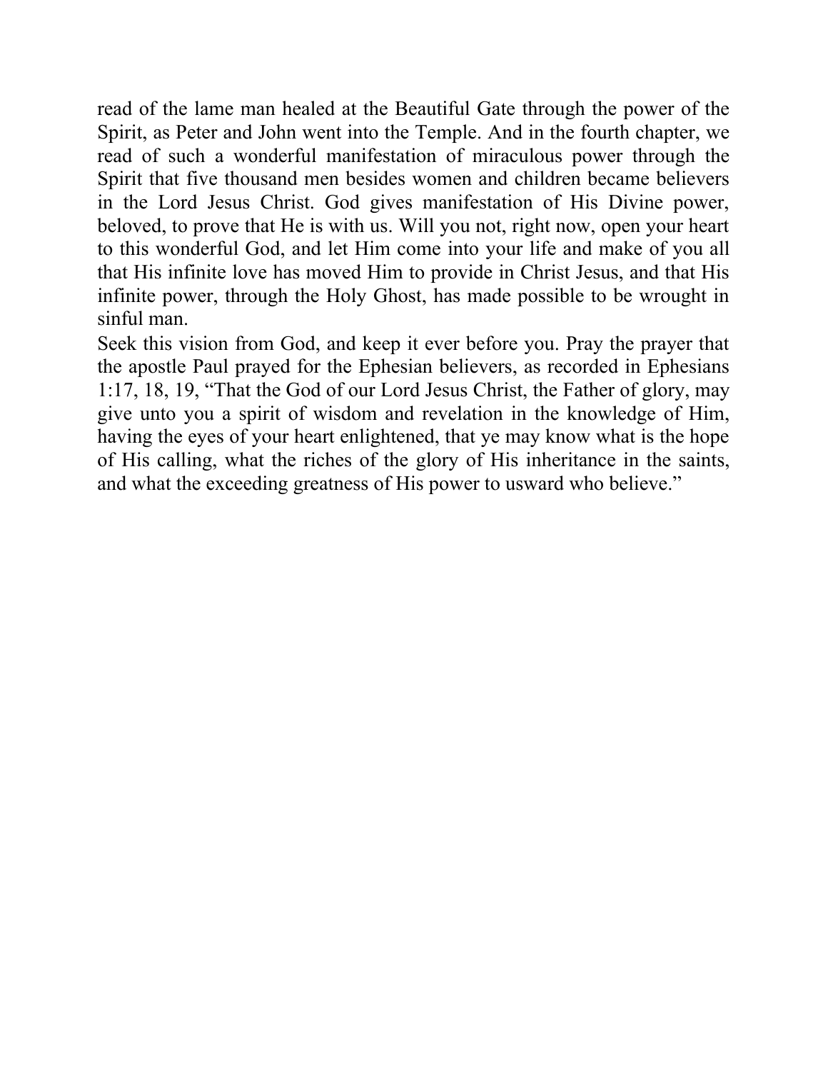read of the lame man healed at the Beautiful Gate through the power of the Spirit, as Peter and John went into the Temple. And in the fourth chapter, we read of such a wonderful manifestation of miraculous power through the Spirit that five thousand men besides women and children became believers in the Lord Jesus Christ. God gives manifestation of His Divine power, beloved, to prove that He is with us. Will you not, right now, open your heart to this wonderful God, and let Him come into your life and make of you all that His infinite love has moved Him to provide in Christ Jesus, and that His infinite power, through the Holy Ghost, has made possible to be wrought in sinful man.

Seek this vision from God, and keep it ever before you. Pray the prayer that the apostle Paul prayed for the Ephesian believers, as recorded in Ephesians 1:17, 18, 19, “That the God of our Lord Jesus Christ, the Father of glory, may give unto you a spirit of wisdom and revelation in the knowledge of Him, having the eyes of your heart enlightened, that ye may know what is the hope of His calling, what the riches of the glory of His inheritance in the saints, and what the exceeding greatness of His power to usward who believe.”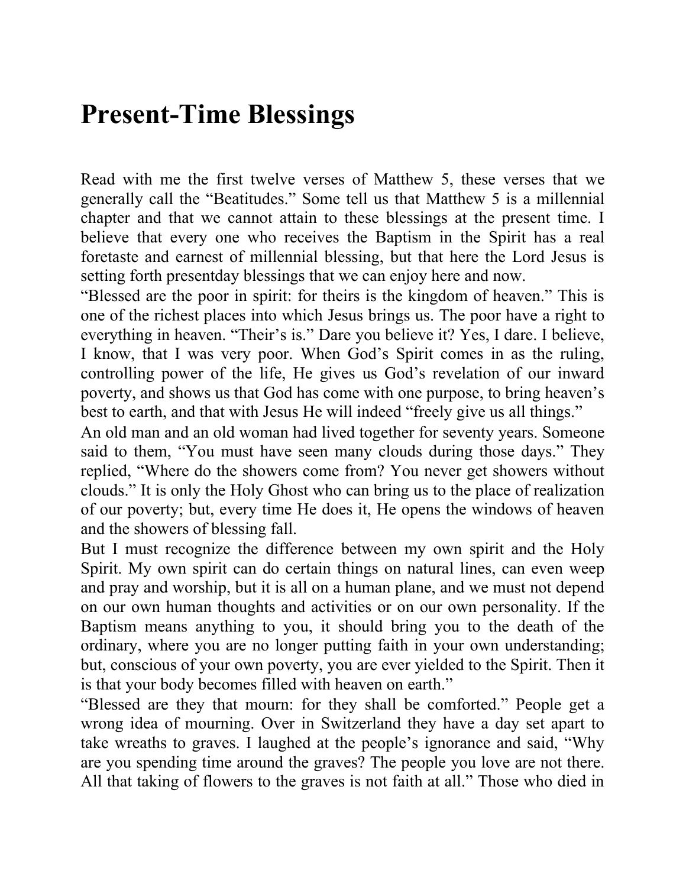# Present-Time Blessings

Read with me the first twelve verses of Matthew 5, these verses that we generally call the "Beatitudes." Some tell us that Matthew 5 is a millennial chapter and that we cannot attain to these blessings at the present time. I believe that every one who receives the Baptism in the Spirit has a real foretaste and earnest of millennial blessing, but that here the Lord Jesus is setting forth presentday blessings that we can enjoy here and now.

"Blessed are the poor in spirit: for theirs is the kingdom of heaven." This is one of the richest places into which Jesus brings us. The poor have a right to everything in heaven. "Their's is." Dare you believe it? Yes, I dare. I believe, I know, that I was very poor. When God's Spirit comes in as the ruling, controlling power of the life, He gives us God's revelation of our inward poverty, and shows us that God has come with one purpose, to bring heaven's best to earth, and that with Jesus He will indeed "freely give us all things."

An old man and an old woman had lived together for seventy years. Someone said to them, "You must have seen many clouds during those days." They replied, "Where do the showers come from? You never get showers without clouds." It is only the Holy Ghost who can bring us to the place of realization of our poverty; but, every time He does it, He opens the windows of heaven and the showers of blessing fall.

But I must recognize the difference between my own spirit and the Holy Spirit. My own spirit can do certain things on natural lines, can even weep and pray and worship, but it is all on a human plane, and we must not depend on our own human thoughts and activities or on our own personality. If the Baptism means anything to you, it should bring you to the death of the ordinary, where you are no longer putting faith in your own understanding; but, conscious of your own poverty, you are ever yielded to the Spirit. Then it is that your body becomes filled with heaven on earth."

"Blessed are they that mourn: for they shall be comforted." People get a wrong idea of mourning. Over in Switzerland they have a day set apart to take wreaths to graves. I laughed at the people's ignorance and said, "Why are you spending time around the graves? The people you love are not there. All that taking of flowers to the graves is not faith at all." Those who died in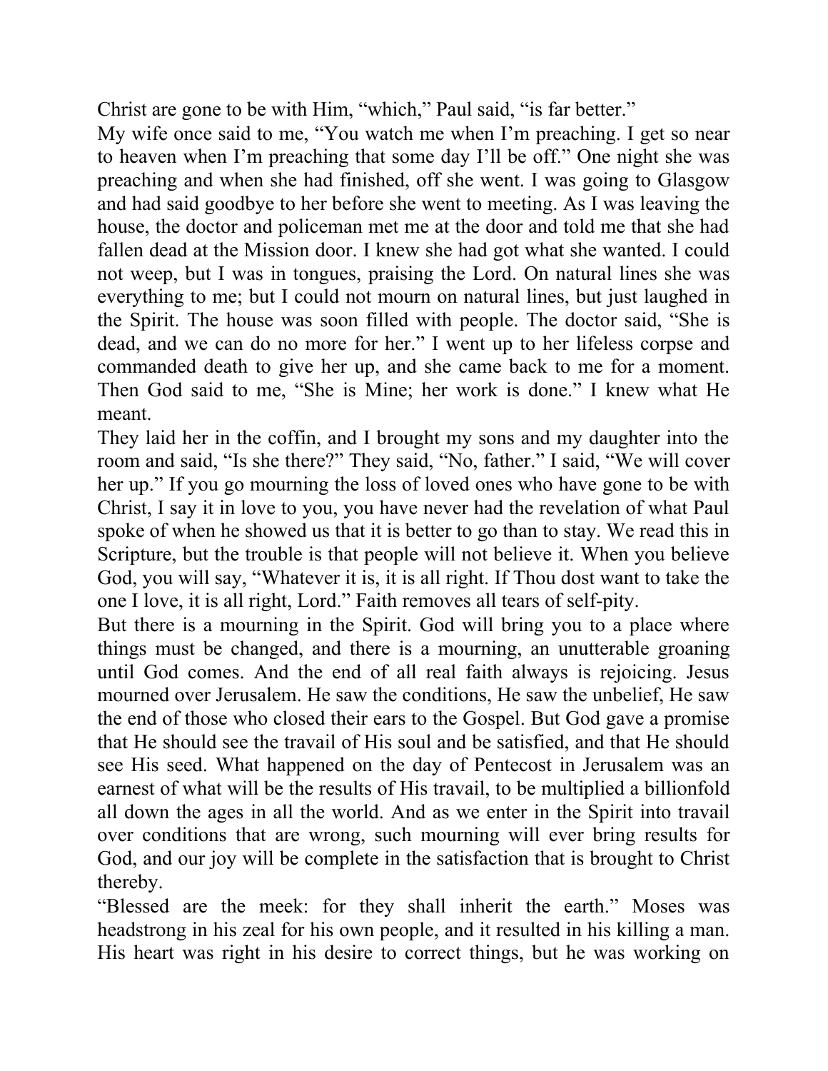Christ are gone to be with Him, "which," Paul said, "is far better."

My wife once said to me, "You watch me when I'm preaching. I get so near to heaven when I'm preaching that some day I'll be off." One night she was preaching and when she had finished, off she went. I was going to Glasgow and had said goodbye to her before she went to meeting. As I was leaving the house, the doctor and policeman met me at the door and told me that she had fallen dead at the Mission door. I knew she had got what she wanted. I could not weep, but I was in tongues, praising the Lord. On natural lines she was everything to me; but I could not mourn on natural lines, but just laughed in the Spirit. The house was soon filled with people. The doctor said, "She is dead, and we can do no more for her." I went up to her lifeless corpse and commanded death to give her up, and she came back to me for a moment. Then God said to me, "She is Mine; her work is done." I knew what He meant.

They laid her in the coffin, and I brought my sons and my daughter into the room and said, "Is she there?" They said, "No, father." I said, "We will cover her up." If you go mourning the loss of loved ones who have gone to be with Christ, I say it in love to you, you have never had the revelation of what Paul spoke of when he showed us that it is better to go than to stay. We read this in Scripture, but the trouble is that people will not believe it. When you believe God, you will say, "Whatever it is, it is all right. If Thou dost want to take the one I love, it is all right, Lord." Faith removes all tears of self-pity.

But there is a mourning in the Spirit. God will bring you to a place where things must be changed, and there is a mourning, an unutterable groaning until God comes. And the end of all real faith always is rejoicing. Jesus mourned over Jerusalem. He saw the conditions, He saw the unbelief, He saw the end of those who closed their ears to the Gospel. But God gave a promise that He should see the travail of His soul and be satisfied, and that He should see His seed. What happened on the day of Pentecost in Jerusalem was an earnest of what will be the results of His travail, to be multiplied a billionfold all down the ages in all the world. And as we enter in the Spirit into travail over conditions that are wrong, such mourning will ever bring results for God, and our joy will be complete in the satisfaction that is brought to Christ thereby.

"Blessed are the meek: for they shall inherit the earth." Moses was headstrong in his zeal for his own people, and it resulted in his killing a man. His heart was right in his desire to correct things, but he was working on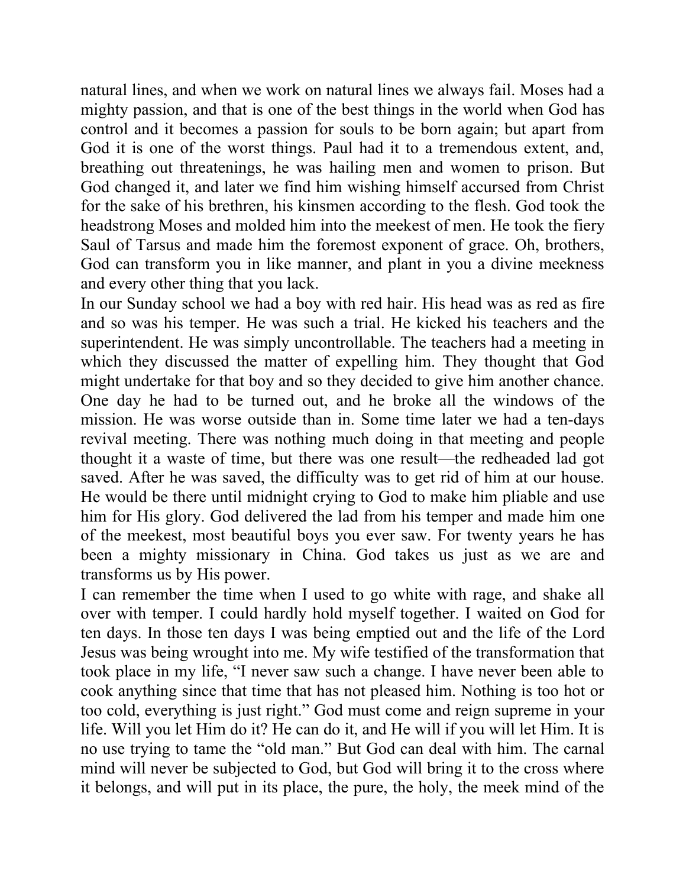natural lines, and when we work on natural lines we always fail. Moses had a mighty passion, and that is one of the best things in the world when God has control and it becomes a passion for souls to be born again; but apart from God it is one of the worst things. Paul had it to a tremendous extent, and, breathing out threatenings, he was hailing men and women to prison. But God changed it, and later we find him wishing himself accursed from Christ for the sake of his brethren, his kinsmen according to the flesh. God took the headstrong Moses and molded him into the meekest of men. He took the fiery Saul of Tarsus and made him the foremost exponent of grace. Oh, brothers, God can transform you in like manner, and plant in you a divine meekness and every other thing that you lack.

In our Sunday school we had a boy with red hair. His head was as red as fire and so was his temper. He was such a trial. He kicked his teachers and the superintendent. He was simply uncontrollable. The teachers had a meeting in which they discussed the matter of expelling him. They thought that God might undertake for that boy and so they decided to give him another chance. One day he had to be turned out, and he broke all the windows of the mission. He was worse outside than in. Some time later we had a ten-days revival meeting. There was nothing much doing in that meeting and people thought it a waste of time, but there was one result—the redheaded lad got saved. After he was saved, the difficulty was to get rid of him at our house. He would be there until midnight crying to God to make him pliable and use him for His glory. God delivered the lad from his temper and made him one of the meekest, most beautiful boys you ever saw. For twenty years he has been a mighty missionary in China. God takes us just as we are and transforms us by His power.

I can remember the time when I used to go white with rage, and shake all over with temper. I could hardly hold myself together. I waited on God for ten days. In those ten days I was being emptied out and the life of the Lord Jesus was being wrought into me. My wife testified of the transformation that took place in my life, "I never saw such a change. I have never been able to cook anything since that time that has not pleased him. Nothing is too hot or too cold, everything is just right." God must come and reign supreme in your life. Will you let Him do it? He can do it, and He will if you will let Him. It is no use trying to tame the "old man." But God can deal with him. The carnal mind will never be subjected to God, but God will bring it to the cross where it belongs, and will put in its place, the pure, the holy, the meek mind of the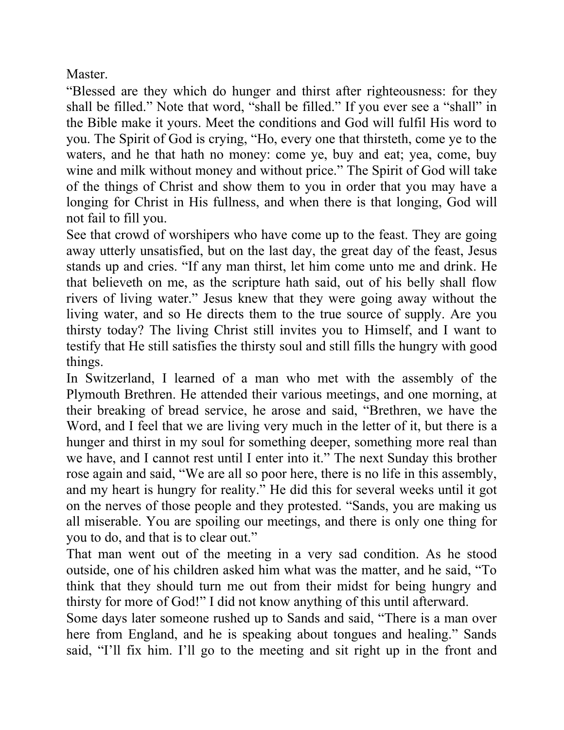Master.

"Blessed are they which do hunger and thirst after righteousness: for they shall be filled." Note that word, "shall be filled." If you ever see a "shall" in the Bible make it yours. Meet the conditions and God will fulfil His word to you. The Spirit of God is crying, "Ho, every one that thirsteth, come ye to the waters, and he that hath no money: come ye, buy and eat; yea, come, buy wine and milk without money and without price." The Spirit of God will take of the things of Christ and show them to you in order that you may have a longing for Christ in His fullness, and when there is that longing, God will not fail to fill you.

See that crowd of worshipers who have come up to the feast. They are going away utterly unsatisfied, but on the last day, the great day of the feast, Jesus stands up and cries. "If any man thirst, let him come unto me and drink. He that believeth on me, as the scripture hath said, out of his belly shall flow rivers of living water." Jesus knew that they were going away without the living water, and so He directs them to the true source of supply. Are you thirsty today? The living Christ still invites you to Himself, and I want to testify that He still satisfies the thirsty soul and still fills the hungry with good things.

In Switzerland, I learned of a man who met with the assembly of the Plymouth Brethren. He attended their various meetings, and one morning, at their breaking of bread service, he arose and said, "Brethren, we have the Word, and I feel that we are living very much in the letter of it, but there is a hunger and thirst in my soul for something deeper, something more real than we have, and I cannot rest until I enter into it." The next Sunday this brother rose again and said, "We are all so poor here, there is no life in this assembly, and my heart is hungry for reality." He did this for several weeks until it got on the nerves of those people and they protested. "Sands, you are making us all miserable. You are spoiling our meetings, and there is only one thing for you to do, and that is to clear out."

That man went out of the meeting in a very sad condition. As he stood outside, one of his children asked him what was the matter, and he said, "To think that they should turn me out from their midst for being hungry and thirsty for more of God!" I did not know anything of this until afterward.

Some days later someone rushed up to Sands and said, "There is a man over here from England, and he is speaking about tongues and healing." Sands said, "I'll fix him. I'll go to the meeting and sit right up in the front and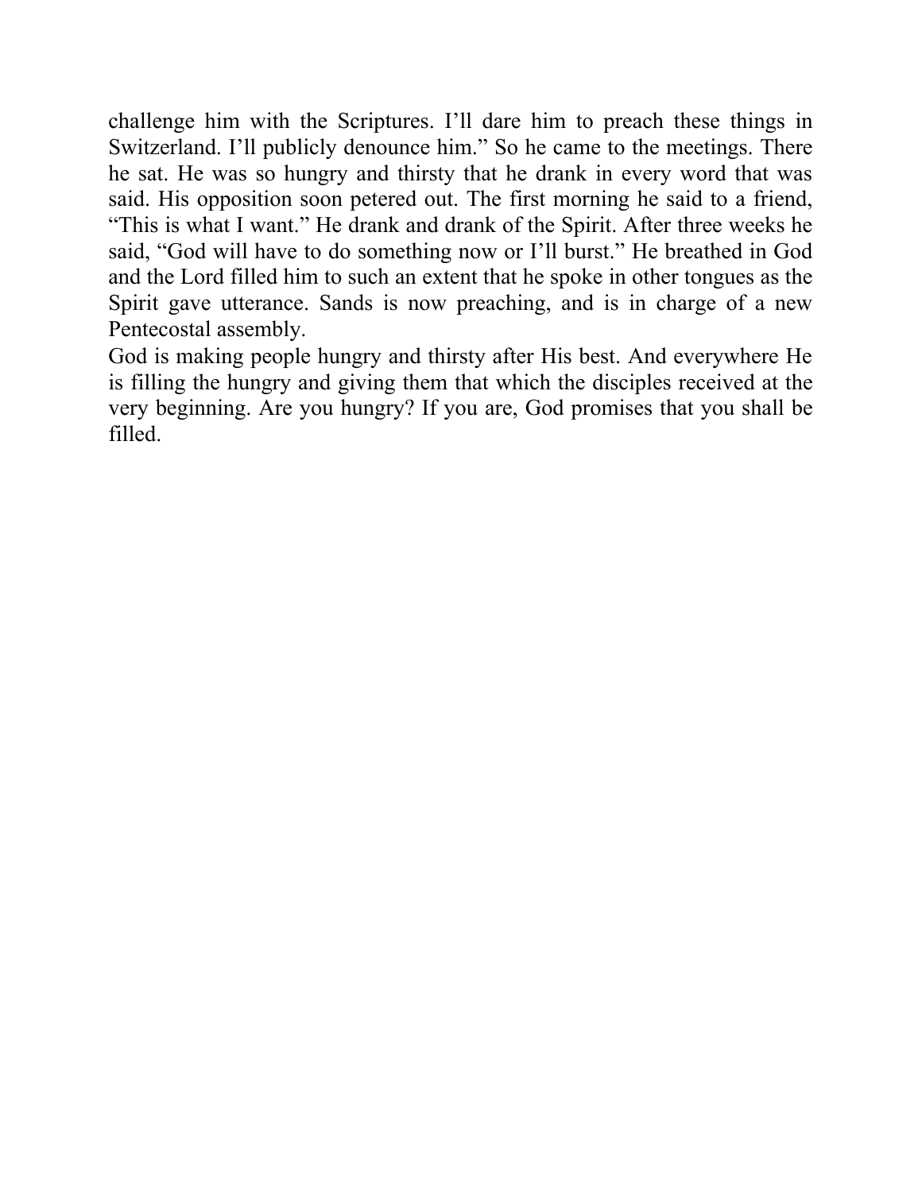challenge him with the Scriptures. I'll dare him to preach these things in Switzerland. I'll publicly denounce him." So he came to the meetings. There he sat. He was so hungry and thirsty that he drank in every word that was said. His opposition soon petered out. The first morning he said to a friend, "This is what I want." He drank and drank of the Spirit. After three weeks he said, "God will have to do something now or I'll burst." He breathed in God and the Lord filled him to such an extent that he spoke in other tongues as the Spirit gave utterance. Sands is now preaching, and is in charge of a new Pentecostal assembly.

God is making people hungry and thirsty after His best. And everywhere He is filling the hungry and giving them that which the disciples received at the very beginning. Are you hungry? If you are, God promises that you shall be filled.